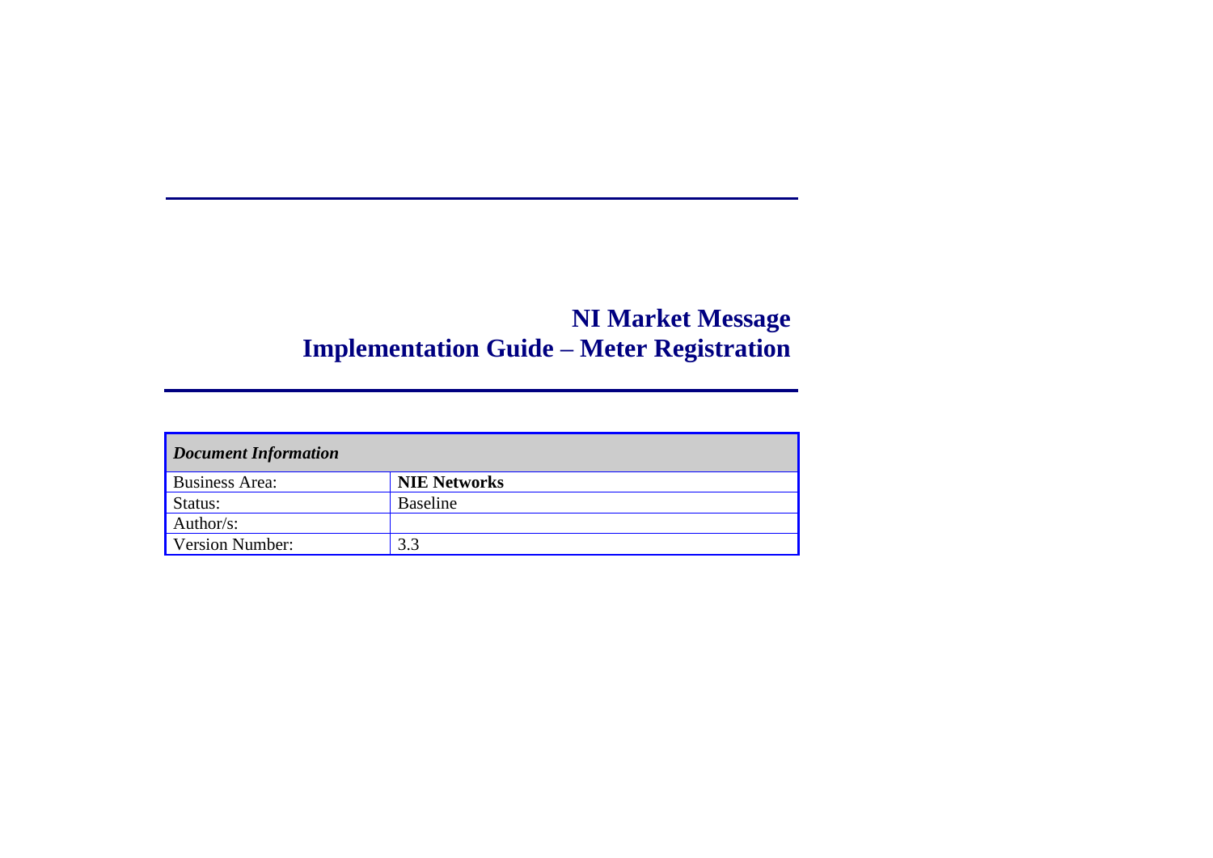# NI Market Message
# Implementation Guide – Meter Registration

| *Document Information* | |
|---|---|
| Business Area: | **NIE Networks** |
| Status: | Baseline |
| Author/s: | |
| Version Number: | 3.3 |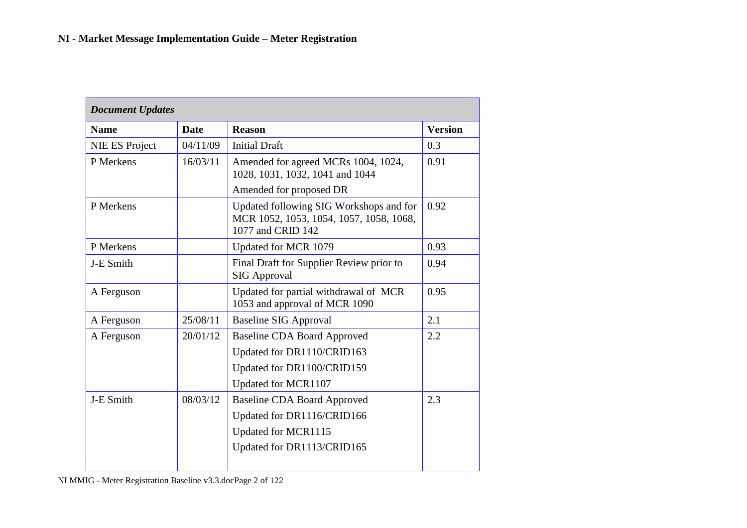| *Document Updates* | | | |
|---|---|---|---|
| **Name** | **Date** | **Reason** | **Version** |
| NIE ES Project | 04/11/09 | Initial Draft | 0.3 |
| P Merkens | 16/03/11 | Amended for agreed MCRs 1004, 1024, 1028, 1031, 1032, 1041 and 1044<br>Amended for proposed DR | 0.91 |
| P Merkens | | Updated following SIG Workshops and for MCR 1052, 1053, 1054, 1057, 1058, 1068, 1077 and CRID 142 | 0.92 |
| P Merkens | | Updated for MCR 1079 | 0.93 |
| J-E Smith | | Final Draft for Supplier Review prior to SIG Approval | 0.94 |
| A Ferguson | | Updated for partial withdrawal of MCR 1053 and approval of MCR 1090 | 0.95 |
| A Ferguson | 25/08/11 | Baseline SIG Approval | 2.1 |
| A Ferguson | 20/01/12 | Baseline CDA Board Approved<br>Updated for DR1110/CRID163<br>Updated for DR1100/CRID159<br>Updated for MCR1107 | 2.2 |
| J-E Smith | 08/03/12 | Baseline CDA Board Approved<br>Updated for DR1116/CRID166<br>Updated for MCR1115<br>Updated for DR1113/CRID165 | 2.3 |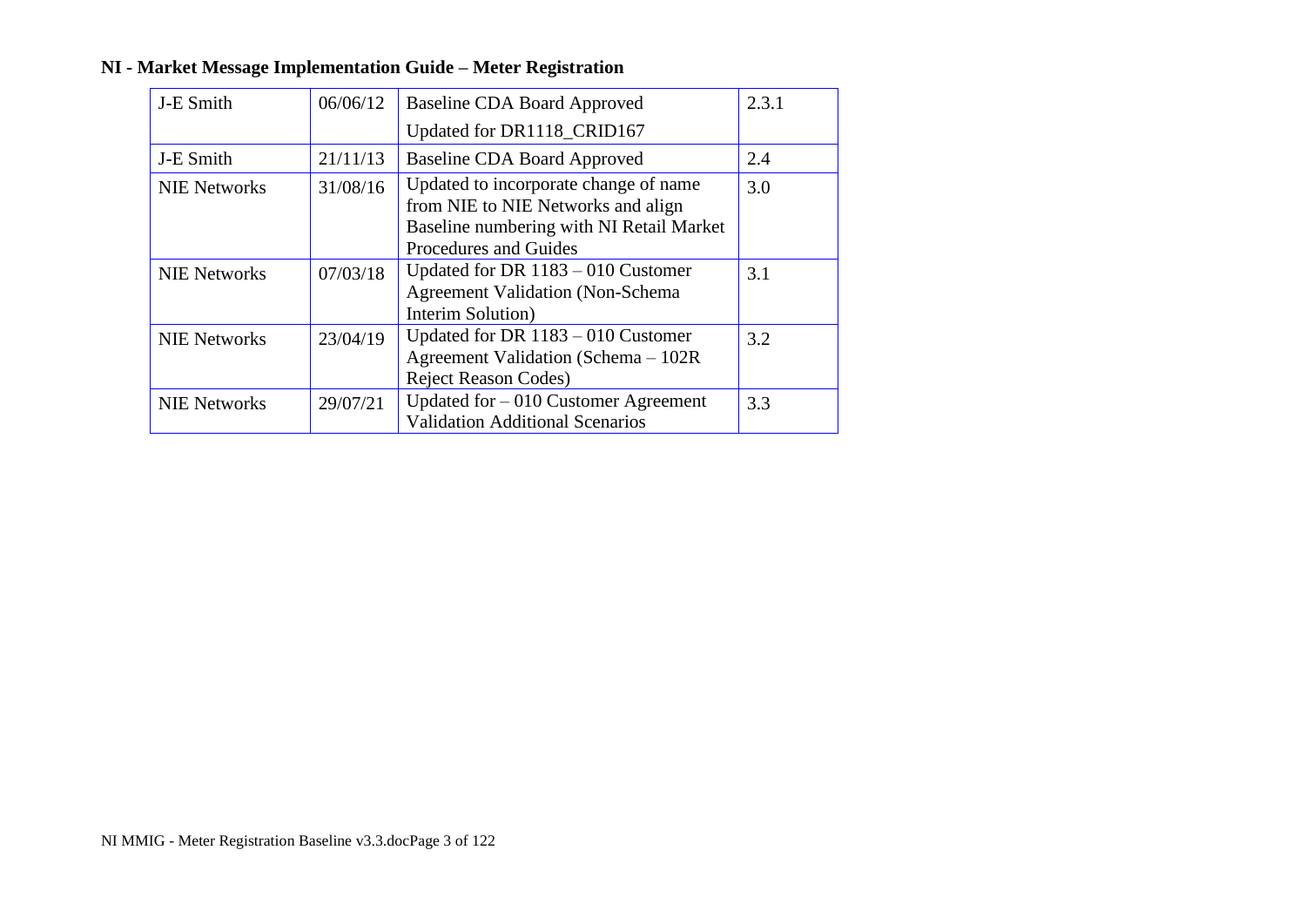| | | | |
|---|---|---|---|
| J-E Smith | 06/06/12 | Baseline CDA Board Approved<br>Updated for DR1118_CRID167 | 2.3.1 |
| J-E Smith | 21/11/13 | Baseline CDA Board Approved | 2.4 |
| NIE Networks | 31/08/16 | Updated to incorporate change of name from NIE to NIE Networks and align Baseline numbering with NI Retail Market Procedures and Guides | 3.0 |
| NIE Networks | 07/03/18 | Updated for DR 1183 – 010 Customer Agreement Validation (Non-Schema Interim Solution) | 3.1 |
| NIE Networks | 23/04/19 | Updated for DR 1183 – 010 Customer Agreement Validation (Schema – 102R Reject Reason Codes) | 3.2 |
| NIE Networks | 29/07/21 | Updated for – 010 Customer Agreement Validation Additional Scenarios | 3.3 |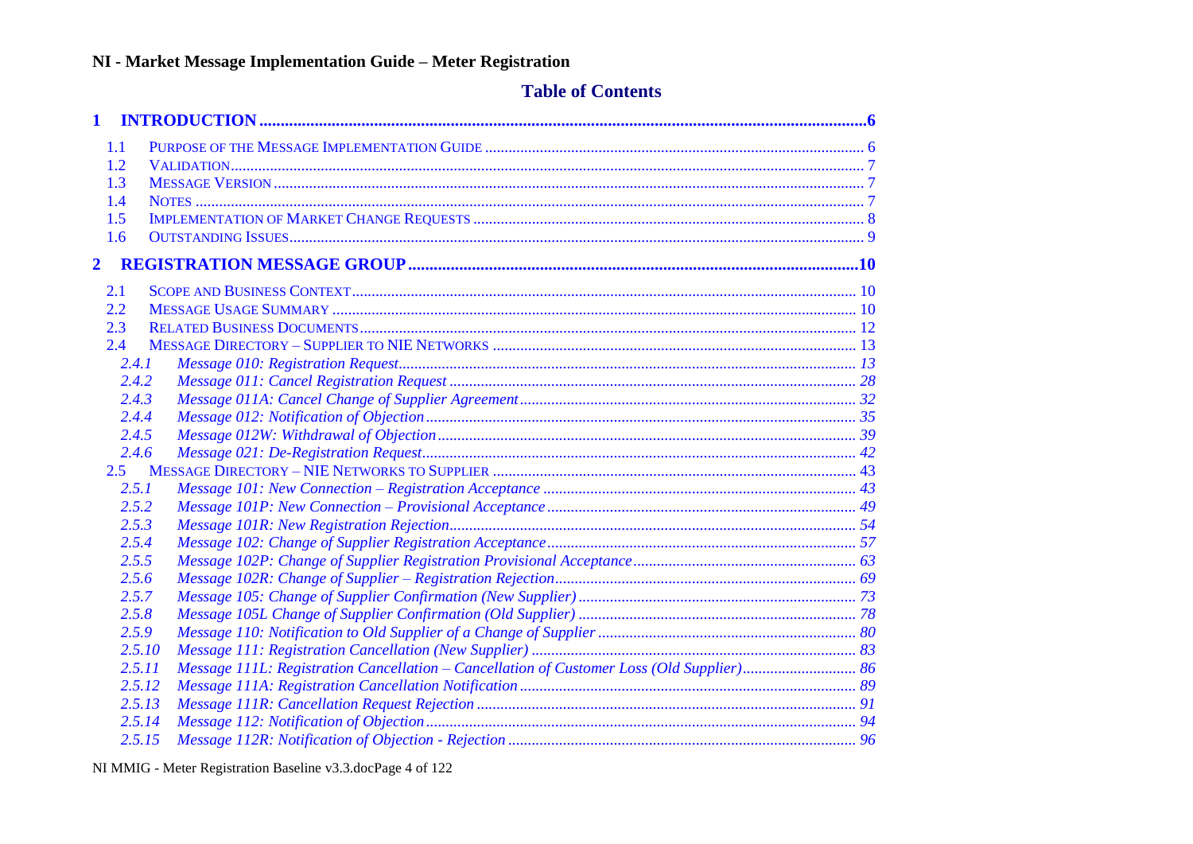# Table of Contents

**1 INTRODUCTION** ....... 6

- 1.1 PURPOSE OF THE MESSAGE IMPLEMENTATION GUIDE ....... 6
- 1.2 VALIDATION ....... 7
- 1.3 MESSAGE VERSION ....... 7
- 1.4 NOTES ....... 7
- 1.5 IMPLEMENTATION OF MARKET CHANGE REQUESTS ....... 8
- 1.6 OUTSTANDING ISSUES ....... 9

**2 REGISTRATION MESSAGE GROUP** ....... 10

- 2.1 SCOPE AND BUSINESS CONTEXT ....... 10
- 2.2 MESSAGE USAGE SUMMARY ....... 10
- 2.3 RELATED BUSINESS DOCUMENTS ....... 12
- 2.4 MESSAGE DIRECTORY – SUPPLIER TO NIE NETWORKS ....... 13
  - *2.4.1 Message 010: Registration Request ....... 13*
  - *2.4.2 Message 011: Cancel Registration Request ....... 28*
  - *2.4.3 Message 011A: Cancel Change of Supplier Agreement ....... 32*
  - *2.4.4 Message 012: Notification of Objection ....... 35*
  - *2.4.5 Message 012W: Withdrawal of Objection ....... 39*
  - *2.4.6 Message 021: De-Registration Request ....... 42*
- 2.5 MESSAGE DIRECTORY – NIE NETWORKS TO SUPPLIER ....... 43
  - *2.5.1 Message 101: New Connection – Registration Acceptance ....... 43*
  - *2.5.2 Message 101P: New Connection – Provisional Acceptance ....... 49*
  - *2.5.3 Message 101R: New Registration Rejection ....... 54*
  - *2.5.4 Message 102: Change of Supplier Registration Acceptance ....... 57*
  - *2.5.5 Message 102P: Change of Supplier Registration Provisional Acceptance ....... 63*
  - *2.5.6 Message 102R: Change of Supplier – Registration Rejection ....... 69*
  - *2.5.7 Message 105: Change of Supplier Confirmation (New Supplier) ....... 73*
  - *2.5.8 Message 105L Change of Supplier Confirmation (Old Supplier) ....... 78*
  - *2.5.9 Message 110: Notification to Old Supplier of a Change of Supplier ....... 80*
  - *2.5.10 Message 111: Registration Cancellation (New Supplier) ....... 83*
  - *2.5.11 Message 111L: Registration Cancellation – Cancellation of Customer Loss (Old Supplier) ....... 86*
  - *2.5.12 Message 111A: Registration Cancellation Notification ....... 89*
  - *2.5.13 Message 111R: Cancellation Request Rejection ....... 91*
  - *2.5.14 Message 112: Notification of Objection ....... 94*
  - *2.5.15 Message 112R: Notification of Objection - Rejection ....... 96*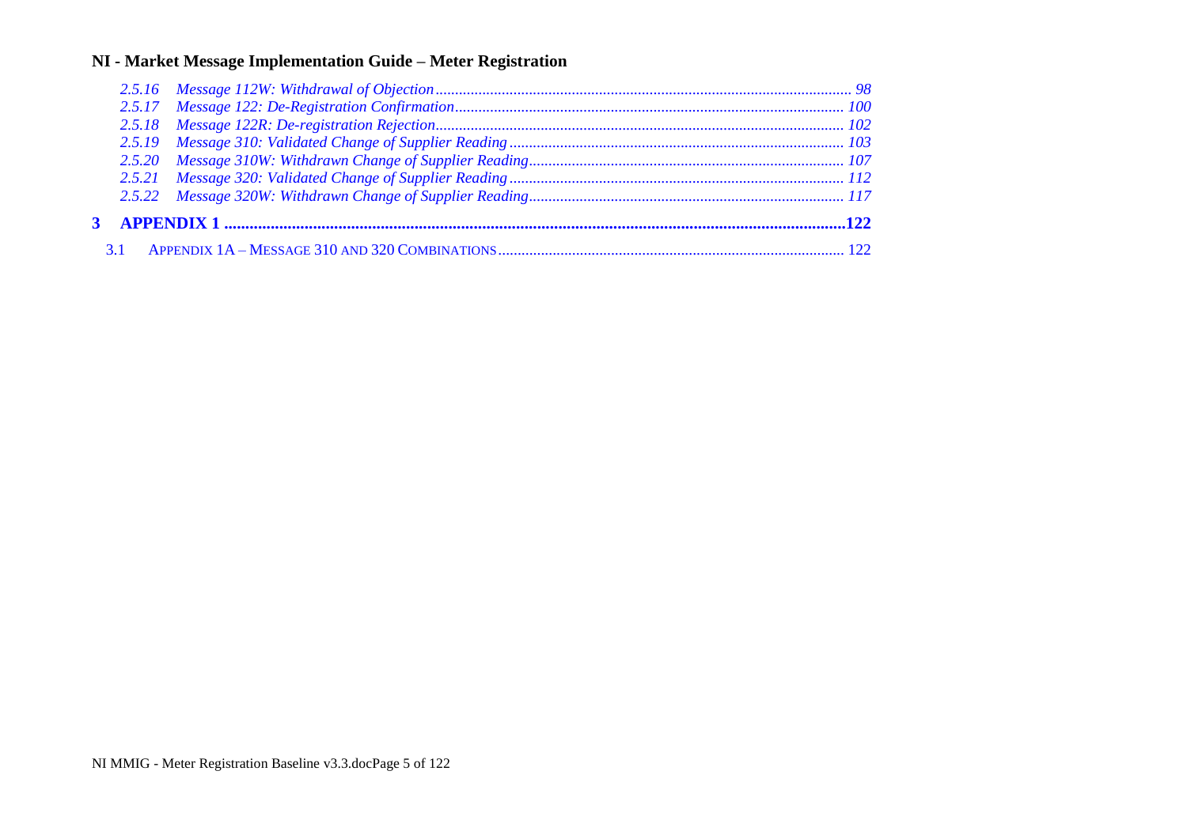2.5.16 *Message 112W: Withdrawal of Objection* ........ 98
2.5.17 *Message 122: De-Registration Confirmation* ........ 100
2.5.18 *Message 122R: De-registration Rejection* ........ 102
2.5.19 *Message 310: Validated Change of Supplier Reading* ........ 103
2.5.20 *Message 310W: Withdrawn Change of Supplier Reading* ........ 107
2.5.21 *Message 320: Validated Change of Supplier Reading* ........ 112
2.5.22 *Message 320W: Withdrawn Change of Supplier Reading* ........ 117

**3 APPENDIX 1 ........ 122**

3.1 APPENDIX 1A – MESSAGE 310 AND 320 COMBINATIONS ........ 122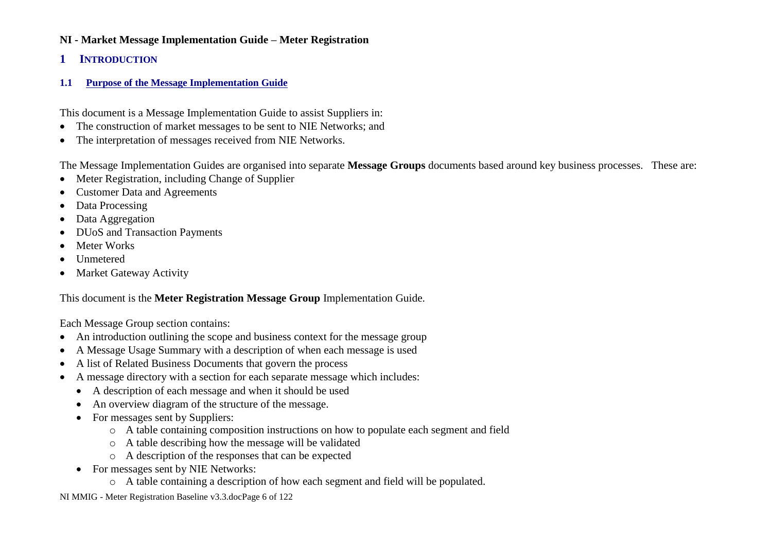**NI - Market Message Implementation Guide – Meter Registration**

# 1 INTRODUCTION

## 1.1 Purpose of the Message Implementation Guide

This document is a Message Implementation Guide to assist Suppliers in:

- The construction of market messages to be sent to NIE Networks; and
- The interpretation of messages received from NIE Networks.

The Message Implementation Guides are organised into separate **Message Groups** documents based around key business processes. These are:

- Meter Registration, including Change of Supplier
- Customer Data and Agreements
- Data Processing
- Data Aggregation
- DUoS and Transaction Payments
- Meter Works
- Unmetered
- Market Gateway Activity

This document is the **Meter Registration Message Group** Implementation Guide.

Each Message Group section contains:

- An introduction outlining the scope and business context for the message group
- A Message Usage Summary with a description of when each message is used
- A list of Related Business Documents that govern the process
- A message directory with a section for each separate message which includes:
  - A description of each message and when it should be used
  - An overview diagram of the structure of the message.
  - For messages sent by Suppliers:
    - A table containing composition instructions on how to populate each segment and field
    - A table describing how the message will be validated
    - A description of the responses that can be expected
  - For messages sent by NIE Networks:
    - A table containing a description of how each segment and field will be populated.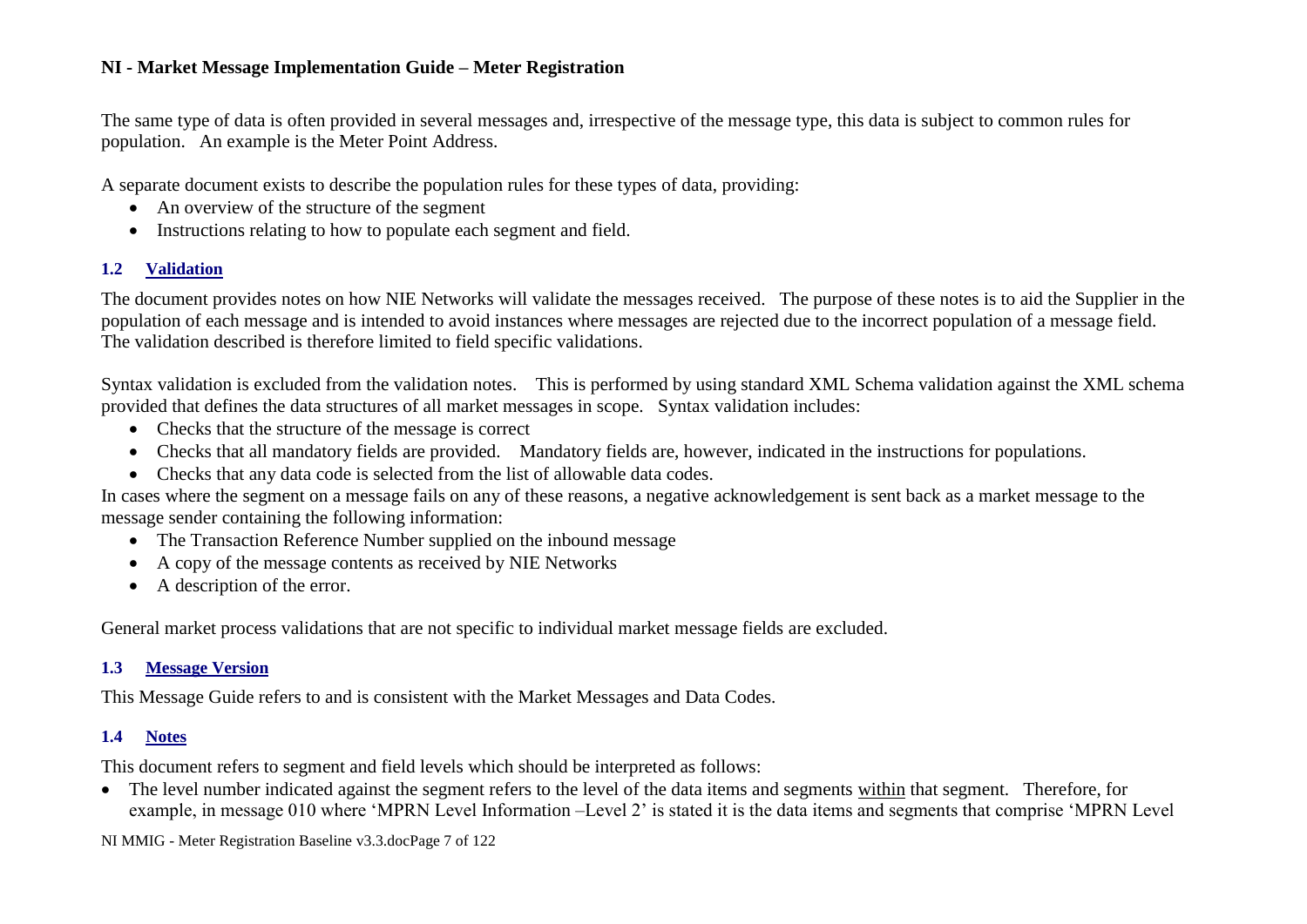The same type of data is often provided in several messages and, irrespective of the message type, this data is subject to common rules for population. An example is the Meter Point Address.

A separate document exists to describe the population rules for these types of data, providing:

- An overview of the structure of the segment
- Instructions relating to how to populate each segment and field.

### 1.2 Validation

The document provides notes on how NIE Networks will validate the messages received. The purpose of these notes is to aid the Supplier in the population of each message and is intended to avoid instances where messages are rejected due to the incorrect population of a message field. The validation described is therefore limited to field specific validations.

Syntax validation is excluded from the validation notes. This is performed by using standard XML Schema validation against the XML schema provided that defines the data structures of all market messages in scope. Syntax validation includes:

- Checks that the structure of the message is correct
- Checks that all mandatory fields are provided. Mandatory fields are, however, indicated in the instructions for populations.
- Checks that any data code is selected from the list of allowable data codes.

In cases where the segment on a message fails on any of these reasons, a negative acknowledgement is sent back as a market message to the message sender containing the following information:

- The Transaction Reference Number supplied on the inbound message
- A copy of the message contents as received by NIE Networks
- A description of the error.

General market process validations that are not specific to individual market message fields are excluded.

### 1.3 Message Version

This Message Guide refers to and is consistent with the Market Messages and Data Codes.

### 1.4 Notes

This document refers to segment and field levels which should be interpreted as follows:

- The level number indicated against the segment refers to the level of the data items and segments within that segment. Therefore, for example, in message 010 where 'MPRN Level Information –Level 2' is stated it is the data items and segments that comprise 'MPRN Level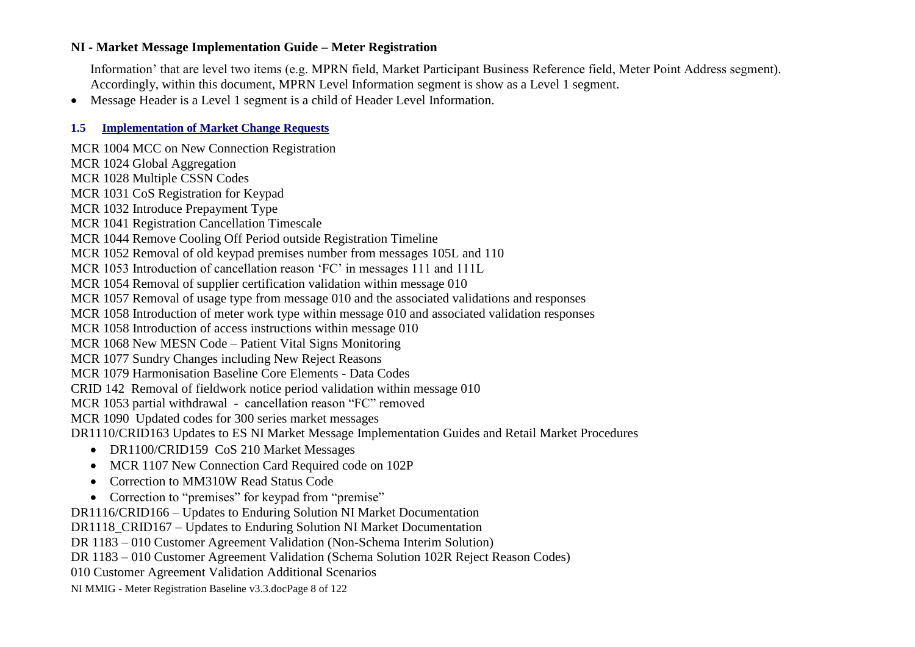Information' that are level two items (e.g. MPRN field, Market Participant Business Reference field, Meter Point Address segment). Accordingly, within this document, MPRN Level Information segment is show as a Level 1 segment.

- Message Header is a Level 1 segment is a child of Header Level Information.

### 1.5 Implementation of Market Change Requests

MCR 1004 MCC on New Connection Registration
MCR 1024 Global Aggregation
MCR 1028 Multiple CSSN Codes
MCR 1031 CoS Registration for Keypad
MCR 1032 Introduce Prepayment Type
MCR 1041 Registration Cancellation Timescale
MCR 1044 Remove Cooling Off Period outside Registration Timeline
MCR 1052 Removal of old keypad premises number from messages 105L and 110
MCR 1053 Introduction of cancellation reason 'FC' in messages 111 and 111L
MCR 1054 Removal of supplier certification validation within message 010
MCR 1057 Removal of usage type from message 010 and the associated validations and responses
MCR 1058 Introduction of meter work type within message 010 and associated validation responses
MCR 1058 Introduction of access instructions within message 010
MCR 1068 New MESN Code – Patient Vital Signs Monitoring
MCR 1077 Sundry Changes including New Reject Reasons
MCR 1079 Harmonisation Baseline Core Elements - Data Codes
CRID 142 Removal of fieldwork notice period validation within message 010
MCR 1053 partial withdrawal - cancellation reason "FC" removed
MCR 1090 Updated codes for 300 series market messages
DR1110/CRID163 Updates to ES NI Market Message Implementation Guides and Retail Market Procedures

- DR1100/CRID159 CoS 210 Market Messages
- MCR 1107 New Connection Card Required code on 102P
- Correction to MM310W Read Status Code
- Correction to "premises" for keypad from "premise"

DR1116/CRID166 – Updates to Enduring Solution NI Market Documentation
DR1118_CRID167 – Updates to Enduring Solution NI Market Documentation
DR 1183 – 010 Customer Agreement Validation (Non-Schema Interim Solution)
DR 1183 – 010 Customer Agreement Validation (Schema Solution 102R Reject Reason Codes)
010 Customer Agreement Validation Additional Scenarios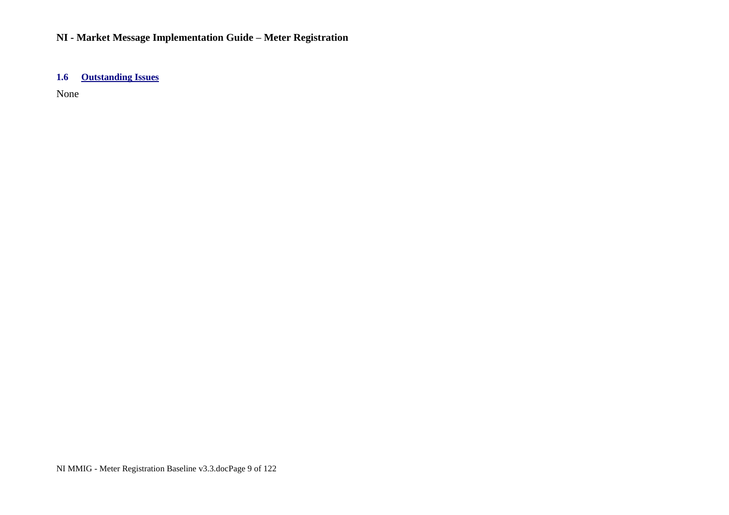### 1.6 Outstanding Issues

None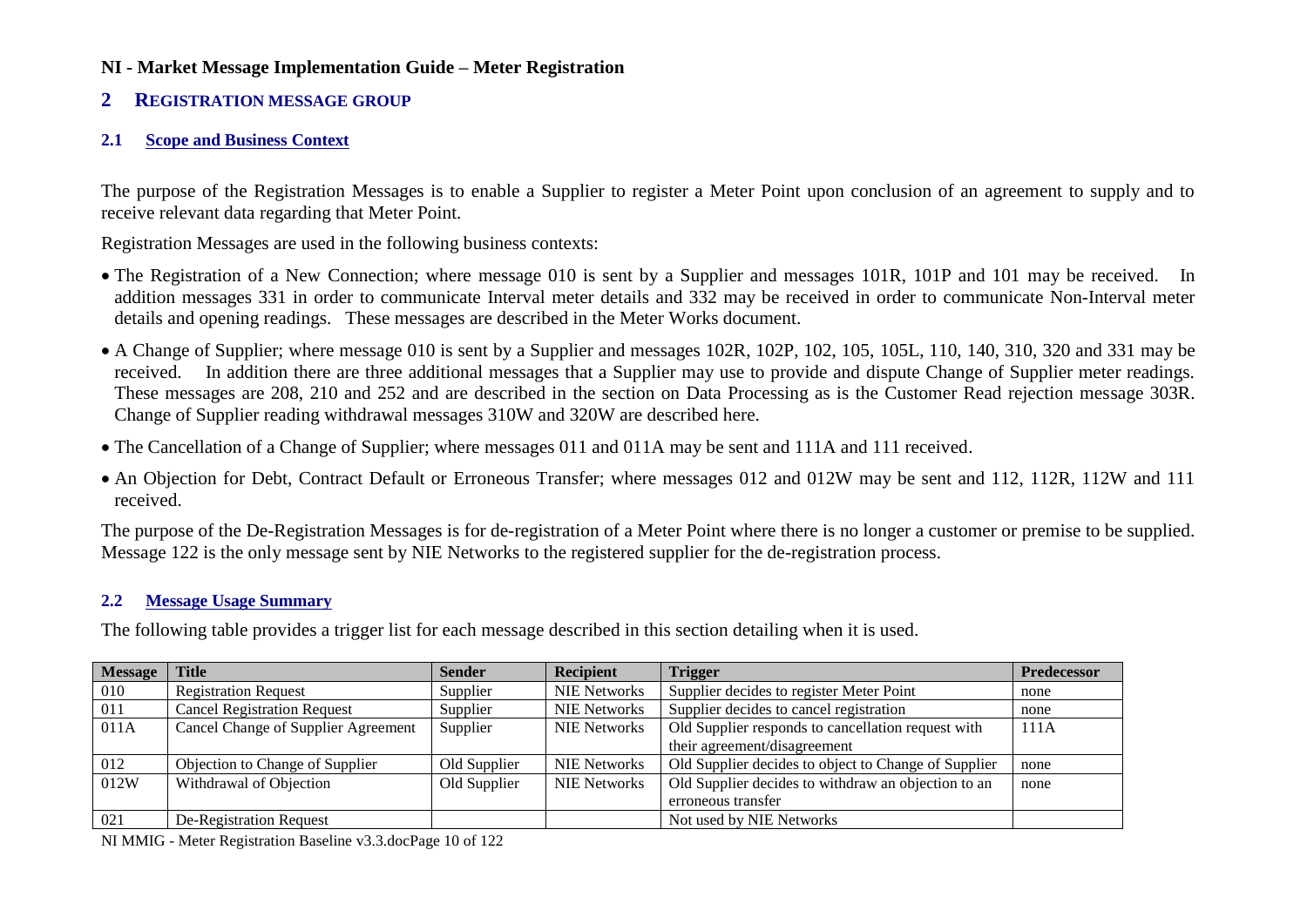## 2 REGISTRATION MESSAGE GROUP

### 2.1 Scope and Business Context

The purpose of the Registration Messages is to enable a Supplier to register a Meter Point upon conclusion of an agreement to supply and to receive relevant data regarding that Meter Point.

Registration Messages are used in the following business contexts:

- The Registration of a New Connection; where message 010 is sent by a Supplier and messages 101R, 101P and 101 may be received. In addition messages 331 in order to communicate Interval meter details and 332 may be received in order to communicate Non-Interval meter details and opening readings. These messages are described in the Meter Works document.
- A Change of Supplier; where message 010 is sent by a Supplier and messages 102R, 102P, 102, 105, 105L, 110, 140, 310, 320 and 331 may be received. In addition there are three additional messages that a Supplier may use to provide and dispute Change of Supplier meter readings. These messages are 208, 210 and 252 and are described in the section on Data Processing as is the Customer Read rejection message 303R. Change of Supplier reading withdrawal messages 310W and 320W are described here.
- The Cancellation of a Change of Supplier; where messages 011 and 011A may be sent and 111A and 111 received.
- An Objection for Debt, Contract Default or Erroneous Transfer; where messages 012 and 012W may be sent and 112, 112R, 112W and 111 received.

The purpose of the De-Registration Messages is for de-registration of a Meter Point where there is no longer a customer or premise to be supplied. Message 122 is the only message sent by NIE Networks to the registered supplier for the de-registration process.

### 2.2 Message Usage Summary

The following table provides a trigger list for each message described in this section detailing when it is used.

| Message | Title | Sender | Recipient | Trigger | Predecessor |
|---|---|---|---|---|---|
| 010 | Registration Request | Supplier | NIE Networks | Supplier decides to register Meter Point | none |
| 011 | Cancel Registration Request | Supplier | NIE Networks | Supplier decides to cancel registration | none |
| 011A | Cancel Change of Supplier Agreement | Supplier | NIE Networks | Old Supplier responds to cancellation request with their agreement/disagreement | 111A |
| 012 | Objection to Change of Supplier | Old Supplier | NIE Networks | Old Supplier decides to object to Change of Supplier | none |
| 012W | Withdrawal of Objection | Old Supplier | NIE Networks | Old Supplier decides to withdraw an objection to an erroneous transfer | none |
| 021 | De-Registration Request | | | Not used by NIE Networks | |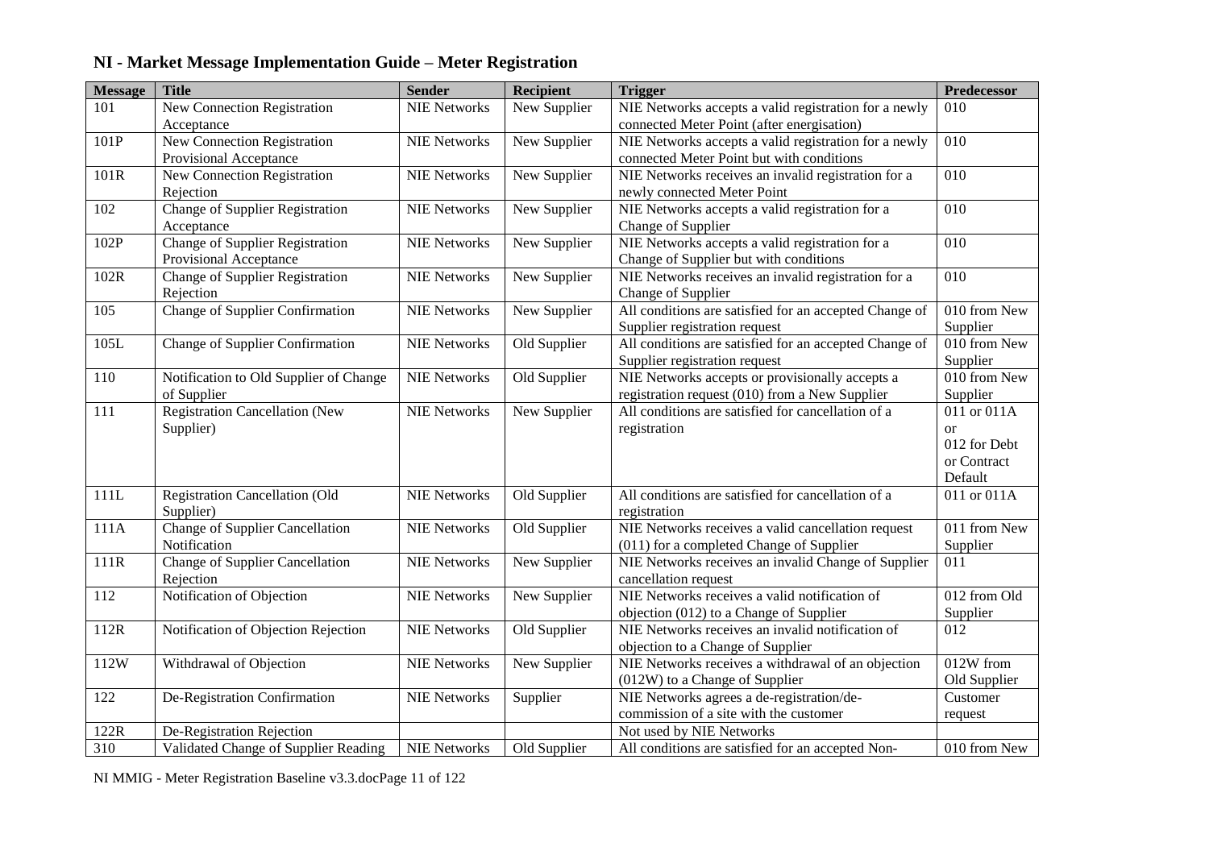## NI - Market Message Implementation Guide – Meter Registration

| Message | Title | Sender | Recipient | Trigger | Predecessor |
|---|---|---|---|---|---|
| 101 | New Connection Registration Acceptance | NIE Networks | New Supplier | NIE Networks accepts a valid registration for a newly connected Meter Point (after energisation) | 010 |
| 101P | New Connection Registration Provisional Acceptance | NIE Networks | New Supplier | NIE Networks accepts a valid registration for a newly connected Meter Point but with conditions | 010 |
| 101R | New Connection Registration Rejection | NIE Networks | New Supplier | NIE Networks receives an invalid registration for a newly connected Meter Point | 010 |
| 102 | Change of Supplier Registration Acceptance | NIE Networks | New Supplier | NIE Networks accepts a valid registration for a Change of Supplier | 010 |
| 102P | Change of Supplier Registration Provisional Acceptance | NIE Networks | New Supplier | NIE Networks accepts a valid registration for a Change of Supplier but with conditions | 010 |
| 102R | Change of Supplier Registration Rejection | NIE Networks | New Supplier | NIE Networks receives an invalid registration for a Change of Supplier | 010 |
| 105 | Change of Supplier Confirmation | NIE Networks | New Supplier | All conditions are satisfied for an accepted Change of Supplier registration request | 010 from New Supplier |
| 105L | Change of Supplier Confirmation | NIE Networks | Old Supplier | All conditions are satisfied for an accepted Change of Supplier registration request | 010 from New Supplier |
| 110 | Notification to Old Supplier of Change of Supplier | NIE Networks | Old Supplier | NIE Networks accepts or provisionally accepts a registration request (010) from a New Supplier | 010 from New Supplier |
| 111 | Registration Cancellation (New Supplier) | NIE Networks | New Supplier | All conditions are satisfied for cancellation of a registration | 011 or 011A or 012 for Debt or Contract Default |
| 111L | Registration Cancellation (Old Supplier) | NIE Networks | Old Supplier | All conditions are satisfied for cancellation of a registration | 011 or 011A |
| 111A | Change of Supplier Cancellation Notification | NIE Networks | Old Supplier | NIE Networks receives a valid cancellation request (011) for a completed Change of Supplier | 011 from New Supplier |
| 111R | Change of Supplier Cancellation Rejection | NIE Networks | New Supplier | NIE Networks receives an invalid Change of Supplier cancellation request | 011 |
| 112 | Notification of Objection | NIE Networks | New Supplier | NIE Networks receives a valid notification of objection (012) to a Change of Supplier | 012 from Old Supplier |
| 112R | Notification of Objection Rejection | NIE Networks | Old Supplier | NIE Networks receives an invalid notification of objection to a Change of Supplier | 012 |
| 112W | Withdrawal of Objection | NIE Networks | New Supplier | NIE Networks receives a withdrawal of an objection (012W) to a Change of Supplier | 012W from Old Supplier |
| 122 | De-Registration Confirmation | NIE Networks | Supplier | NIE Networks agrees a de-registration/de-commission of a site with the customer | Customer request |
| 122R | De-Registration Rejection | | | Not used by NIE Networks | |
| 310 | Validated Change of Supplier Reading | NIE Networks | Old Supplier | All conditions are satisfied for an accepted Non- | 010 from New |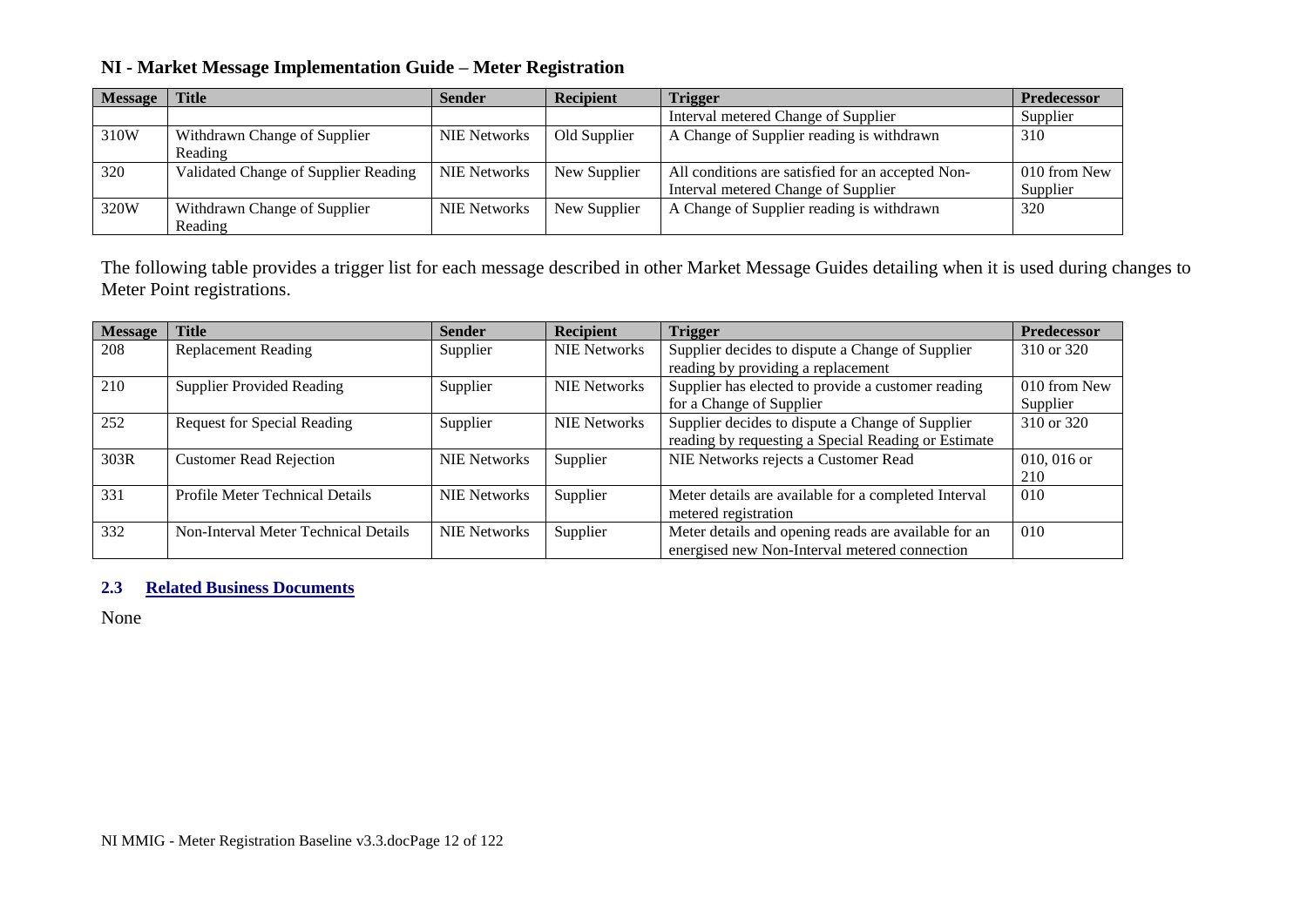| Message | Title | Sender | Recipient | Trigger | Predecessor |
|---|---|---|---|---|---|
| | | | | Interval metered Change of Supplier | Supplier |
| 310W | Withdrawn Change of Supplier Reading | NIE Networks | Old Supplier | A Change of Supplier reading is withdrawn | 310 |
| 320 | Validated Change of Supplier Reading | NIE Networks | New Supplier | All conditions are satisfied for an accepted Non-Interval metered Change of Supplier | 010 from New Supplier |
| 320W | Withdrawn Change of Supplier Reading | NIE Networks | New Supplier | A Change of Supplier reading is withdrawn | 320 |

The following table provides a trigger list for each message described in other Market Message Guides detailing when it is used during changes to Meter Point registrations.

| Message | Title | Sender | Recipient | Trigger | Predecessor |
|---|---|---|---|---|---|
| 208 | Replacement Reading | Supplier | NIE Networks | Supplier decides to dispute a Change of Supplier reading by providing a replacement | 310 or 320 |
| 210 | Supplier Provided Reading | Supplier | NIE Networks | Supplier has elected to provide a customer reading for a Change of Supplier | 010 from New Supplier |
| 252 | Request for Special Reading | Supplier | NIE Networks | Supplier decides to dispute a Change of Supplier reading by requesting a Special Reading or Estimate | 310 or 320 |
| 303R | Customer Read Rejection | NIE Networks | Supplier | NIE Networks rejects a Customer Read | 010, 016 or 210 |
| 331 | Profile Meter Technical Details | NIE Networks | Supplier | Meter details are available for a completed Interval metered registration | 010 |
| 332 | Non-Interval Meter Technical Details | NIE Networks | Supplier | Meter details and opening reads are available for an energised new Non-Interval metered connection | 010 |

### 2.3 Related Business Documents

None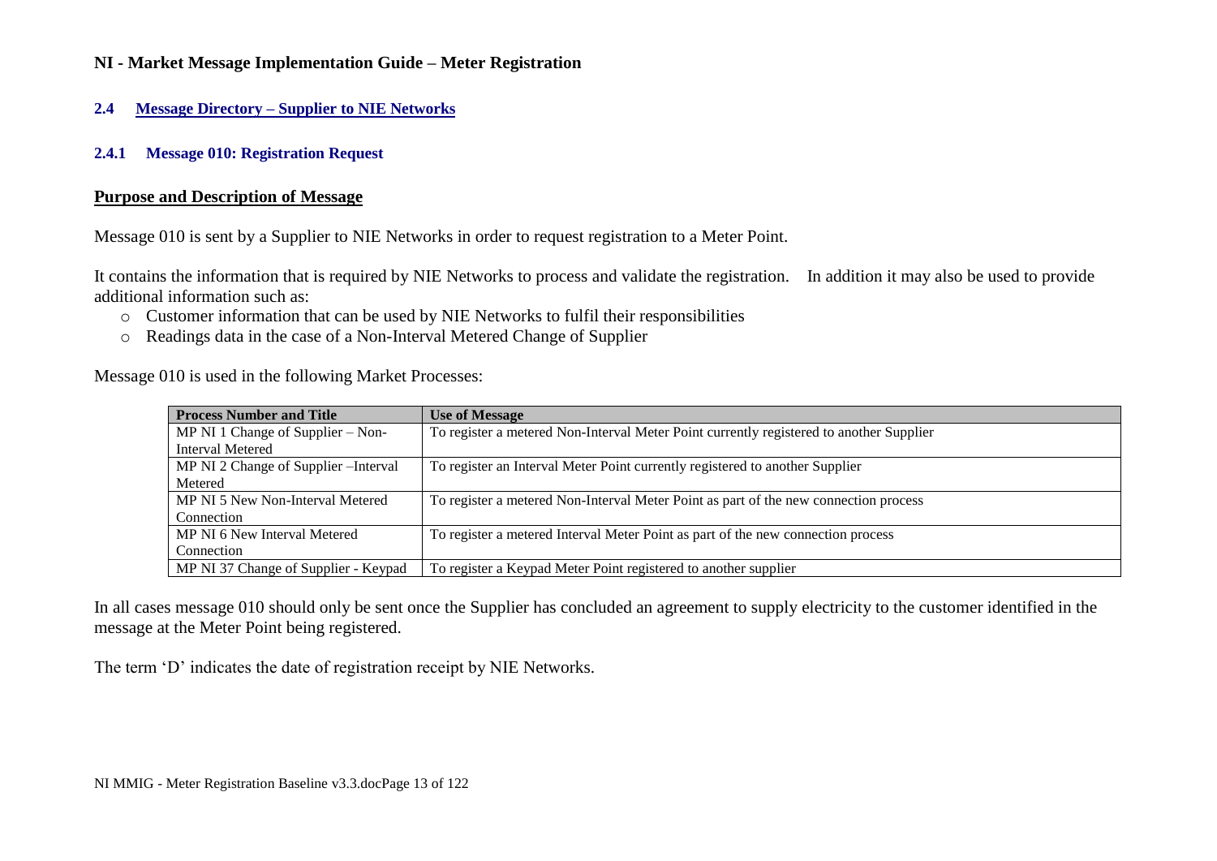## 2.4 Message Directory – Supplier to NIE Networks

### 2.4.1 Message 010: Registration Request

**Purpose and Description of Message**

Message 010 is sent by a Supplier to NIE Networks in order to request registration to a Meter Point.

It contains the information that is required by NIE Networks to process and validate the registration. In addition it may also be used to provide additional information such as:

- Customer information that can be used by NIE Networks to fulfil their responsibilities
- Readings data in the case of a Non-Interval Metered Change of Supplier

Message 010 is used in the following Market Processes:

| Process Number and Title | Use of Message |
|---|---|
| MP NI 1 Change of Supplier – Non-Interval Metered | To register a metered Non-Interval Meter Point currently registered to another Supplier |
| MP NI 2 Change of Supplier –Interval Metered | To register an Interval Meter Point currently registered to another Supplier |
| MP NI 5 New Non-Interval Metered Connection | To register a metered Non-Interval Meter Point as part of the new connection process |
| MP NI 6 New Interval Metered Connection | To register a metered Interval Meter Point as part of the new connection process |
| MP NI 37 Change of Supplier - Keypad | To register a Keypad Meter Point registered to another supplier |

In all cases message 010 should only be sent once the Supplier has concluded an agreement to supply electricity to the customer identified in the message at the Meter Point being registered.

The term 'D' indicates the date of registration receipt by NIE Networks.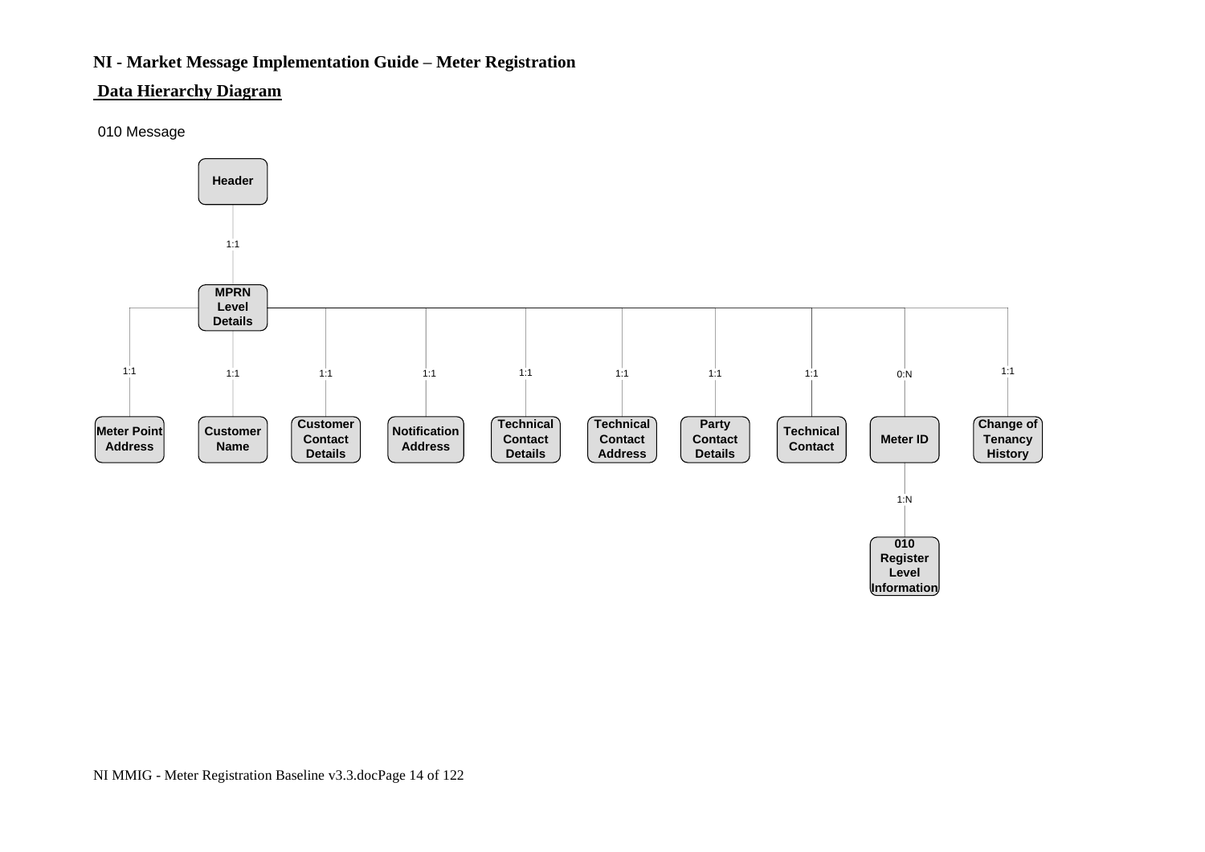**NI - Market Message Implementation Guide – Meter Registration**

## Data Hierarchy Diagram

010 Message

Header

1:1

MPRN Level Details

1:1

Meter Point Address

1:1

Customer Name

1:1

Customer Contact Details

1:1

Notification Address

1:1

Technical Contact Details

1:1

Technical Contact Address

1:1

Party Contact Details

1:1

Technical Contact

0:N

Meter ID

1:N

010 Register Level Information

1:1

Change of Tenancy History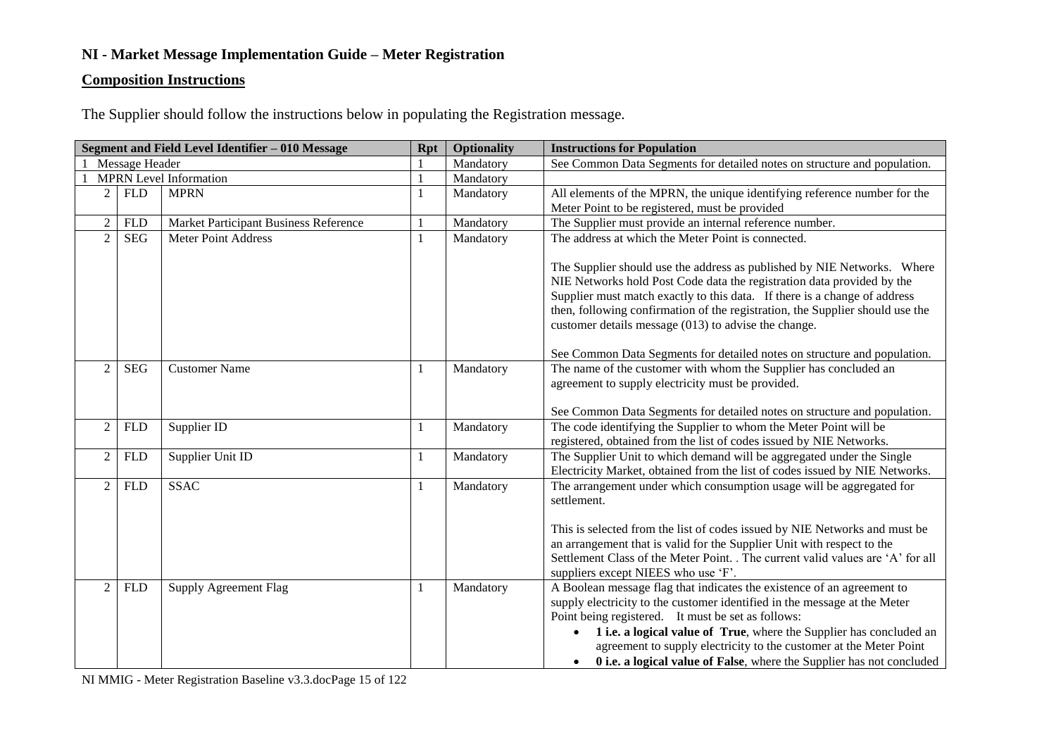**NI - Market Message Implementation Guide – Meter Registration**

**Composition Instructions**

The Supplier should follow the instructions below in populating the Registration message.

| Segment and Field Level Identifier – 010 Message | | | Rpt | Optionality | Instructions for Population |
|---|---|---|---|---|---|
| 1 Message Header | | | 1 | Mandatory | See Common Data Segments for detailed notes on structure and population. |
| 1 MPRN Level Information | | | 1 | Mandatory | |
| 2 | FLD | MPRN | 1 | Mandatory | All elements of the MPRN, the unique identifying reference number for the Meter Point to be registered, must be provided |
| 2 | FLD | Market Participant Business Reference | 1 | Mandatory | The Supplier must provide an internal reference number. |
| 2 | SEG | Meter Point Address | 1 | Mandatory | The address at which the Meter Point is connected.<br><br>The Supplier should use the address as published by NIE Networks. Where NIE Networks hold Post Code data the registration data provided by the Supplier must match exactly to this data. If there is a change of address then, following confirmation of the registration, the Supplier should use the customer details message (013) to advise the change.<br><br>See Common Data Segments for detailed notes on structure and population. |
| 2 | SEG | Customer Name | 1 | Mandatory | The name of the customer with whom the Supplier has concluded an agreement to supply electricity must be provided.<br><br>See Common Data Segments for detailed notes on structure and population. |
| 2 | FLD | Supplier ID | 1 | Mandatory | The code identifying the Supplier to whom the Meter Point will be registered, obtained from the list of codes issued by NIE Networks. |
| 2 | FLD | Supplier Unit ID | 1 | Mandatory | The Supplier Unit to which demand will be aggregated under the Single Electricity Market, obtained from the list of codes issued by NIE Networks. |
| 2 | FLD | SSAC | 1 | Mandatory | The arrangement under which consumption usage will be aggregated for settlement.<br><br>This is selected from the list of codes issued by NIE Networks and must be an arrangement that is valid for the Supplier Unit with respect to the Settlement Class of the Meter Point. . The current valid values are 'A' for all suppliers except NIEES who use 'F'. |
| 2 | FLD | Supply Agreement Flag | 1 | Mandatory | A Boolean message flag that indicates the existence of an agreement to supply electricity to the customer identified in the message at the Meter Point being registered. It must be set as follows:<br>• **1 i.e. a logical value of True**, where the Supplier has concluded an agreement to supply electricity to the customer at the Meter Point<br>• **0 i.e. a logical value of False**, where the Supplier has not concluded |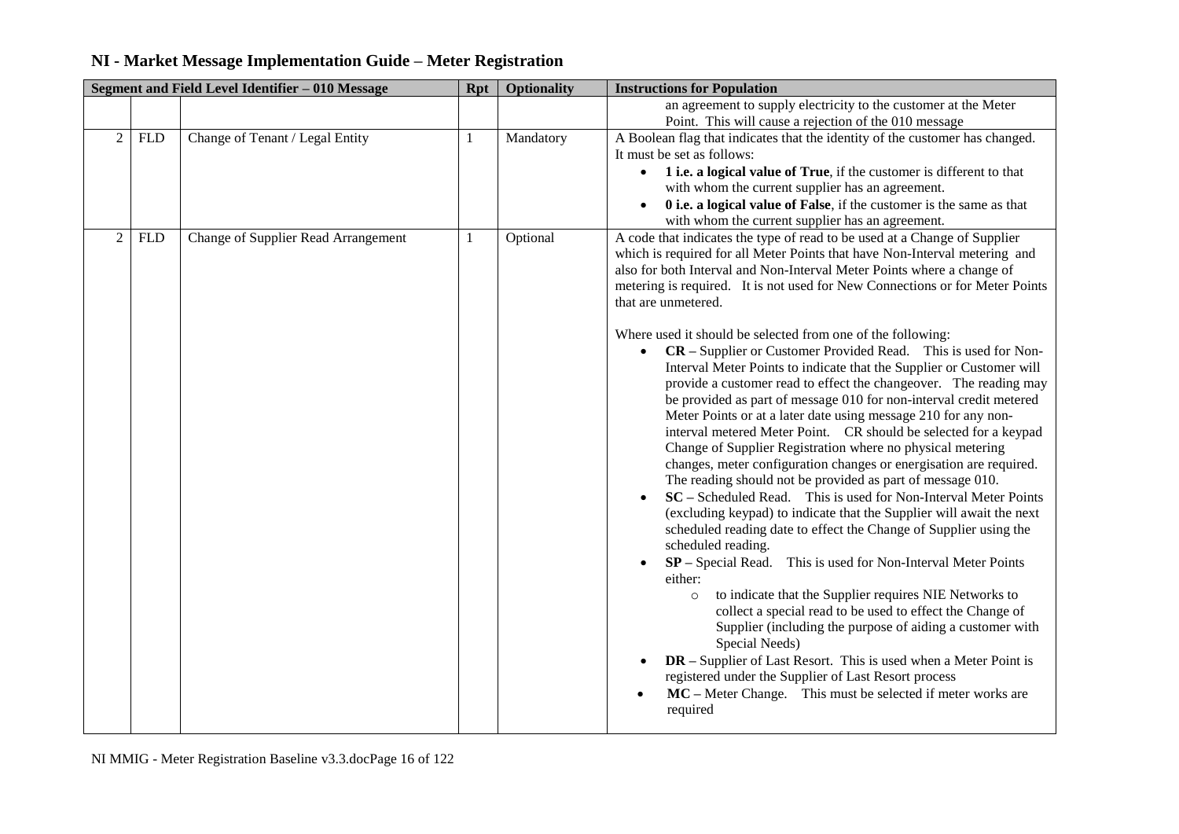# NI - Market Message Implementation Guide – Meter Registration

| Segment and Field Level Identifier – 010 Message | | | Rpt | Optionality | Instructions for Population |
|---|---|---|---|---|---|
| | | | | | an agreement to supply electricity to the customer at the Meter Point. This will cause a rejection of the 010 message |
| 2 | FLD | Change of Tenant / Legal Entity | 1 | Mandatory | A Boolean flag that indicates that the identity of the customer has changed. It must be set as follows: <br>• **1 i.e. a logical value of True**, if the customer is different to that with whom the current supplier has an agreement. <br>• **0 i.e. a logical value of False**, if the customer is the same as that with whom the current supplier has an agreement. |
| 2 | FLD | Change of Supplier Read Arrangement | 1 | Optional | A code that indicates the type of read to be used at a Change of Supplier which is required for all Meter Points that have Non-Interval metering and also for both Interval and Non-Interval Meter Points where a change of metering is required. It is not used for New Connections or for Meter Points that are unmetered. <br><br>Where used it should be selected from one of the following: <br>• **CR –** Supplier or Customer Provided Read. This is used for Non-Interval Meter Points to indicate that the Supplier or Customer will provide a customer read to effect the changeover. The reading may be provided as part of message 010 for non-interval credit metered Meter Points or at a later date using message 210 for any non-interval metered Meter Point. CR should be selected for a keypad Change of Supplier Registration where no physical metering changes, meter configuration changes or energisation are required. The reading should not be provided as part of message 010. <br>• **SC –** Scheduled Read. This is used for Non-Interval Meter Points (excluding keypad) to indicate that the Supplier will await the next scheduled reading date to effect the Change of Supplier using the scheduled reading. <br>• **SP –** Special Read. This is used for Non-Interval Meter Points either: <br>  ○ to indicate that the Supplier requires NIE Networks to collect a special read to be used to effect the Change of Supplier (including the purpose of aiding a customer with Special Needs) <br>• **DR –** Supplier of Last Resort. This is used when a Meter Point is registered under the Supplier of Last Resort process <br>• **MC –** Meter Change. This must be selected if meter works are required |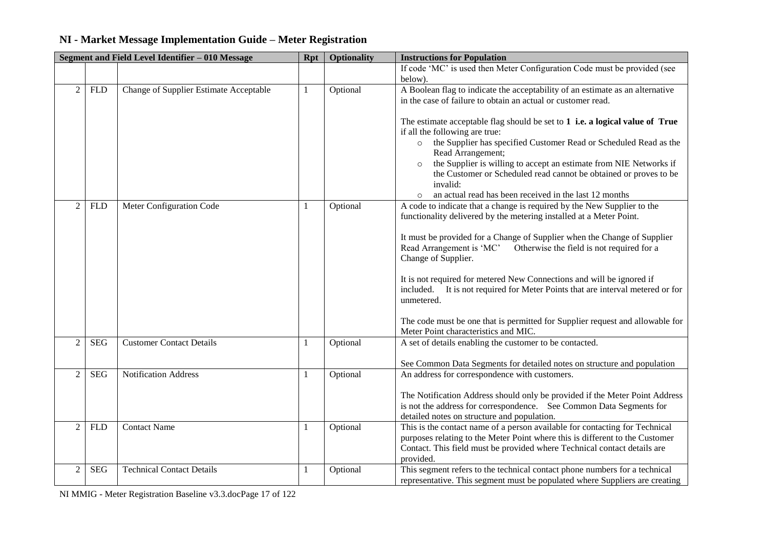# NI - Market Message Implementation Guide – Meter Registration

| Segment and Field Level Identifier – 010 Message | | | Rpt | Optionality | Instructions for Population |
|---|---|---|---|---|---|
| | | | | | If code 'MC' is used then Meter Configuration Code must be provided (see below). |
| 2 | FLD | Change of Supplier Estimate Acceptable | 1 | Optional | A Boolean flag to indicate the acceptability of an estimate as an alternative in the case of failure to obtain an actual or customer read.<br><br>The estimate acceptable flag should be set to **1 i.e. a logical value of True** if all the following are true:<br>o the Supplier has specified Customer Read or Scheduled Read as the Read Arrangement;<br>o the Supplier is willing to accept an estimate from NIE Networks if the Customer or Scheduled read cannot be obtained or proves to be invalid:<br>o an actual read has been received in the last 12 months |
| 2 | FLD | Meter Configuration Code | 1 | Optional | A code to indicate that a change is required by the New Supplier to the functionality delivered by the metering installed at a Meter Point.<br><br>It must be provided for a Change of Supplier when the Change of Supplier Read Arrangement is 'MC' Otherwise the field is not required for a Change of Supplier.<br><br>It is not required for metered New Connections and will be ignored if included. It is not required for Meter Points that are interval metered or for unmetered.<br><br>The code must be one that is permitted for Supplier request and allowable for Meter Point characteristics and MIC. |
| 2 | SEG | Customer Contact Details | 1 | Optional | A set of details enabling the customer to be contacted.<br><br>See Common Data Segments for detailed notes on structure and population |
| 2 | SEG | Notification Address | 1 | Optional | An address for correspondence with customers.<br><br>The Notification Address should only be provided if the Meter Point Address is not the address for correspondence. See Common Data Segments for detailed notes on structure and population. |
| 2 | FLD | Contact Name | 1 | Optional | This is the contact name of a person available for contacting for Technical purposes relating to the Meter Point where this is different to the Customer Contact. This field must be provided where Technical contact details are provided. |
| 2 | SEG | Technical Contact Details | 1 | Optional | This segment refers to the technical contact phone numbers for a technical representative. This segment must be populated where Suppliers are creating |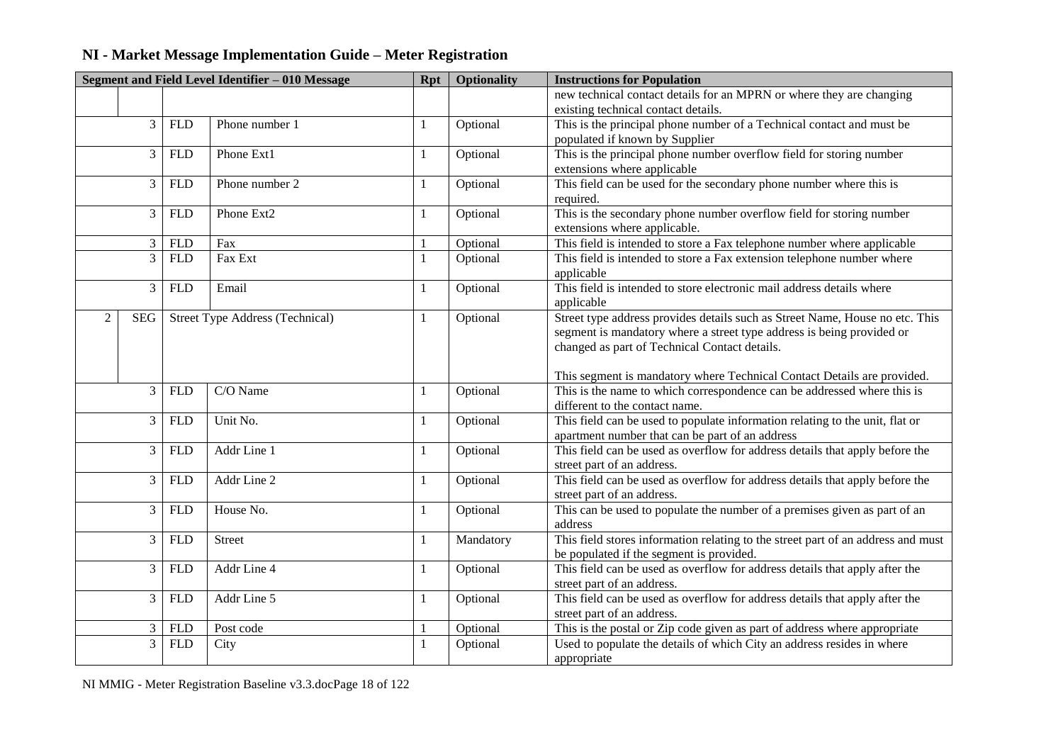## NI - Market Message Implementation Guide – Meter Registration

| Segment and Field Level Identifier – 010 Message | | | | Rpt | Optionality | Instructions for Population |
|---|---|---|---|---|---|---|
| | | | | | | new technical contact details for an MPRN or where they are changing existing technical contact details. |
| | 3 | FLD | Phone number 1 | 1 | Optional | This is the principal phone number of a Technical contact and must be populated if known by Supplier |
| | 3 | FLD | Phone Ext1 | 1 | Optional | This is the principal phone number overflow field for storing number extensions where applicable |
| | 3 | FLD | Phone number 2 | 1 | Optional | This field can be used for the secondary phone number where this is required. |
| | 3 | FLD | Phone Ext2 | 1 | Optional | This is the secondary phone number overflow field for storing number extensions where applicable. |
| | 3 | FLD | Fax | 1 | Optional | This field is intended to store a Fax telephone number where applicable |
| | 3 | FLD | Fax Ext | 1 | Optional | This field is intended to store a Fax extension telephone number where applicable |
| | 3 | FLD | Email | 1 | Optional | This field is intended to store electronic mail address details where applicable |
| 2 | SEG | Street Type Address (Technical) | | 1 | Optional | Street type address provides details such as Street Name, House no etc. This segment is mandatory where a street type address is being provided or changed as part of Technical Contact details.<br><br>This segment is mandatory where Technical Contact Details are provided. |
| | 3 | FLD | C/O Name | 1 | Optional | This is the name to which correspondence can be addressed where this is different to the contact name. |
| | 3 | FLD | Unit No. | 1 | Optional | This field can be used to populate information relating to the unit, flat or apartment number that can be part of an address |
| | 3 | FLD | Addr Line 1 | 1 | Optional | This field can be used as overflow for address details that apply before the street part of an address. |
| | 3 | FLD | Addr Line 2 | 1 | Optional | This field can be used as overflow for address details that apply before the street part of an address. |
| | 3 | FLD | House No. | 1 | Optional | This can be used to populate the number of a premises given as part of an address |
| | 3 | FLD | Street | 1 | Mandatory | This field stores information relating to the street part of an address and must be populated if the segment is provided. |
| | 3 | FLD | Addr Line 4 | 1 | Optional | This field can be used as overflow for address details that apply after the street part of an address. |
| | 3 | FLD | Addr Line 5 | 1 | Optional | This field can be used as overflow for address details that apply after the street part of an address. |
| | 3 | FLD | Post code | 1 | Optional | This is the postal or Zip code given as part of address where appropriate |
| | 3 | FLD | City | 1 | Optional | Used to populate the details of which City an address resides in where appropriate |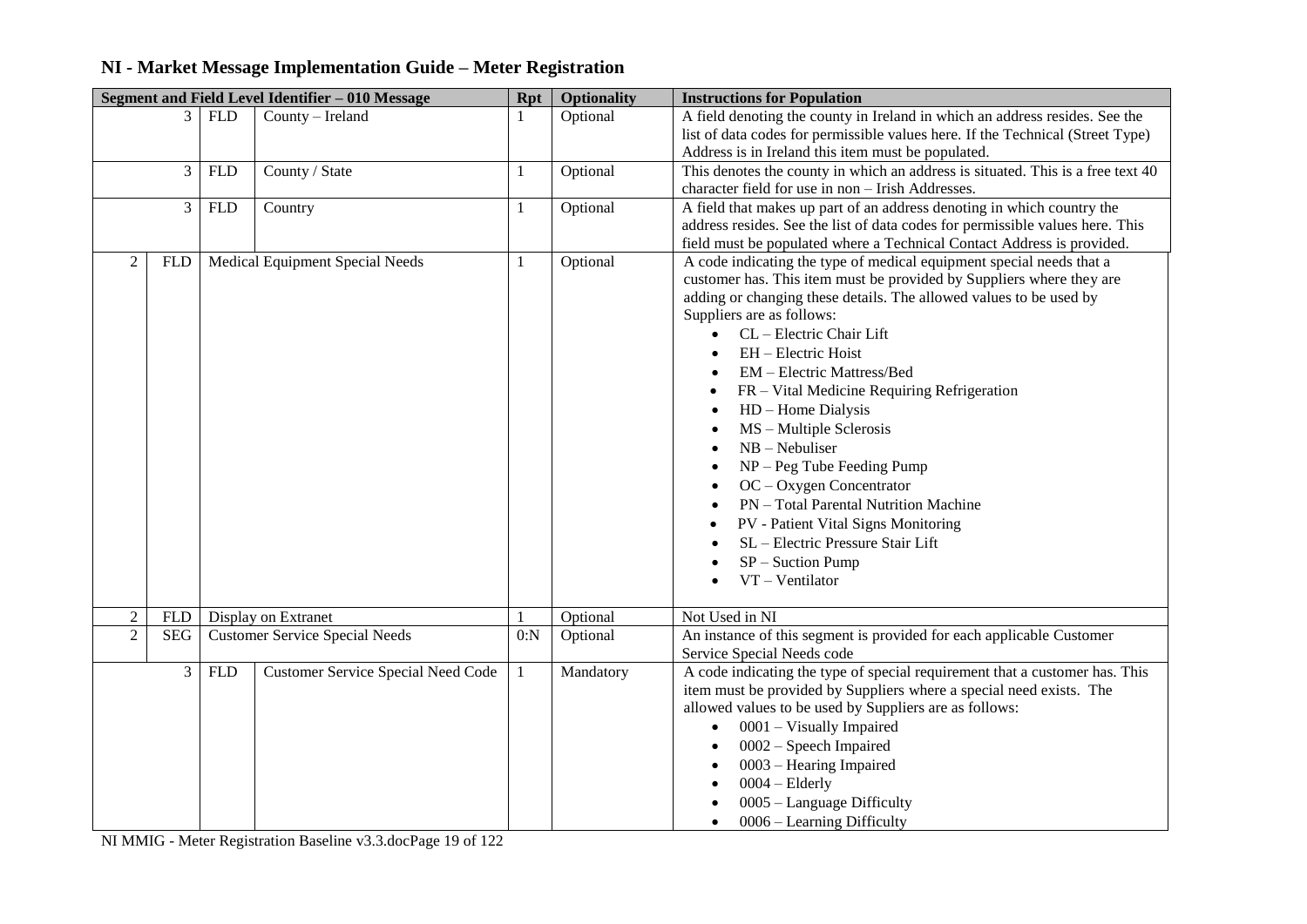# NI - Market Message Implementation Guide – Meter Registration

| Segment and Field Level Identifier – 010 Message | | | | Rpt | Optionality | Instructions for Population |
|---|---|---|---|---|---|---|
| | 3 | FLD | County – Ireland | 1 | Optional | A field denoting the county in Ireland in which an address resides. See the list of data codes for permissible values here. If the Technical (Street Type) Address is in Ireland this item must be populated. |
| | 3 | FLD | County / State | 1 | Optional | This denotes the county in which an address is situated. This is a free text 40 character field for use in non – Irish Addresses. |
| | 3 | FLD | Country | 1 | Optional | A field that makes up part of an address denoting in which country the address resides. See the list of data codes for permissible values here. This field must be populated where a Technical Contact Address is provided. |
| 2 | FLD | Medical Equipment Special Needs | | 1 | Optional | A code indicating the type of medical equipment special needs that a customer has. This item must be provided by Suppliers where they are adding or changing these details. The allowed values to be used by Suppliers are as follows:<br>• CL – Electric Chair Lift<br>• EH – Electric Hoist<br>• EM – Electric Mattress/Bed<br>• FR – Vital Medicine Requiring Refrigeration<br>• HD – Home Dialysis<br>• MS – Multiple Sclerosis<br>• NB – Nebuliser<br>• NP – Peg Tube Feeding Pump<br>• OC – Oxygen Concentrator<br>• PN – Total Parental Nutrition Machine<br>• PV - Patient Vital Signs Monitoring<br>• SL – Electric Pressure Stair Lift<br>• SP – Suction Pump<br>• VT – Ventilator |
| 2 | FLD | Display on Extranet | | 1 | Optional | Not Used in NI |
| 2 | SEG | Customer Service Special Needs | | 0:N | Optional | An instance of this segment is provided for each applicable Customer Service Special Needs code |
| | 3 | FLD | Customer Service Special Need Code | 1 | Mandatory | A code indicating the type of special requirement that a customer has. This item must be provided by Suppliers where a special need exists. The allowed values to be used by Suppliers are as follows:<br>• 0001 – Visually Impaired<br>• 0002 – Speech Impaired<br>• 0003 – Hearing Impaired<br>• 0004 – Elderly<br>• 0005 – Language Difficulty<br>• 0006 – Learning Difficulty |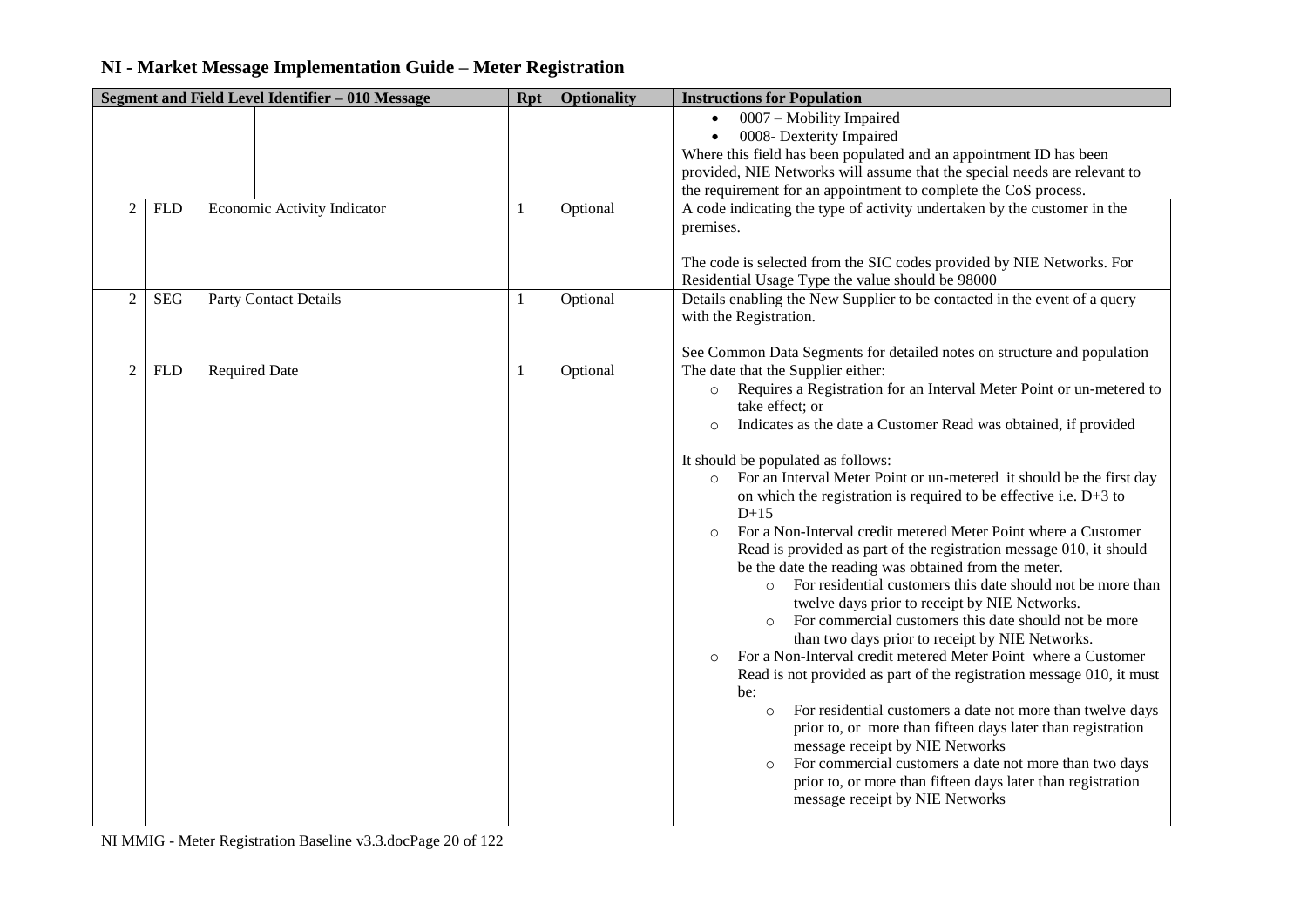# NI - Market Message Implementation Guide – Meter Registration

| Segment and Field Level Identifier – 010 Message | | | | Rpt | Optionality | Instructions for Population |
|---|---|---|---|---|---|---|
| | | | | | | • 0007 – Mobility Impaired<br>• 0008- Dexterity Impaired<br>Where this field has been populated and an appointment ID has been provided, NIE Networks will assume that the special needs are relevant to the requirement for an appointment to complete the CoS process. |
| 2 | FLD | Economic Activity Indicator | | 1 | Optional | A code indicating the type of activity undertaken by the customer in the premises.<br><br>The code is selected from the SIC codes provided by NIE Networks. For Residential Usage Type the value should be 98000 |
| 2 | SEG | Party Contact Details | | 1 | Optional | Details enabling the New Supplier to be contacted in the event of a query with the Registration.<br><br>See Common Data Segments for detailed notes on structure and population |
| 2 | FLD | Required Date | | 1 | Optional | The date that the Supplier either:<br>○ Requires a Registration for an Interval Meter Point or un-metered to take effect; or<br>○ Indicates as the date a Customer Read was obtained, if provided<br><br>It should be populated as follows:<br>○ For an Interval Meter Point or un-metered it should be the first day on which the registration is required to be effective i.e. D+3 to D+15<br>○ For a Non-Interval credit metered Meter Point where a Customer Read is provided as part of the registration message 010, it should be the date the reading was obtained from the meter.<br>&nbsp;&nbsp;&nbsp;&nbsp;○ For residential customers this date should not be more than twelve days prior to receipt by NIE Networks.<br>&nbsp;&nbsp;&nbsp;&nbsp;○ For commercial customers this date should not be more than two days prior to receipt by NIE Networks.<br>○ For a Non-Interval credit metered Meter Point where a Customer Read is not provided as part of the registration message 010, it must be:<br>&nbsp;&nbsp;&nbsp;&nbsp;○ For residential customers a date not more than twelve days prior to, or more than fifteen days later than registration message receipt by NIE Networks<br>&nbsp;&nbsp;&nbsp;&nbsp;○ For commercial customers a date not more than two days prior to, or more than fifteen days later than registration message receipt by NIE Networks |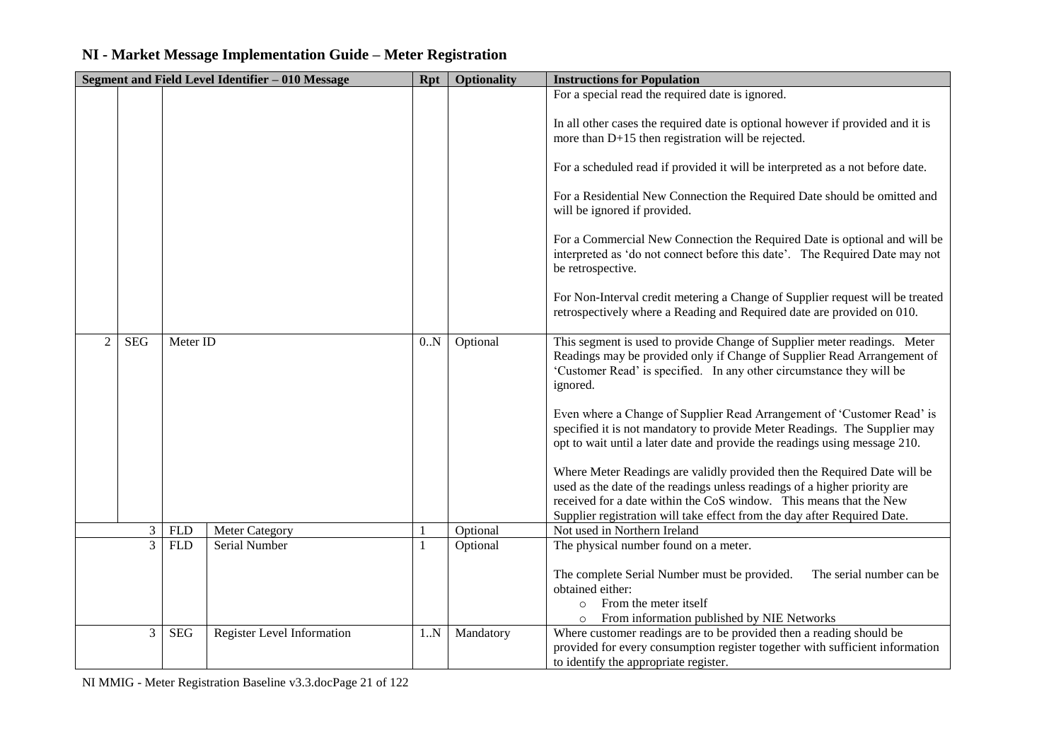## NI - Market Message Implementation Guide – Meter Registration

| Segment and Field Level Identifier – 010 Message | | | | Rpt | Optionality | Instructions for Population |
|---|---|---|---|---|---|---|
| | | | | | | For a special read the required date is ignored.<br><br>In all other cases the required date is optional however if provided and it is more than D+15 then registration will be rejected.<br><br>For a scheduled read if provided it will be interpreted as a not before date.<br><br>For a Residential New Connection the Required Date should be omitted and will be ignored if provided.<br><br>For a Commercial New Connection the Required Date is optional and will be interpreted as 'do not connect before this date'. The Required Date may not be retrospective.<br><br>For Non-Interval credit metering a Change of Supplier request will be treated retrospectively where a Reading and Required date are provided on 010. |
| 2 | SEG | Meter ID | | 0..N | Optional | This segment is used to provide Change of Supplier meter readings. Meter Readings may be provided only if Change of Supplier Read Arrangement of 'Customer Read' is specified. In any other circumstance they will be ignored.<br><br>Even where a Change of Supplier Read Arrangement of 'Customer Read' is specified it is not mandatory to provide Meter Readings. The Supplier may opt to wait until a later date and provide the readings using message 210.<br><br>Where Meter Readings are validly provided then the Required Date will be used as the date of the readings unless readings of a higher priority are received for a date within the CoS window. This means that the New Supplier registration will take effect from the day after Required Date. |
| | 3 | FLD | Meter Category | 1 | Optional | Not used in Northern Ireland |
| | 3 | FLD | Serial Number | 1 | Optional | The physical number found on a meter.<br><br>The complete Serial Number must be provided. The serial number can be obtained either:<br>○ From the meter itself<br>○ From information published by NIE Networks |
| | 3 | SEG | Register Level Information | 1..N | Mandatory | Where customer readings are to be provided then a reading should be provided for every consumption register together with sufficient information to identify the appropriate register. |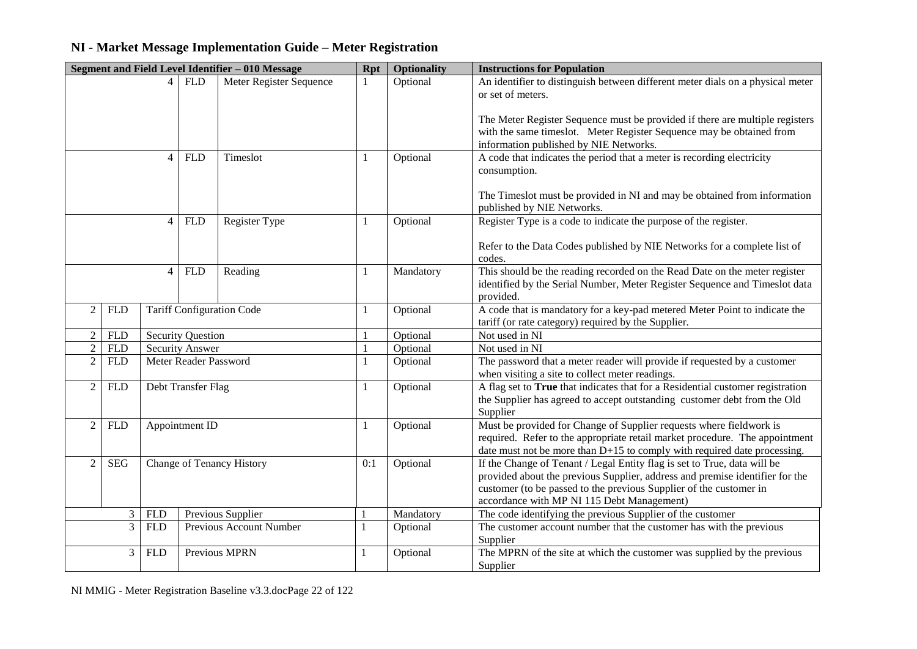## NI - Market Message Implementation Guide – Meter Registration

| Segment and Field Level Identifier – 010 Message | | | | Rpt | Optionality | Instructions for Population |
|---|---|---|---|---|---|---|
| 4 | FLD | Meter Register Sequence | | 1 | Optional | An identifier to distinguish between different meter dials on a physical meter or set of meters.<br><br>The Meter Register Sequence must be provided if there are multiple registers with the same timeslot. Meter Register Sequence may be obtained from information published by NIE Networks. |
| 4 | FLD | Timeslot | | 1 | Optional | A code that indicates the period that a meter is recording electricity consumption.<br><br>The Timeslot must be provided in NI and may be obtained from information published by NIE Networks. |
| 4 | FLD | Register Type | | 1 | Optional | Register Type is a code to indicate the purpose of the register.<br><br>Refer to the Data Codes published by NIE Networks for a complete list of codes. |
| 4 | FLD | Reading | | 1 | Mandatory | This should be the reading recorded on the Read Date on the meter register identified by the Serial Number, Meter Register Sequence and Timeslot data provided. |
| 2 | FLD | Tariff Configuration Code | | 1 | Optional | A code that is mandatory for a key-pad metered Meter Point to indicate the tariff (or rate category) required by the Supplier. |
| 2 | FLD | Security Question | | 1 | Optional | Not used in NI |
| 2 | FLD | Security Answer | | 1 | Optional | Not used in NI |
| 2 | FLD | Meter Reader Password | | 1 | Optional | The password that a meter reader will provide if requested by a customer when visiting a site to collect meter readings. |
| 2 | FLD | Debt Transfer Flag | | 1 | Optional | A flag set to **True** that indicates that for a Residential customer registration the Supplier has agreed to accept outstanding customer debt from the Old Supplier |
| 2 | FLD | Appointment ID | | 1 | Optional | Must be provided for Change of Supplier requests where fieldwork is required. Refer to the appropriate retail market procedure. The appointment date must not be more than D+15 to comply with required date processing. |
| 2 | SEG | Change of Tenancy History | | 0:1 | Optional | If the Change of Tenant / Legal Entity flag is set to True, data will be provided about the previous Supplier, address and premise identifier for the customer (to be passed to the previous Supplier of the customer in accordance with MP NI 115 Debt Management) |
| 3 | FLD | Previous Supplier | | 1 | Mandatory | The code identifying the previous Supplier of the customer |
| 3 | FLD | Previous Account Number | | 1 | Optional | The customer account number that the customer has with the previous Supplier |
| 3 | FLD | Previous MPRN | | 1 | Optional | The MPRN of the site at which the customer was supplied by the previous Supplier |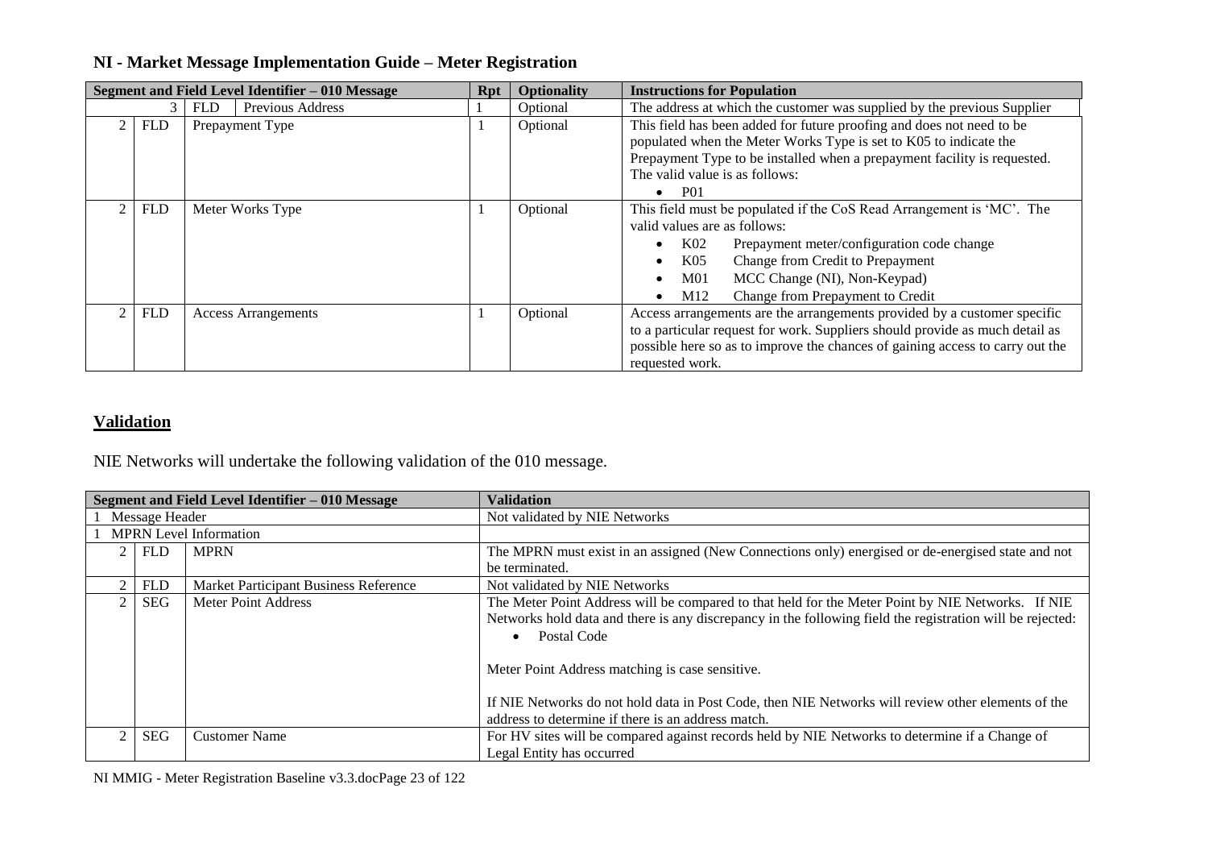## NI - Market Message Implementation Guide – Meter Registration

| Segment and Field Level Identifier – 010 Message | | | Rpt | Optionality | Instructions for Population |
|---|---|---|---|---|---|
| 3 | FLD | Previous Address | 1 | Optional | The address at which the customer was supplied by the previous Supplier |
| 2 | FLD | Prepayment Type | 1 | Optional | This field has been added for future proofing and does not need to be populated when the Meter Works Type is set to K05 to indicate the Prepayment Type to be installed when a prepayment facility is requested. The valid value is as follows:<br>• P01 |
| 2 | FLD | Meter Works Type | 1 | Optional | This field must be populated if the CoS Read Arrangement is 'MC'. The valid values are as follows:<br>• K02 Prepayment meter/configuration code change<br>• K05 Change from Credit to Prepayment<br>• M01 MCC Change (NI), Non-Keypad)<br>• M12 Change from Prepayment to Credit |
| 2 | FLD | Access Arrangements | 1 | Optional | Access arrangements are the arrangements provided by a customer specific to a particular request for work. Suppliers should provide as much detail as possible here so as to improve the chances of gaining access to carry out the requested work. |

## Validation

NIE Networks will undertake the following validation of the 010 message.

| Segment and Field Level Identifier – 010 Message | | | Validation |
|---|---|---|---|
| 1 Message Header | | | Not validated by NIE Networks |
| 1 MPRN Level Information | | | |
| 2 | FLD | MPRN | The MPRN must exist in an assigned (New Connections only) energised or de-energised state and not be terminated. |
| 2 | FLD | Market Participant Business Reference | Not validated by NIE Networks |
| 2 | SEG | Meter Point Address | The Meter Point Address will be compared to that held for the Meter Point by NIE Networks. If NIE Networks hold data and there is any discrepancy in the following field the registration will be rejected:<br>• Postal Code<br><br>Meter Point Address matching is case sensitive.<br><br>If NIE Networks do not hold data in Post Code, then NIE Networks will review other elements of the address to determine if there is an address match. |
| 2 | SEG | Customer Name | For HV sites will be compared against records held by NIE Networks to determine if a Change of Legal Entity has occurred |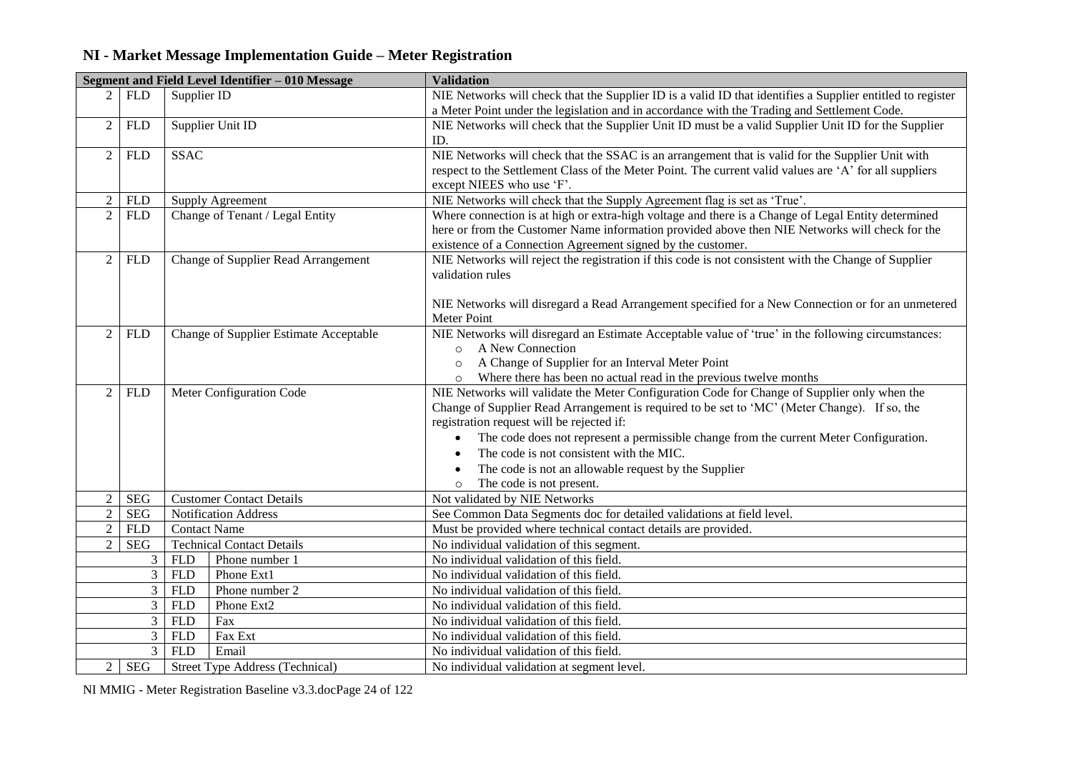## NI - Market Message Implementation Guide – Meter Registration

| Segment and Field Level Identifier – 010 Message | | | | Validation |
|---|---|---|---|---|
| 2 | FLD | Supplier ID | | NIE Networks will check that the Supplier ID is a valid ID that identifies a Supplier entitled to register a Meter Point under the legislation and in accordance with the Trading and Settlement Code. |
| 2 | FLD | Supplier Unit ID | | NIE Networks will check that the Supplier Unit ID must be a valid Supplier Unit ID for the Supplier ID. |
| 2 | FLD | SSAC | | NIE Networks will check that the SSAC is an arrangement that is valid for the Supplier Unit with respect to the Settlement Class of the Meter Point. The current valid values are 'A' for all suppliers except NIEES who use 'F'. |
| 2 | FLD | Supply Agreement | | NIE Networks will check that the Supply Agreement flag is set as 'True'. |
| 2 | FLD | Change of Tenant / Legal Entity | | Where connection is at high or extra-high voltage and there is a Change of Legal Entity determined here or from the Customer Name information provided above then NIE Networks will check for the existence of a Connection Agreement signed by the customer. |
| 2 | FLD | Change of Supplier Read Arrangement | | NIE Networks will reject the registration if this code is not consistent with the Change of Supplier validation rules<br><br>NIE Networks will disregard a Read Arrangement specified for a New Connection or for an unmetered Meter Point |
| 2 | FLD | Change of Supplier Estimate Acceptable | | NIE Networks will disregard an Estimate Acceptable value of 'true' in the following circumstances:<br>○ A New Connection<br>○ A Change of Supplier for an Interval Meter Point<br>○ Where there has been no actual read in the previous twelve months |
| 2 | FLD | Meter Configuration Code | | NIE Networks will validate the Meter Configuration Code for Change of Supplier only when the Change of Supplier Read Arrangement is required to be set to 'MC' (Meter Change). If so, the registration request will be rejected if:<br>• The code does not represent a permissible change from the current Meter Configuration.<br>• The code is not consistent with the MIC.<br>• The code is not an allowable request by the Supplier<br>○ The code is not present. |
| 2 | SEG | Customer Contact Details | | Not validated by NIE Networks |
| 2 | SEG | Notification Address | | See Common Data Segments doc for detailed validations at field level. |
| 2 | FLD | Contact Name | | Must be provided where technical contact details are provided. |
| 2 | SEG | Technical Contact Details | | No individual validation of this segment. |
| 3 | | FLD | Phone number 1 | No individual validation of this field. |
| 3 | | FLD | Phone Ext1 | No individual validation of this field. |
| 3 | | FLD | Phone number 2 | No individual validation of this field. |
| 3 | | FLD | Phone Ext2 | No individual validation of this field. |
| 3 | | FLD | Fax | No individual validation of this field. |
| 3 | | FLD | Fax Ext | No individual validation of this field. |
| 3 | | FLD | Email | No individual validation of this field. |
| 2 | SEG | Street Type Address (Technical) | | No individual validation at segment level. |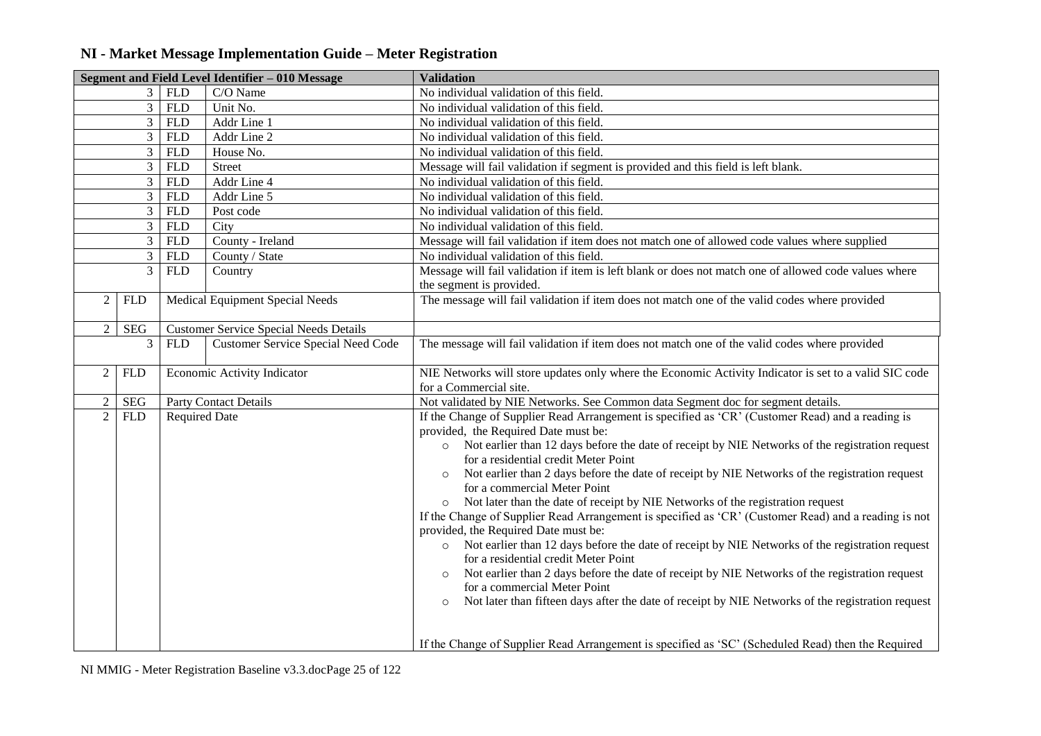## NI - Market Message Implementation Guide – Meter Registration

| Segment and Field Level Identifier – 010 Message | | | | Validation |
|---|---|---|---|---|
| | 3 | FLD | C/O Name | No individual validation of this field. |
| | 3 | FLD | Unit No. | No individual validation of this field. |
| | 3 | FLD | Addr Line 1 | No individual validation of this field. |
| | 3 | FLD | Addr Line 2 | No individual validation of this field. |
| | 3 | FLD | House No. | No individual validation of this field. |
| | 3 | FLD | Street | Message will fail validation if segment is provided and this field is left blank. |
| | 3 | FLD | Addr Line 4 | No individual validation of this field. |
| | 3 | FLD | Addr Line 5 | No individual validation of this field. |
| | 3 | FLD | Post code | No individual validation of this field. |
| | 3 | FLD | City | No individual validation of this field. |
| | 3 | FLD | County - Ireland | Message will fail validation if item does not match one of allowed code values where supplied |
| | 3 | FLD | County / State | No individual validation of this field. |
| | 3 | FLD | Country | Message will fail validation if item is left blank or does not match one of allowed code values where the segment is provided. |
| 2 | FLD | Medical Equipment Special Needs | | The message will fail validation if item does not match one of the valid codes where provided |
| 2 | SEG | Customer Service Special Needs Details | | |
| | 3 | FLD | Customer Service Special Need Code | The message will fail validation if item does not match one of the valid codes where provided |
| 2 | FLD | Economic Activity Indicator | | NIE Networks will store updates only where the Economic Activity Indicator is set to a valid SIC code for a Commercial site. |
| 2 | SEG | Party Contact Details | | Not validated by NIE Networks. See Common data Segment doc for segment details. |
| 2 | FLD | Required Date | | If the Change of Supplier Read Arrangement is specified as 'CR' (Customer Read) and a reading is provided, the Required Date must be:<br>○ Not earlier than 12 days before the date of receipt by NIE Networks of the registration request for a residential credit Meter Point<br>○ Not earlier than 2 days before the date of receipt by NIE Networks of the registration request for a commercial Meter Point<br>○ Not later than the date of receipt by NIE Networks of the registration request<br>If the Change of Supplier Read Arrangement is specified as 'CR' (Customer Read) and a reading is not provided, the Required Date must be:<br>○ Not earlier than 12 days before the date of receipt by NIE Networks of the registration request for a residential credit Meter Point<br>○ Not earlier than 2 days before the date of receipt by NIE Networks of the registration request for a commercial Meter Point<br>○ Not later than fifteen days after the date of receipt by NIE Networks of the registration request<br><br>If the Change of Supplier Read Arrangement is specified as 'SC' (Scheduled Read) then the Required |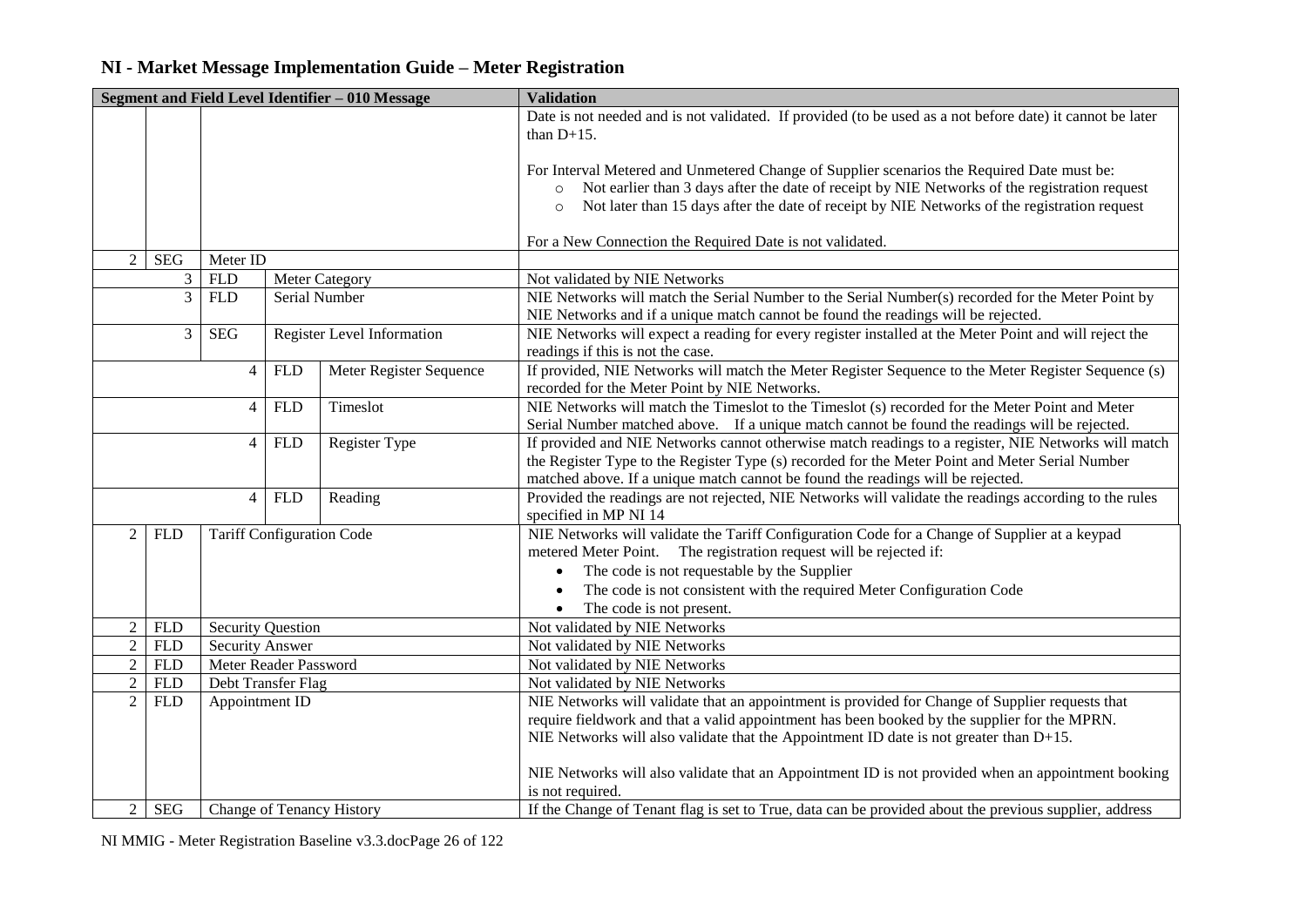# NI - Market Message Implementation Guide – Meter Registration

| Segment and Field Level Identifier – 010 Message | | | | | Validation |
|---|---|---|---|---|---|
| | | | | | Date is not needed and is not validated. If provided (to be used as a not before date) it cannot be later than D+15.<br><br>For Interval Metered and Unmetered Change of Supplier scenarios the Required Date must be:<br>o Not earlier than 3 days after the date of receipt by NIE Networks of the registration request<br>o Not later than 15 days after the date of receipt by NIE Networks of the registration request<br><br>For a New Connection the Required Date is not validated. |
| 2 | SEG | Meter ID | | | |
| | 3 | FLD | Meter Category | | Not validated by NIE Networks |
| | 3 | FLD | Serial Number | | NIE Networks will match the Serial Number to the Serial Number(s) recorded for the Meter Point by NIE Networks and if a unique match cannot be found the readings will be rejected. |
| | 3 | SEG | Register Level Information | | NIE Networks will expect a reading for every register installed at the Meter Point and will reject the readings if this is not the case. |
| | | 4 | FLD | Meter Register Sequence | If provided, NIE Networks will match the Meter Register Sequence to the Meter Register Sequence (s) recorded for the Meter Point by NIE Networks. |
| | | 4 | FLD | Timeslot | NIE Networks will match the Timeslot to the Timeslot (s) recorded for the Meter Point and Meter Serial Number matched above. If a unique match cannot be found the readings will be rejected. |
| | | 4 | FLD | Register Type | If provided and NIE Networks cannot otherwise match readings to a register, NIE Networks will match the Register Type to the Register Type (s) recorded for the Meter Point and Meter Serial Number matched above. If a unique match cannot be found the readings will be rejected. |
| | | 4 | FLD | Reading | Provided the readings are not rejected, NIE Networks will validate the readings according to the rules specified in MP NI 14 |
| 2 | FLD | Tariff Configuration Code | | | NIE Networks will validate the Tariff Configuration Code for a Change of Supplier at a keypad metered Meter Point. The registration request will be rejected if:<br>• The code is not requestable by the Supplier<br>• The code is not consistent with the required Meter Configuration Code<br>• The code is not present. |
| 2 | FLD | Security Question | | | Not validated by NIE Networks |
| 2 | FLD | Security Answer | | | Not validated by NIE Networks |
| 2 | FLD | Meter Reader Password | | | Not validated by NIE Networks |
| 2 | FLD | Debt Transfer Flag | | | Not validated by NIE Networks |
| 2 | FLD | Appointment ID | | | NIE Networks will validate that an appointment is provided for Change of Supplier requests that require fieldwork and that a valid appointment has been booked by the supplier for the MPRN.<br>NIE Networks will also validate that the Appointment ID date is not greater than D+15.<br><br>NIE Networks will also validate that an Appointment ID is not provided when an appointment booking is not required. |
| 2 | SEG | Change of Tenancy History | | | If the Change of Tenant flag is set to True, data can be provided about the previous supplier, address |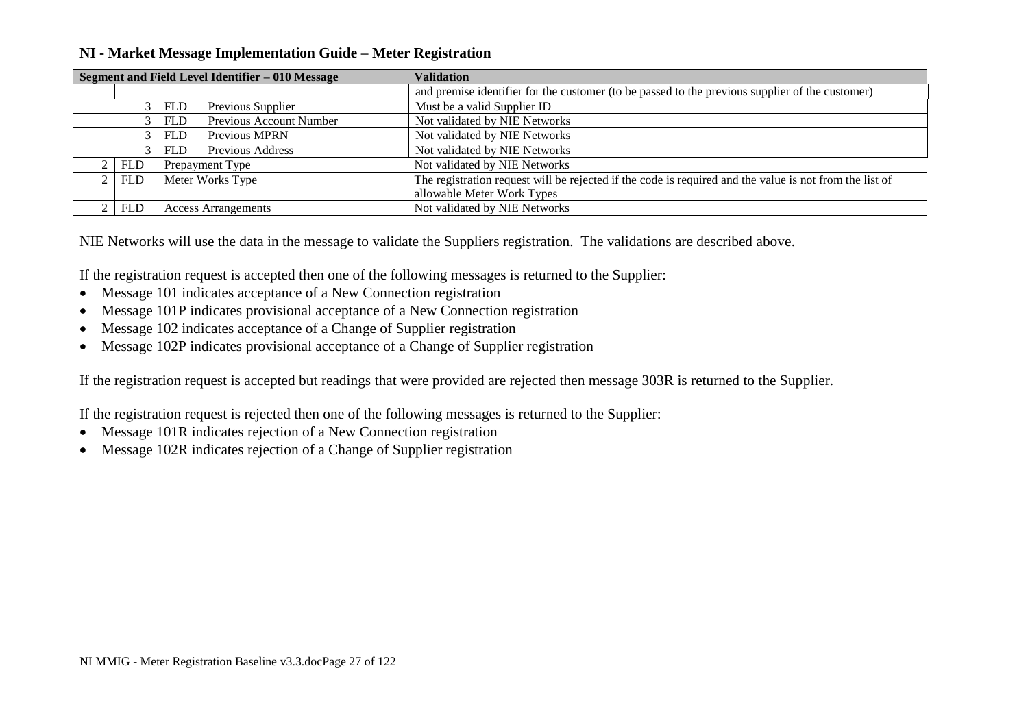| Segment and Field Level Identifier – 010 Message | | | | Validation |
|---|---|---|---|---|
| | | | | and premise identifier for the customer (to be passed to the previous supplier of the customer) |
| 3 | | FLD | Previous Supplier | Must be a valid Supplier ID |
| 3 | | FLD | Previous Account Number | Not validated by NIE Networks |
| 3 | | FLD | Previous MPRN | Not validated by NIE Networks |
| 3 | | FLD | Previous Address | Not validated by NIE Networks |
| 2 | FLD | Prepayment Type | | Not validated by NIE Networks |
| 2 | FLD | Meter Works Type | | The registration request will be rejected if the code is required and the value is not from the list of allowable Meter Work Types |
| 2 | FLD | Access Arrangements | | Not validated by NIE Networks |

NIE Networks will use the data in the message to validate the Suppliers registration. The validations are described above.

If the registration request is accepted then one of the following messages is returned to the Supplier:

- Message 101 indicates acceptance of a New Connection registration
- Message 101P indicates provisional acceptance of a New Connection registration
- Message 102 indicates acceptance of a Change of Supplier registration
- Message 102P indicates provisional acceptance of a Change of Supplier registration

If the registration request is accepted but readings that were provided are rejected then message 303R is returned to the Supplier.

If the registration request is rejected then one of the following messages is returned to the Supplier:

- Message 101R indicates rejection of a New Connection registration
- Message 102R indicates rejection of a Change of Supplier registration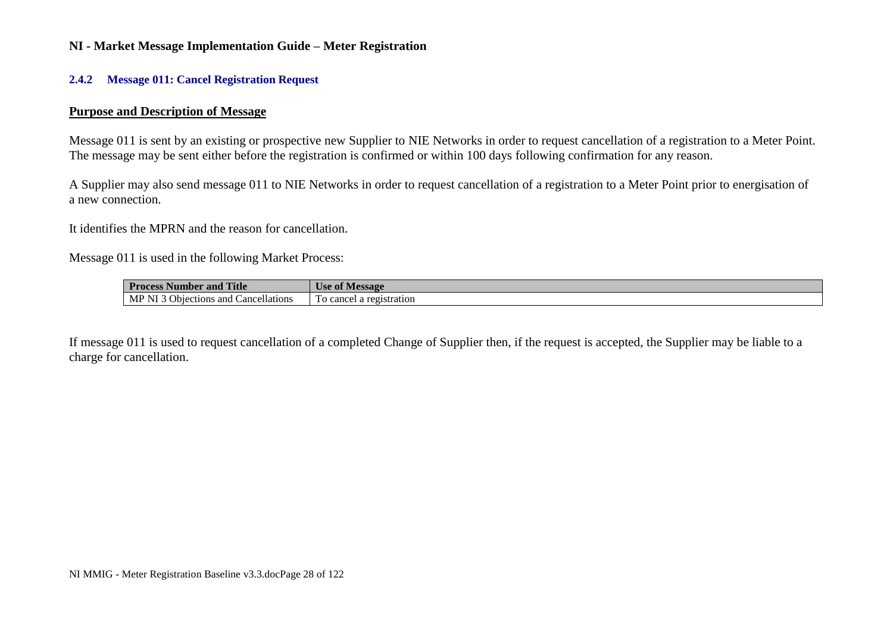### 2.4.2 Message 011: Cancel Registration Request

**Purpose and Description of Message**

Message 011 is sent by an existing or prospective new Supplier to NIE Networks in order to request cancellation of a registration to a Meter Point. The message may be sent either before the registration is confirmed or within 100 days following confirmation for any reason.

A Supplier may also send message 011 to NIE Networks in order to request cancellation of a registration to a Meter Point prior to energisation of a new connection.

It identifies the MPRN and the reason for cancellation.

Message 011 is used in the following Market Process:

| Process Number and Title | Use of Message |
|---|---|
| MP NI 3 Objections and Cancellations | To cancel a registration |

If message 011 is used to request cancellation of a completed Change of Supplier then, if the request is accepted, the Supplier may be liable to a charge for cancellation.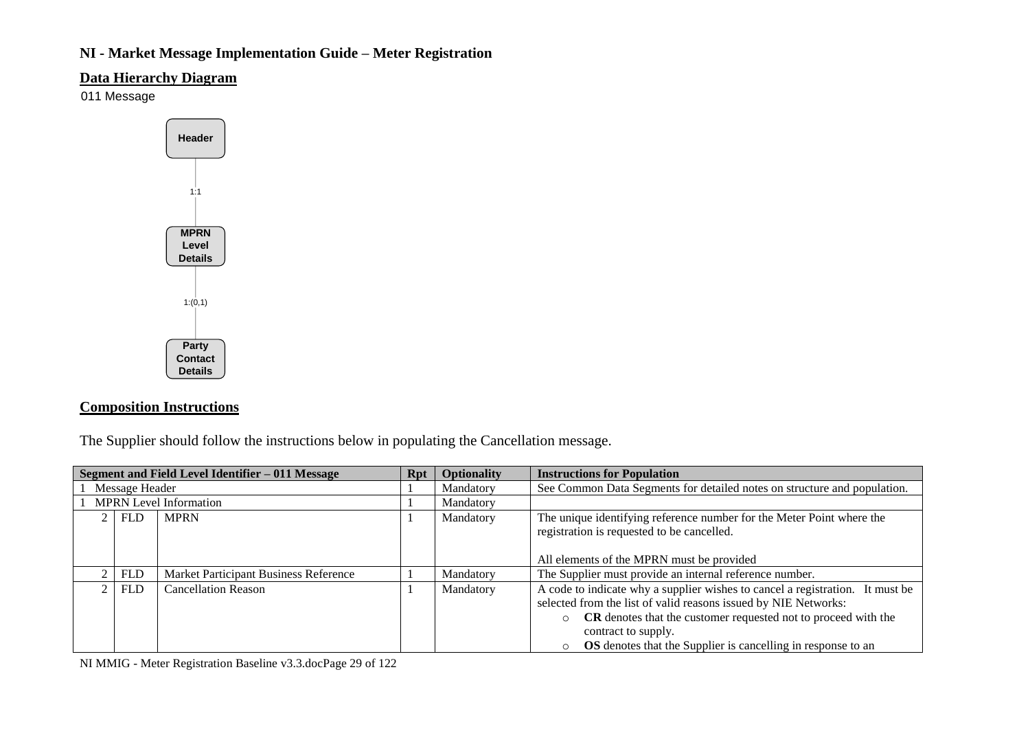## NI - Market Message Implementation Guide – Meter Registration

### Data Hierarchy Diagram

011 Message

Header

1:1

MPRN Level Details

1:(0,1)

Party Contact Details

### Composition Instructions

The Supplier should follow the instructions below in populating the Cancellation message.

| Segment and Field Level Identifier – 011 Message | | | Rpt | Optionality | Instructions for Population |
|---|---|---|---|---|---|
| 1 Message Header | | | 1 | Mandatory | See Common Data Segments for detailed notes on structure and population. |
| 1 MPRN Level Information | | | 1 | Mandatory | |
| 2 | FLD | MPRN | 1 | Mandatory | The unique identifying reference number for the Meter Point where the registration is requested to be cancelled.<br><br>All elements of the MPRN must be provided |
| 2 | FLD | Market Participant Business Reference | 1 | Mandatory | The Supplier must provide an internal reference number. |
| 2 | FLD | Cancellation Reason | 1 | Mandatory | A code to indicate why a supplier wishes to cancel a registration. It must be selected from the list of valid reasons issued by NIE Networks:<br>o **CR** denotes that the customer requested not to proceed with the contract to supply.<br>o **OS** denotes that the Supplier is cancelling in response to an |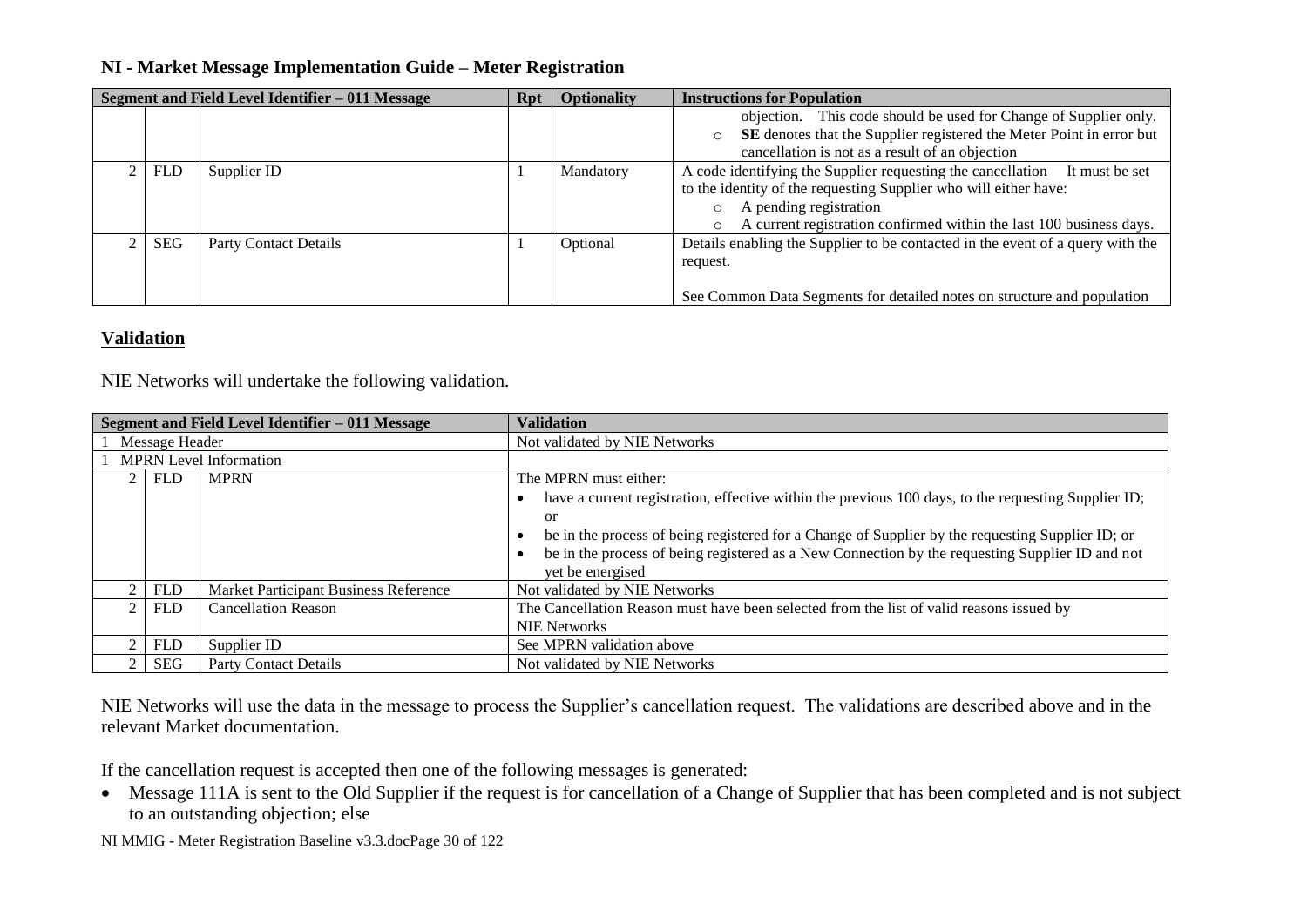## NI - Market Message Implementation Guide – Meter Registration

| Segment and Field Level Identifier – 011 Message | | | Rpt | Optionality | Instructions for Population |
|---|---|---|---|---|---|
| | | | | | objection. This code should be used for Change of Supplier only.<br>○ **SE** denotes that the Supplier registered the Meter Point in error but cancellation is not as a result of an objection |
| 2 | FLD | Supplier ID | 1 | Mandatory | A code identifying the Supplier requesting the cancellation It must be set to the identity of the requesting Supplier who will either have:<br>○ A pending registration<br>○ A current registration confirmed within the last 100 business days. |
| 2 | SEG | Party Contact Details | 1 | Optional | Details enabling the Supplier to be contacted in the event of a query with the request.<br><br>See Common Data Segments for detailed notes on structure and population |

### Validation

NIE Networks will undertake the following validation.

| Segment and Field Level Identifier – 011 Message | | | Validation |
|---|---|---|---|
| 1 Message Header | | | Not validated by NIE Networks |
| 1 MPRN Level Information | | | |
| 2 | FLD | MPRN | The MPRN must either:<br>• have a current registration, effective within the previous 100 days, to the requesting Supplier ID; or<br>• be in the process of being registered for a Change of Supplier by the requesting Supplier ID; or<br>• be in the process of being registered as a New Connection by the requesting Supplier ID and not yet be energised |
| 2 | FLD | Market Participant Business Reference | Not validated by NIE Networks |
| 2 | FLD | Cancellation Reason | The Cancellation Reason must have been selected from the list of valid reasons issued by NIE Networks |
| 2 | FLD | Supplier ID | See MPRN validation above |
| 2 | SEG | Party Contact Details | Not validated by NIE Networks |

NIE Networks will use the data in the message to process the Supplier's cancellation request. The validations are described above and in the relevant Market documentation.

If the cancellation request is accepted then one of the following messages is generated:

- Message 111A is sent to the Old Supplier if the request is for cancellation of a Change of Supplier that has been completed and is not subject to an outstanding objection; else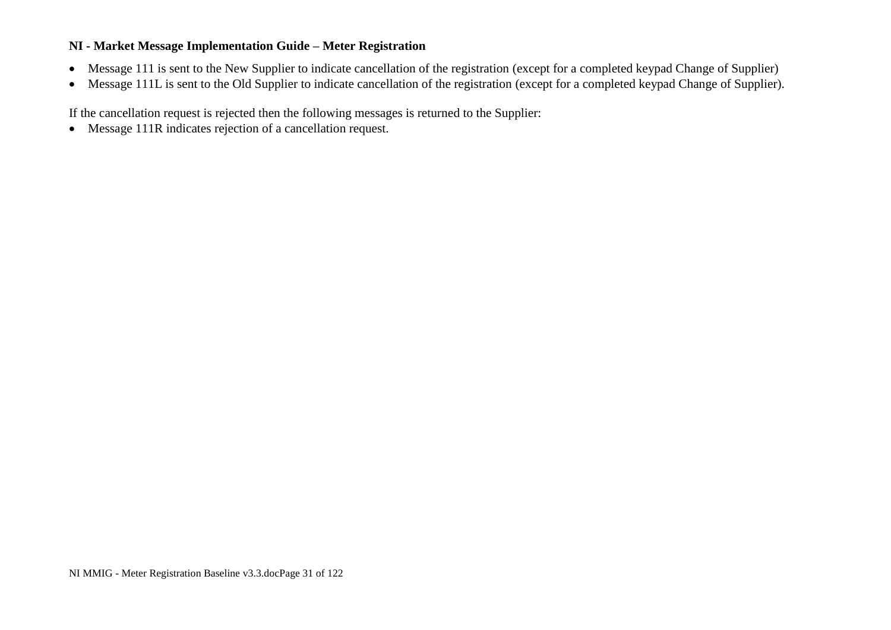- Message 111 is sent to the New Supplier to indicate cancellation of the registration (except for a completed keypad Change of Supplier)
- Message 111L is sent to the Old Supplier to indicate cancellation of the registration (except for a completed keypad Change of Supplier).

If the cancellation request is rejected then the following messages is returned to the Supplier:

- Message 111R indicates rejection of a cancellation request.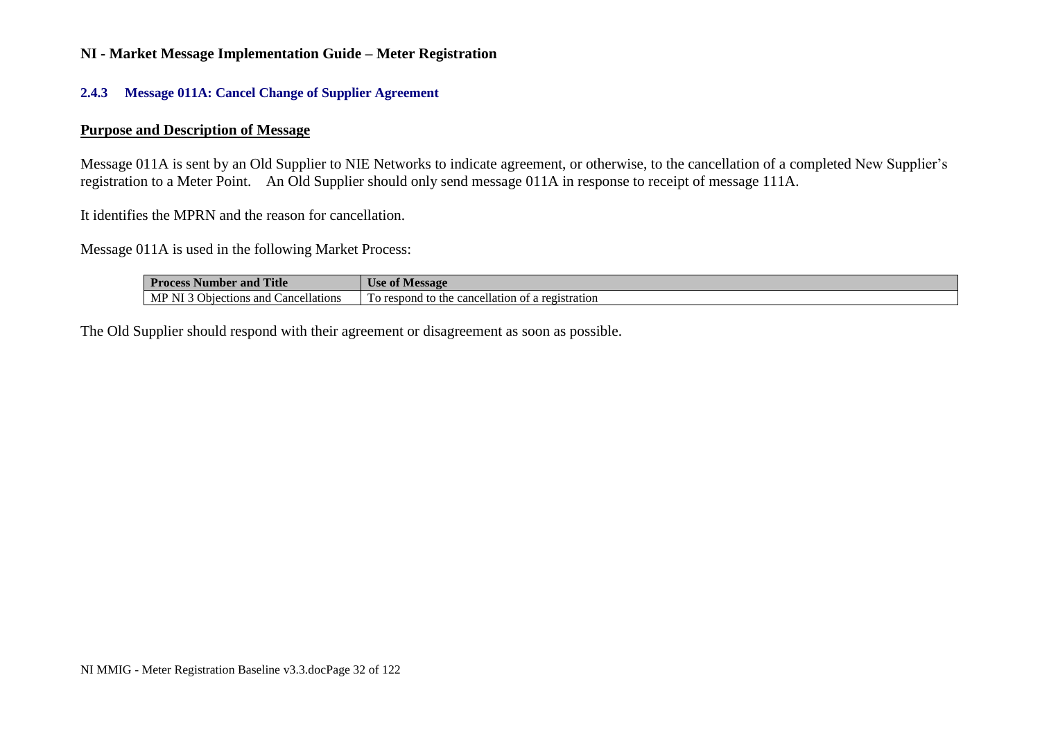### 2.4.3 Message 011A: Cancel Change of Supplier Agreement

**Purpose and Description of Message**

Message 011A is sent by an Old Supplier to NIE Networks to indicate agreement, or otherwise, to the cancellation of a completed New Supplier's registration to a Meter Point. An Old Supplier should only send message 011A in response to receipt of message 111A.

It identifies the MPRN and the reason for cancellation.

Message 011A is used in the following Market Process:

| Process Number and Title | Use of Message |
| --- | --- |
| MP NI 3 Objections and Cancellations | To respond to the cancellation of a registration |

The Old Supplier should respond with their agreement or disagreement as soon as possible.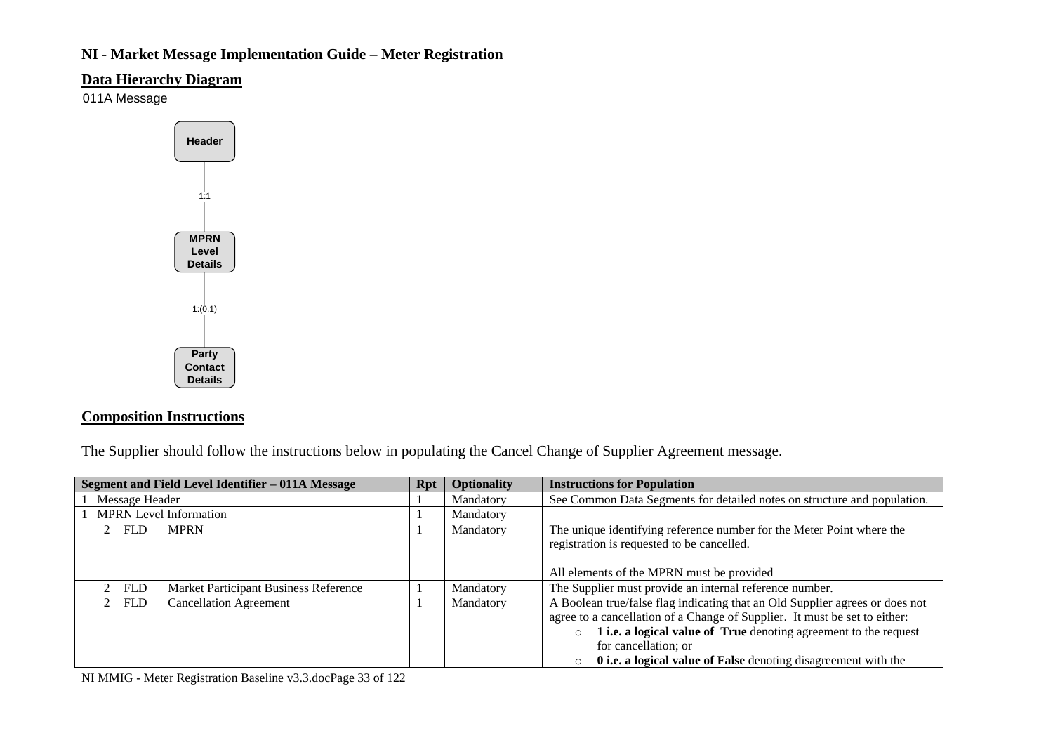**NI - Market Message Implementation Guide – Meter Registration**

## Data Hierarchy Diagram

011A Message

Header

1:1

MPRN Level Details

1:(0,1)

Party Contact Details

## Composition Instructions

The Supplier should follow the instructions below in populating the Cancel Change of Supplier Agreement message.

| Segment and Field Level Identifier – 011A Message | | | Rpt | Optionality | Instructions for Population |
|---|---|---|---|---|---|
| 1 Message Header | | | 1 | Mandatory | See Common Data Segments for detailed notes on structure and population. |
| 1 MPRN Level Information | | | 1 | Mandatory | |
| 2 | FLD | MPRN | 1 | Mandatory | The unique identifying reference number for the Meter Point where the registration is requested to be cancelled.<br><br>All elements of the MPRN must be provided |
| 2 | FLD | Market Participant Business Reference | 1 | Mandatory | The Supplier must provide an internal reference number. |
| 2 | FLD | Cancellation Agreement | 1 | Mandatory | A Boolean true/false flag indicating that an Old Supplier agrees or does not agree to a cancellation of a Change of Supplier. It must be set to either:<br>○ **1 i.e. a logical value of True** denoting agreement to the request for cancellation; or<br>○ **0 i.e. a logical value of False** denoting disagreement with the |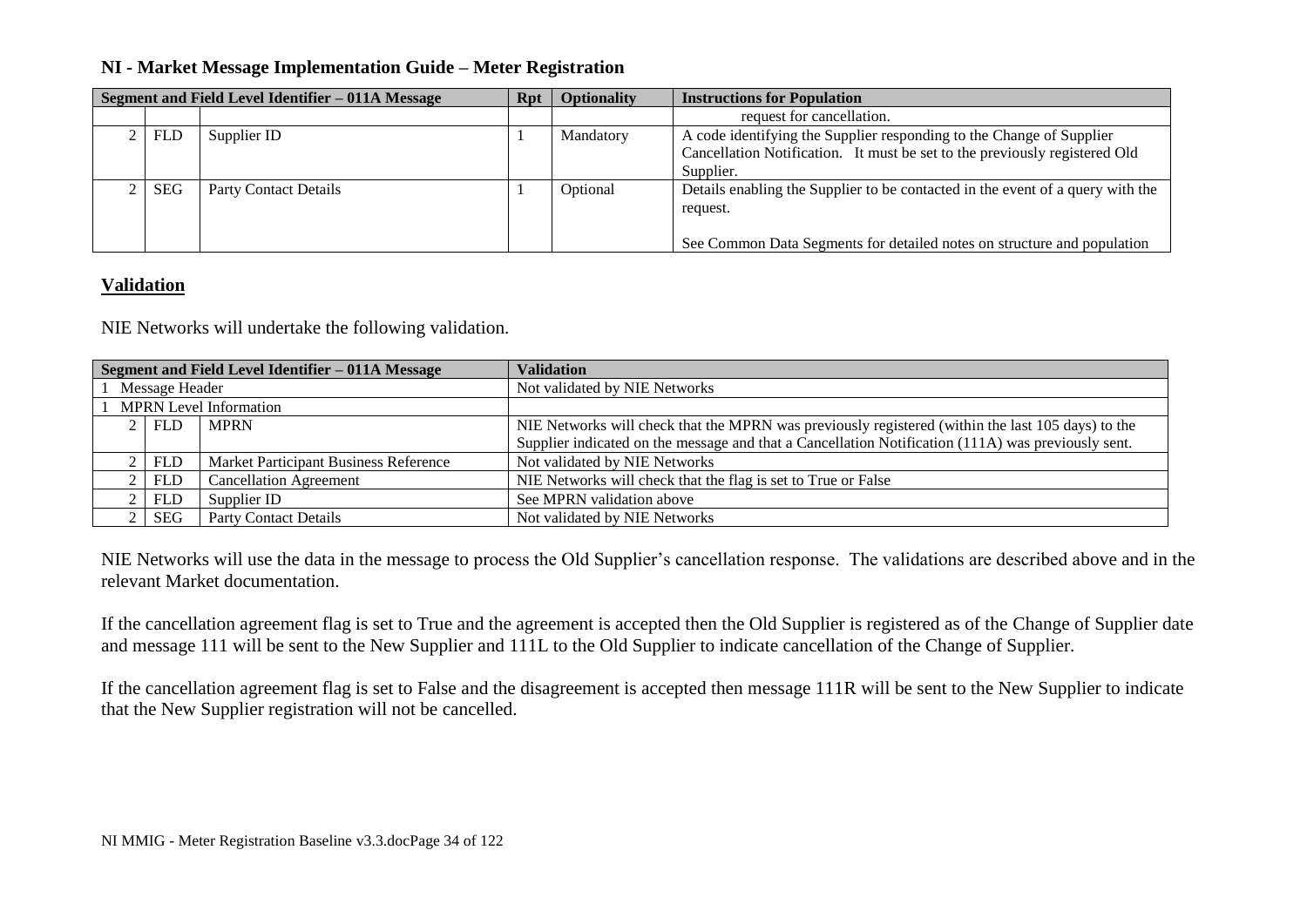# NI - Market Message Implementation Guide – Meter Registration

| Segment and Field Level Identifier – 011A Message | | | Rpt | Optionality | Instructions for Population |
|---|---|---|---|---|---|
| | | | | | request for cancellation. |
| 2 | FLD | Supplier ID | 1 | Mandatory | A code identifying the Supplier responding to the Change of Supplier Cancellation Notification. It must be set to the previously registered Old Supplier. |
| 2 | SEG | Party Contact Details | 1 | Optional | Details enabling the Supplier to be contacted in the event of a query with the request.<br><br>See Common Data Segments for detailed notes on structure and population |

## Validation

NIE Networks will undertake the following validation.

| Segment and Field Level Identifier – 011A Message | | | Validation |
|---|---|---|---|
| 1 Message Header | | | Not validated by NIE Networks |
| 1 MPRN Level Information | | | |
| 2 | FLD | MPRN | NIE Networks will check that the MPRN was previously registered (within the last 105 days) to the Supplier indicated on the message and that a Cancellation Notification (111A) was previously sent. |
| 2 | FLD | Market Participant Business Reference | Not validated by NIE Networks |
| 2 | FLD | Cancellation Agreement | NIE Networks will check that the flag is set to True or False |
| 2 | FLD | Supplier ID | See MPRN validation above |
| 2 | SEG | Party Contact Details | Not validated by NIE Networks |

NIE Networks will use the data in the message to process the Old Supplier's cancellation response. The validations are described above and in the relevant Market documentation.

If the cancellation agreement flag is set to True and the agreement is accepted then the Old Supplier is registered as of the Change of Supplier date and message 111 will be sent to the New Supplier and 111L to the Old Supplier to indicate cancellation of the Change of Supplier.

If the cancellation agreement flag is set to False and the disagreement is accepted then message 111R will be sent to the New Supplier to indicate that the New Supplier registration will not be cancelled.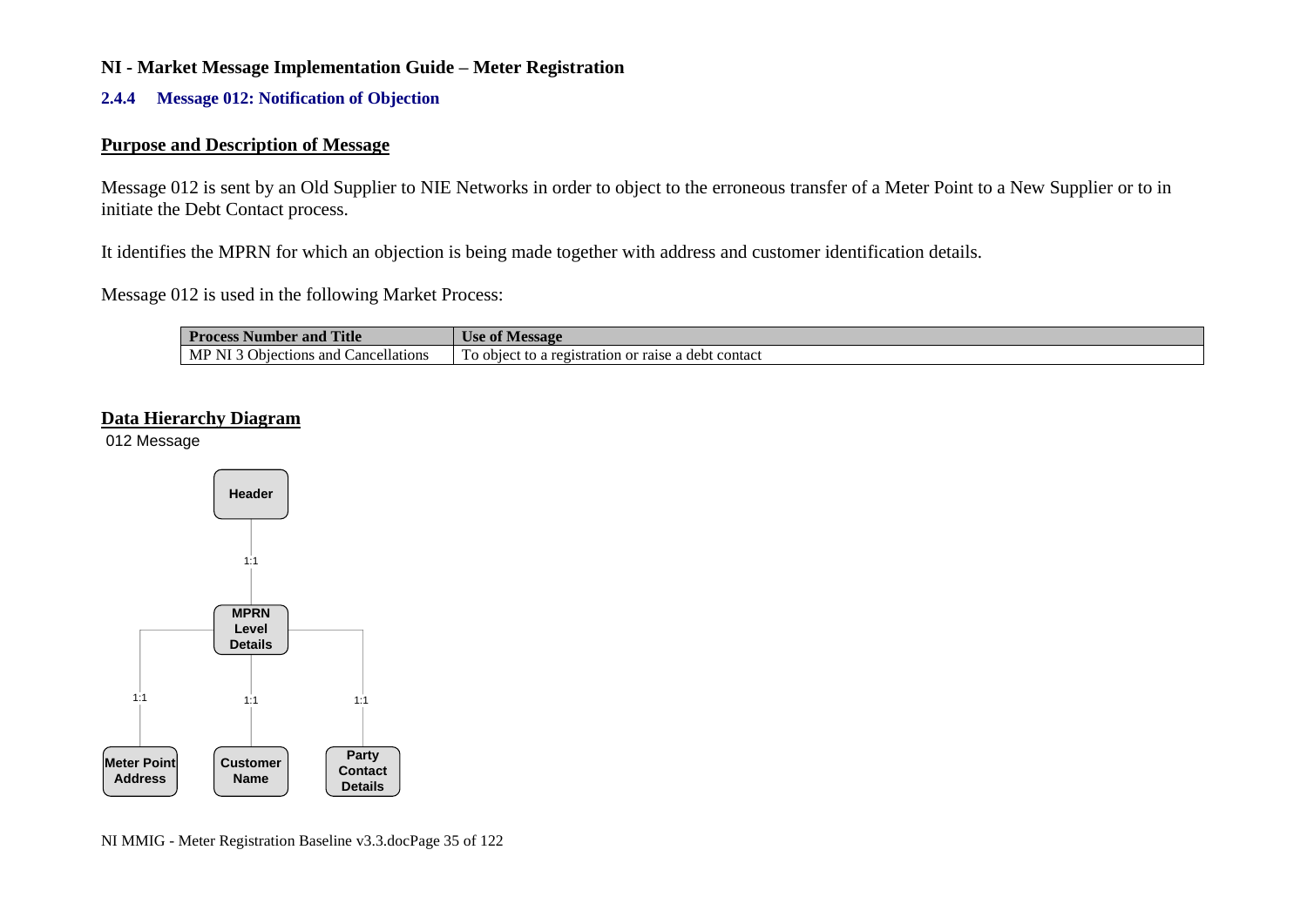#### 2.4.4 Message 012: Notification of Objection

**Purpose and Description of Message**

Message 012 is sent by an Old Supplier to NIE Networks in order to object to the erroneous transfer of a Meter Point to a New Supplier or to in initiate the Debt Contact process.

It identifies the MPRN for which an objection is being made together with address and customer identification details.

Message 012 is used in the following Market Process:

| Process Number and Title | Use of Message |
|---|---|
| MP NI 3 Objections and Cancellations | To object to a registration or raise a debt contact |

**Data Hierarchy Diagram**

012 Message

Header
- 1:1 → MPRN Level Details
  - 1:1 → Meter Point Address
  - 1:1 → Customer Name
  - 1:1 → Party Contact Details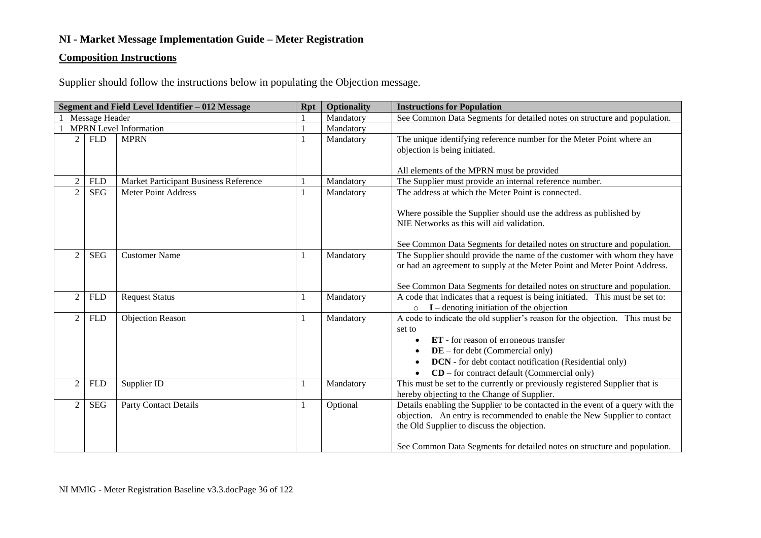**NI - Market Message Implementation Guide – Meter Registration**

**Composition Instructions**

Supplier should follow the instructions below in populating the Objection message.

| Segment and Field Level Identifier – 012 Message | | | Rpt | Optionality | Instructions for Population |
|---|---|---|---|---|---|
| 1 Message Header | | | 1 | Mandatory | See Common Data Segments for detailed notes on structure and population. |
| 1 MPRN Level Information | | | 1 | Mandatory | |
| 2 | FLD | MPRN | 1 | Mandatory | The unique identifying reference number for the Meter Point where an objection is being initiated.<br><br>All elements of the MPRN must be provided |
| 2 | FLD | Market Participant Business Reference | 1 | Mandatory | The Supplier must provide an internal reference number. |
| 2 | SEG | Meter Point Address | 1 | Mandatory | The address at which the Meter Point is connected.<br><br>Where possible the Supplier should use the address as published by NIE Networks as this will aid validation.<br><br>See Common Data Segments for detailed notes on structure and population. |
| 2 | SEG | Customer Name | 1 | Mandatory | The Supplier should provide the name of the customer with whom they have or had an agreement to supply at the Meter Point and Meter Point Address.<br><br>See Common Data Segments for detailed notes on structure and population. |
| 2 | FLD | Request Status | 1 | Mandatory | A code that indicates that a request is being initiated. This must be set to:<br>o **I** – denoting initiation of the objection |
| 2 | FLD | Objection Reason | 1 | Mandatory | A code to indicate the old supplier's reason for the objection. This must be set to<br>• **ET** - for reason of erroneous transfer<br>• **DE** – for debt (Commercial only)<br>• **DCN** - for debt contact notification (Residential only)<br>• **CD** – for contract default (Commercial only) |
| 2 | FLD | Supplier ID | 1 | Mandatory | This must be set to the currently or previously registered Supplier that is hereby objecting to the Change of Supplier. |
| 2 | SEG | Party Contact Details | 1 | Optional | Details enabling the Supplier to be contacted in the event of a query with the objection. An entry is recommended to enable the New Supplier to contact the Old Supplier to discuss the objection.<br><br>See Common Data Segments for detailed notes on structure and population. |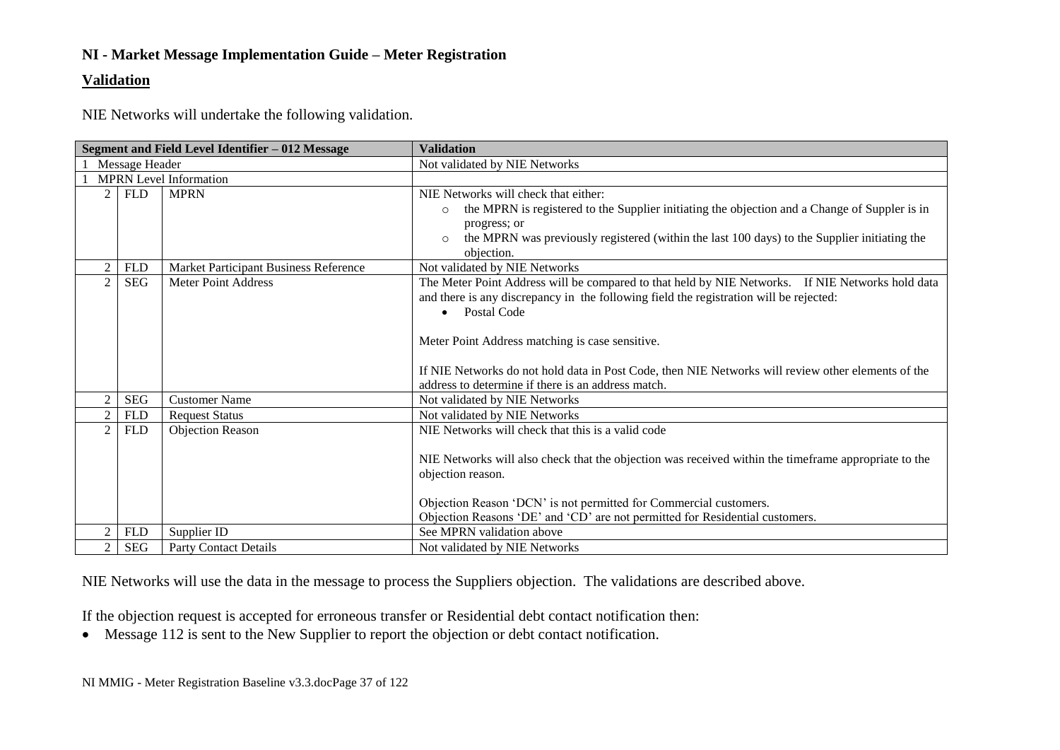**NI - Market Message Implementation Guide – Meter Registration**

**Validation**

NIE Networks will undertake the following validation.

| Segment and Field Level Identifier – 012 Message | | | Validation |
|---|---|---|---|
| 1 Message Header | | | Not validated by NIE Networks |
| 1 MPRN Level Information | | | |
| 2 | FLD | MPRN | NIE Networks will check that either:<br>○ the MPRN is registered to the Supplier initiating the objection and a Change of Suppler is in progress; or<br>○ the MPRN was previously registered (within the last 100 days) to the Supplier initiating the objection. |
| 2 | FLD | Market Participant Business Reference | Not validated by NIE Networks |
| 2 | SEG | Meter Point Address | The Meter Point Address will be compared to that held by NIE Networks. If NIE Networks hold data and there is any discrepancy in the following field the registration will be rejected:<br>• Postal Code<br><br>Meter Point Address matching is case sensitive.<br><br>If NIE Networks do not hold data in Post Code, then NIE Networks will review other elements of the address to determine if there is an address match. |
| 2 | SEG | Customer Name | Not validated by NIE Networks |
| 2 | FLD | Request Status | Not validated by NIE Networks |
| 2 | FLD | Objection Reason | NIE Networks will check that this is a valid code<br><br>NIE Networks will also check that the objection was received within the timeframe appropriate to the objection reason.<br><br>Objection Reason 'DCN' is not permitted for Commercial customers.<br>Objection Reasons 'DE' and 'CD' are not permitted for Residential customers. |
| 2 | FLD | Supplier ID | See MPRN validation above |
| 2 | SEG | Party Contact Details | Not validated by NIE Networks |

NIE Networks will use the data in the message to process the Suppliers objection. The validations are described above.

If the objection request is accepted for erroneous transfer or Residential debt contact notification then:

- Message 112 is sent to the New Supplier to report the objection or debt contact notification.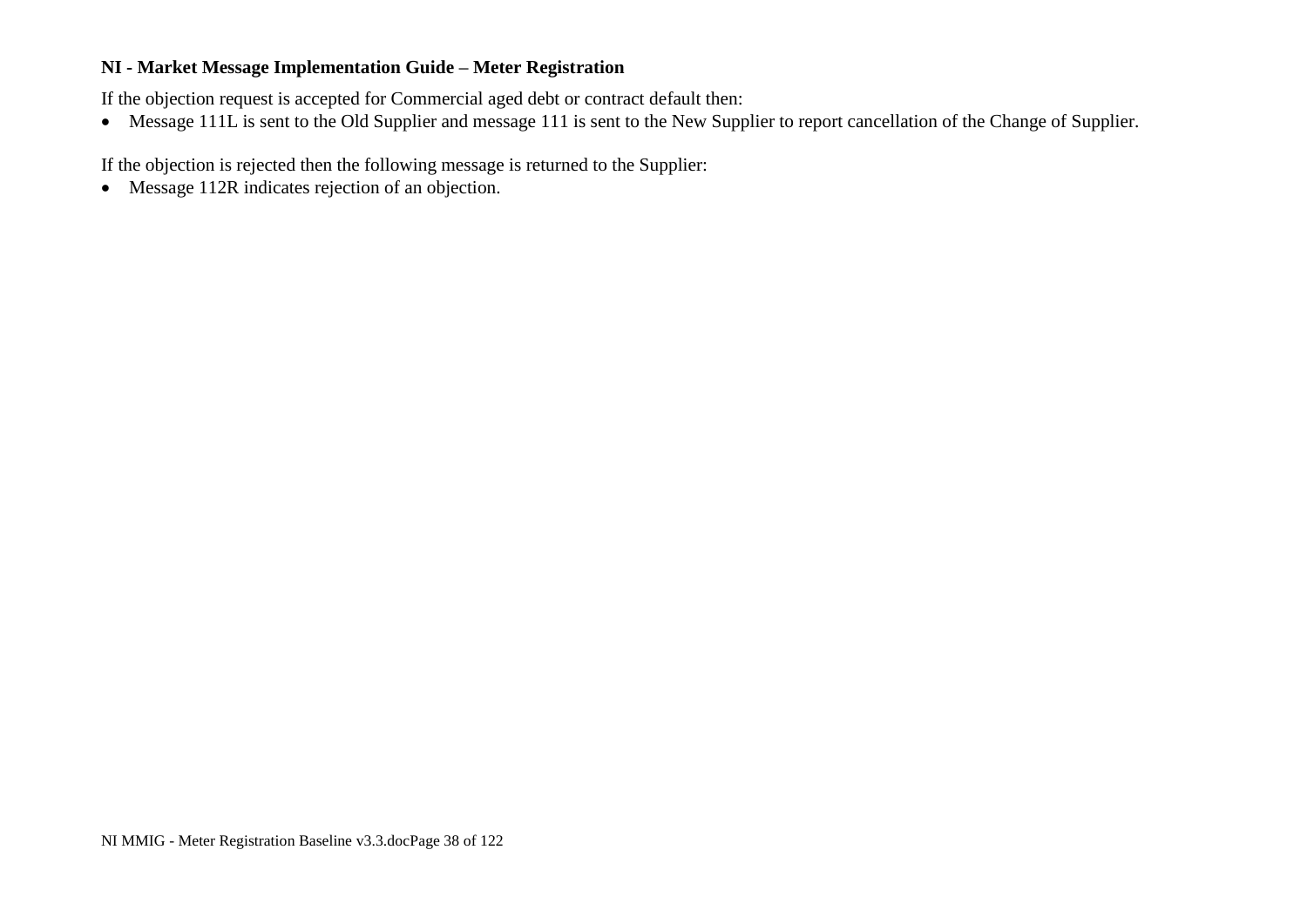If the objection request is accepted for Commercial aged debt or contract default then:

- Message 111L is sent to the Old Supplier and message 111 is sent to the New Supplier to report cancellation of the Change of Supplier.

If the objection is rejected then the following message is returned to the Supplier:

- Message 112R indicates rejection of an objection.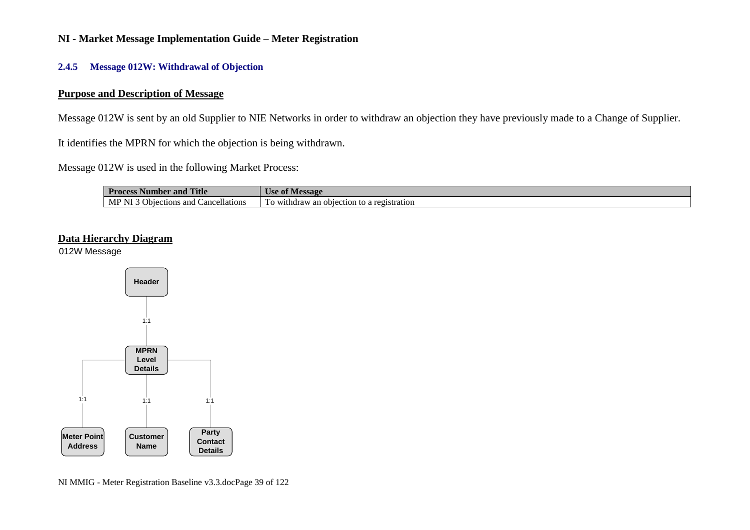### 2.4.5 Message 012W: Withdrawal of Objection

**Purpose and Description of Message**

Message 012W is sent by an old Supplier to NIE Networks in order to withdraw an objection they have previously made to a Change of Supplier.

It identifies the MPRN for which the objection is being withdrawn.

Message 012W is used in the following Market Process:

| Process Number and Title | Use of Message |
| --- | --- |
| MP NI 3 Objections and Cancellations | To withdraw an objection to a registration |

**Data Hierarchy Diagram**

012W Message

Header

1:1

MPRN Level Details

1:1

1:1

1:1

Meter Point Address

Customer Name

Party Contact Details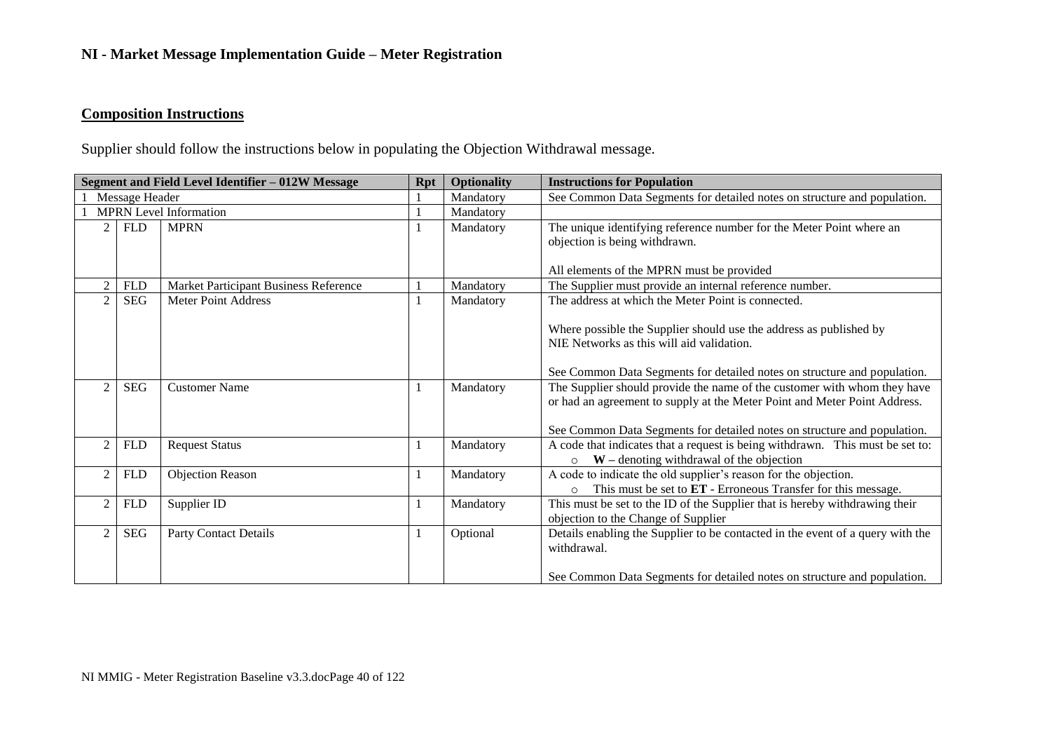## Composition Instructions

Supplier should follow the instructions below in populating the Objection Withdrawal message.

| Segment and Field Level Identifier – 012W Message | | | Rpt | Optionality | Instructions for Population |
|---|---|---|---|---|---|
| 1 Message Header | | | 1 | Mandatory | See Common Data Segments for detailed notes on structure and population. |
| 1 MPRN Level Information | | | 1 | Mandatory | |
| 2 | FLD | MPRN | 1 | Mandatory | The unique identifying reference number for the Meter Point where an objection is being withdrawn.<br><br>All elements of the MPRN must be provided |
| 2 | FLD | Market Participant Business Reference | 1 | Mandatory | The Supplier must provide an internal reference number. |
| 2 | SEG | Meter Point Address | 1 | Mandatory | The address at which the Meter Point is connected.<br><br>Where possible the Supplier should use the address as published by NIE Networks as this will aid validation.<br><br>See Common Data Segments for detailed notes on structure and population. |
| 2 | SEG | Customer Name | 1 | Mandatory | The Supplier should provide the name of the customer with whom they have or had an agreement to supply at the Meter Point and Meter Point Address.<br><br>See Common Data Segments for detailed notes on structure and population. |
| 2 | FLD | Request Status | 1 | Mandatory | A code that indicates that a request is being withdrawn. This must be set to:<br>o **W** – denoting withdrawal of the objection |
| 2 | FLD | Objection Reason | 1 | Mandatory | A code to indicate the old supplier's reason for the objection.<br>o This must be set to **ET** - Erroneous Transfer for this message. |
| 2 | FLD | Supplier ID | 1 | Mandatory | This must be set to the ID of the Supplier that is hereby withdrawing their objection to the Change of Supplier |
| 2 | SEG | Party Contact Details | 1 | Optional | Details enabling the Supplier to be contacted in the event of a query with the withdrawal.<br><br>See Common Data Segments for detailed notes on structure and population. |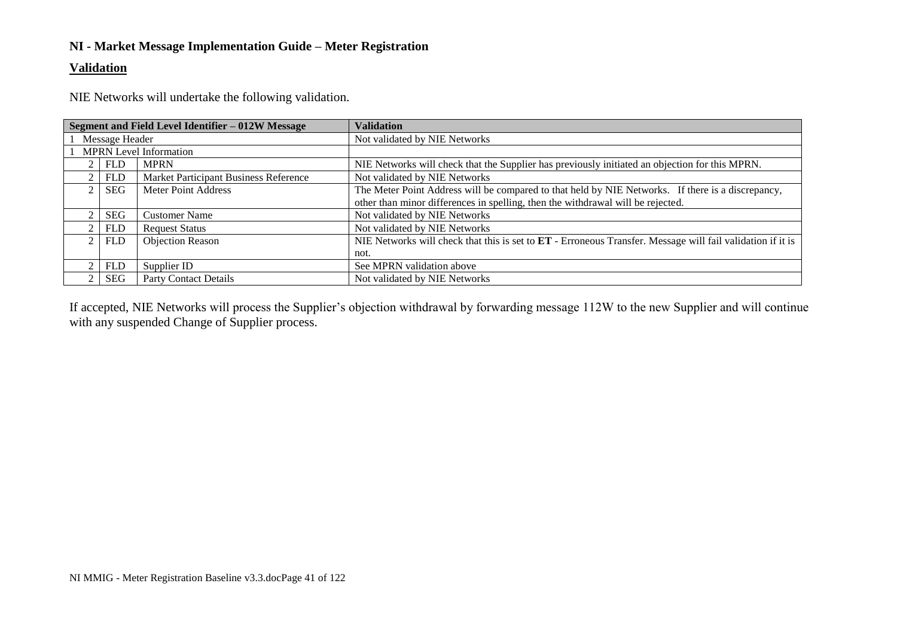## Validation

NIE Networks will undertake the following validation.

| Segment and Field Level Identifier – 012W Message | | | Validation |
|---|---|---|---|
| 1 Message Header | | | Not validated by NIE Networks |
| 1 MPRN Level Information | | | |
| 2 | FLD | MPRN | NIE Networks will check that the Supplier has previously initiated an objection for this MPRN. |
| 2 | FLD | Market Participant Business Reference | Not validated by NIE Networks |
| 2 | SEG | Meter Point Address | The Meter Point Address will be compared to that held by NIE Networks. If there is a discrepancy, other than minor differences in spelling, then the withdrawal will be rejected. |
| 2 | SEG | Customer Name | Not validated by NIE Networks |
| 2 | FLD | Request Status | Not validated by NIE Networks |
| 2 | FLD | Objection Reason | NIE Networks will check that this is set to **ET** - Erroneous Transfer. Message will fail validation if it is not. |
| 2 | FLD | Supplier ID | See MPRN validation above |
| 2 | SEG | Party Contact Details | Not validated by NIE Networks |

If accepted, NIE Networks will process the Supplier's objection withdrawal by forwarding message 112W to the new Supplier and will continue with any suspended Change of Supplier process.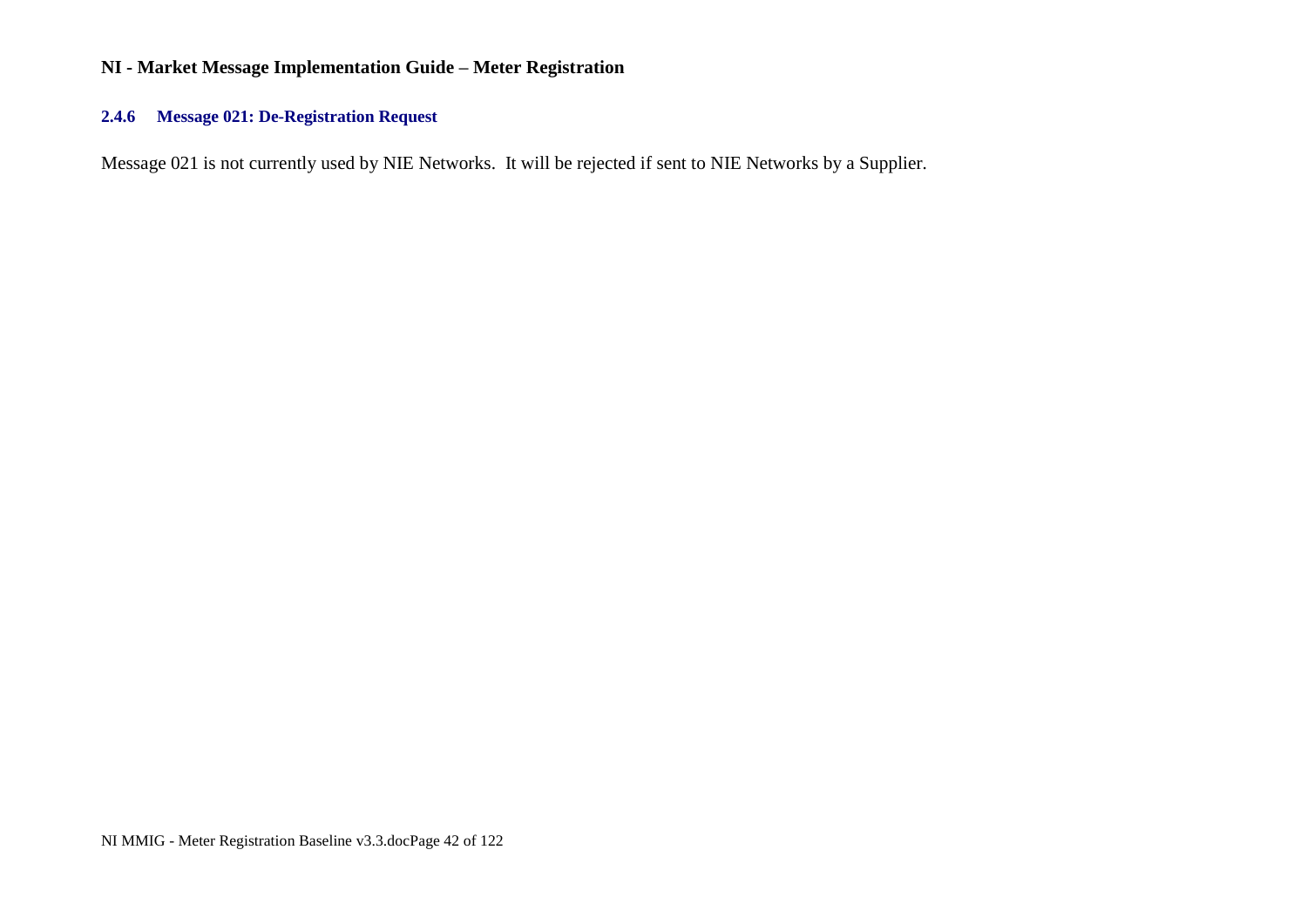### 2.4.6 Message 021: De-Registration Request

Message 021 is not currently used by NIE Networks. It will be rejected if sent to NIE Networks by a Supplier.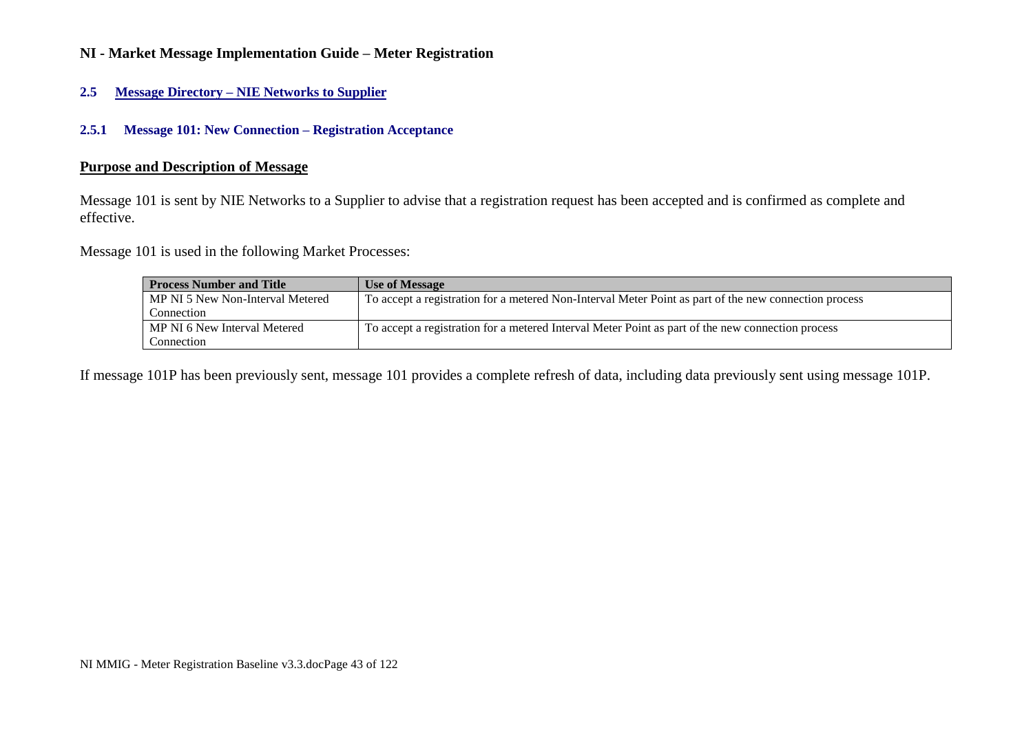## 2.5 Message Directory – NIE Networks to Supplier

### 2.5.1 Message 101: New Connection – Registration Acceptance

**Purpose and Description of Message**

Message 101 is sent by NIE Networks to a Supplier to advise that a registration request has been accepted and is confirmed as complete and effective.

Message 101 is used in the following Market Processes:

| Process Number and Title | Use of Message |
|---|---|
| MP NI 5 New Non-Interval Metered Connection | To accept a registration for a metered Non-Interval Meter Point as part of the new connection process |
| MP NI 6 New Interval Metered Connection | To accept a registration for a metered Interval Meter Point as part of the new connection process |

If message 101P has been previously sent, message 101 provides a complete refresh of data, including data previously sent using message 101P.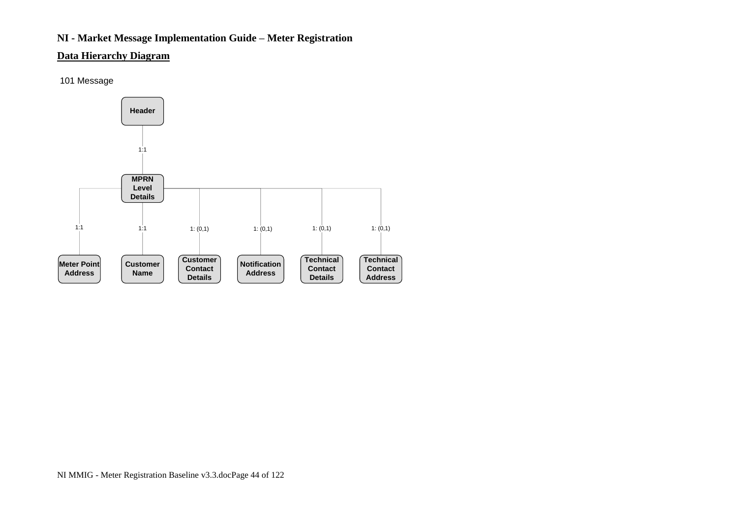**NI - Market Message Implementation Guide – Meter Registration**

## Data Hierarchy Diagram

101 Message

Header

1:1

MPRN Level Details

1:1

1:1

1: (0,1)

1: (0,1)

1: (0,1)

1: (0,1)

Meter Point Address

Customer Name

Customer Contact Details

Notification Address

Technical Contact Details

Technical Contact Address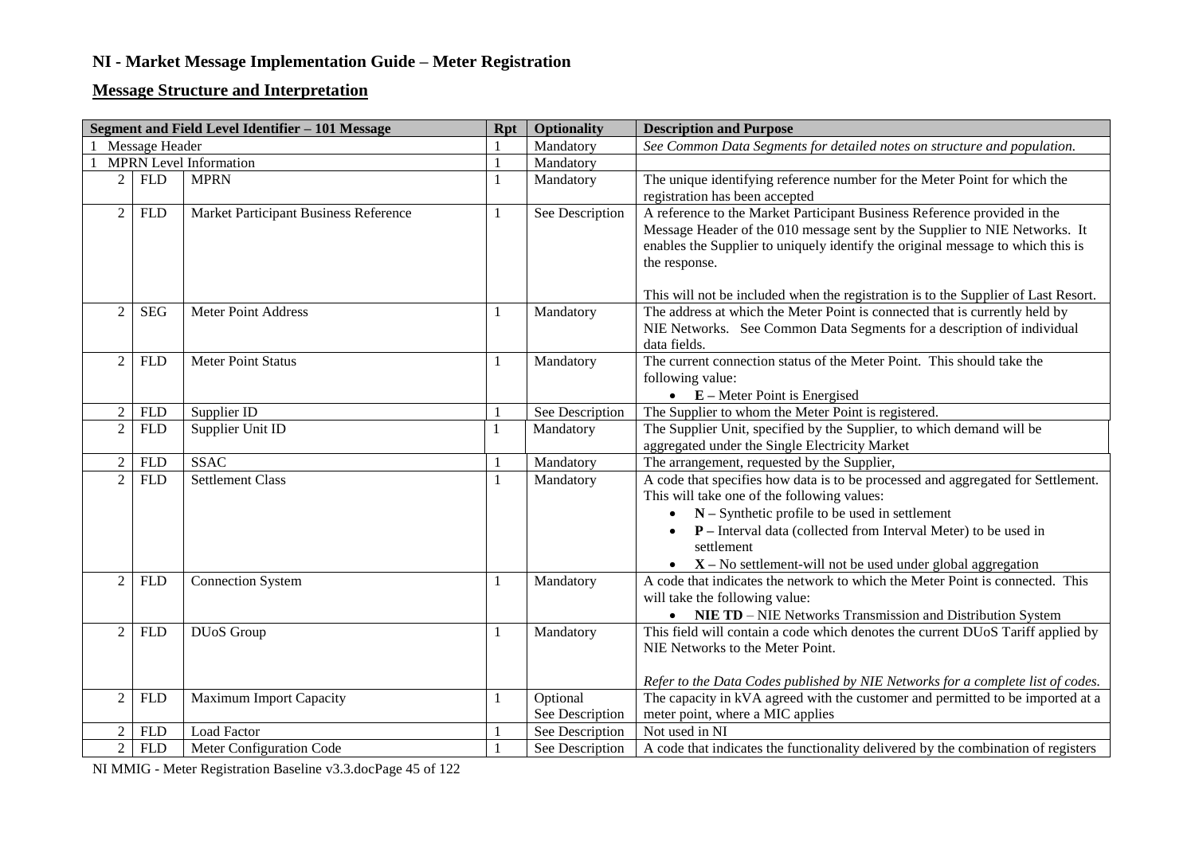# NI - Market Message Implementation Guide – Meter Registration

## Message Structure and Interpretation

| Segment and Field Level Identifier – 101 Message | | | Rpt | Optionality | Description and Purpose |
|---|---|---|---|---|---|
| 1 | Message Header | | 1 | Mandatory | *See Common Data Segments for detailed notes on structure and population.* |
| 1 | MPRN Level Information | | 1 | Mandatory | |
| 2 | FLD | MPRN | 1 | Mandatory | The unique identifying reference number for the Meter Point for which the registration has been accepted |
| 2 | FLD | Market Participant Business Reference | 1 | See Description | A reference to the Market Participant Business Reference provided in the Message Header of the 010 message sent by the Supplier to NIE Networks. It enables the Supplier to uniquely identify the original message to which this is the response.<br><br>This will not be included when the registration is to the Supplier of Last Resort. |
| 2 | SEG | Meter Point Address | 1 | Mandatory | The address at which the Meter Point is connected that is currently held by NIE Networks. See Common Data Segments for a description of individual data fields. |
| 2 | FLD | Meter Point Status | 1 | Mandatory | The current connection status of the Meter Point. This should take the following value:<br>• **E** – Meter Point is Energised |
| 2 | FLD | Supplier ID | 1 | See Description | The Supplier to whom the Meter Point is registered. |
| 2 | FLD | Supplier Unit ID | 1 | Mandatory | The Supplier Unit, specified by the Supplier, to which demand will be aggregated under the Single Electricity Market |
| 2 | FLD | SSAC | 1 | Mandatory | The arrangement, requested by the Supplier, |
| 2 | FLD | Settlement Class | 1 | Mandatory | A code that specifies how data is to be processed and aggregated for Settlement. This will take one of the following values:<br>• **N** – Synthetic profile to be used in settlement<br>• **P** – Interval data (collected from Interval Meter) to be used in settlement<br>• **X** – No settlement-will not be used under global aggregation |
| 2 | FLD | Connection System | 1 | Mandatory | A code that indicates the network to which the Meter Point is connected. This will take the following value:<br>• **NIE TD** – NIE Networks Transmission and Distribution System |
| 2 | FLD | DUoS Group | 1 | Mandatory | This field will contain a code which denotes the current DUoS Tariff applied by NIE Networks to the Meter Point.<br><br>*Refer to the Data Codes published by NIE Networks for a complete list of codes.* |
| 2 | FLD | Maximum Import Capacity | 1 | Optional<br>See Description | The capacity in kVA agreed with the customer and permitted to be imported at a meter point, where a MIC applies |
| 2 | FLD | Load Factor | 1 | See Description | Not used in NI |
| 2 | FLD | Meter Configuration Code | 1 | See Description | A code that indicates the functionality delivered by the combination of registers |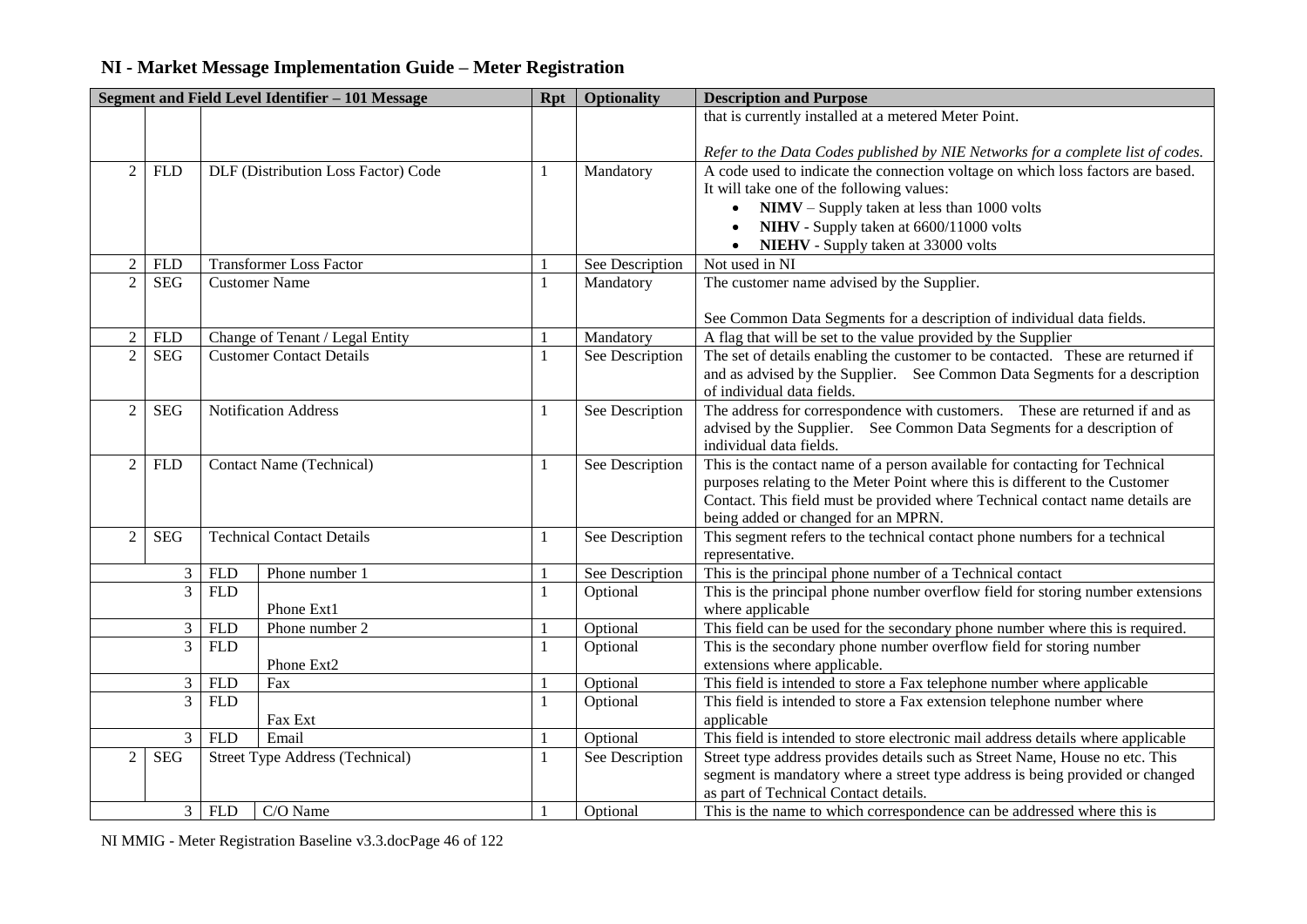# NI - Market Message Implementation Guide – Meter Registration

| Segment and Field Level Identifier – 101 Message | | | | Rpt | Optionality | Description and Purpose |
|---|---|---|---|---|---|---|
| | | | | | | that is currently installed at a metered Meter Point.<br><br>*Refer to the Data Codes published by NIE Networks for a complete list of codes.* |
| 2 | FLD | DLF (Distribution Loss Factor) Code | | 1 | Mandatory | A code used to indicate the connection voltage on which loss factors are based. It will take one of the following values:<br>• **NIMV** – Supply taken at less than 1000 volts<br>• **NIHV** - Supply taken at 6600/11000 volts<br>• **NIEHV** - Supply taken at 33000 volts |
| 2 | FLD | Transformer Loss Factor | | 1 | See Description | Not used in NI |
| 2 | SEG | Customer Name | | 1 | Mandatory | The customer name advised by the Supplier.<br><br>See Common Data Segments for a description of individual data fields. |
| 2 | FLD | Change of Tenant / Legal Entity | | 1 | Mandatory | A flag that will be set to the value provided by the Supplier |
| 2 | SEG | Customer Contact Details | | 1 | See Description | The set of details enabling the customer to be contacted. These are returned if and as advised by the Supplier. See Common Data Segments for a description of individual data fields. |
| 2 | SEG | Notification Address | | 1 | See Description | The address for correspondence with customers. These are returned if and as advised by the Supplier. See Common Data Segments for a description of individual data fields. |
| 2 | FLD | Contact Name (Technical) | | 1 | See Description | This is the contact name of a person available for contacting for Technical purposes relating to the Meter Point where this is different to the Customer Contact. This field must be provided where Technical contact name details are being added or changed for an MPRN. |
| 2 | SEG | Technical Contact Details | | 1 | See Description | This segment refers to the technical contact phone numbers for a technical representative. |
| | 3 | FLD | Phone number 1 | 1 | See Description | This is the principal phone number of a Technical contact |
| | 3 | FLD | Phone Ext1 | 1 | Optional | This is the principal phone number overflow field for storing number extensions where applicable |
| | 3 | FLD | Phone number 2 | 1 | Optional | This field can be used for the secondary phone number where this is required. |
| | 3 | FLD | Phone Ext2 | 1 | Optional | This is the secondary phone number overflow field for storing number extensions where applicable. |
| | 3 | FLD | Fax | 1 | Optional | This field is intended to store a Fax telephone number where applicable |
| | 3 | FLD | Fax Ext | 1 | Optional | This field is intended to store a Fax extension telephone number where applicable |
| | 3 | FLD | Email | 1 | Optional | This field is intended to store electronic mail address details where applicable |
| 2 | SEG | Street Type Address (Technical) | | 1 | See Description | Street type address provides details such as Street Name, House no etc. This segment is mandatory where a street type address is being provided or changed as part of Technical Contact details. |
| | 3 | FLD | C/O Name | 1 | Optional | This is the name to which correspondence can be addressed where this is |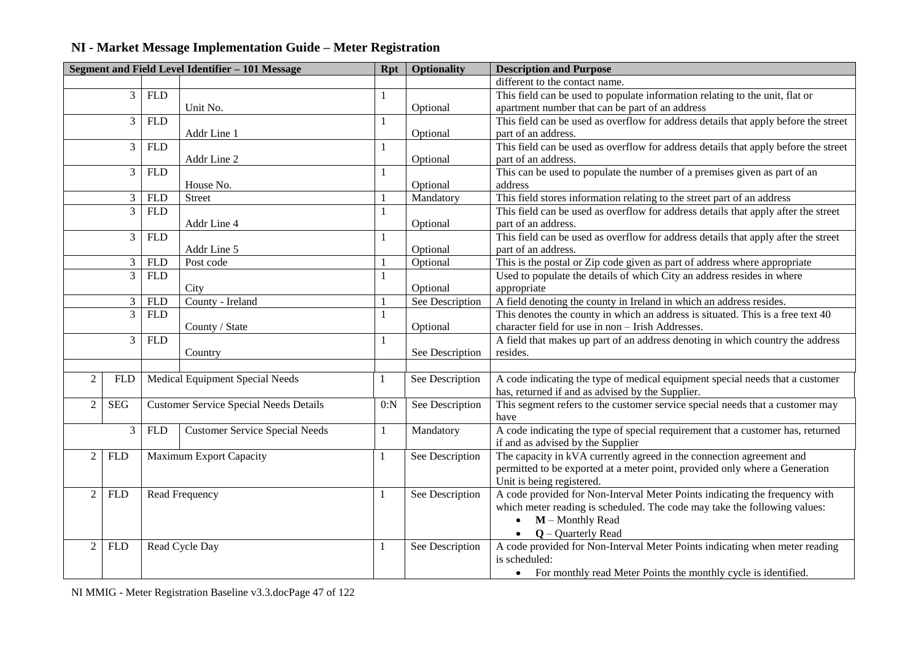# NI - Market Message Implementation Guide – Meter Registration

| Segment and Field Level Identifier – 101 Message | | | | Rpt | Optionality | Description and Purpose |
|---|---|---|---|---|---|---|
| | | | | | | different to the contact name. |
| | 3 | FLD | Unit No. | 1 | Optional | This field can be used to populate information relating to the unit, flat or apartment number that can be part of an address |
| | 3 | FLD | Addr Line 1 | 1 | Optional | This field can be used as overflow for address details that apply before the street part of an address. |
| | 3 | FLD | Addr Line 2 | 1 | Optional | This field can be used as overflow for address details that apply before the street part of an address. |
| | 3 | FLD | House No. | 1 | Optional | This can be used to populate the number of a premises given as part of an address |
| | 3 | FLD | Street | 1 | Mandatory | This field stores information relating to the street part of an address |
| | 3 | FLD | Addr Line 4 | 1 | Optional | This field can be used as overflow for address details that apply after the street part of an address. |
| | 3 | FLD | Addr Line 5 | 1 | Optional | This field can be used as overflow for address details that apply after the street part of an address. |
| | 3 | FLD | Post code | 1 | Optional | This is the postal or Zip code given as part of address where appropriate |
| | 3 | FLD | City | 1 | Optional | Used to populate the details of which City an address resides in where appropriate |
| | 3 | FLD | County - Ireland | 1 | See Description | A field denoting the county in Ireland in which an address resides. |
| | 3 | FLD | County / State | 1 | Optional | This denotes the county in which an address is situated. This is a free text 40 character field for use in non – Irish Addresses. |
| | 3 | FLD | Country | 1 | See Description | A field that makes up part of an address denoting in which country the address resides. |
| | | | | | | |
| 2 | FLD | Medical Equipment Special Needs | | 1 | See Description | A code indicating the type of medical equipment special needs that a customer has, returned if and as advised by the Supplier. |
| 2 | SEG | Customer Service Special Needs Details | | 0:N | See Description | This segment refers to the customer service special needs that a customer may have |
| | 3 | FLD | Customer Service Special Needs | 1 | Mandatory | A code indicating the type of special requirement that a customer has, returned if and as advised by the Supplier |
| 2 | FLD | Maximum Export Capacity | | 1 | See Description | The capacity in kVA currently agreed in the connection agreement and permitted to be exported at a meter point, provided only where a Generation Unit is being registered. |
| 2 | FLD | Read Frequency | | 1 | See Description | A code provided for Non-Interval Meter Points indicating the frequency with which meter reading is scheduled. The code may take the following values:<br>• **M** – Monthly Read<br>• **Q** – Quarterly Read |
| 2 | FLD | Read Cycle Day | | 1 | See Description | A code provided for Non-Interval Meter Points indicating when meter reading is scheduled:<br>• For monthly read Meter Points the monthly cycle is identified. |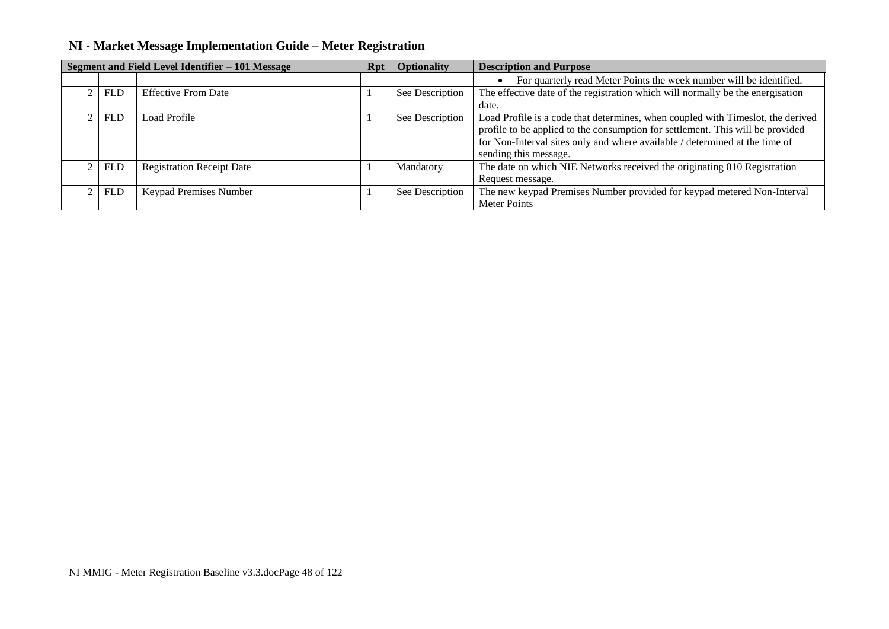# NI - Market Message Implementation Guide – Meter Registration

| Segment and Field Level Identifier – 101 Message | | | Rpt | Optionality | Description and Purpose |
|---|---|---|---|---|---|
| | | | | | • For quarterly read Meter Points the week number will be identified. |
| 2 | FLD | Effective From Date | 1 | See Description | The effective date of the registration which will normally be the energisation date. |
| 2 | FLD | Load Profile | 1 | See Description | Load Profile is a code that determines, when coupled with Timeslot, the derived profile to be applied to the consumption for settlement. This will be provided for Non-Interval sites only and where available / determined at the time of sending this message. |
| 2 | FLD | Registration Receipt Date | 1 | Mandatory | The date on which NIE Networks received the originating 010 Registration Request message. |
| 2 | FLD | Keypad Premises Number | 1 | See Description | The new keypad Premises Number provided for keypad metered Non-Interval Meter Points |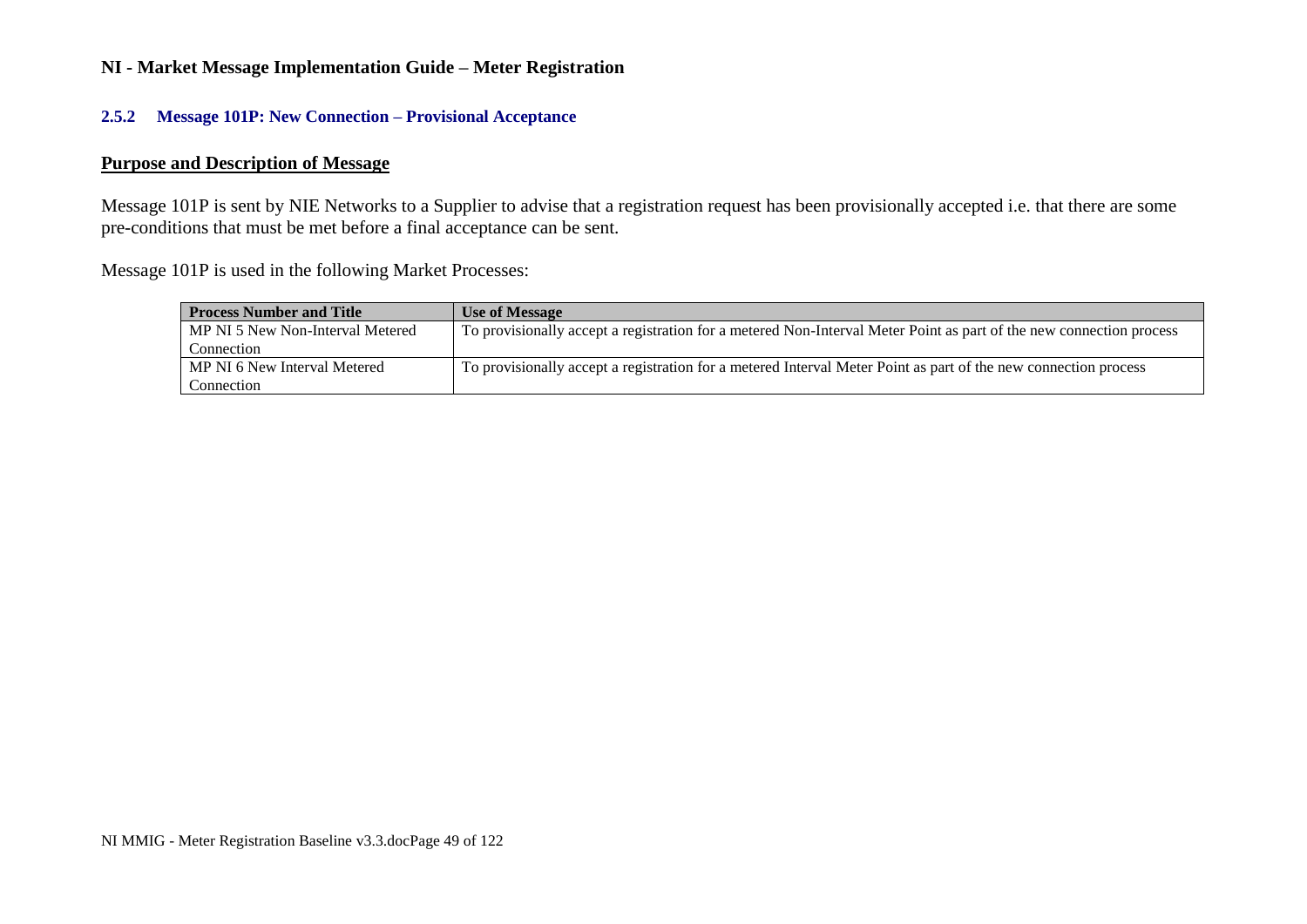### 2.5.2 Message 101P: New Connection – Provisional Acceptance

**Purpose and Description of Message**

Message 101P is sent by NIE Networks to a Supplier to advise that a registration request has been provisionally accepted i.e. that there are some pre-conditions that must be met before a final acceptance can be sent.

Message 101P is used in the following Market Processes:

| Process Number and Title | Use of Message |
|---|---|
| MP NI 5 New Non-Interval Metered Connection | To provisionally accept a registration for a metered Non-Interval Meter Point as part of the new connection process |
| MP NI 6 New Interval Metered Connection | To provisionally accept a registration for a metered Interval Meter Point as part of the new connection process |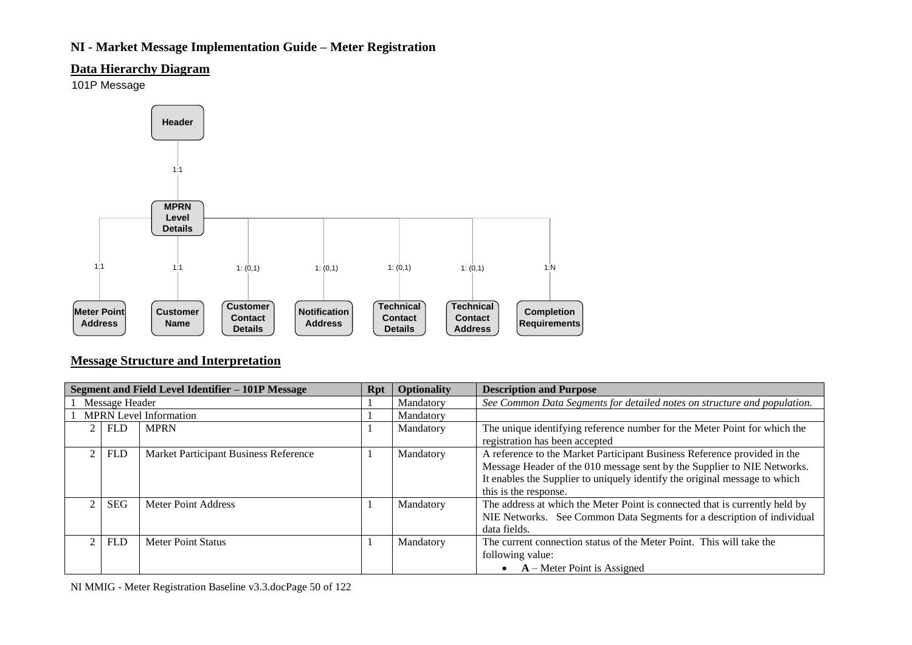# NI - Market Message Implementation Guide – Meter Registration

## Data Hierarchy Diagram

101P Message

Header

1:1

MPRN Level Details

1:1 1:1 1: (0,1) 1: (0,1) 1: (0,1) 1: (0,1) 1:N

Meter Point Address

Customer Name

Customer Contact Details

Notification Address

Technical Contact Details

Technical Contact Address

Completion Requirements

## Message Structure and Interpretation

| Segment and Field Level Identifier – 101P Message | | | Rpt | Optionality | Description and Purpose |
|---|---|---|---|---|---|
| 1 | Message Header | | 1 | Mandatory | *See Common Data Segments for detailed notes on structure and population.* |
| 1 | MPRN Level Information | | 1 | Mandatory | |
| 2 | FLD | MPRN | 1 | Mandatory | The unique identifying reference number for the Meter Point for which the registration has been accepted |
| 2 | FLD | Market Participant Business Reference | 1 | Mandatory | A reference to the Market Participant Business Reference provided in the Message Header of the 010 message sent by the Supplier to NIE Networks. It enables the Supplier to uniquely identify the original message to which this is the response. |
| 2 | SEG | Meter Point Address | 1 | Mandatory | The address at which the Meter Point is connected that is currently held by NIE Networks. See Common Data Segments for a description of individual data fields. |
| 2 | FLD | Meter Point Status | 1 | Mandatory | The current connection status of the Meter Point. This will take the following value:<br>• **A** – Meter Point is Assigned |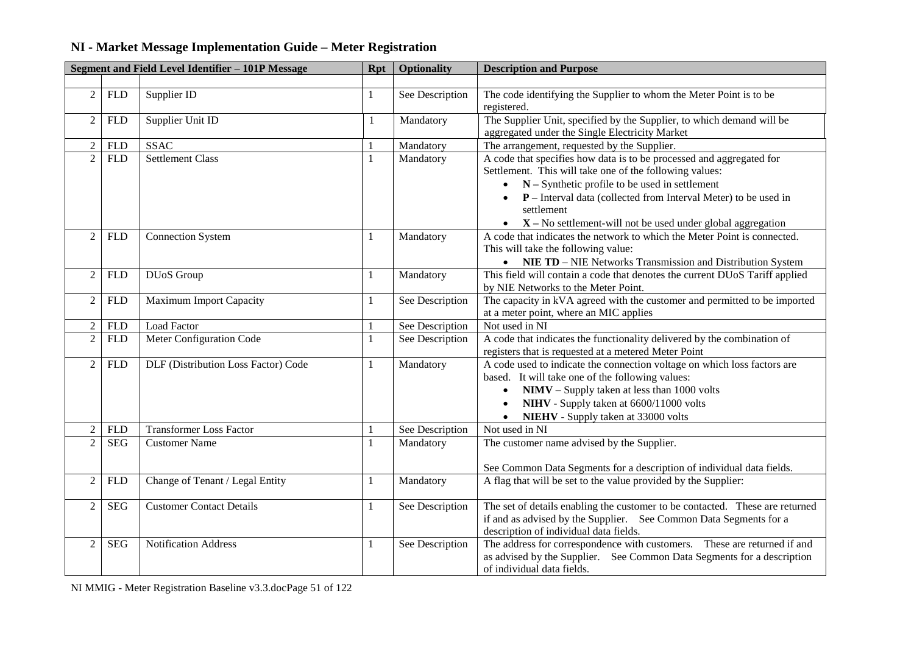## NI - Market Message Implementation Guide – Meter Registration

| Segment and Field Level Identifier – 101P Message | | | Rpt | Optionality | Description and Purpose |
|---|---|---|---|---|---|
| | | | | | |
| 2 | FLD | Supplier ID | 1 | See Description | The code identifying the Supplier to whom the Meter Point is to be registered. |
| 2 | FLD | Supplier Unit ID | 1 | Mandatory | The Supplier Unit, specified by the Supplier, to which demand will be aggregated under the Single Electricity Market |
| 2 | FLD | SSAC | 1 | Mandatory | The arrangement, requested by the Supplier. |
| 2 | FLD | Settlement Class | 1 | Mandatory | A code that specifies how data is to be processed and aggregated for Settlement. This will take one of the following values:<br>• **N –** Synthetic profile to be used in settlement<br>• **P –** Interval data (collected from Interval Meter) to be used in settlement<br>• **X –** No settlement-will not be used under global aggregation |
| 2 | FLD | Connection System | 1 | Mandatory | A code that indicates the network to which the Meter Point is connected. This will take the following value:<br>• **NIE TD** – NIE Networks Transmission and Distribution System |
| 2 | FLD | DUoS Group | 1 | Mandatory | This field will contain a code that denotes the current DUoS Tariff applied by NIE Networks to the Meter Point. |
| 2 | FLD | Maximum Import Capacity | 1 | See Description | The capacity in kVA agreed with the customer and permitted to be imported at a meter point, where an MIC applies |
| 2 | FLD | Load Factor | 1 | See Description | Not used in NI |
| 2 | FLD | Meter Configuration Code | 1 | See Description | A code that indicates the functionality delivered by the combination of registers that is requested at a metered Meter Point |
| 2 | FLD | DLF (Distribution Loss Factor) Code | 1 | Mandatory | A code used to indicate the connection voltage on which loss factors are based. It will take one of the following values:<br>• **NIMV** – Supply taken at less than 1000 volts<br>• **NIHV** - Supply taken at 6600/11000 volts<br>• **NIEHV** - Supply taken at 33000 volts |
| 2 | FLD | Transformer Loss Factor | 1 | See Description | Not used in NI |
| 2 | SEG | Customer Name | 1 | Mandatory | The customer name advised by the Supplier.<br><br>See Common Data Segments for a description of individual data fields. |
| 2 | FLD | Change of Tenant / Legal Entity | 1 | Mandatory | A flag that will be set to the value provided by the Supplier: |
| 2 | SEG | Customer Contact Details | 1 | See Description | The set of details enabling the customer to be contacted. These are returned if and as advised by the Supplier. See Common Data Segments for a description of individual data fields. |
| 2 | SEG | Notification Address | 1 | See Description | The address for correspondence with customers. These are returned if and as advised by the Supplier. See Common Data Segments for a description of individual data fields. |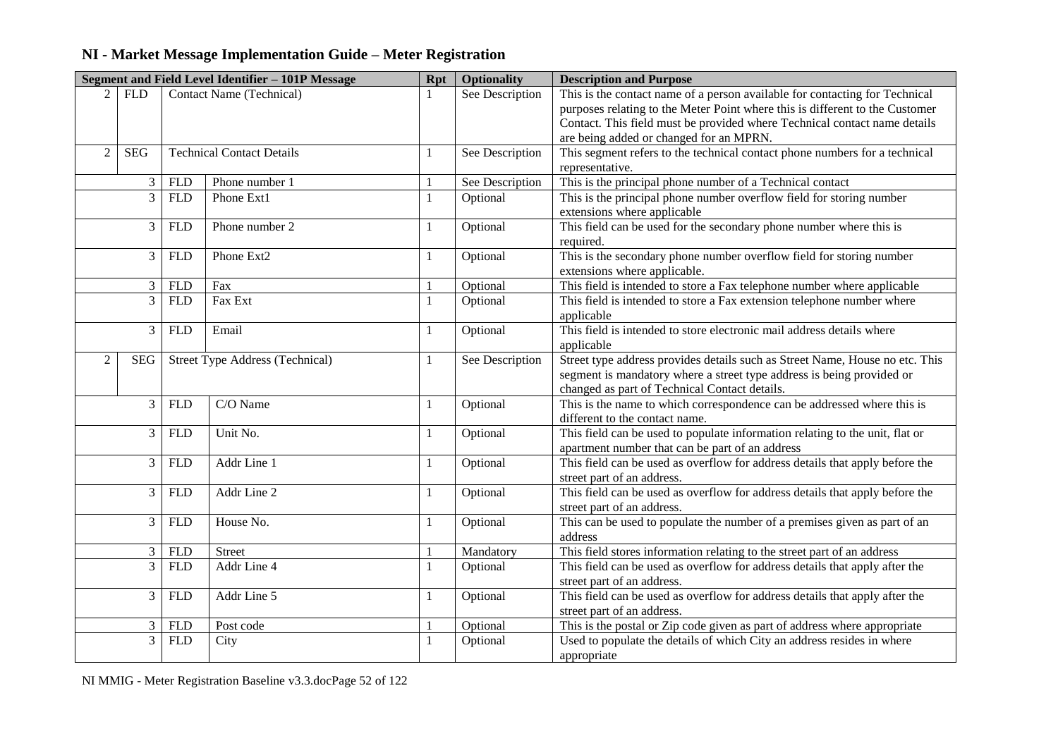# NI - Market Message Implementation Guide – Meter Registration

| Segment and Field Level Identifier – 101P Message | | | | Rpt | Optionality | Description and Purpose |
|---|---|---|---|---|---|---|
| 2 | FLD | Contact Name (Technical) | | 1 | See Description | This is the contact name of a person available for contacting for Technical purposes relating to the Meter Point where this is different to the Customer Contact. This field must be provided where Technical contact name details are being added or changed for an MPRN. |
| 2 | SEG | Technical Contact Details | | 1 | See Description | This segment refers to the technical contact phone numbers for a technical representative. |
| | 3 | FLD | Phone number 1 | 1 | See Description | This is the principal phone number of a Technical contact |
| | 3 | FLD | Phone Ext1 | 1 | Optional | This is the principal phone number overflow field for storing number extensions where applicable |
| | 3 | FLD | Phone number 2 | 1 | Optional | This field can be used for the secondary phone number where this is required. |
| | 3 | FLD | Phone Ext2 | 1 | Optional | This is the secondary phone number overflow field for storing number extensions where applicable. |
| | 3 | FLD | Fax | 1 | Optional | This field is intended to store a Fax telephone number where applicable |
| | 3 | FLD | Fax Ext | 1 | Optional | This field is intended to store a Fax extension telephone number where applicable |
| | 3 | FLD | Email | 1 | Optional | This field is intended to store electronic mail address details where applicable |
| 2 | SEG | Street Type Address (Technical) | | 1 | See Description | Street type address provides details such as Street Name, House no etc. This segment is mandatory where a street type address is being provided or changed as part of Technical Contact details. |
| | 3 | FLD | C/O Name | 1 | Optional | This is the name to which correspondence can be addressed where this is different to the contact name. |
| | 3 | FLD | Unit No. | 1 | Optional | This field can be used to populate information relating to the unit, flat or apartment number that can be part of an address |
| | 3 | FLD | Addr Line 1 | 1 | Optional | This field can be used as overflow for address details that apply before the street part of an address. |
| | 3 | FLD | Addr Line 2 | 1 | Optional | This field can be used as overflow for address details that apply before the street part of an address. |
| | 3 | FLD | House No. | 1 | Optional | This can be used to populate the number of a premises given as part of an address |
| | 3 | FLD | Street | 1 | Mandatory | This field stores information relating to the street part of an address |
| | 3 | FLD | Addr Line 4 | 1 | Optional | This field can be used as overflow for address details that apply after the street part of an address. |
| | 3 | FLD | Addr Line 5 | 1 | Optional | This field can be used as overflow for address details that apply after the street part of an address. |
| | 3 | FLD | Post code | 1 | Optional | This is the postal or Zip code given as part of address where appropriate |
| | 3 | FLD | City | 1 | Optional | Used to populate the details of which City an address resides in where appropriate |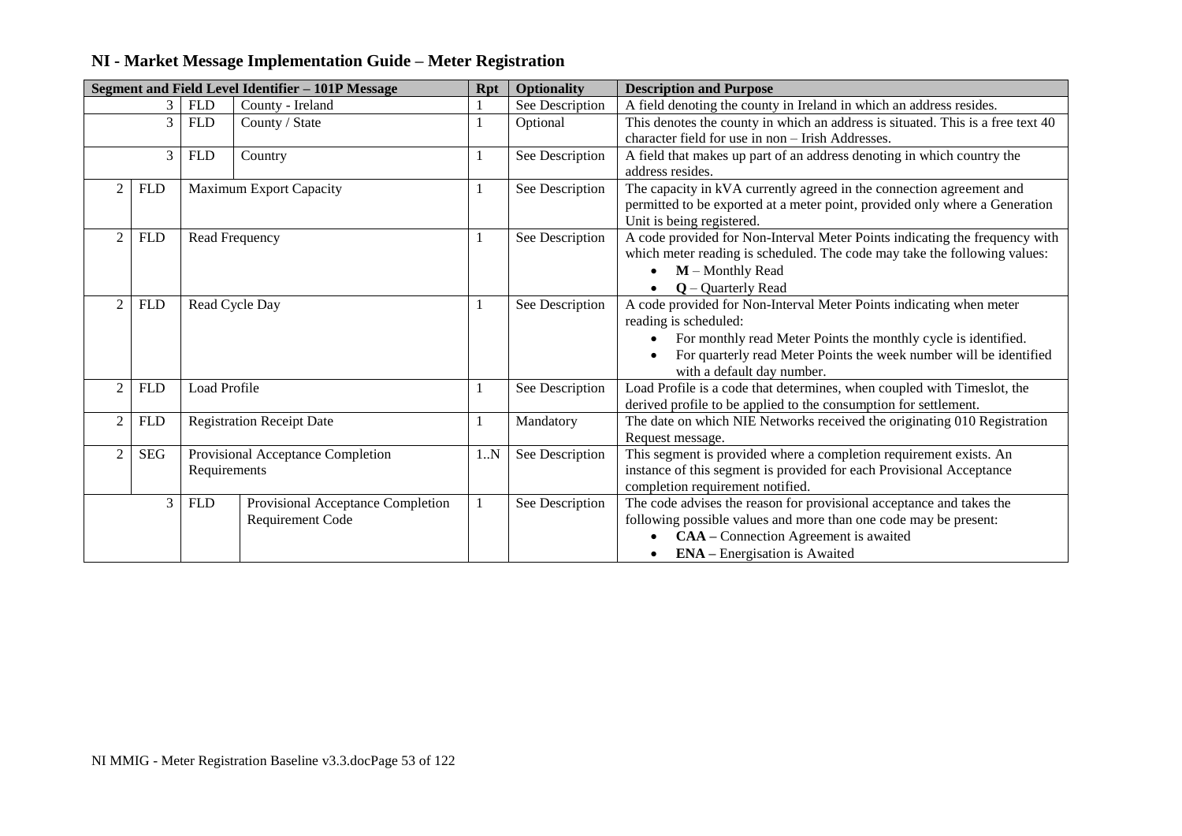# NI - Market Message Implementation Guide – Meter Registration

| Segment and Field Level Identifier – 101P Message | | | | Rpt | Optionality | Description and Purpose |
|---|---|---|---|---|---|---|
| 3 | | FLD | County - Ireland | 1 | See Description | A field denoting the county in Ireland in which an address resides. |
| 3 | | FLD | County / State | 1 | Optional | This denotes the county in which an address is situated. This is a free text 40 character field for use in non – Irish Addresses. |
| 3 | | FLD | Country | 1 | See Description | A field that makes up part of an address denoting in which country the address resides. |
| 2 | FLD | Maximum Export Capacity | | 1 | See Description | The capacity in kVA currently agreed in the connection agreement and permitted to be exported at a meter point, provided only where a Generation Unit is being registered. |
| 2 | FLD | Read Frequency | | 1 | See Description | A code provided for Non-Interval Meter Points indicating the frequency with which meter reading is scheduled. The code may take the following values:<br>• **M** – Monthly Read<br>• **Q** – Quarterly Read |
| 2 | FLD | Read Cycle Day | | 1 | See Description | A code provided for Non-Interval Meter Points indicating when meter reading is scheduled:<br>• For monthly read Meter Points the monthly cycle is identified.<br>• For quarterly read Meter Points the week number will be identified with a default day number. |
| 2 | FLD | Load Profile | | 1 | See Description | Load Profile is a code that determines, when coupled with Timeslot, the derived profile to be applied to the consumption for settlement. |
| 2 | FLD | Registration Receipt Date | | 1 | Mandatory | The date on which NIE Networks received the originating 010 Registration Request message. |
| 2 | SEG | Provisional Acceptance Completion Requirements | | 1..N | See Description | This segment is provided where a completion requirement exists. An instance of this segment is provided for each Provisional Acceptance completion requirement notified. |
| 3 | | FLD | Provisional Acceptance Completion Requirement Code | 1 | See Description | The code advises the reason for provisional acceptance and takes the following possible values and more than one code may be present:<br>• **CAA –** Connection Agreement is awaited<br>• **ENA –** Energisation is Awaited |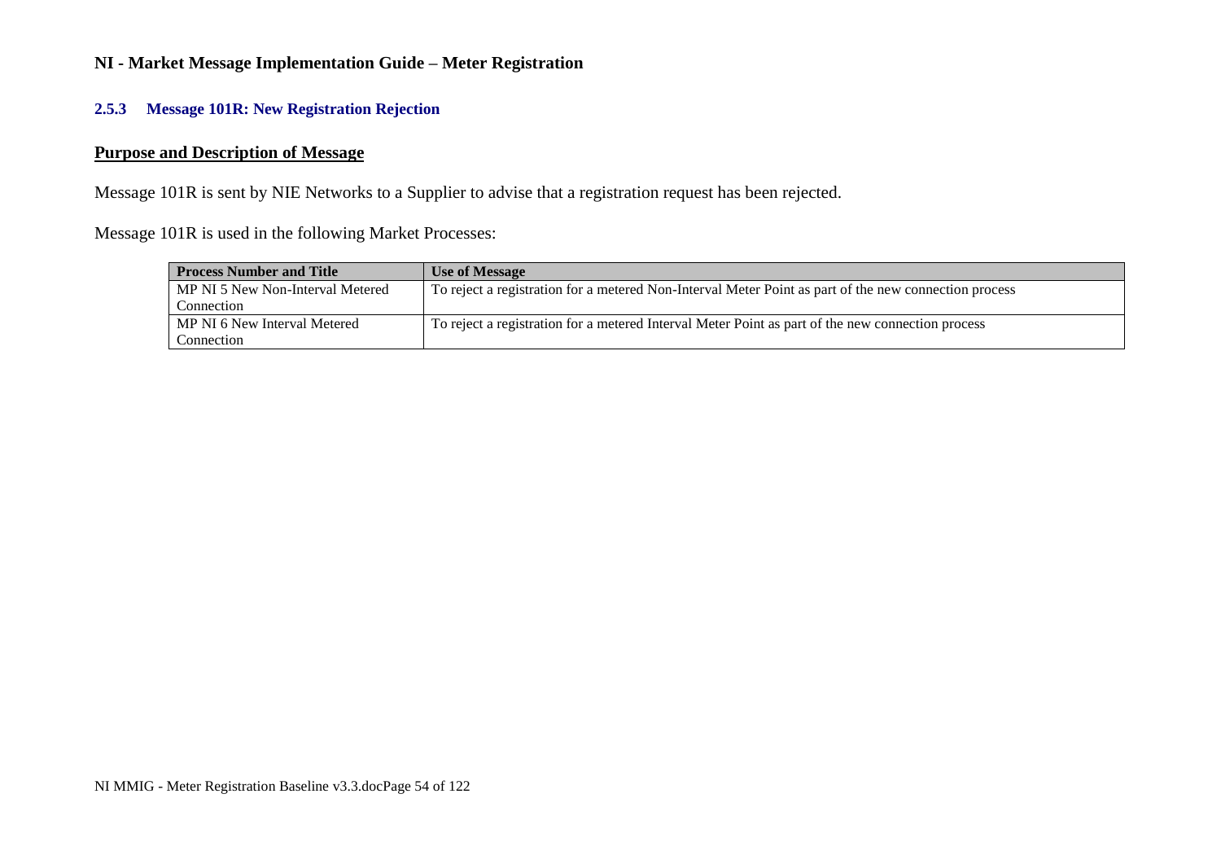### 2.5.3 Message 101R: New Registration Rejection

**Purpose and Description of Message**

Message 101R is sent by NIE Networks to a Supplier to advise that a registration request has been rejected.

Message 101R is used in the following Market Processes:

| Process Number and Title | Use of Message |
|---|---|
| MP NI 5 New Non-Interval Metered Connection | To reject a registration for a metered Non-Interval Meter Point as part of the new connection process |
| MP NI 6 New Interval Metered Connection | To reject a registration for a metered Interval Meter Point as part of the new connection process |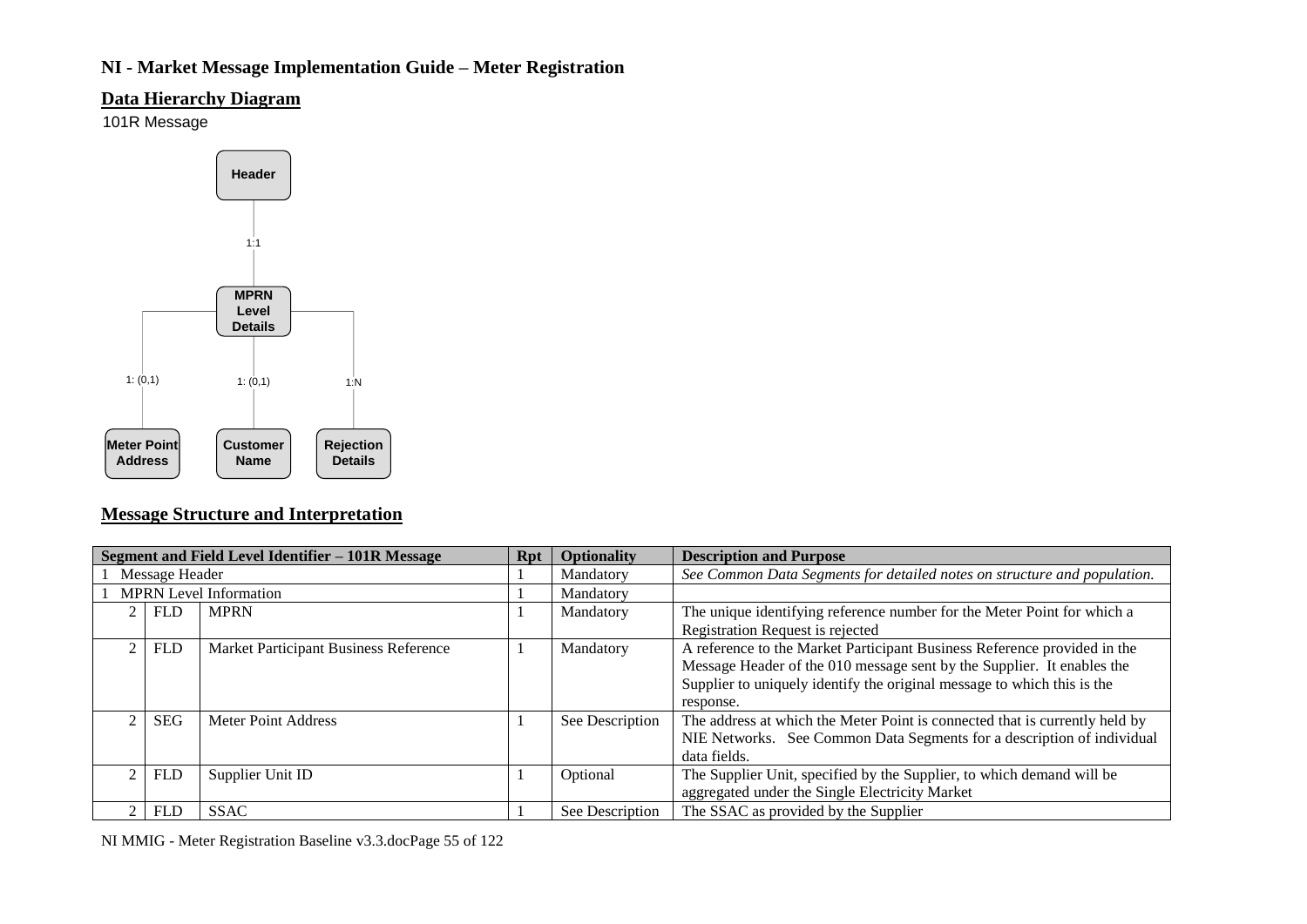# NI - Market Message Implementation Guide – Meter Registration

## Data Hierarchy Diagram

101R Message

Header

1:1

MPRN Level Details

1: (0,1)

1: (0,1)

1:N

Meter Point Address

Customer Name

Rejection Details

## Message Structure and Interpretation

| Segment and Field Level Identifier – 101R Message | | | Rpt | Optionality | Description and Purpose |
|---|---|---|---|---|---|
| 1 Message Header | | | 1 | Mandatory | *See Common Data Segments for detailed notes on structure and population.* |
| 1 MPRN Level Information | | | 1 | Mandatory | |
| 2 | FLD | MPRN | 1 | Mandatory | The unique identifying reference number for the Meter Point for which a Registration Request is rejected |
| 2 | FLD | Market Participant Business Reference | 1 | Mandatory | A reference to the Market Participant Business Reference provided in the Message Header of the 010 message sent by the Supplier. It enables the Supplier to uniquely identify the original message to which this is the response. |
| 2 | SEG | Meter Point Address | 1 | See Description | The address at which the Meter Point is connected that is currently held by NIE Networks. See Common Data Segments for a description of individual data fields. |
| 2 | FLD | Supplier Unit ID | 1 | Optional | The Supplier Unit, specified by the Supplier, to which demand will be aggregated under the Single Electricity Market |
| 2 | FLD | SSAC | 1 | See Description | The SSAC as provided by the Supplier |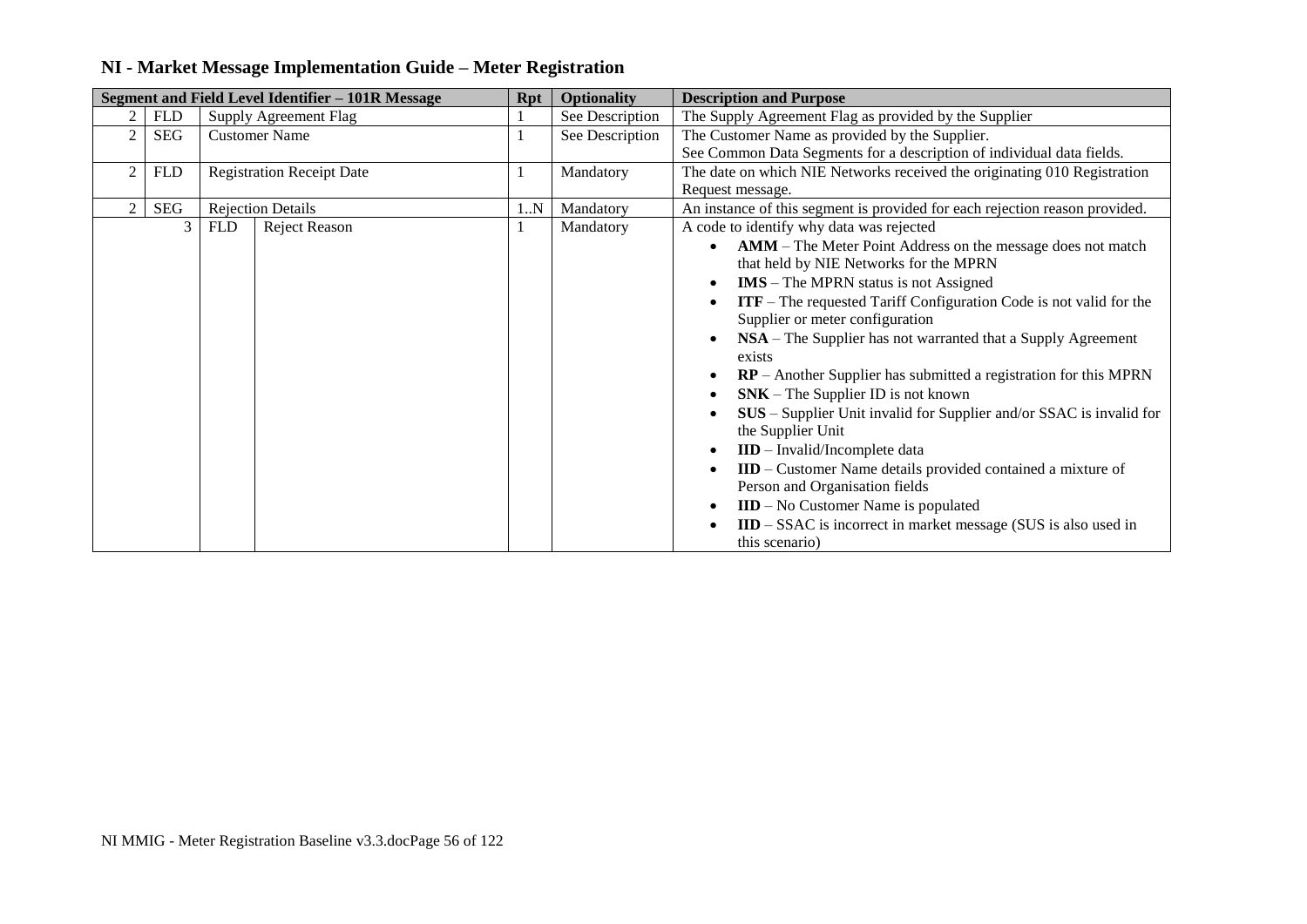## NI - Market Message Implementation Guide – Meter Registration

| Segment and Field Level Identifier – 101R Message | | | | Rpt | Optionality | Description and Purpose |
|---|---|---|---|---|---|---|
| 2 | FLD | Supply Agreement Flag | | 1 | See Description | The Supply Agreement Flag as provided by the Supplier |
| 2 | SEG | Customer Name | | 1 | See Description | The Customer Name as provided by the Supplier.<br>See Common Data Segments for a description of individual data fields. |
| 2 | FLD | Registration Receipt Date | | 1 | Mandatory | The date on which NIE Networks received the originating 010 Registration Request message. |
| 2 | SEG | Rejection Details | | 1..N | Mandatory | An instance of this segment is provided for each rejection reason provided. |
| | 3 | FLD | Reject Reason | 1 | Mandatory | A code to identify why data was rejected<br>• **AMM** – The Meter Point Address on the message does not match that held by NIE Networks for the MPRN<br>• **IMS** – The MPRN status is not Assigned<br>• **ITF** – The requested Tariff Configuration Code is not valid for the Supplier or meter configuration<br>• **NSA** – The Supplier has not warranted that a Supply Agreement exists<br>• **RP** – Another Supplier has submitted a registration for this MPRN<br>• **SNK** – The Supplier ID is not known<br>• **SUS** – Supplier Unit invalid for Supplier and/or SSAC is invalid for the Supplier Unit<br>• **IID** – Invalid/Incomplete data<br>• **IID** – Customer Name details provided contained a mixture of Person and Organisation fields<br>• **IID** – No Customer Name is populated<br>• **IID** – SSAC is incorrect in market message (SUS is also used in this scenario) |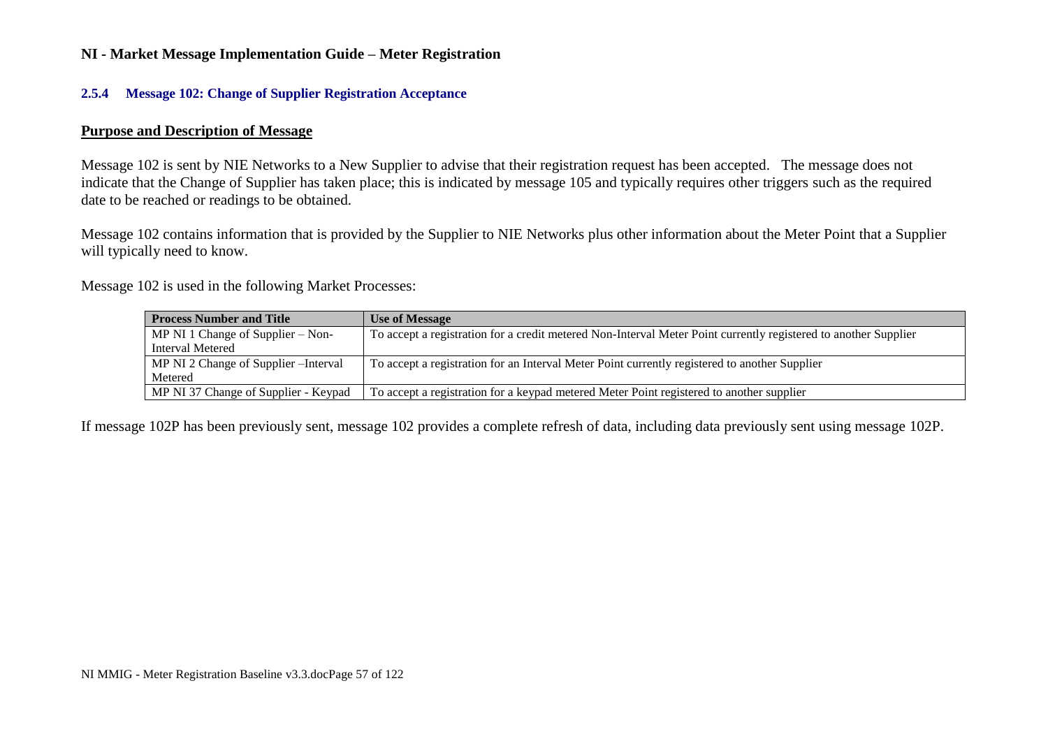### 2.5.4 Message 102: Change of Supplier Registration Acceptance

**Purpose and Description of Message**

Message 102 is sent by NIE Networks to a New Supplier to advise that their registration request has been accepted. The message does not indicate that the Change of Supplier has taken place; this is indicated by message 105 and typically requires other triggers such as the required date to be reached or readings to be obtained.

Message 102 contains information that is provided by the Supplier to NIE Networks plus other information about the Meter Point that a Supplier will typically need to know.

Message 102 is used in the following Market Processes:

| Process Number and Title | Use of Message |
|---|---|
| MP NI 1 Change of Supplier – Non-Interval Metered | To accept a registration for a credit metered Non-Interval Meter Point currently registered to another Supplier |
| MP NI 2 Change of Supplier –Interval Metered | To accept a registration for an Interval Meter Point currently registered to another Supplier |
| MP NI 37 Change of Supplier - Keypad | To accept a registration for a keypad metered Meter Point registered to another supplier |

If message 102P has been previously sent, message 102 provides a complete refresh of data, including data previously sent using message 102P.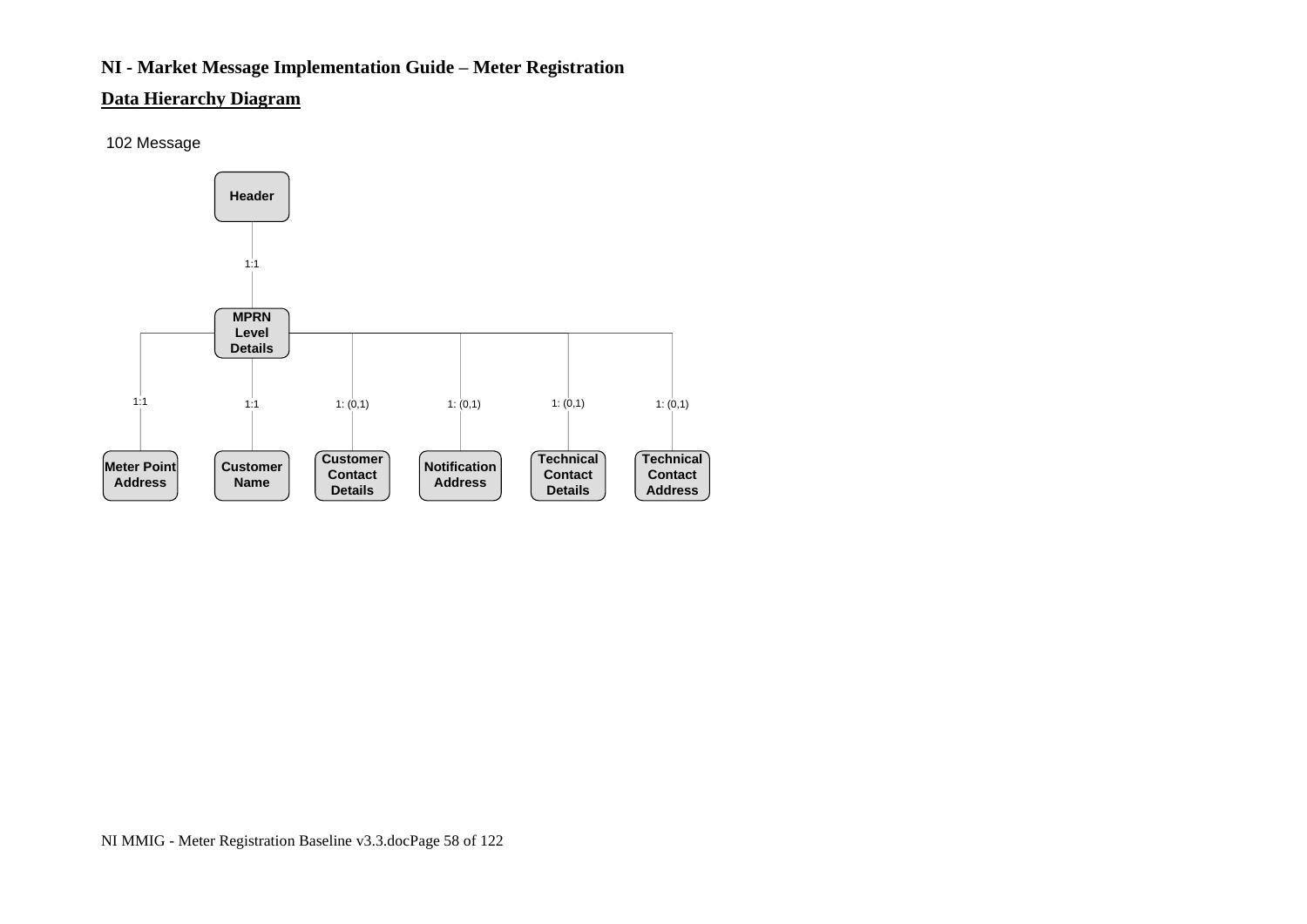**NI - Market Message Implementation Guide – Meter Registration**

## Data Hierarchy Diagram

102 Message

Header

1:1

MPRN Level Details

1:1

1:1

1: (0,1)

1: (0,1)

1: (0,1)

1: (0,1)

Meter Point Address

Customer Name

Customer Contact Details

Notification Address

Technical Contact Details

Technical Contact Address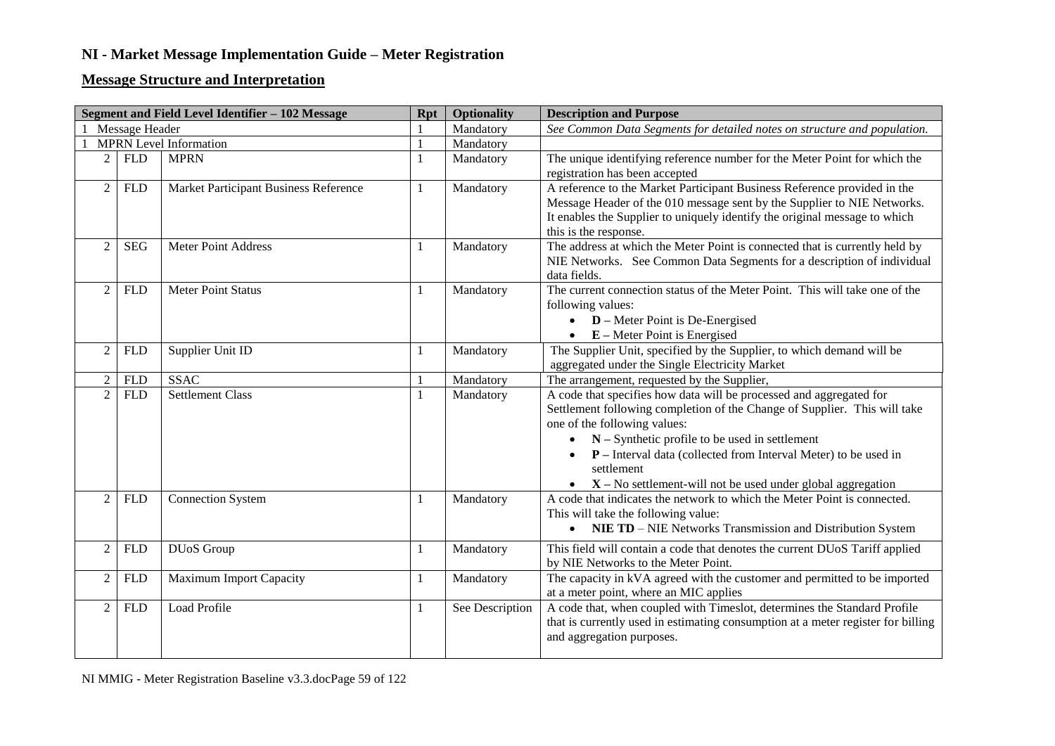# NI - Market Message Implementation Guide – Meter Registration

## Message Structure and Interpretation

| Segment and Field Level Identifier – 102 Message | | | Rpt | Optionality | Description and Purpose |
|---|---|---|---|---|---|
| 1 Message Header | | | 1 | Mandatory | *See Common Data Segments for detailed notes on structure and population.* |
| 1 MPRN Level Information | | | 1 | Mandatory | |
| 2 | FLD | MPRN | 1 | Mandatory | The unique identifying reference number for the Meter Point for which the registration has been accepted |
| 2 | FLD | Market Participant Business Reference | 1 | Mandatory | A reference to the Market Participant Business Reference provided in the Message Header of the 010 message sent by the Supplier to NIE Networks. It enables the Supplier to uniquely identify the original message to which this is the response. |
| 2 | SEG | Meter Point Address | 1 | Mandatory | The address at which the Meter Point is connected that is currently held by NIE Networks. See Common Data Segments for a description of individual data fields. |
| 2 | FLD | Meter Point Status | 1 | Mandatory | The current connection status of the Meter Point. This will take one of the following values:<br>• **D** – Meter Point is De-Energised<br>• **E** – Meter Point is Energised |
| 2 | FLD | Supplier Unit ID | 1 | Mandatory | The Supplier Unit, specified by the Supplier, to which demand will be aggregated under the Single Electricity Market |
| 2 | FLD | SSAC | 1 | Mandatory | The arrangement, requested by the Supplier, |
| 2 | FLD | Settlement Class | 1 | Mandatory | A code that specifies how data will be processed and aggregated for Settlement following completion of the Change of Supplier. This will take one of the following values:<br>• **N** – Synthetic profile to be used in settlement<br>• **P** – Interval data (collected from Interval Meter) to be used in settlement<br>• **X** – No settlement-will not be used under global aggregation |
| 2 | FLD | Connection System | 1 | Mandatory | A code that indicates the network to which the Meter Point is connected. This will take the following value:<br>• **NIE TD** – NIE Networks Transmission and Distribution System |
| 2 | FLD | DUoS Group | 1 | Mandatory | This field will contain a code that denotes the current DUoS Tariff applied by NIE Networks to the Meter Point. |
| 2 | FLD | Maximum Import Capacity | 1 | Mandatory | The capacity in kVA agreed with the customer and permitted to be imported at a meter point, where an MIC applies |
| 2 | FLD | Load Profile | 1 | See Description | A code that, when coupled with Timeslot, determines the Standard Profile that is currently used in estimating consumption at a meter register for billing and aggregation purposes. |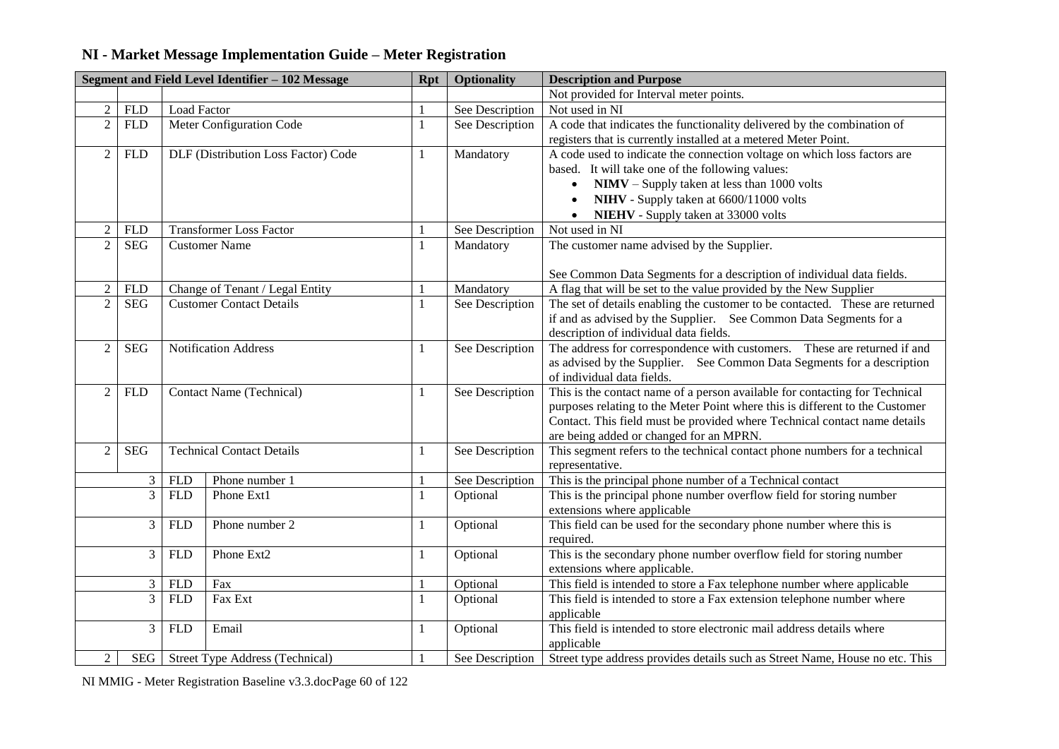# NI - Market Message Implementation Guide – Meter Registration

| Segment and Field Level Identifier – 102 Message | | | | Rpt | Optionality | Description and Purpose |
|---|---|---|---|---|---|---|
| | | | | | | Not provided for Interval meter points. |
| 2 | FLD | Load Factor | | 1 | See Description | Not used in NI |
| 2 | FLD | Meter Configuration Code | | 1 | See Description | A code that indicates the functionality delivered by the combination of registers that is currently installed at a metered Meter Point. |
| 2 | FLD | DLF (Distribution Loss Factor) Code | | 1 | Mandatory | A code used to indicate the connection voltage on which loss factors are based. It will take one of the following values: <br>• **NIMV** – Supply taken at less than 1000 volts <br>• **NIHV** - Supply taken at 6600/11000 volts <br>• **NIEHV** - Supply taken at 33000 volts |
| 2 | FLD | Transformer Loss Factor | | 1 | See Description | Not used in NI |
| 2 | SEG | Customer Name | | 1 | Mandatory | The customer name advised by the Supplier. <br><br>See Common Data Segments for a description of individual data fields. |
| 2 | FLD | Change of Tenant / Legal Entity | | 1 | Mandatory | A flag that will be set to the value provided by the New Supplier |
| 2 | SEG | Customer Contact Details | | 1 | See Description | The set of details enabling the customer to be contacted. These are returned if and as advised by the Supplier. See Common Data Segments for a description of individual data fields. |
| 2 | SEG | Notification Address | | 1 | See Description | The address for correspondence with customers. These are returned if and as advised by the Supplier. See Common Data Segments for a description of individual data fields. |
| 2 | FLD | Contact Name (Technical) | | 1 | See Description | This is the contact name of a person available for contacting for Technical purposes relating to the Meter Point where this is different to the Customer Contact. This field must be provided where Technical contact name details are being added or changed for an MPRN. |
| 2 | SEG | Technical Contact Details | | 1 | See Description | This segment refers to the technical contact phone numbers for a technical representative. |
| | 3 | FLD | Phone number 1 | 1 | See Description | This is the principal phone number of a Technical contact |
| | 3 | FLD | Phone Ext1 | 1 | Optional | This is the principal phone number overflow field for storing number extensions where applicable |
| | 3 | FLD | Phone number 2 | 1 | Optional | This field can be used for the secondary phone number where this is required. |
| | 3 | FLD | Phone Ext2 | 1 | Optional | This is the secondary phone number overflow field for storing number extensions where applicable. |
| | 3 | FLD | Fax | 1 | Optional | This field is intended to store a Fax telephone number where applicable |
| | 3 | FLD | Fax Ext | 1 | Optional | This field is intended to store a Fax extension telephone number where applicable |
| | 3 | FLD | Email | 1 | Optional | This field is intended to store electronic mail address details where applicable |
| 2 | SEG | Street Type Address (Technical) | | 1 | See Description | Street type address provides details such as Street Name, House no etc. This |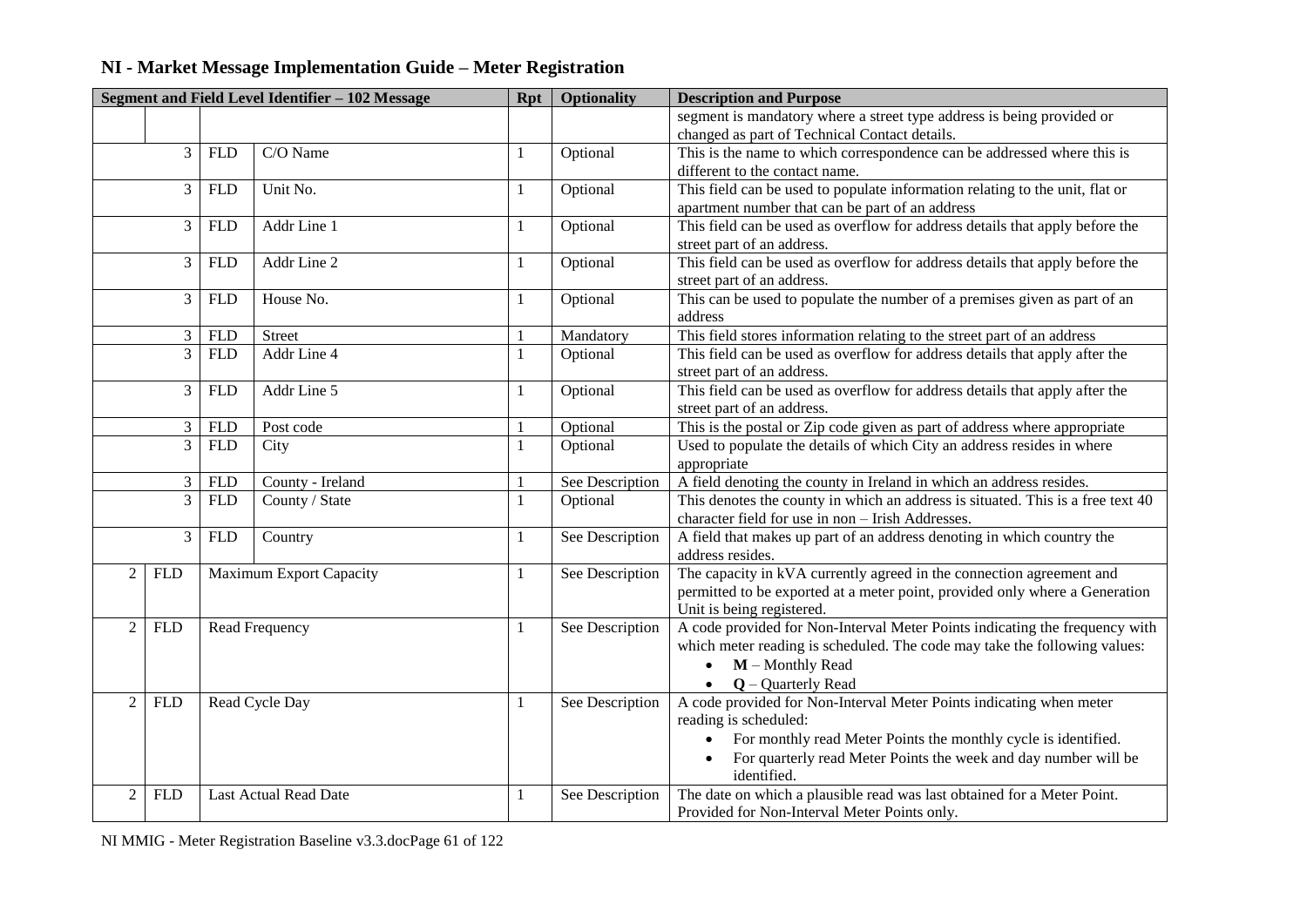## NI - Market Message Implementation Guide – Meter Registration

| Segment and Field Level Identifier – 102 Message | | | | Rpt | Optionality | Description and Purpose |
|---|---|---|---|---|---|---|
| | | | | | | segment is mandatory where a street type address is being provided or changed as part of Technical Contact details. |
| | 3 | FLD | C/O Name | 1 | Optional | This is the name to which correspondence can be addressed where this is different to the contact name. |
| | 3 | FLD | Unit No. | 1 | Optional | This field can be used to populate information relating to the unit, flat or apartment number that can be part of an address |
| | 3 | FLD | Addr Line 1 | 1 | Optional | This field can be used as overflow for address details that apply before the street part of an address. |
| | 3 | FLD | Addr Line 2 | 1 | Optional | This field can be used as overflow for address details that apply before the street part of an address. |
| | 3 | FLD | House No. | 1 | Optional | This can be used to populate the number of a premises given as part of an address |
| | 3 | FLD | Street | 1 | Mandatory | This field stores information relating to the street part of an address |
| | 3 | FLD | Addr Line 4 | 1 | Optional | This field can be used as overflow for address details that apply after the street part of an address. |
| | 3 | FLD | Addr Line 5 | 1 | Optional | This field can be used as overflow for address details that apply after the street part of an address. |
| | 3 | FLD | Post code | 1 | Optional | This is the postal or Zip code given as part of address where appropriate |
| | 3 | FLD | City | 1 | Optional | Used to populate the details of which City an address resides in where appropriate |
| | 3 | FLD | County - Ireland | 1 | See Description | A field denoting the county in Ireland in which an address resides. |
| | 3 | FLD | County / State | 1 | Optional | This denotes the county in which an address is situated. This is a free text 40 character field for use in non – Irish Addresses. |
| | 3 | FLD | Country | 1 | See Description | A field that makes up part of an address denoting in which country the address resides. |
| 2 | FLD | Maximum Export Capacity | | 1 | See Description | The capacity in kVA currently agreed in the connection agreement and permitted to be exported at a meter point, provided only where a Generation Unit is being registered. |
| 2 | FLD | Read Frequency | | 1 | See Description | A code provided for Non-Interval Meter Points indicating the frequency with which meter reading is scheduled. The code may take the following values:<br>• **M** – Monthly Read<br>• **Q** – Quarterly Read |
| 2 | FLD | Read Cycle Day | | 1 | See Description | A code provided for Non-Interval Meter Points indicating when meter reading is scheduled:<br>• For monthly read Meter Points the monthly cycle is identified.<br>• For quarterly read Meter Points the week and day number will be identified. |
| 2 | FLD | Last Actual Read Date | | 1 | See Description | The date on which a plausible read was last obtained for a Meter Point. Provided for Non-Interval Meter Points only. |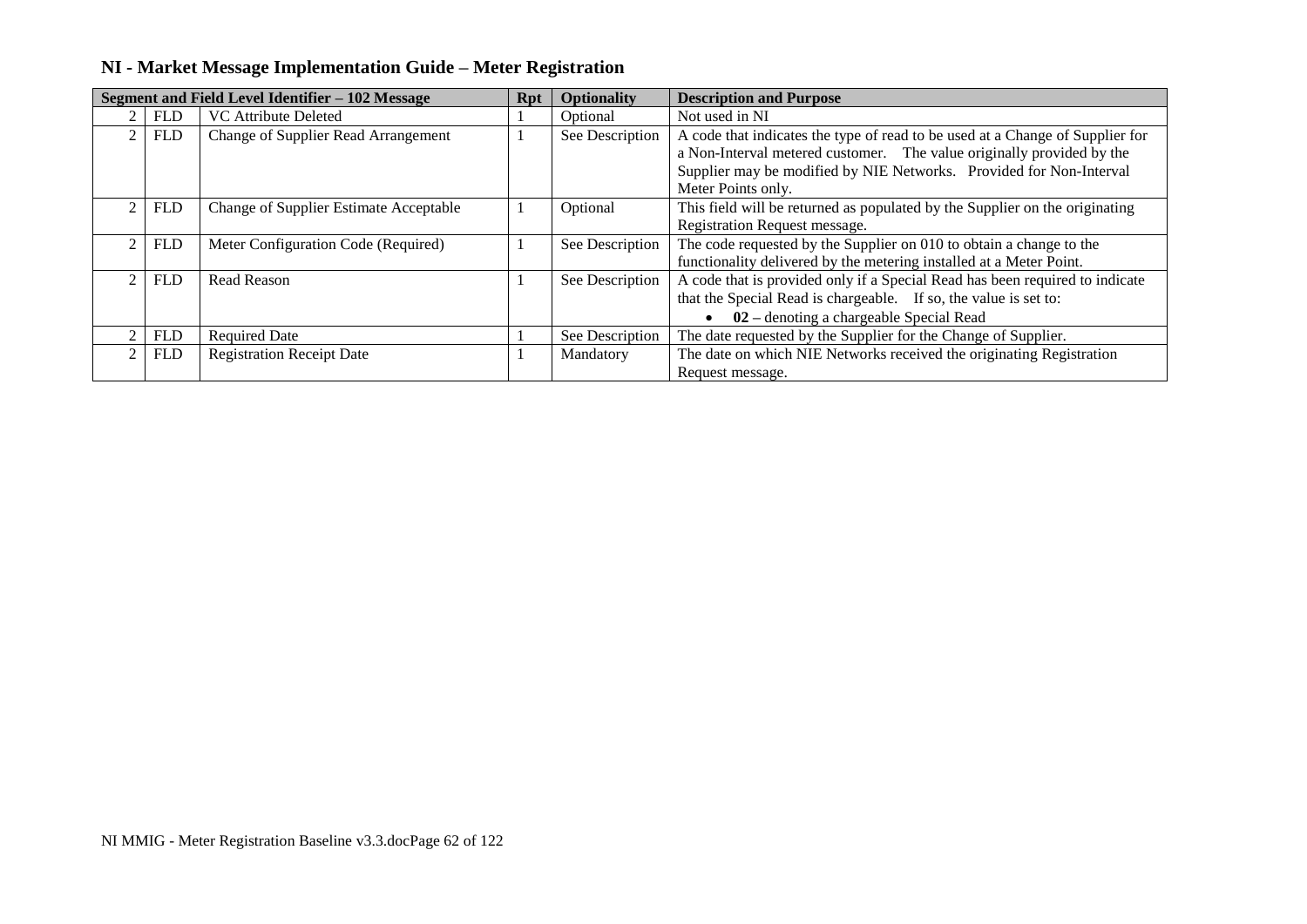# NI - Market Message Implementation Guide – Meter Registration

| Segment and Field Level Identifier – 102 Message | | | Rpt | Optionality | Description and Purpose |
|---|---|---|---|---|---|
| 2 | FLD | VC Attribute Deleted | 1 | Optional | Not used in NI |
| 2 | FLD | Change of Supplier Read Arrangement | 1 | See Description | A code that indicates the type of read to be used at a Change of Supplier for a Non-Interval metered customer. The value originally provided by the Supplier may be modified by NIE Networks. Provided for Non-Interval Meter Points only. |
| 2 | FLD | Change of Supplier Estimate Acceptable | 1 | Optional | This field will be returned as populated by the Supplier on the originating Registration Request message. |
| 2 | FLD | Meter Configuration Code (Required) | 1 | See Description | The code requested by the Supplier on 010 to obtain a change to the functionality delivered by the metering installed at a Meter Point. |
| 2 | FLD | Read Reason | 1 | See Description | A code that is provided only if a Special Read has been required to indicate that the Special Read is chargeable. If so, the value is set to:<br>• **02 –** denoting a chargeable Special Read |
| 2 | FLD | Required Date | 1 | See Description | The date requested by the Supplier for the Change of Supplier. |
| 2 | FLD | Registration Receipt Date | 1 | Mandatory | The date on which NIE Networks received the originating Registration Request message. |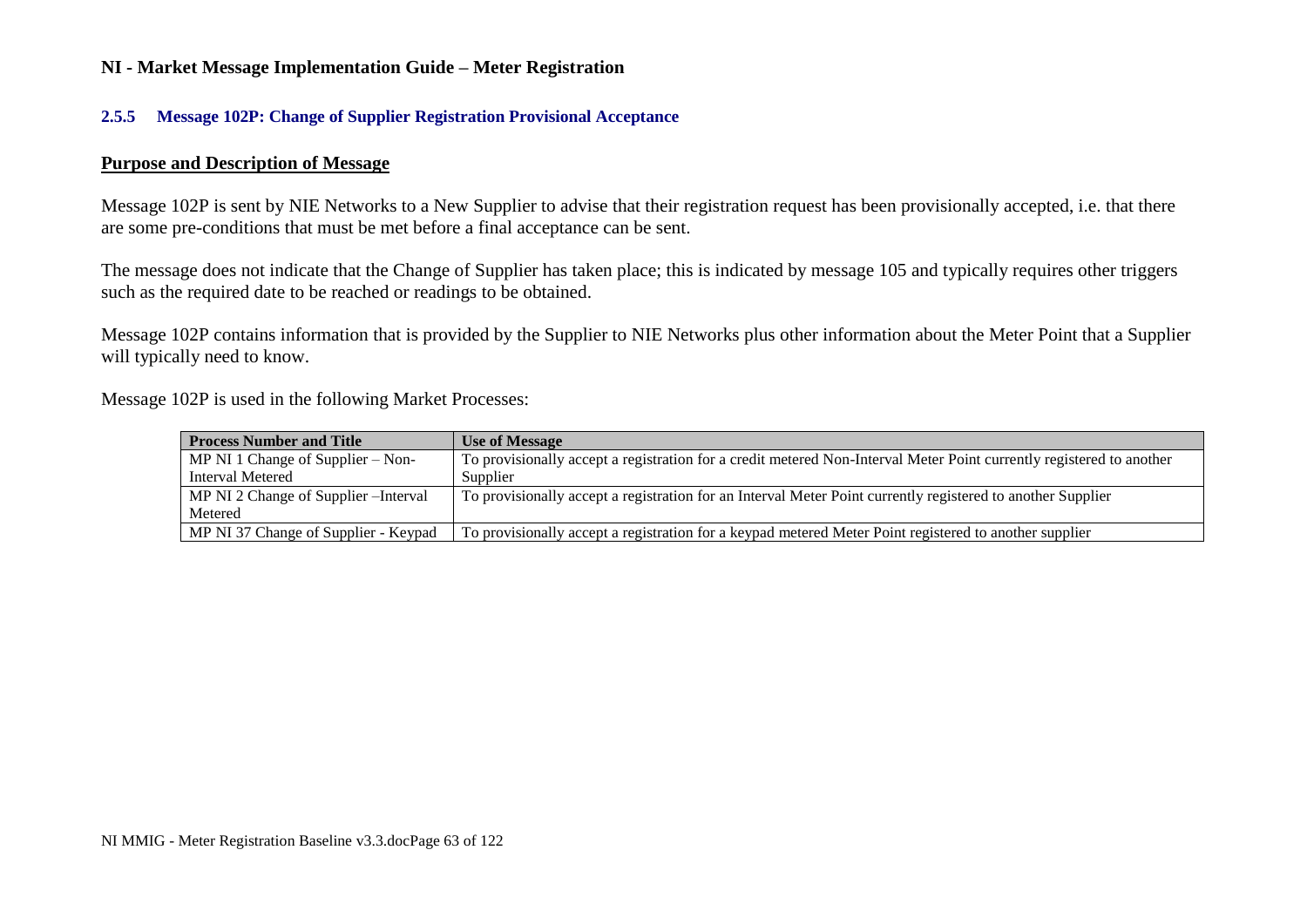### 2.5.5 Message 102P: Change of Supplier Registration Provisional Acceptance

**Purpose and Description of Message**

Message 102P is sent by NIE Networks to a New Supplier to advise that their registration request has been provisionally accepted, i.e. that there are some pre-conditions that must be met before a final acceptance can be sent.

The message does not indicate that the Change of Supplier has taken place; this is indicated by message 105 and typically requires other triggers such as the required date to be reached or readings to be obtained.

Message 102P contains information that is provided by the Supplier to NIE Networks plus other information about the Meter Point that a Supplier will typically need to know.

Message 102P is used in the following Market Processes:

| Process Number and Title | Use of Message |
|---|---|
| MP NI 1 Change of Supplier – Non-Interval Metered | To provisionally accept a registration for a credit metered Non-Interval Meter Point currently registered to another Supplier |
| MP NI 2 Change of Supplier –Interval Metered | To provisionally accept a registration for an Interval Meter Point currently registered to another Supplier |
| MP NI 37 Change of Supplier - Keypad | To provisionally accept a registration for a keypad metered Meter Point registered to another supplier |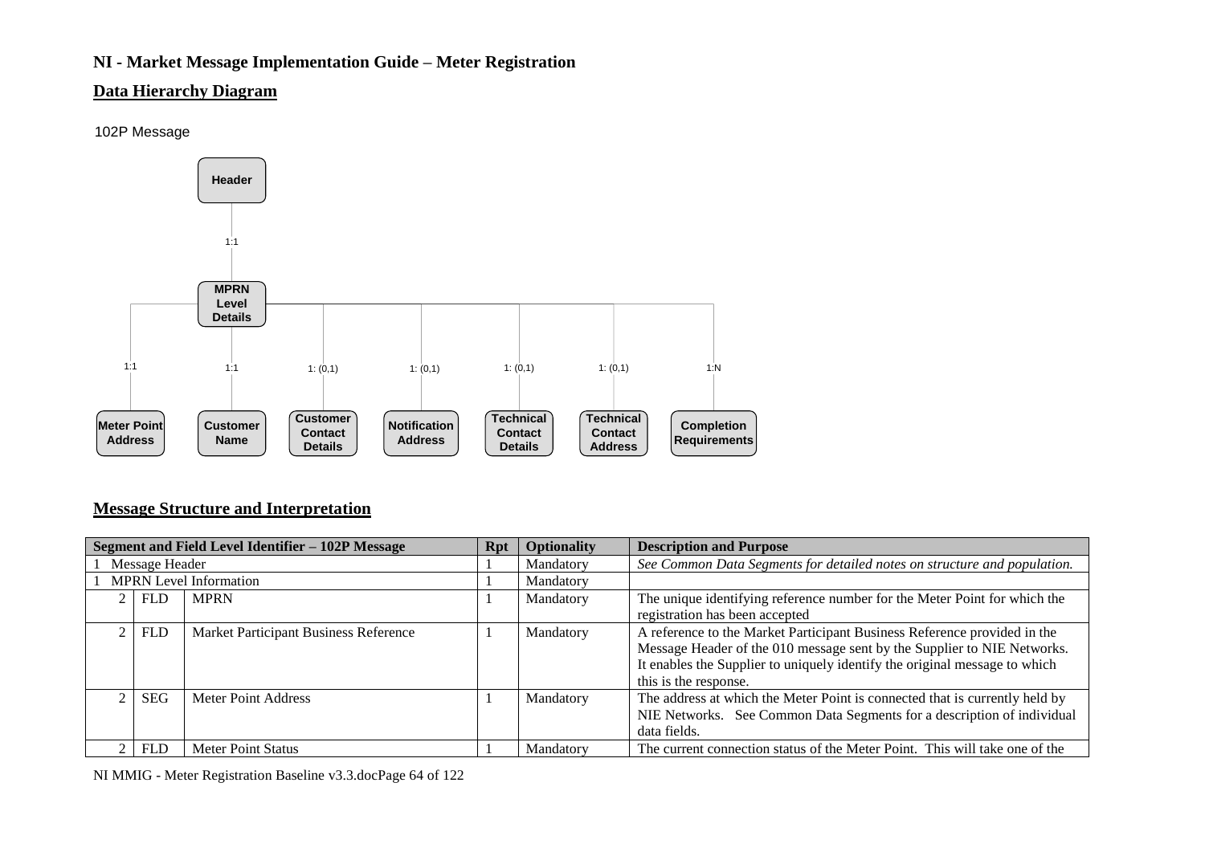**NI - Market Message Implementation Guide – Meter Registration**

## Data Hierarchy Diagram

102P Message

Header

1:1

MPRN Level Details

1:1 — Meter Point Address
1:1 — Customer Name
1: (0,1) — Customer Contact Details
1: (0,1) — Notification Address
1: (0,1) — Technical Contact Details
1: (0,1) — Technical Contact Address
1:N — Completion Requirements

## Message Structure and Interpretation

| Segment and Field Level Identifier – 102P Message | | | Rpt | Optionality | Description and Purpose |
|---|---|---|---|---|---|
| 1 Message Header | | | 1 | Mandatory | *See Common Data Segments for detailed notes on structure and population.* |
| 1 MPRN Level Information | | | 1 | Mandatory | |
| 2 | FLD | MPRN | 1 | Mandatory | The unique identifying reference number for the Meter Point for which the registration has been accepted |
| 2 | FLD | Market Participant Business Reference | 1 | Mandatory | A reference to the Market Participant Business Reference provided in the Message Header of the 010 message sent by the Supplier to NIE Networks. It enables the Supplier to uniquely identify the original message to which this is the response. |
| 2 | SEG | Meter Point Address | 1 | Mandatory | The address at which the Meter Point is connected that is currently held by NIE Networks. See Common Data Segments for a description of individual data fields. |
| 2 | FLD | Meter Point Status | 1 | Mandatory | The current connection status of the Meter Point. This will take one of the |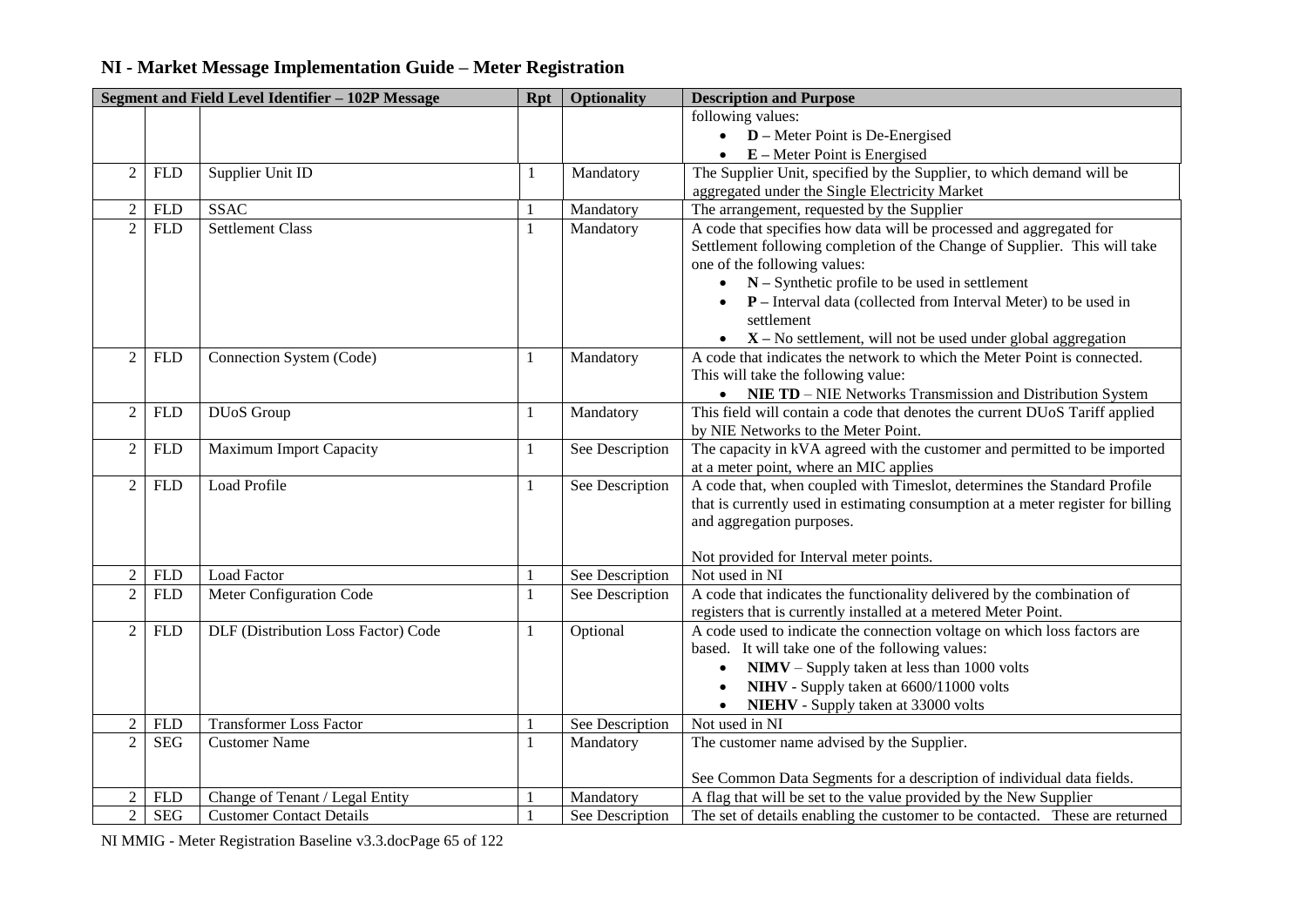# NI - Market Message Implementation Guide – Meter Registration

| Segment and Field Level Identifier – 102P Message | | | Rpt | Optionality | Description and Purpose |
|---|---|---|---|---|---|
| | | | | | following values:<br>• **D** – Meter Point is De-Energised<br>• **E** – Meter Point is Energised |
| 2 | FLD | Supplier Unit ID | 1 | Mandatory | The Supplier Unit, specified by the Supplier, to which demand will be aggregated under the Single Electricity Market |
| 2 | FLD | SSAC | 1 | Mandatory | The arrangement, requested by the Supplier |
| 2 | FLD | Settlement Class | 1 | Mandatory | A code that specifies how data will be processed and aggregated for Settlement following completion of the Change of Supplier. This will take one of the following values:<br>• **N** – Synthetic profile to be used in settlement<br>• **P** – Interval data (collected from Interval Meter) to be used in settlement<br>• **X** – No settlement, will not be used under global aggregation |
| 2 | FLD | Connection System (Code) | 1 | Mandatory | A code that indicates the network to which the Meter Point is connected. This will take the following value:<br>• **NIE TD** – NIE Networks Transmission and Distribution System |
| 2 | FLD | DUoS Group | 1 | Mandatory | This field will contain a code that denotes the current DUoS Tariff applied by NIE Networks to the Meter Point. |
| 2 | FLD | Maximum Import Capacity | 1 | See Description | The capacity in kVA agreed with the customer and permitted to be imported at a meter point, where an MIC applies |
| 2 | FLD | Load Profile | 1 | See Description | A code that, when coupled with Timeslot, determines the Standard Profile that is currently used in estimating consumption at a meter register for billing and aggregation purposes.<br><br>Not provided for Interval meter points. |
| 2 | FLD | Load Factor | 1 | See Description | Not used in NI |
| 2 | FLD | Meter Configuration Code | 1 | See Description | A code that indicates the functionality delivered by the combination of registers that is currently installed at a metered Meter Point. |
| 2 | FLD | DLF (Distribution Loss Factor) Code | 1 | Optional | A code used to indicate the connection voltage on which loss factors are based. It will take one of the following values:<br>• **NIMV** – Supply taken at less than 1000 volts<br>• **NIHV** - Supply taken at 6600/11000 volts<br>• **NIEHV** - Supply taken at 33000 volts |
| 2 | FLD | Transformer Loss Factor | 1 | See Description | Not used in NI |
| 2 | SEG | Customer Name | 1 | Mandatory | The customer name advised by the Supplier.<br><br>See Common Data Segments for a description of individual data fields. |
| 2 | FLD | Change of Tenant / Legal Entity | 1 | Mandatory | A flag that will be set to the value provided by the New Supplier |
| 2 | SEG | Customer Contact Details | 1 | See Description | The set of details enabling the customer to be contacted. These are returned |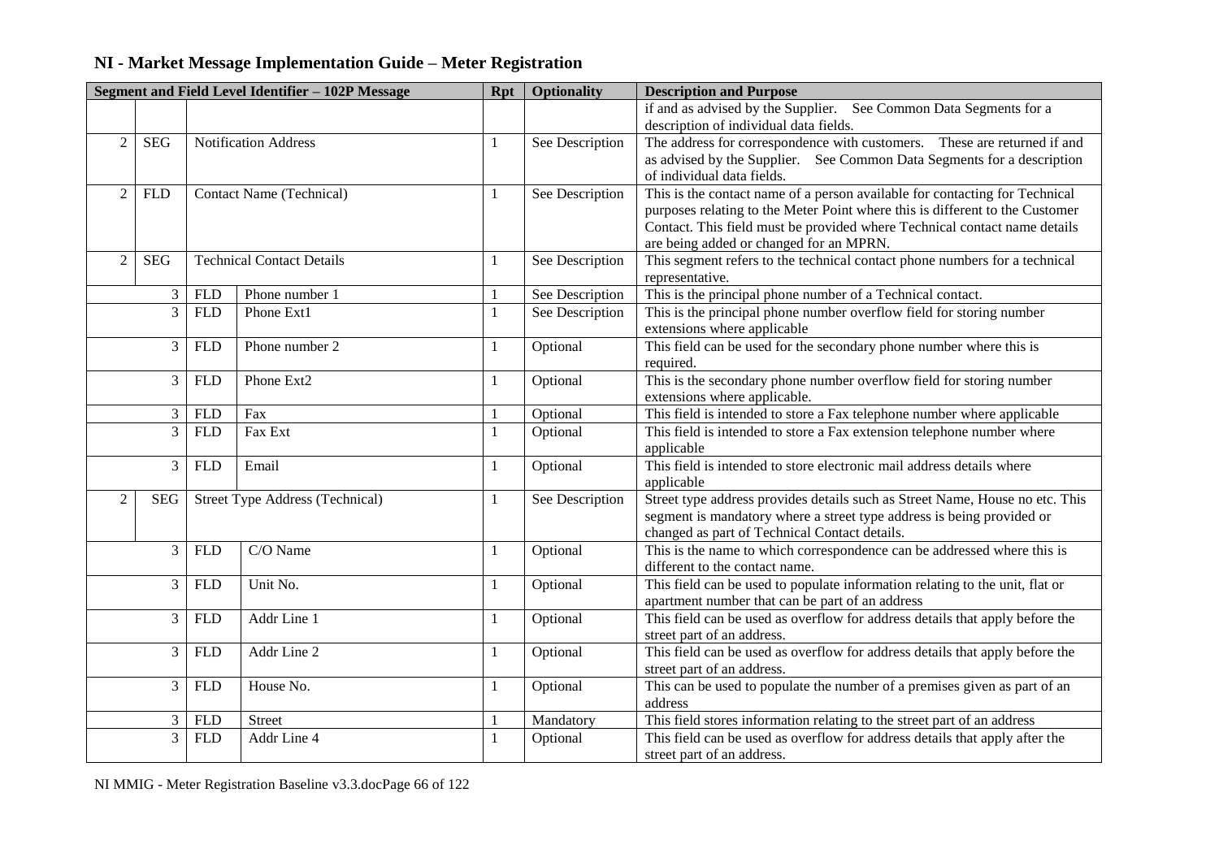# NI - Market Message Implementation Guide – Meter Registration

| Segment and Field Level Identifier – 102P Message | | | | Rpt | Optionality | Description and Purpose |
|---|---|---|---|---|---|---|
| | | | | | | if and as advised by the Supplier. See Common Data Segments for a description of individual data fields. |
| 2 | SEG | Notification Address | | 1 | See Description | The address for correspondence with customers. These are returned if and as advised by the Supplier. See Common Data Segments for a description of individual data fields. |
| 2 | FLD | Contact Name (Technical) | | 1 | See Description | This is the contact name of a person available for contacting for Technical purposes relating to the Meter Point where this is different to the Customer Contact. This field must be provided where Technical contact name details are being added or changed for an MPRN. |
| 2 | SEG | Technical Contact Details | | 1 | See Description | This segment refers to the technical contact phone numbers for a technical representative. |
| | 3 | FLD | Phone number 1 | 1 | See Description | This is the principal phone number of a Technical contact. |
| | 3 | FLD | Phone Ext1 | 1 | See Description | This is the principal phone number overflow field for storing number extensions where applicable |
| | 3 | FLD | Phone number 2 | 1 | Optional | This field can be used for the secondary phone number where this is required. |
| | 3 | FLD | Phone Ext2 | 1 | Optional | This is the secondary phone number overflow field for storing number extensions where applicable. |
| | 3 | FLD | Fax | 1 | Optional | This field is intended to store a Fax telephone number where applicable |
| | 3 | FLD | Fax Ext | 1 | Optional | This field is intended to store a Fax extension telephone number where applicable |
| | 3 | FLD | Email | 1 | Optional | This field is intended to store electronic mail address details where applicable |
| 2 | SEG | Street Type Address (Technical) | | 1 | See Description | Street type address provides details such as Street Name, House no etc. This segment is mandatory where a street type address is being provided or changed as part of Technical Contact details. |
| | 3 | FLD | C/O Name | 1 | Optional | This is the name to which correspondence can be addressed where this is different to the contact name. |
| | 3 | FLD | Unit No. | 1 | Optional | This field can be used to populate information relating to the unit, flat or apartment number that can be part of an address |
| | 3 | FLD | Addr Line 1 | 1 | Optional | This field can be used as overflow for address details that apply before the street part of an address. |
| | 3 | FLD | Addr Line 2 | 1 | Optional | This field can be used as overflow for address details that apply before the street part of an address. |
| | 3 | FLD | House No. | 1 | Optional | This can be used to populate the number of a premises given as part of an address |
| | 3 | FLD | Street | 1 | Mandatory | This field stores information relating to the street part of an address |
| | 3 | FLD | Addr Line 4 | 1 | Optional | This field can be used as overflow for address details that apply after the street part of an address. |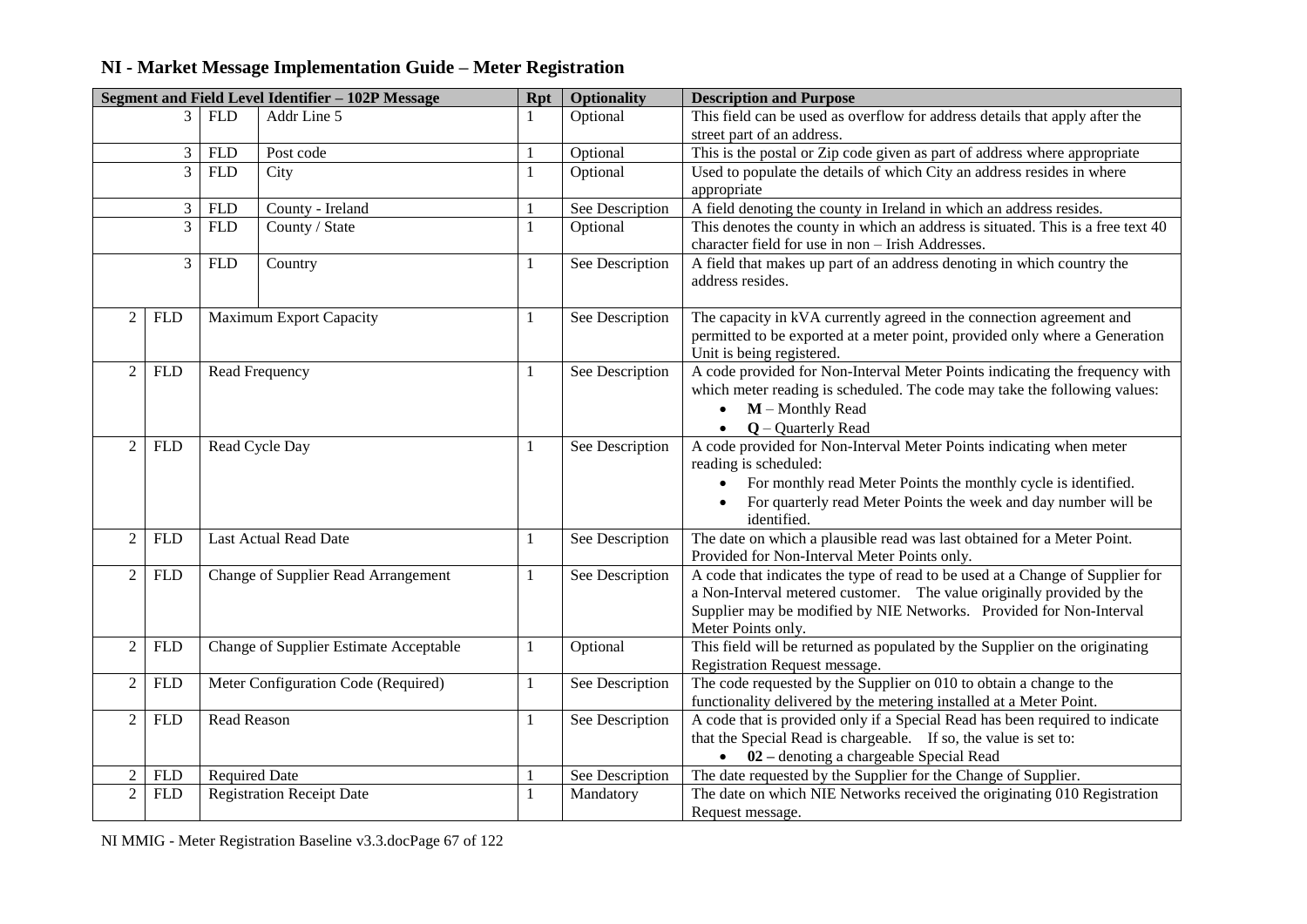# NI - Market Message Implementation Guide – Meter Registration

| Segment and Field Level Identifier – 102P Message | | | | Rpt | Optionality | Description and Purpose |
|---|---|---|---|---|---|---|
| | 3 | FLD | Addr Line 5 | 1 | Optional | This field can be used as overflow for address details that apply after the street part of an address. |
| | 3 | FLD | Post code | 1 | Optional | This is the postal or Zip code given as part of address where appropriate |
| | 3 | FLD | City | 1 | Optional | Used to populate the details of which City an address resides in where appropriate |
| | 3 | FLD | County - Ireland | 1 | See Description | A field denoting the county in Ireland in which an address resides. |
| | 3 | FLD | County / State | 1 | Optional | This denotes the county in which an address is situated. This is a free text 40 character field for use in non – Irish Addresses. |
| | 3 | FLD | Country | 1 | See Description | A field that makes up part of an address denoting in which country the address resides. |
| 2 | FLD | Maximum Export Capacity | | 1 | See Description | The capacity in kVA currently agreed in the connection agreement and permitted to be exported at a meter point, provided only where a Generation Unit is being registered. |
| 2 | FLD | Read Frequency | | 1 | See Description | A code provided for Non-Interval Meter Points indicating the frequency with which meter reading is scheduled. The code may take the following values:<br>• **M** – Monthly Read<br>• **Q** – Quarterly Read |
| 2 | FLD | Read Cycle Day | | 1 | See Description | A code provided for Non-Interval Meter Points indicating when meter reading is scheduled:<br>• For monthly read Meter Points the monthly cycle is identified.<br>• For quarterly read Meter Points the week and day number will be identified. |
| 2 | FLD | Last Actual Read Date | | 1 | See Description | The date on which a plausible read was last obtained for a Meter Point. Provided for Non-Interval Meter Points only. |
| 2 | FLD | Change of Supplier Read Arrangement | | 1 | See Description | A code that indicates the type of read to be used at a Change of Supplier for a Non-Interval metered customer. The value originally provided by the Supplier may be modified by NIE Networks. Provided for Non-Interval Meter Points only. |
| 2 | FLD | Change of Supplier Estimate Acceptable | | 1 | Optional | This field will be returned as populated by the Supplier on the originating Registration Request message. |
| 2 | FLD | Meter Configuration Code (Required) | | 1 | See Description | The code requested by the Supplier on 010 to obtain a change to the functionality delivered by the metering installed at a Meter Point. |
| 2 | FLD | Read Reason | | 1 | See Description | A code that is provided only if a Special Read has been required to indicate that the Special Read is chargeable. If so, the value is set to:<br>• **02 –** denoting a chargeable Special Read |
| 2 | FLD | Required Date | | 1 | See Description | The date requested by the Supplier for the Change of Supplier. |
| 2 | FLD | Registration Receipt Date | | 1 | Mandatory | The date on which NIE Networks received the originating 010 Registration Request message. |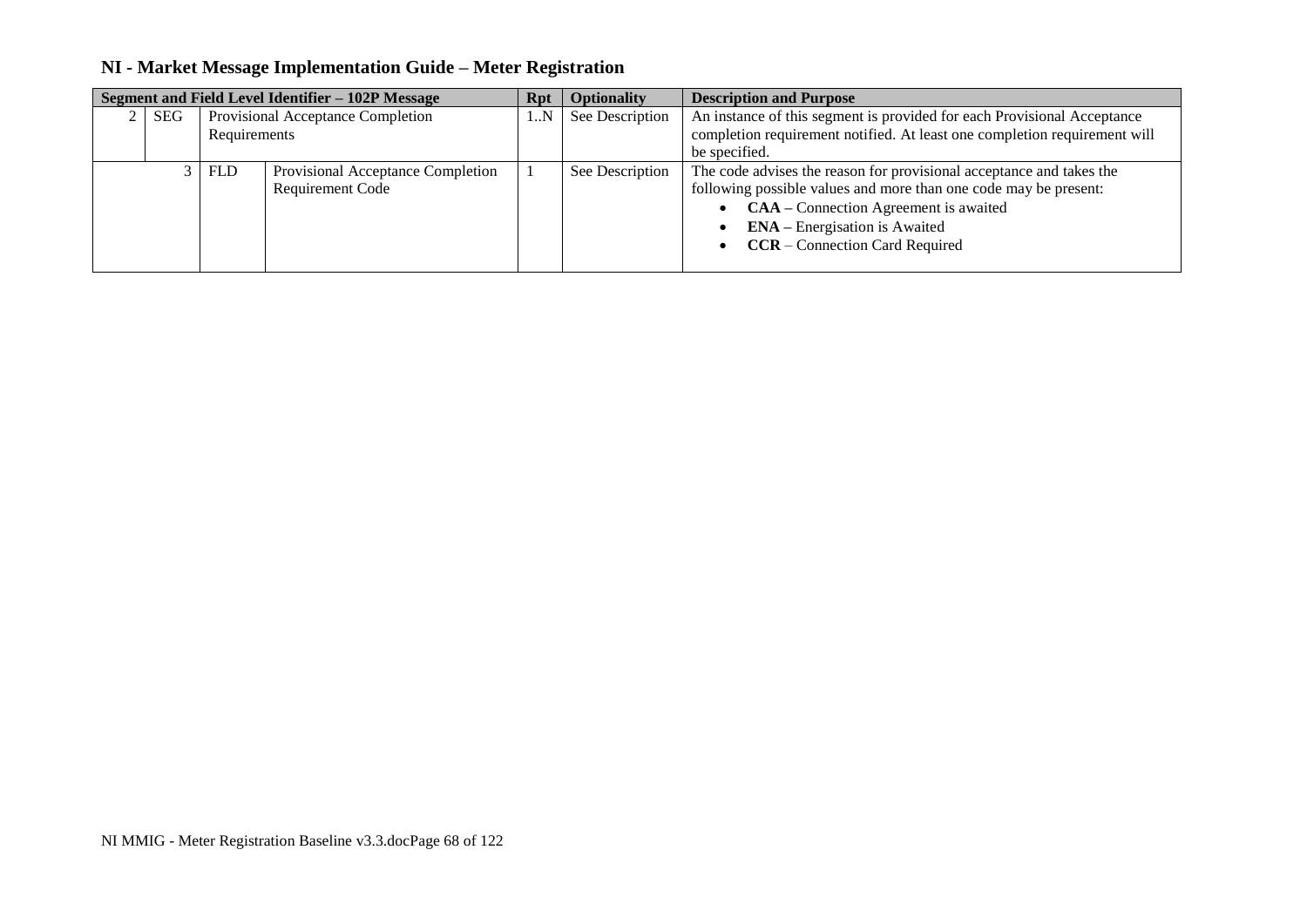## NI - Market Message Implementation Guide – Meter Registration

| Segment and Field Level Identifier – 102P Message | | | | Rpt | Optionality | Description and Purpose |
|---|---|---|---|---|---|---|
| 2 | SEG | Provisional Acceptance Completion Requirements | | 1..N | See Description | An instance of this segment is provided for each Provisional Acceptance completion requirement notified. At least one completion requirement will be specified. |
| | 3 | FLD | Provisional Acceptance Completion Requirement Code | 1 | See Description | The code advises the reason for provisional acceptance and takes the following possible values and more than one code may be present:<br>• **CAA –** Connection Agreement is awaited<br>• **ENA –** Energisation is Awaited<br>• **CCR** – Connection Card Required |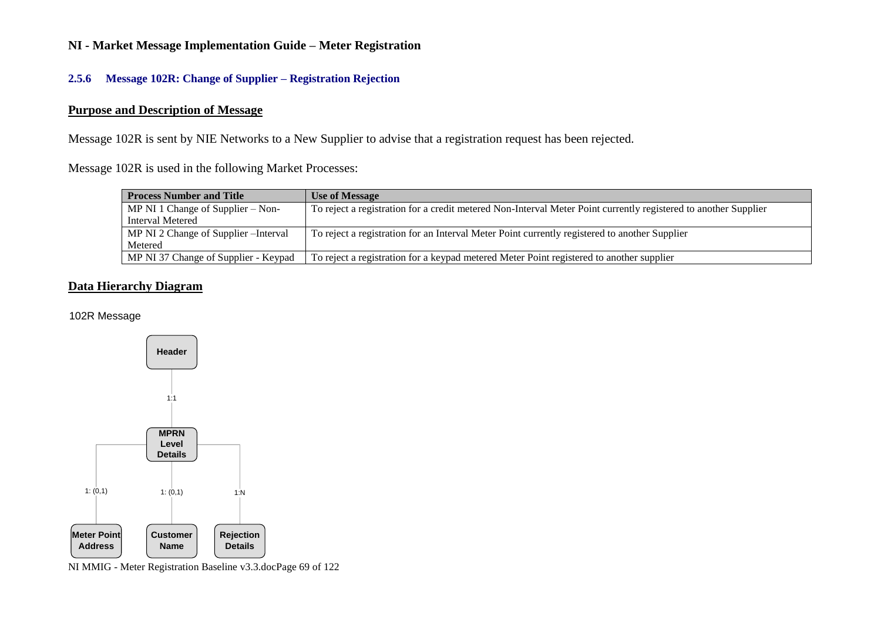### 2.5.6 Message 102R: Change of Supplier – Registration Rejection

**Purpose and Description of Message**

Message 102R is sent by NIE Networks to a New Supplier to advise that a registration request has been rejected.

Message 102R is used in the following Market Processes:

| Process Number and Title | Use of Message |
|---|---|
| MP NI 1 Change of Supplier – Non-Interval Metered | To reject a registration for a credit metered Non-Interval Meter Point currently registered to another Supplier |
| MP NI 2 Change of Supplier –Interval Metered | To reject a registration for an Interval Meter Point currently registered to another Supplier |
| MP NI 37 Change of Supplier - Keypad | To reject a registration for a keypad metered Meter Point registered to another supplier |

**Data Hierarchy Diagram**

102R Message

Header

1:1

MPRN Level Details

1: (0,1) Meter Point Address

1: (0,1) Customer Name

1:N Rejection Details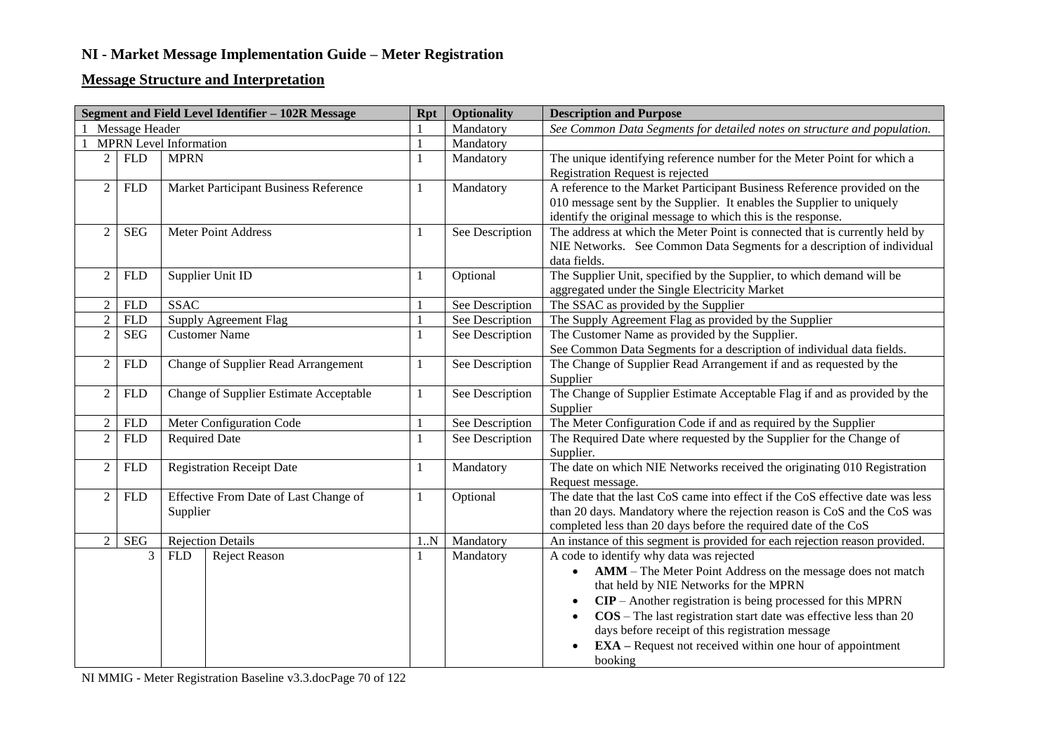# NI - Market Message Implementation Guide – Meter Registration

## Message Structure and Interpretation

| Segment and Field Level Identifier – 102R Message | | | | Rpt | Optionality | Description and Purpose |
|---|---|---|---|---|---|---|
| 1 | Message Header | | | 1 | Mandatory | *See Common Data Segments for detailed notes on structure and population.* |
| 1 | MPRN Level Information | | | 1 | Mandatory | |
| 2 | FLD | MPRN | | 1 | Mandatory | The unique identifying reference number for the Meter Point for which a Registration Request is rejected |
| 2 | FLD | Market Participant Business Reference | | 1 | Mandatory | A reference to the Market Participant Business Reference provided on the 010 message sent by the Supplier. It enables the Supplier to uniquely identify the original message to which this is the response. |
| 2 | SEG | Meter Point Address | | 1 | See Description | The address at which the Meter Point is connected that is currently held by NIE Networks. See Common Data Segments for a description of individual data fields. |
| 2 | FLD | Supplier Unit ID | | 1 | Optional | The Supplier Unit, specified by the Supplier, to which demand will be aggregated under the Single Electricity Market |
| 2 | FLD | SSAC | | 1 | See Description | The SSAC as provided by the Supplier |
| 2 | FLD | Supply Agreement Flag | | 1 | See Description | The Supply Agreement Flag as provided by the Supplier |
| 2 | SEG | Customer Name | | 1 | See Description | The Customer Name as provided by the Supplier. See Common Data Segments for a description of individual data fields. |
| 2 | FLD | Change of Supplier Read Arrangement | | 1 | See Description | The Change of Supplier Read Arrangement if and as requested by the Supplier |
| 2 | FLD | Change of Supplier Estimate Acceptable | | 1 | See Description | The Change of Supplier Estimate Acceptable Flag if and as provided by the Supplier |
| 2 | FLD | Meter Configuration Code | | 1 | See Description | The Meter Configuration Code if and as required by the Supplier |
| 2 | FLD | Required Date | | 1 | See Description | The Required Date where requested by the Supplier for the Change of Supplier. |
| 2 | FLD | Registration Receipt Date | | 1 | Mandatory | The date on which NIE Networks received the originating 010 Registration Request message. |
| 2 | FLD | Effective From Date of Last Change of Supplier | | 1 | Optional | The date that the last CoS came into effect if the CoS effective date was less than 20 days. Mandatory where the rejection reason is CoS and the CoS was completed less than 20 days before the required date of the CoS |
| 2 | SEG | Rejection Details | | 1..N | Mandatory | An instance of this segment is provided for each rejection reason provided. |
| | 3 | FLD | Reject Reason | 1 | Mandatory | A code to identify why data was rejected<br>• **AMM** – The Meter Point Address on the message does not match that held by NIE Networks for the MPRN<br>• **CIP** – Another registration is being processed for this MPRN<br>• **COS** – The last registration start date was effective less than 20 days before receipt of this registration message<br>• **EXA –** Request not received within one hour of appointment booking |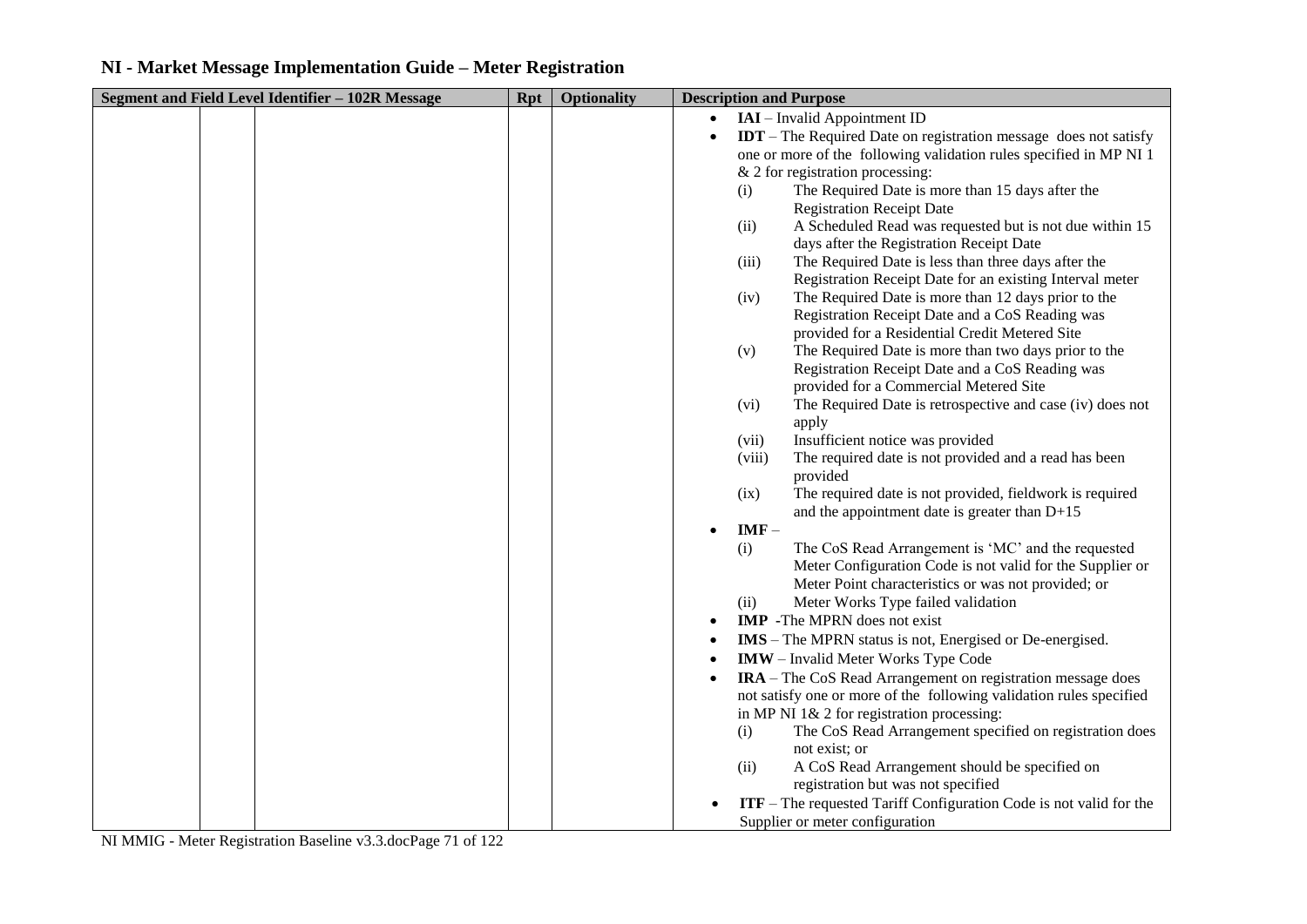## NI - Market Message Implementation Guide – Meter Registration

| Segment and Field Level Identifier – 102R Message | | | Rpt | Optionality | Description and Purpose |
|---|---|---|---|---|---|
| | | | | | • **IAI** – Invalid Appointment ID<br>• **IDT** – The Required Date on registration message does not satisfy one or more of the following validation rules specified in MP NI 1 & 2 for registration processing:<br>(i) The Required Date is more than 15 days after the Registration Receipt Date<br>(ii) A Scheduled Read was requested but is not due within 15 days after the Registration Receipt Date<br>(iii) The Required Date is less than three days after the Registration Receipt Date for an existing Interval meter<br>(iv) The Required Date is more than 12 days prior to the Registration Receipt Date and a CoS Reading was provided for a Residential Credit Metered Site<br>(v) The Required Date is more than two days prior to the Registration Receipt Date and a CoS Reading was provided for a Commercial Metered Site<br>(vi) The Required Date is retrospective and case (iv) does not apply<br>(vii) Insufficient notice was provided<br>(viii) The required date is not provided and a read has been provided<br>(ix) The required date is not provided, fieldwork is required and the appointment date is greater than D+15<br>• **IMF** –<br>(i) The CoS Read Arrangement is 'MC' and the requested Meter Configuration Code is not valid for the Supplier or Meter Point characteristics or was not provided; or<br>(ii) Meter Works Type failed validation<br>• **IMP** -The MPRN does not exist<br>• **IMS** – The MPRN status is not, Energised or De-energised.<br>• **IMW** – Invalid Meter Works Type Code<br>• **IRA** – The CoS Read Arrangement on registration message does not satisfy one or more of the following validation rules specified in MP NI 1& 2 for registration processing:<br>(i) The CoS Read Arrangement specified on registration does not exist; or<br>(ii) A CoS Read Arrangement should be specified on registration but was not specified<br>• **ITF** – The requested Tariff Configuration Code is not valid for the Supplier or meter configuration |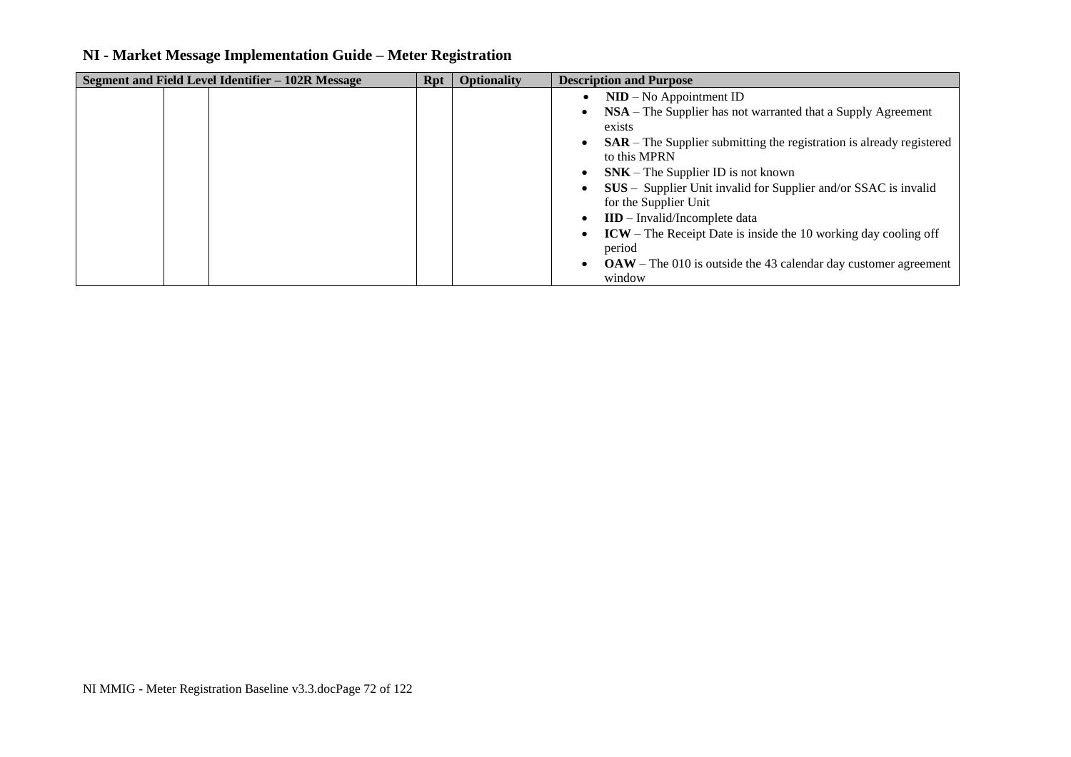# NI - Market Message Implementation Guide – Meter Registration

| Segment and Field Level Identifier – 102R Message | | | Rpt | Optionality | Description and Purpose |
|---|---|---|---|---|---|
| | | | | | • **NID** – No Appointment ID<br>• **NSA** – The Supplier has not warranted that a Supply Agreement exists<br>• **SAR** – The Supplier submitting the registration is already registered to this MPRN<br>• **SNK** – The Supplier ID is not known<br>• **SUS** – Supplier Unit invalid for Supplier and/or SSAC is invalid for the Supplier Unit<br>• **IID** – Invalid/Incomplete data<br>• **ICW** – The Receipt Date is inside the 10 working day cooling off period<br>• **OAW** – The 010 is outside the 43 calendar day customer agreement window |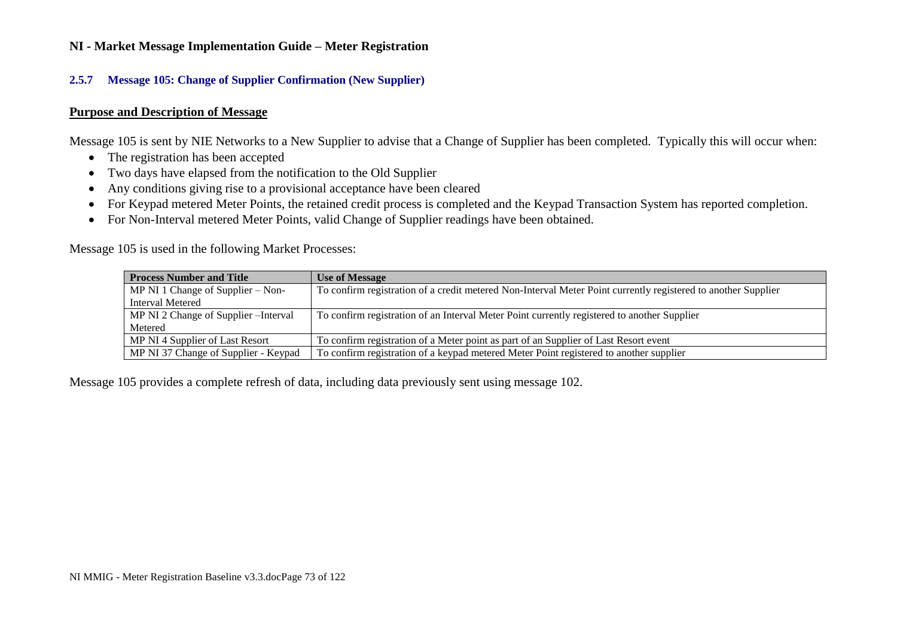### 2.5.7 Message 105: Change of Supplier Confirmation (New Supplier)

**Purpose and Description of Message**

Message 105 is sent by NIE Networks to a New Supplier to advise that a Change of Supplier has been completed. Typically this will occur when:

- The registration has been accepted
- Two days have elapsed from the notification to the Old Supplier
- Any conditions giving rise to a provisional acceptance have been cleared
- For Keypad metered Meter Points, the retained credit process is completed and the Keypad Transaction System has reported completion.
- For Non-Interval metered Meter Points, valid Change of Supplier readings have been obtained.

Message 105 is used in the following Market Processes:

| Process Number and Title | Use of Message |
|---|---|
| MP NI 1 Change of Supplier – Non-Interval Metered | To confirm registration of a credit metered Non-Interval Meter Point currently registered to another Supplier |
| MP NI 2 Change of Supplier –Interval Metered | To confirm registration of an Interval Meter Point currently registered to another Supplier |
| MP NI 4 Supplier of Last Resort | To confirm registration of a Meter point as part of an Supplier of Last Resort event |
| MP NI 37 Change of Supplier - Keypad | To confirm registration of a keypad metered Meter Point registered to another supplier |

Message 105 provides a complete refresh of data, including data previously sent using message 102.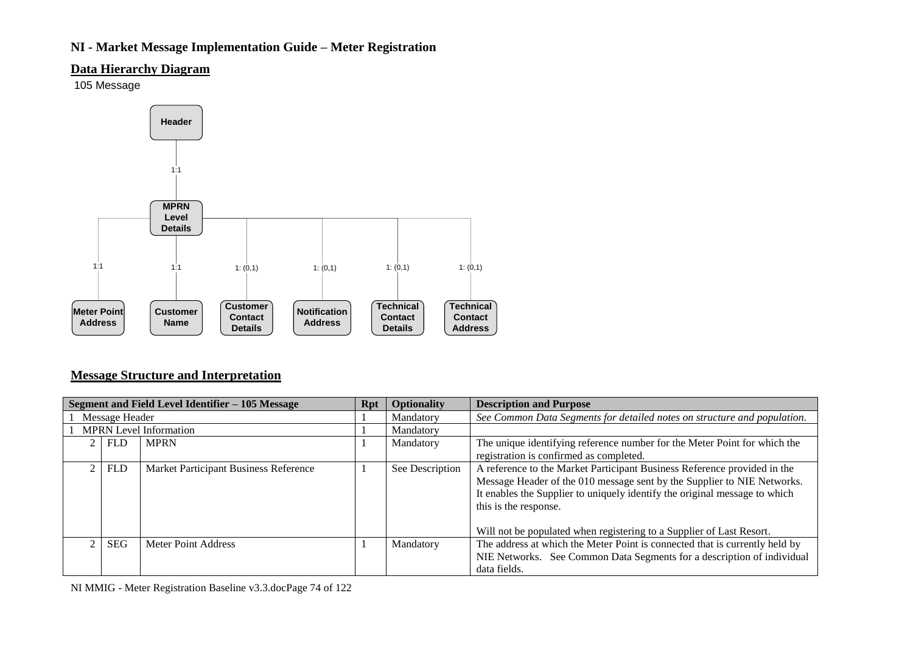**NI - Market Message Implementation Guide – Meter Registration**

## Data Hierarchy Diagram

105 Message

Header

1:1

MPRN Level Details

1:1

1:1

1: (0,1)

1: (0,1)

1: (0,1)

1: (0,1)

Meter Point Address

Customer Name

Customer Contact Details

Notification Address

Technical Contact Details

Technical Contact Address

## Message Structure and Interpretation

| Segment and Field Level Identifier – 105 Message | | | Rpt | Optionality | Description and Purpose |
|---|---|---|---|---|---|
| 1 Message Header | | | 1 | Mandatory | *See Common Data Segments for detailed notes on structure and population.* |
| 1 MPRN Level Information | | | 1 | Mandatory | |
| 2 | FLD | MPRN | 1 | Mandatory | The unique identifying reference number for the Meter Point for which the registration is confirmed as completed. |
| 2 | FLD | Market Participant Business Reference | 1 | See Description | A reference to the Market Participant Business Reference provided in the Message Header of the 010 message sent by the Supplier to NIE Networks. It enables the Supplier to uniquely identify the original message to which this is the response.<br><br>Will not be populated when registering to a Supplier of Last Resort. |
| 2 | SEG | Meter Point Address | 1 | Mandatory | The address at which the Meter Point is connected that is currently held by NIE Networks. See Common Data Segments for a description of individual data fields. |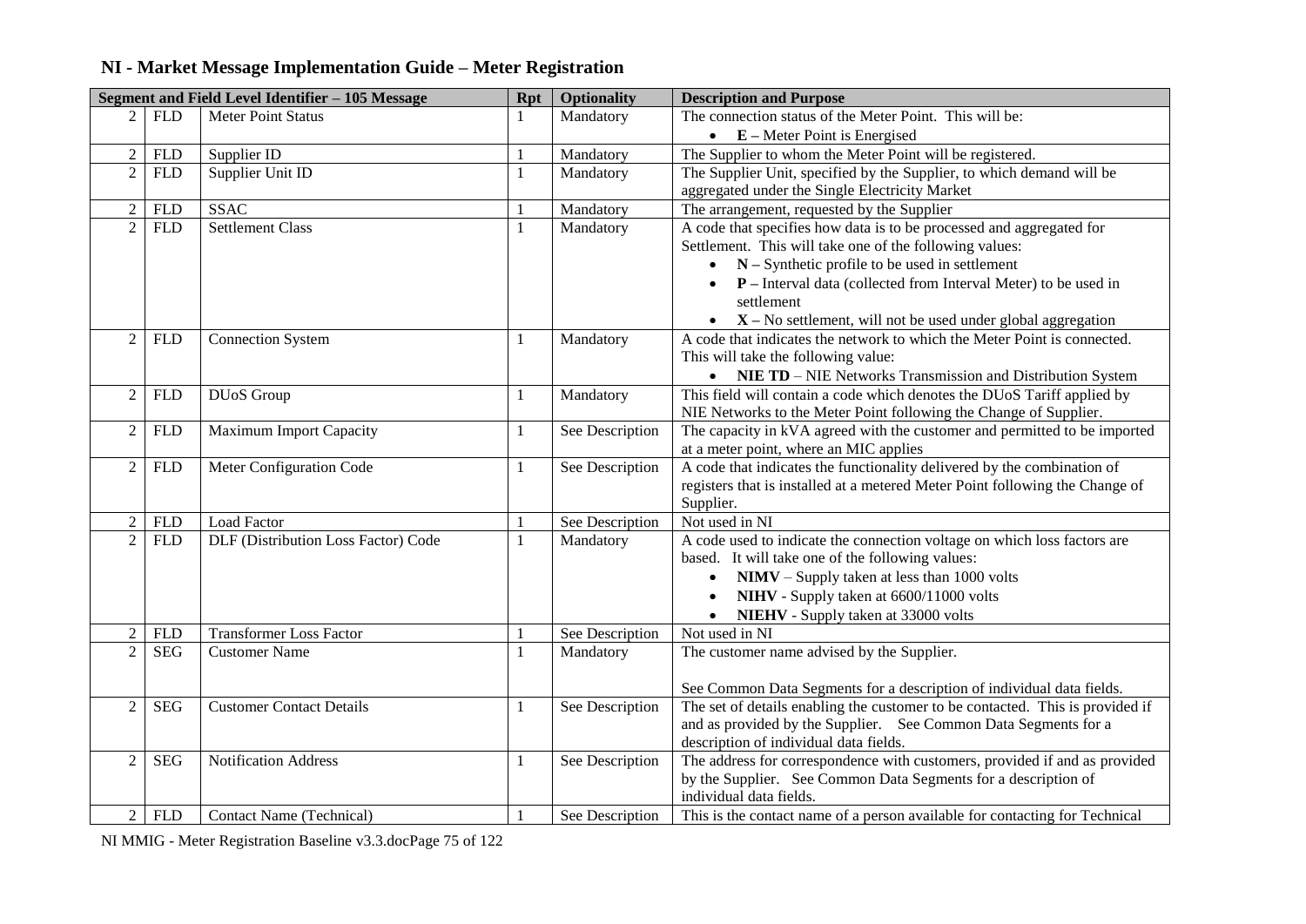## NI - Market Message Implementation Guide – Meter Registration

| Segment and Field Level Identifier – 105 Message | | | Rpt | Optionality | Description and Purpose |
|---|---|---|---|---|---|
| 2 | FLD | Meter Point Status | 1 | Mandatory | The connection status of the Meter Point. This will be: • **E** – Meter Point is Energised |
| 2 | FLD | Supplier ID | 1 | Mandatory | The Supplier to whom the Meter Point will be registered. |
| 2 | FLD | Supplier Unit ID | 1 | Mandatory | The Supplier Unit, specified by the Supplier, to which demand will be aggregated under the Single Electricity Market |
| 2 | FLD | SSAC | 1 | Mandatory | The arrangement, requested by the Supplier |
| 2 | FLD | Settlement Class | 1 | Mandatory | A code that specifies how data is to be processed and aggregated for Settlement. This will take one of the following values: • **N** – Synthetic profile to be used in settlement • **P** – Interval data (collected from Interval Meter) to be used in settlement • **X** – No settlement, will not be used under global aggregation |
| 2 | FLD | Connection System | 1 | Mandatory | A code that indicates the network to which the Meter Point is connected. This will take the following value: • **NIE TD** – NIE Networks Transmission and Distribution System |
| 2 | FLD | DUoS Group | 1 | Mandatory | This field will contain a code which denotes the DUoS Tariff applied by NIE Networks to the Meter Point following the Change of Supplier. |
| 2 | FLD | Maximum Import Capacity | 1 | See Description | The capacity in kVA agreed with the customer and permitted to be imported at a meter point, where an MIC applies |
| 2 | FLD | Meter Configuration Code | 1 | See Description | A code that indicates the functionality delivered by the combination of registers that is installed at a metered Meter Point following the Change of Supplier. |
| 2 | FLD | Load Factor | 1 | See Description | Not used in NI |
| 2 | FLD | DLF (Distribution Loss Factor) Code | 1 | Mandatory | A code used to indicate the connection voltage on which loss factors are based. It will take one of the following values: • **NIMV** – Supply taken at less than 1000 volts • **NIHV** - Supply taken at 6600/11000 volts • **NIEHV** - Supply taken at 33000 volts |
| 2 | FLD | Transformer Loss Factor | 1 | See Description | Not used in NI |
| 2 | SEG | Customer Name | 1 | Mandatory | The customer name advised by the Supplier. See Common Data Segments for a description of individual data fields. |
| 2 | SEG | Customer Contact Details | 1 | See Description | The set of details enabling the customer to be contacted. This is provided if and as provided by the Supplier. See Common Data Segments for a description of individual data fields. |
| 2 | SEG | Notification Address | 1 | See Description | The address for correspondence with customers, provided if and as provided by the Supplier. See Common Data Segments for a description of individual data fields. |
| 2 | FLD | Contact Name (Technical) | 1 | See Description | This is the contact name of a person available for contacting for Technical |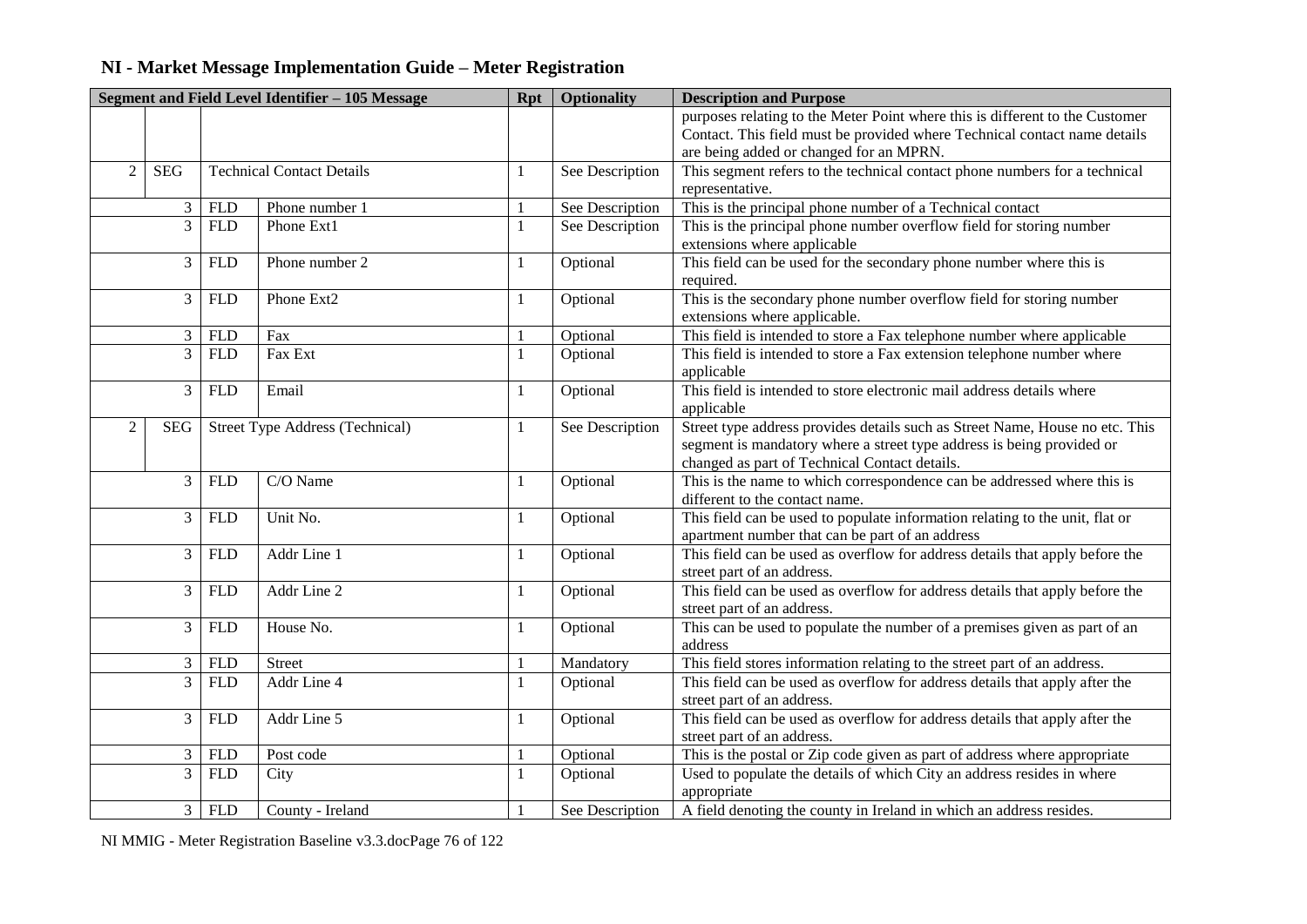# NI - Market Message Implementation Guide – Meter Registration

| Segment and Field Level Identifier – 105 Message | | | | Rpt | Optionality | Description and Purpose |
|---|---|---|---|---|---|---|
| | | | | | | purposes relating to the Meter Point where this is different to the Customer Contact. This field must be provided where Technical contact name details are being added or changed for an MPRN. |
| 2 | SEG | Technical Contact Details | | 1 | See Description | This segment refers to the technical contact phone numbers for a technical representative. |
| 3 | | FLD | Phone number 1 | 1 | See Description | This is the principal phone number of a Technical contact |
| 3 | | FLD | Phone Ext1 | 1 | See Description | This is the principal phone number overflow field for storing number extensions where applicable |
| 3 | | FLD | Phone number 2 | 1 | Optional | This field can be used for the secondary phone number where this is required. |
| 3 | | FLD | Phone Ext2 | 1 | Optional | This is the secondary phone number overflow field for storing number extensions where applicable. |
| 3 | | FLD | Fax | 1 | Optional | This field is intended to store a Fax telephone number where applicable |
| 3 | | FLD | Fax Ext | 1 | Optional | This field is intended to store a Fax extension telephone number where applicable |
| 3 | | FLD | Email | 1 | Optional | This field is intended to store electronic mail address details where applicable |
| 2 | SEG | Street Type Address (Technical) | | 1 | See Description | Street type address provides details such as Street Name, House no etc. This segment is mandatory where a street type address is being provided or changed as part of Technical Contact details. |
| 3 | | FLD | C/O Name | 1 | Optional | This is the name to which correspondence can be addressed where this is different to the contact name. |
| 3 | | FLD | Unit No. | 1 | Optional | This field can be used to populate information relating to the unit, flat or apartment number that can be part of an address |
| 3 | | FLD | Addr Line 1 | 1 | Optional | This field can be used as overflow for address details that apply before the street part of an address. |
| 3 | | FLD | Addr Line 2 | 1 | Optional | This field can be used as overflow for address details that apply before the street part of an address. |
| 3 | | FLD | House No. | 1 | Optional | This can be used to populate the number of a premises given as part of an address |
| 3 | | FLD | Street | 1 | Mandatory | This field stores information relating to the street part of an address. |
| 3 | | FLD | Addr Line 4 | 1 | Optional | This field can be used as overflow for address details that apply after the street part of an address. |
| 3 | | FLD | Addr Line 5 | 1 | Optional | This field can be used as overflow for address details that apply after the street part of an address. |
| 3 | | FLD | Post code | 1 | Optional | This is the postal or Zip code given as part of address where appropriate |
| 3 | | FLD | City | 1 | Optional | Used to populate the details of which City an address resides in where appropriate |
| 3 | | FLD | County - Ireland | 1 | See Description | A field denoting the county in Ireland in which an address resides. |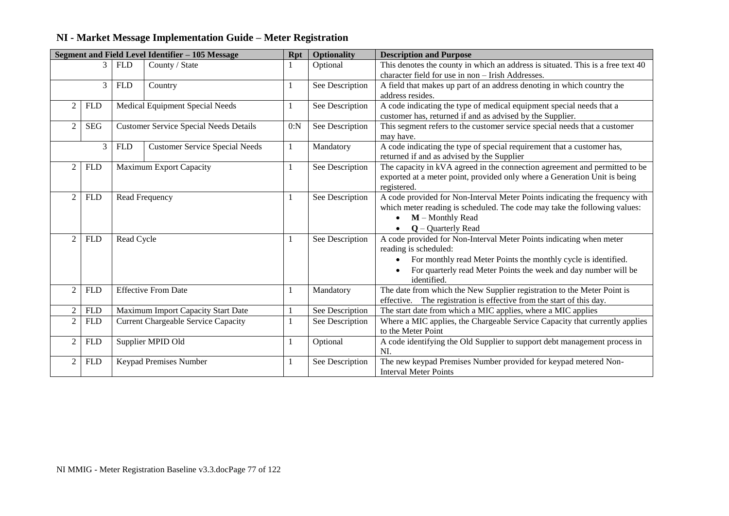# NI - Market Message Implementation Guide – Meter Registration

| Segment and Field Level Identifier – 105 Message | | | | Rpt | Optionality | Description and Purpose |
|---|---|---|---|---|---|---|
| 3 | | FLD | County / State | 1 | Optional | This denotes the county in which an address is situated. This is a free text 40 character field for use in non – Irish Addresses. |
| 3 | | FLD | Country | 1 | See Description | A field that makes up part of an address denoting in which country the address resides. |
| 2 | FLD | Medical Equipment Special Needs | | 1 | See Description | A code indicating the type of medical equipment special needs that a customer has, returned if and as advised by the Supplier. |
| 2 | SEG | Customer Service Special Needs Details | | 0:N | See Description | This segment refers to the customer service special needs that a customer may have. |
| 3 | | FLD | Customer Service Special Needs | 1 | Mandatory | A code indicating the type of special requirement that a customer has, returned if and as advised by the Supplier |
| 2 | FLD | Maximum Export Capacity | | 1 | See Description | The capacity in kVA agreed in the connection agreement and permitted to be exported at a meter point, provided only where a Generation Unit is being registered. |
| 2 | FLD | Read Frequency | | 1 | See Description | A code provided for Non-Interval Meter Points indicating the frequency with which meter reading is scheduled. The code may take the following values: <br>• **M** – Monthly Read <br>• **Q** – Quarterly Read |
| 2 | FLD | Read Cycle | | 1 | See Description | A code provided for Non-Interval Meter Points indicating when meter reading is scheduled: <br>• For monthly read Meter Points the monthly cycle is identified. <br>• For quarterly read Meter Points the week and day number will be identified. |
| 2 | FLD | Effective From Date | | 1 | Mandatory | The date from which the New Supplier registration to the Meter Point is effective. The registration is effective from the start of this day. |
| 2 | FLD | Maximum Import Capacity Start Date | | 1 | See Description | The start date from which a MIC applies, where a MIC applies |
| 2 | FLD | Current Chargeable Service Capacity | | 1 | See Description | Where a MIC applies, the Chargeable Service Capacity that currently applies to the Meter Point |
| 2 | FLD | Supplier MPID Old | | 1 | Optional | A code identifying the Old Supplier to support debt management process in NI. |
| 2 | FLD | Keypad Premises Number | | 1 | See Description | The new keypad Premises Number provided for keypad metered Non-Interval Meter Points |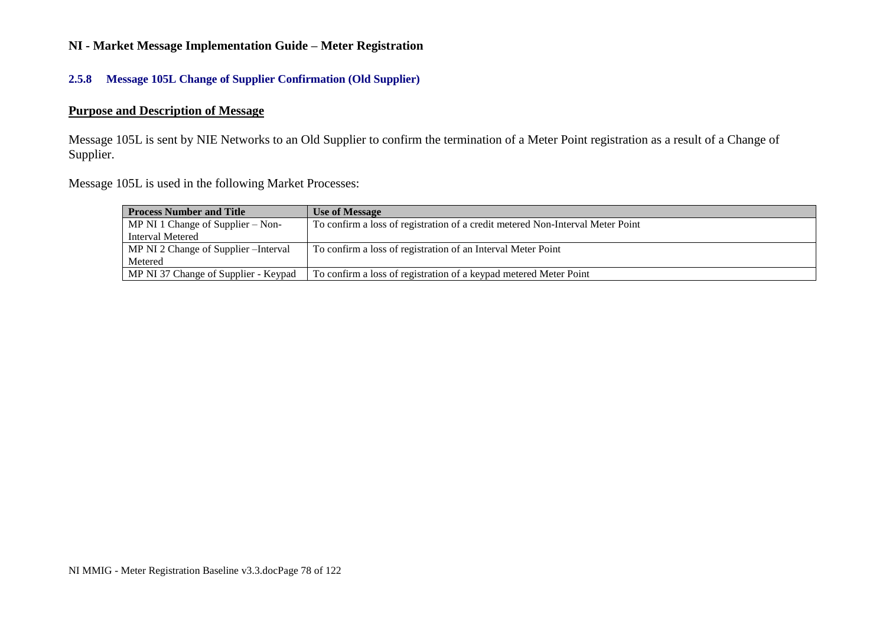### 2.5.8 Message 105L Change of Supplier Confirmation (Old Supplier)

**Purpose and Description of Message**

Message 105L is sent by NIE Networks to an Old Supplier to confirm the termination of a Meter Point registration as a result of a Change of Supplier.

Message 105L is used in the following Market Processes:

| Process Number and Title | Use of Message |
|---|---|
| MP NI 1 Change of Supplier – Non-Interval Metered | To confirm a loss of registration of a credit metered Non-Interval Meter Point |
| MP NI 2 Change of Supplier –Interval Metered | To confirm a loss of registration of an Interval Meter Point |
| MP NI 37 Change of Supplier - Keypad | To confirm a loss of registration of a keypad metered Meter Point |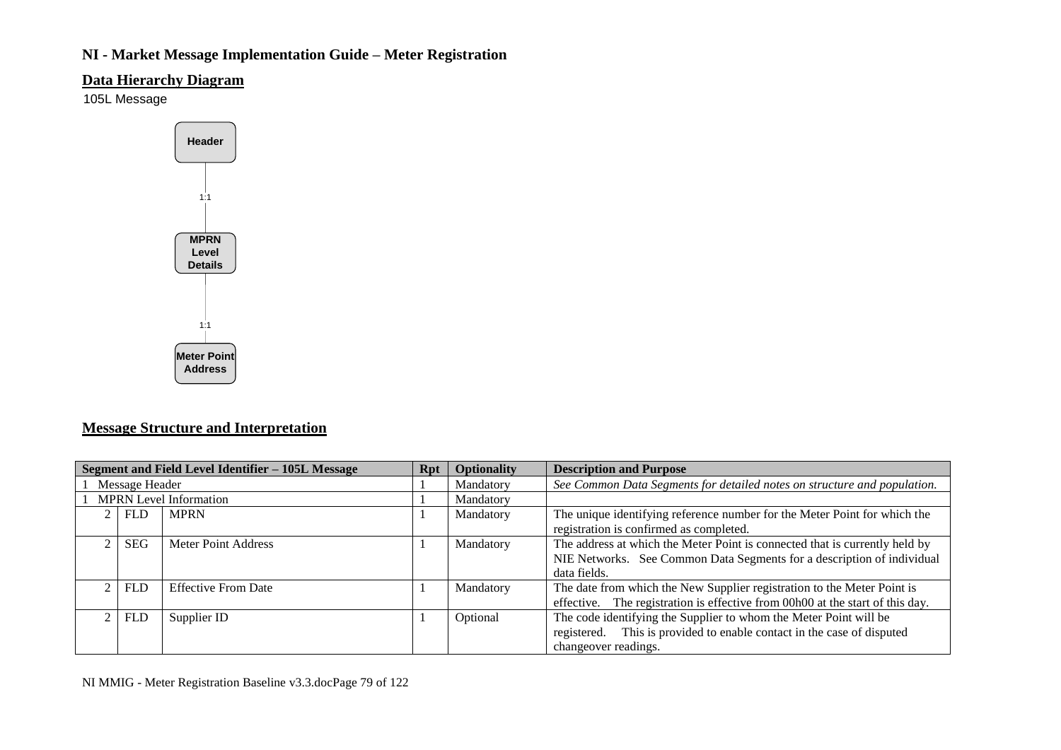# NI - Market Message Implementation Guide – Meter Registration

## Data Hierarchy Diagram

105L Message

Header

1:1

MPRN Level Details

1:1

Meter Point Address

## Message Structure and Interpretation

| Segment and Field Level Identifier – 105L Message | | | Rpt | Optionality | Description and Purpose |
|---|---|---|---|---|---|
| 1 Message Header | | | 1 | Mandatory | *See Common Data Segments for detailed notes on structure and population.* |
| 1 MPRN Level Information | | | 1 | Mandatory | |
| 2 | FLD | MPRN | 1 | Mandatory | The unique identifying reference number for the Meter Point for which the registration is confirmed as completed. |
| 2 | SEG | Meter Point Address | 1 | Mandatory | The address at which the Meter Point is connected that is currently held by NIE Networks. See Common Data Segments for a description of individual data fields. |
| 2 | FLD | Effective From Date | 1 | Mandatory | The date from which the New Supplier registration to the Meter Point is effective. The registration is effective from 00h00 at the start of this day. |
| 2 | FLD | Supplier ID | 1 | Optional | The code identifying the Supplier to whom the Meter Point will be registered. This is provided to enable contact in the case of disputed changeover readings. |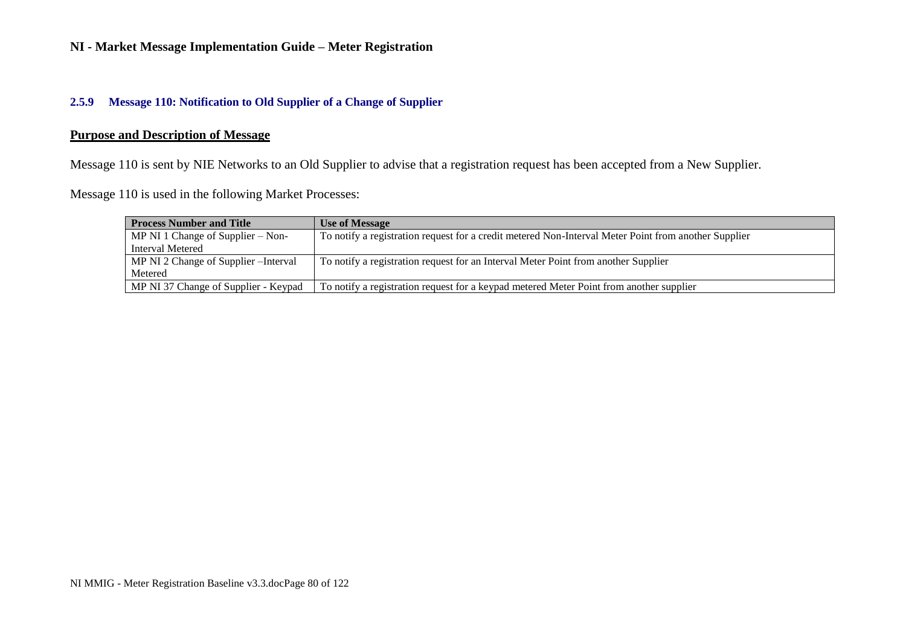### 2.5.9 Message 110: Notification to Old Supplier of a Change of Supplier

**Purpose and Description of Message**

Message 110 is sent by NIE Networks to an Old Supplier to advise that a registration request has been accepted from a New Supplier.

Message 110 is used in the following Market Processes:

| Process Number and Title | Use of Message |
| --- | --- |
| MP NI 1 Change of Supplier – Non-Interval Metered | To notify a registration request for a credit metered Non-Interval Meter Point from another Supplier |
| MP NI 2 Change of Supplier –Interval Metered | To notify a registration request for an Interval Meter Point from another Supplier |
| MP NI 37 Change of Supplier - Keypad | To notify a registration request for a keypad metered Meter Point from another supplier |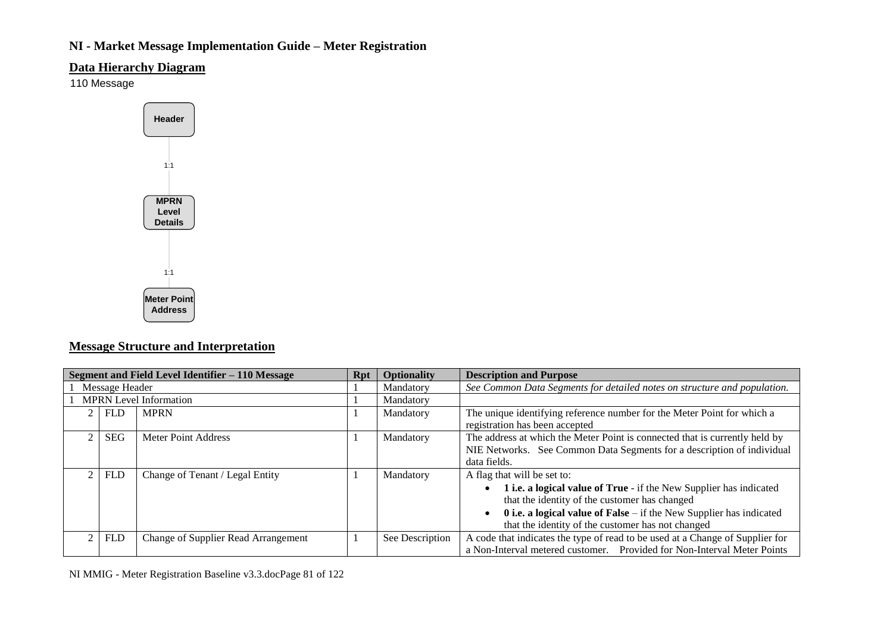# NI - Market Message Implementation Guide – Meter Registration

## Data Hierarchy Diagram

110 Message

Header

1:1

MPRN Level Details

1:1

Meter Point Address

## Message Structure and Interpretation

| Segment and Field Level Identifier – 110 Message | | | Rpt | Optionality | Description and Purpose |
|---|---|---|---|---|---|
| 1 Message Header | | | 1 | Mandatory | *See Common Data Segments for detailed notes on structure and population.* |
| 1 MPRN Level Information | | | 1 | Mandatory | |
| 2 | FLD | MPRN | 1 | Mandatory | The unique identifying reference number for the Meter Point for which a registration has been accepted |
| 2 | SEG | Meter Point Address | 1 | Mandatory | The address at which the Meter Point is connected that is currently held by NIE Networks. See Common Data Segments for a description of individual data fields. |
| 2 | FLD | Change of Tenant / Legal Entity | 1 | Mandatory | A flag that will be set to: <br>• **1 i.e. a logical value of True** - if the New Supplier has indicated that the identity of the customer has changed <br>• **0 i.e. a logical value of False** – if the New Supplier has indicated that the identity of the customer has not changed |
| 2 | FLD | Change of Supplier Read Arrangement | 1 | See Description | A code that indicates the type of read to be used at a Change of Supplier for a Non-Interval metered customer. Provided for Non-Interval Meter Points |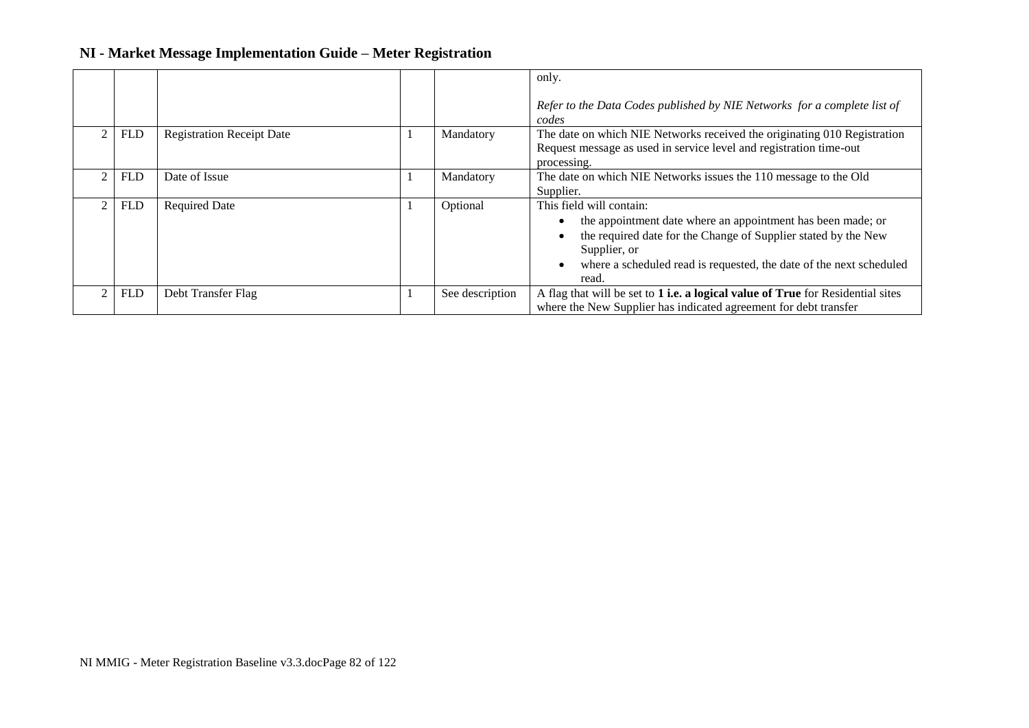| | | | | | |
|---|---|---|---|---|---|
| | | | | | only.<br><br>*Refer to the Data Codes published by NIE Networks for a complete list of codes* |
| 2 | FLD | Registration Receipt Date | 1 | Mandatory | The date on which NIE Networks received the originating 010 Registration Request message as used in service level and registration time-out processing. |
| 2 | FLD | Date of Issue | 1 | Mandatory | The date on which NIE Networks issues the 110 message to the Old Supplier. |
| 2 | FLD | Required Date | 1 | Optional | This field will contain:<br>• the appointment date where an appointment has been made; or<br>• the required date for the Change of Supplier stated by the New Supplier, or<br>• where a scheduled read is requested, the date of the next scheduled read. |
| 2 | FLD | Debt Transfer Flag | 1 | See description | A flag that will be set to **1 i.e. a logical value of True** for Residential sites where the New Supplier has indicated agreement for debt transfer |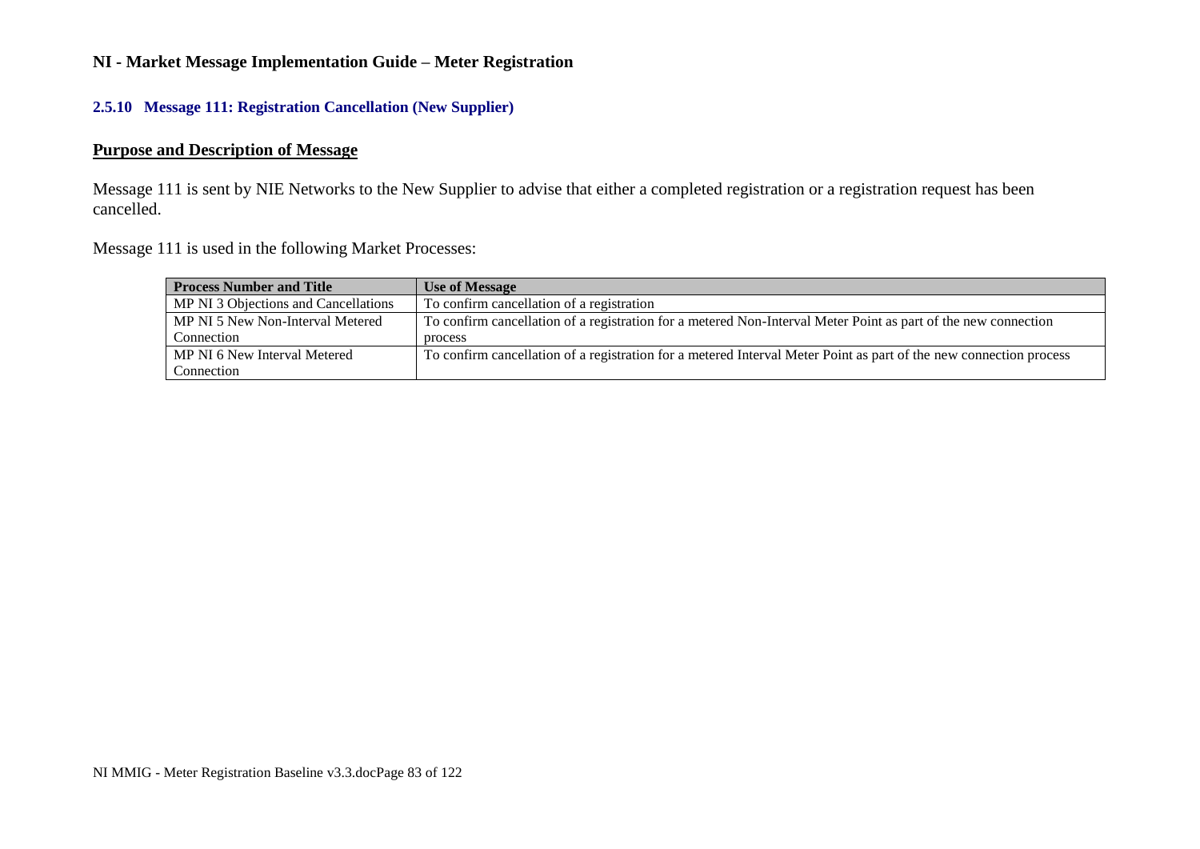### 2.5.10 Message 111: Registration Cancellation (New Supplier)

**<u>Purpose and Description of Message</u>**

Message 111 is sent by NIE Networks to the New Supplier to advise that either a completed registration or a registration request has been cancelled.

Message 111 is used in the following Market Processes:

| Process Number and Title | Use of Message |
|---|---|
| MP NI 3 Objections and Cancellations | To confirm cancellation of a registration |
| MP NI 5 New Non-Interval Metered Connection | To confirm cancellation of a registration for a metered Non-Interval Meter Point as part of the new connection process |
| MP NI 6 New Interval Metered Connection | To confirm cancellation of a registration for a metered Interval Meter Point as part of the new connection process |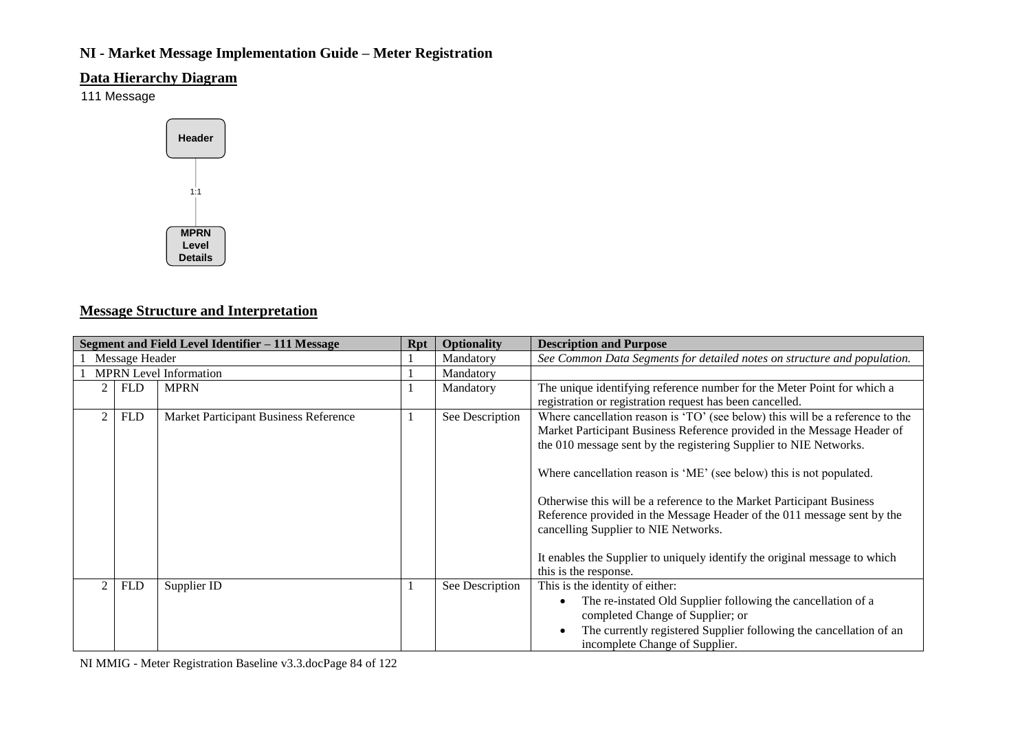**NI - Market Message Implementation Guide – Meter Registration**

## Data Hierarchy Diagram

111 Message

Header

1:1

MPRN Level Details

## Message Structure and Interpretation

| Segment and Field Level Identifier – 111 Message | | | Rpt | Optionality | Description and Purpose |
|---|---|---|---|---|---|
| 1 Message Header | | | 1 | Mandatory | *See Common Data Segments for detailed notes on structure and population.* |
| 1 MPRN Level Information | | | 1 | Mandatory | |
| 2 | FLD | MPRN | 1 | Mandatory | The unique identifying reference number for the Meter Point for which a registration or registration request has been cancelled. |
| 2 | FLD | Market Participant Business Reference | 1 | See Description | Where cancellation reason is 'TO' (see below) this will be a reference to the Market Participant Business Reference provided in the Message Header of the 010 message sent by the registering Supplier to NIE Networks.<br><br>Where cancellation reason is 'ME' (see below) this is not populated.<br><br>Otherwise this will be a reference to the Market Participant Business Reference provided in the Message Header of the 011 message sent by the cancelling Supplier to NIE Networks.<br><br>It enables the Supplier to uniquely identify the original message to which this is the response. |
| 2 | FLD | Supplier ID | 1 | See Description | This is the identity of either:<br>• The re-instated Old Supplier following the cancellation of a completed Change of Supplier; or<br>• The currently registered Supplier following the cancellation of an incomplete Change of Supplier. |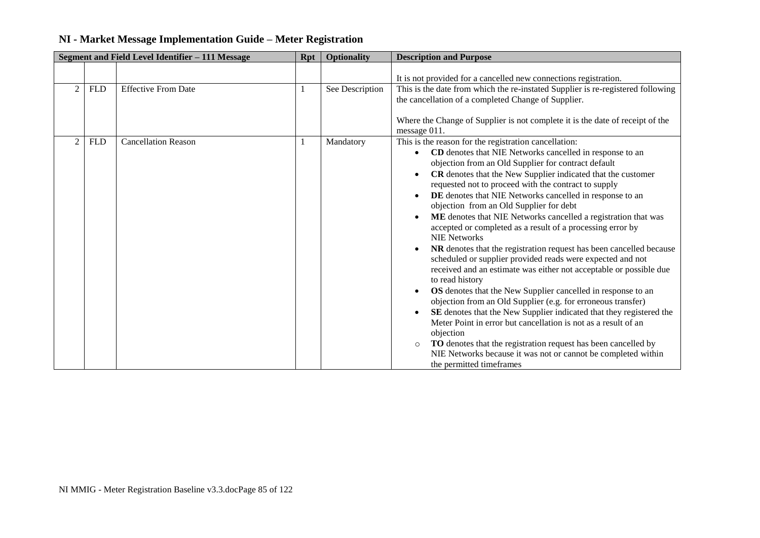## NI - Market Message Implementation Guide – Meter Registration

| Segment and Field Level Identifier – 111 Message | | | Rpt | Optionality | Description and Purpose |
|---|---|---|---|---|---|
| | | | | | It is not provided for a cancelled new connections registration. |
| 2 | FLD | Effective From Date | 1 | See Description | This is the date from which the re-instated Supplier is re-registered following the cancellation of a completed Change of Supplier.<br><br>Where the Change of Supplier is not complete it is the date of receipt of the message 011. |
| 2 | FLD | Cancellation Reason | 1 | Mandatory | This is the reason for the registration cancellation:<br>• **CD** denotes that NIE Networks cancelled in response to an objection from an Old Supplier for contract default<br>• **CR** denotes that the New Supplier indicated that the customer requested not to proceed with the contract to supply<br>• **DE** denotes that NIE Networks cancelled in response to an objection from an Old Supplier for debt<br>• **ME** denotes that NIE Networks cancelled a registration that was accepted or completed as a result of a processing error by NIE Networks<br>• **NR** denotes that the registration request has been cancelled because scheduled or supplier provided reads were expected and not received and an estimate was either not acceptable or possible due to read history<br>• **OS** denotes that the New Supplier cancelled in response to an objection from an Old Supplier (e.g. for erroneous transfer)<br>• **SE** denotes that the New Supplier indicated that they registered the Meter Point in error but cancellation is not as a result of an objection<br>○ **TO** denotes that the registration request has been cancelled by NIE Networks because it was not or cannot be completed within the permitted timeframes |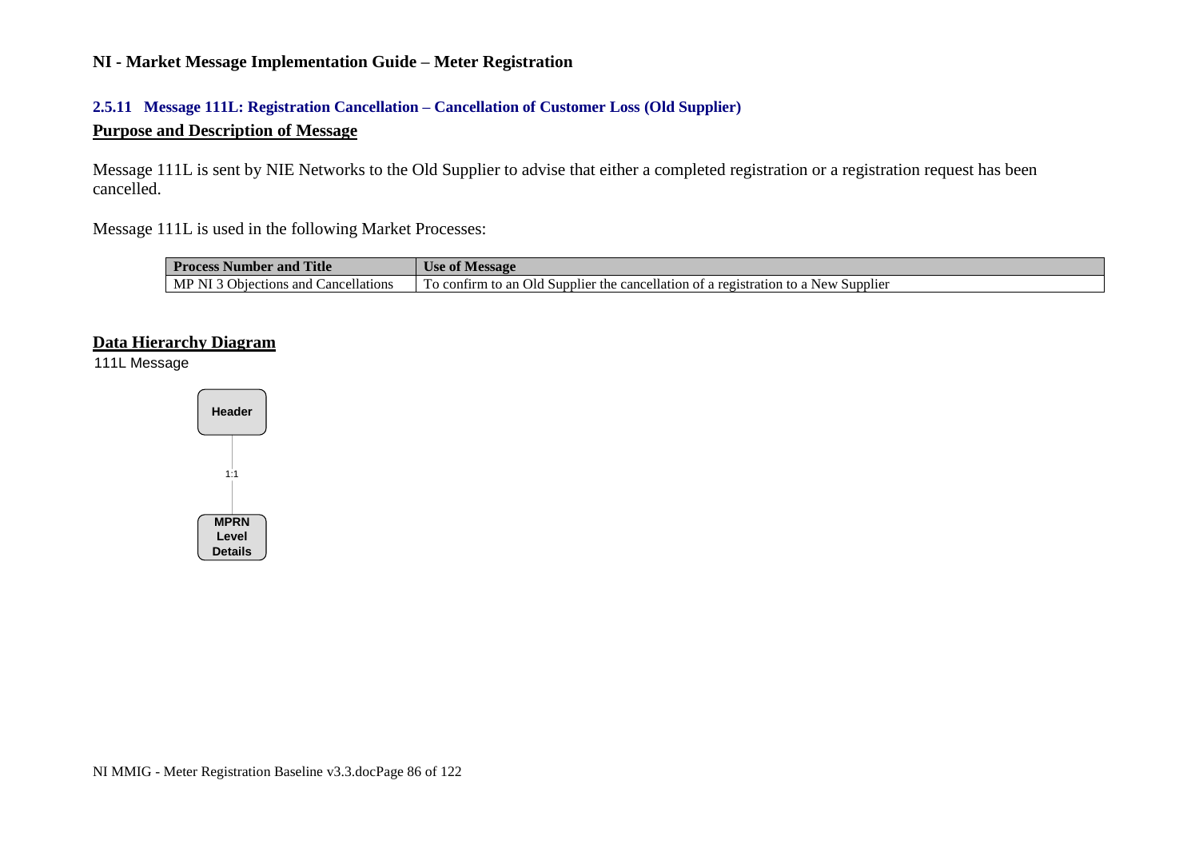### 2.5.11 Message 111L: Registration Cancellation – Cancellation of Customer Loss (Old Supplier)

**Purpose and Description of Message**

Message 111L is sent by NIE Networks to the Old Supplier to advise that either a completed registration or a registration request has been cancelled.

Message 111L is used in the following Market Processes:

| Process Number and Title | Use of Message |
|---|---|
| MP NI 3 Objections and Cancellations | To confirm to an Old Supplier the cancellation of a registration to a New Supplier |

**Data Hierarchy Diagram**

111L Message

Header

1:1

MPRN Level Details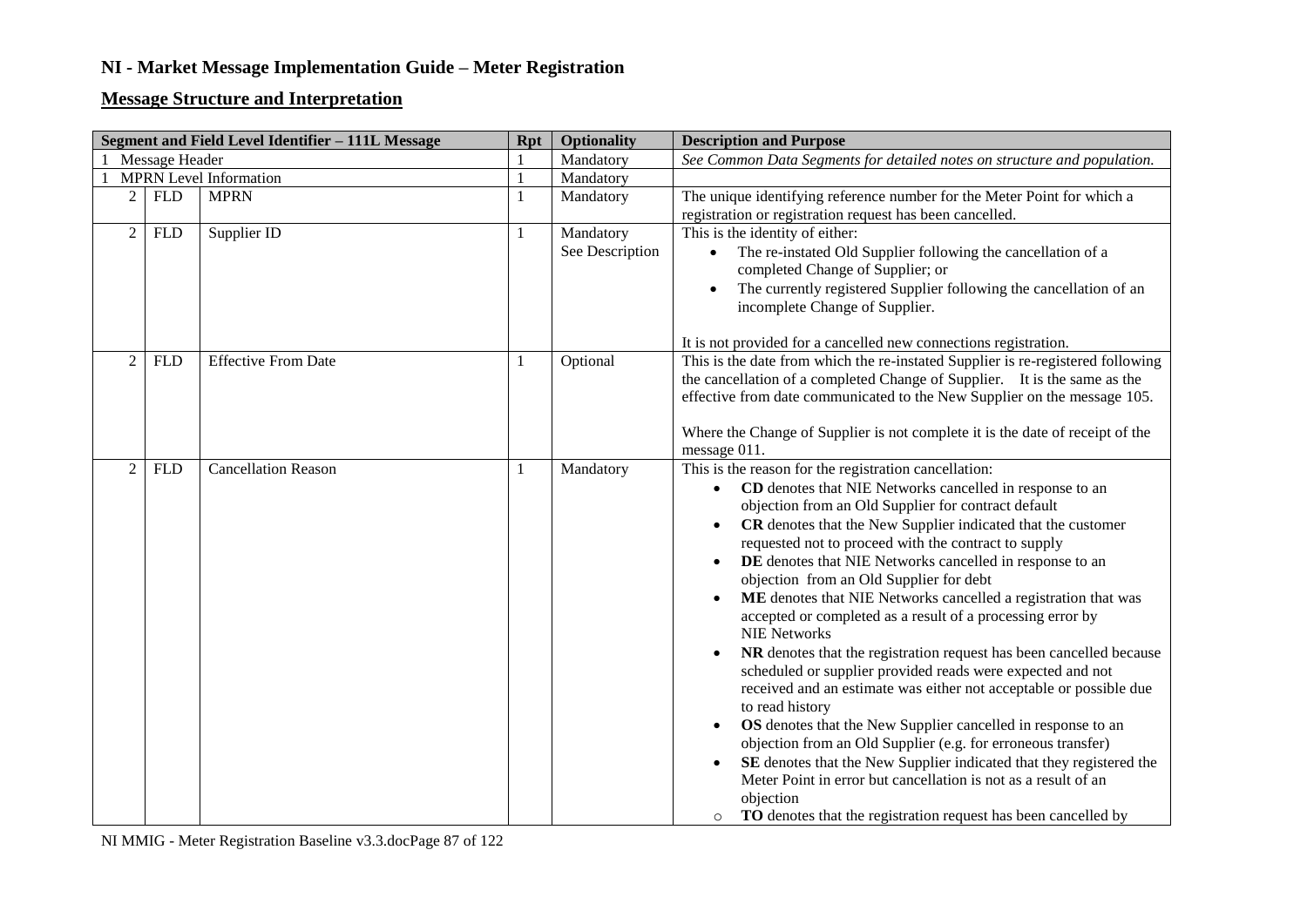# NI - Market Message Implementation Guide – Meter Registration

## Message Structure and Interpretation

| Segment and Field Level Identifier – 111L Message | | | Rpt | Optionality | Description and Purpose |
|---|---|---|---|---|---|
| 1 Message Header | | | 1 | Mandatory | *See Common Data Segments for detailed notes on structure and population.* |
| 1 MPRN Level Information | | | 1 | Mandatory | |
| 2 | FLD | MPRN | 1 | Mandatory | The unique identifying reference number for the Meter Point for which a registration or registration request has been cancelled. |
| 2 | FLD | Supplier ID | 1 | Mandatory See Description | This is the identity of either:<br>• The re-instated Old Supplier following the cancellation of a completed Change of Supplier; or<br>• The currently registered Supplier following the cancellation of an incomplete Change of Supplier.<br><br>It is not provided for a cancelled new connections registration. |
| 2 | FLD | Effective From Date | 1 | Optional | This is the date from which the re-instated Supplier is re-registered following the cancellation of a completed Change of Supplier. It is the same as the effective from date communicated to the New Supplier on the message 105.<br><br>Where the Change of Supplier is not complete it is the date of receipt of the message 011. |
| 2 | FLD | Cancellation Reason | 1 | Mandatory | This is the reason for the registration cancellation:<br>• **CD** denotes that NIE Networks cancelled in response to an objection from an Old Supplier for contract default<br>• **CR** denotes that the New Supplier indicated that the customer requested not to proceed with the contract to supply<br>• **DE** denotes that NIE Networks cancelled in response to an objection from an Old Supplier for debt<br>• **ME** denotes that NIE Networks cancelled a registration that was accepted or completed as a result of a processing error by NIE Networks<br>• **NR** denotes that the registration request has been cancelled because scheduled or supplier provided reads were expected and not received and an estimate was either not acceptable or possible due to read history<br>• **OS** denotes that the New Supplier cancelled in response to an objection from an Old Supplier (e.g. for erroneous transfer)<br>• **SE** denotes that the New Supplier indicated that they registered the Meter Point in error but cancellation is not as a result of an objection<br>o **TO** denotes that the registration request has been cancelled by |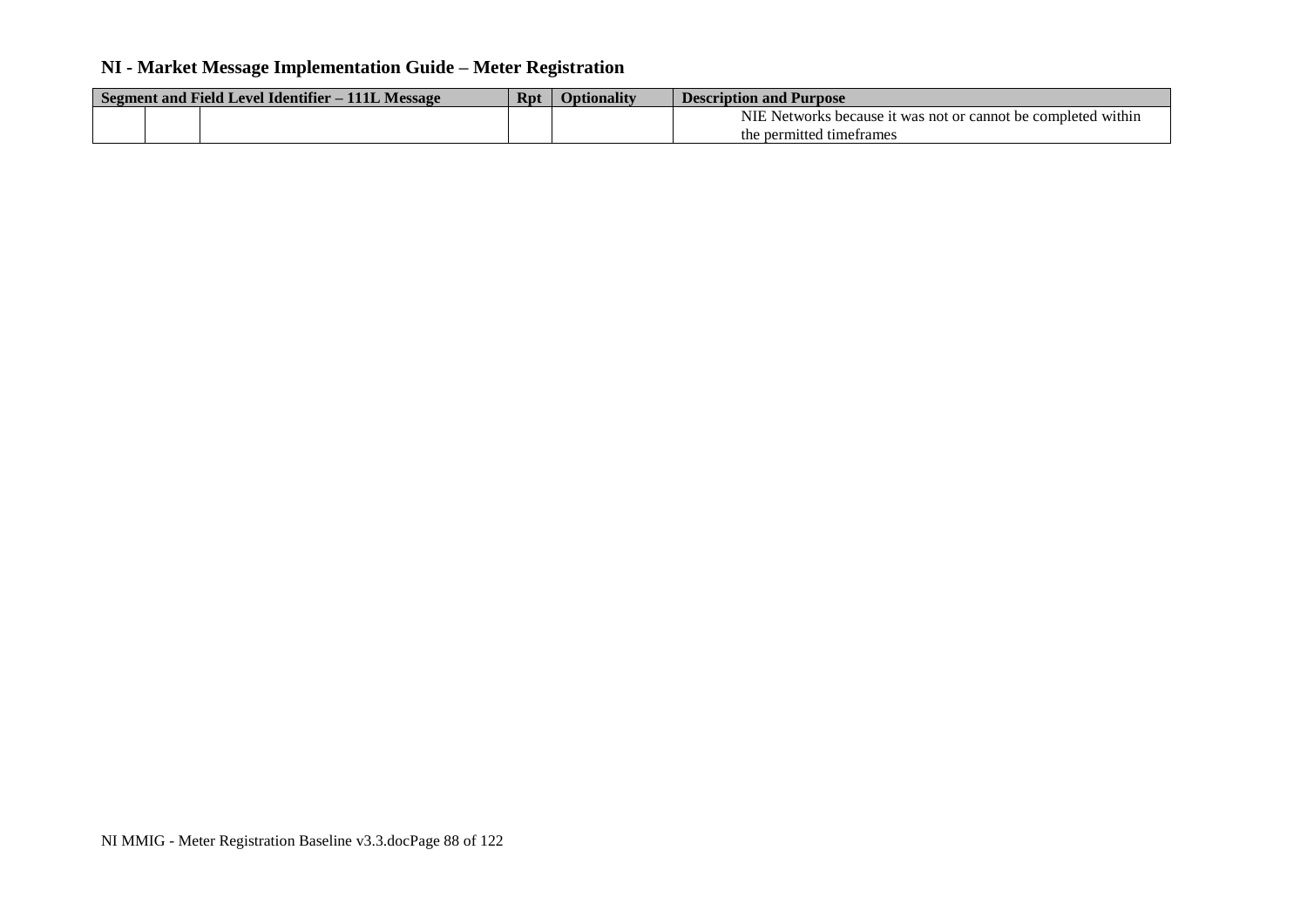| Segment and Field Level Identifier – 111L Message | | | Rpt | Optionality | Description and Purpose |
|---|---|---|---|---|---|
| | | | | | NIE Networks because it was not or cannot be completed within the permitted timeframes |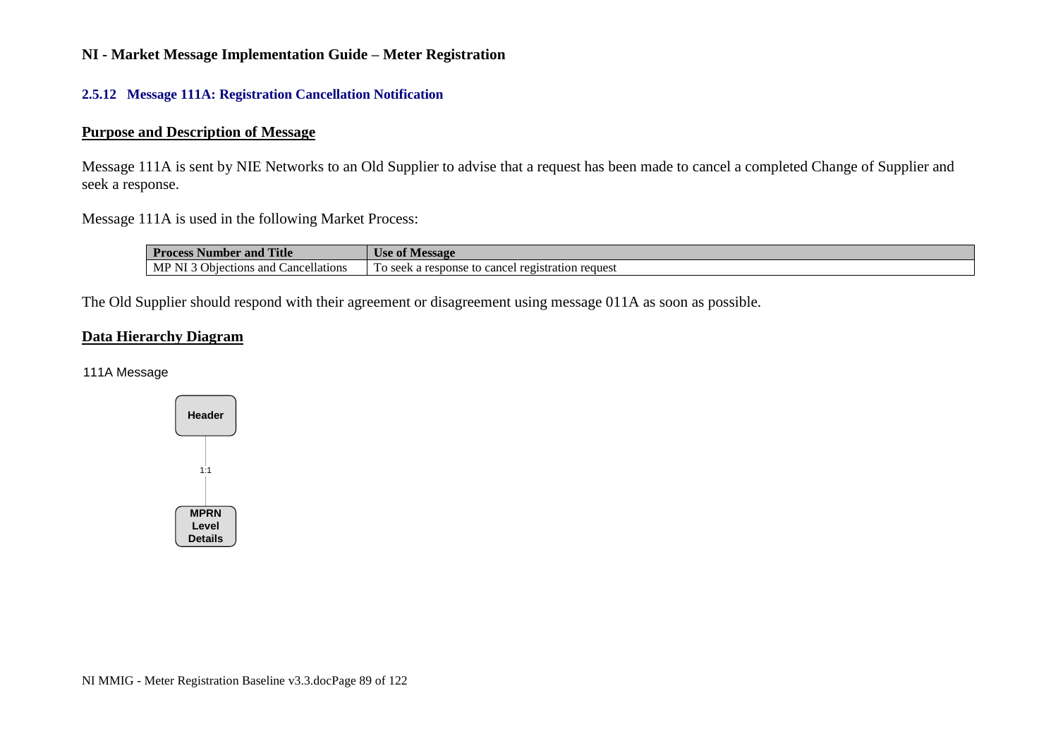### 2.5.12 Message 111A: Registration Cancellation Notification

**Purpose and Description of Message**

Message 111A is sent by NIE Networks to an Old Supplier to advise that a request has been made to cancel a completed Change of Supplier and seek a response.

Message 111A is used in the following Market Process:

| Process Number and Title | Use of Message |
| --- | --- |
| MP NI 3 Objections and Cancellations | To seek a response to cancel registration request |

The Old Supplier should respond with their agreement or disagreement using message 011A as soon as possible.

**Data Hierarchy Diagram**

111A Message

Header

1:1

MPRN Level Details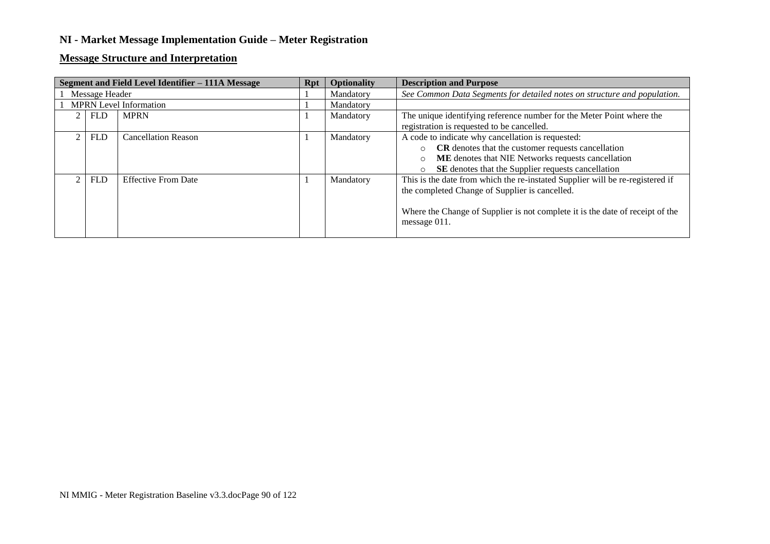## NI - Market Message Implementation Guide – Meter Registration

## Message Structure and Interpretation

| Segment and Field Level Identifier – 111A Message | | | Rpt | Optionality | Description and Purpose |
|---|---|---|---|---|---|
| 1 Message Header | | | 1 | Mandatory | *See Common Data Segments for detailed notes on structure and population.* |
| 1 MPRN Level Information | | | 1 | Mandatory | |
| 2 | FLD | MPRN | 1 | Mandatory | The unique identifying reference number for the Meter Point where the registration is requested to be cancelled. |
| 2 | FLD | Cancellation Reason | 1 | Mandatory | A code to indicate why cancellation is requested:<br>o **CR** denotes that the customer requests cancellation<br>o **ME** denotes that NIE Networks requests cancellation<br>o **SE** denotes that the Supplier requests cancellation |
| 2 | FLD | Effective From Date | 1 | Mandatory | This is the date from which the re-instated Supplier will be re-registered if the completed Change of Supplier is cancelled.<br><br>Where the Change of Supplier is not complete it is the date of receipt of the message 011. |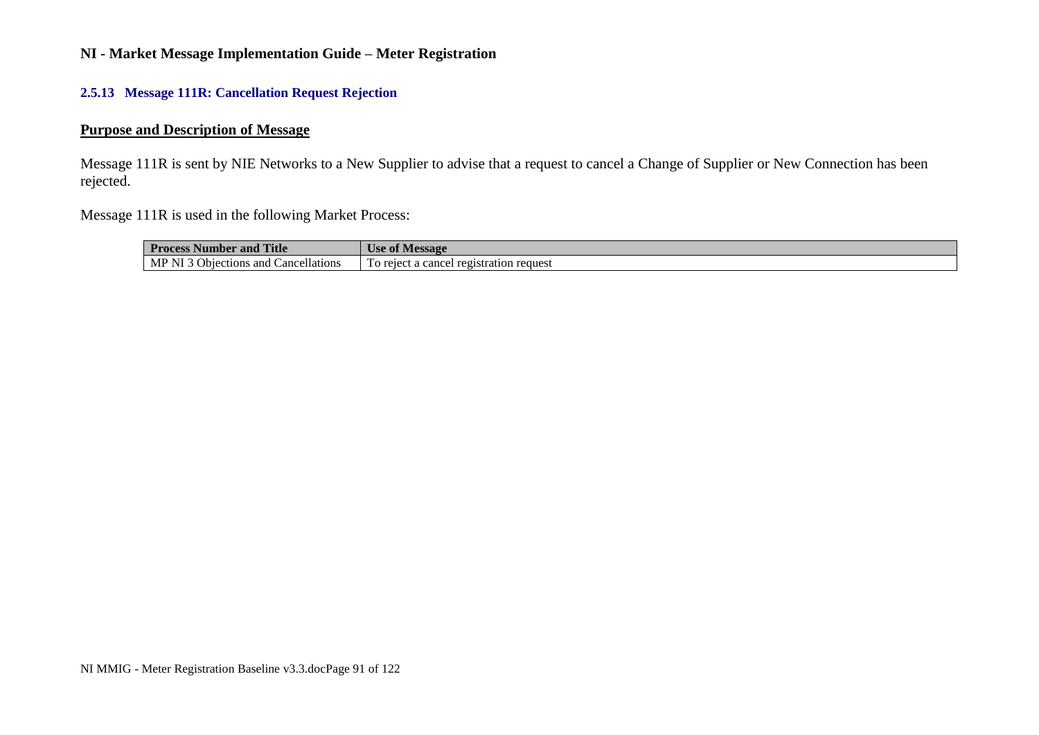### 2.5.13 Message 111R: Cancellation Request Rejection

**Purpose and Description of Message**

Message 111R is sent by NIE Networks to a New Supplier to advise that a request to cancel a Change of Supplier or New Connection has been rejected.

Message 111R is used in the following Market Process:

| Process Number and Title | Use of Message |
|---|---|
| MP NI 3 Objections and Cancellations | To reject a cancel registration request |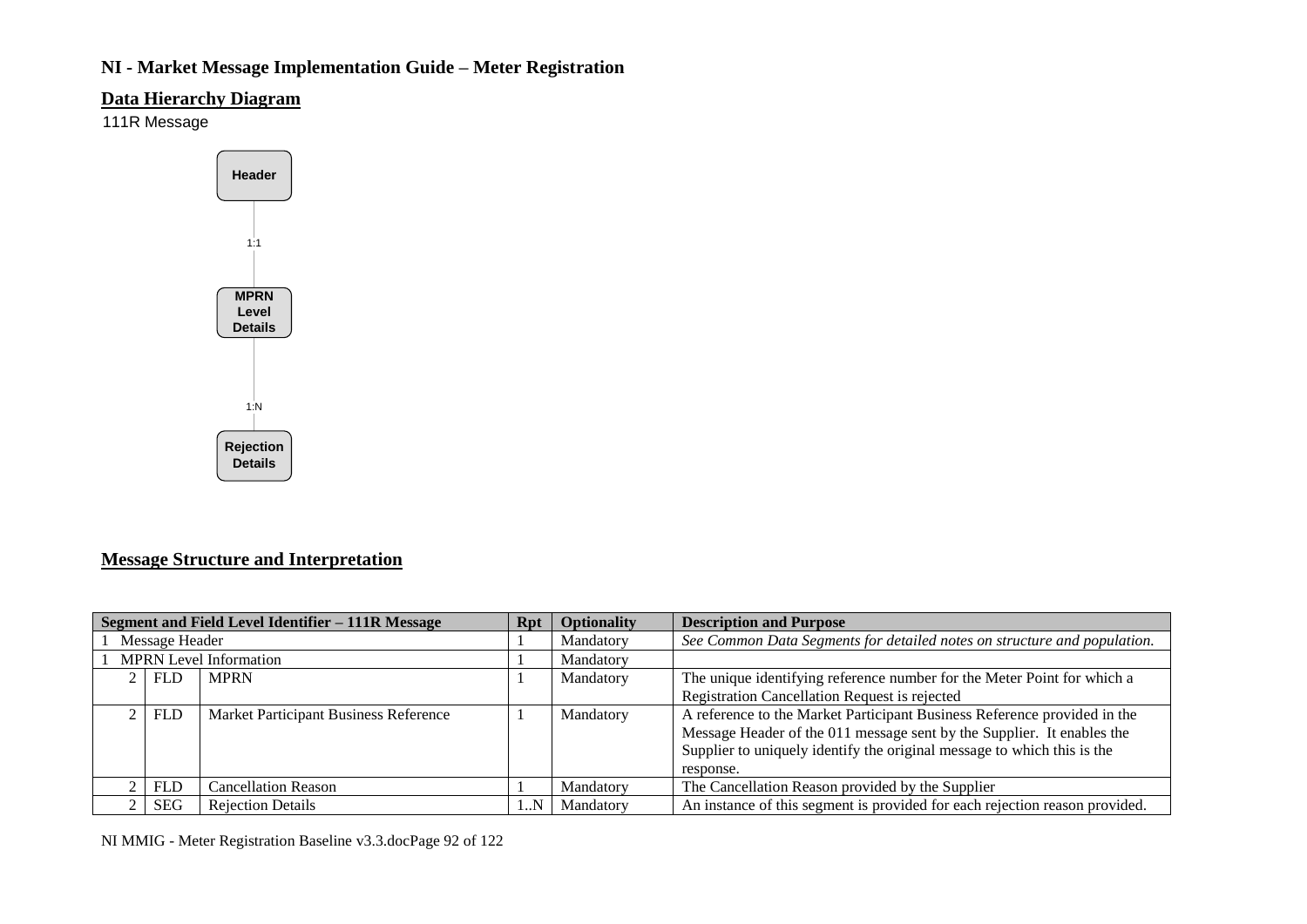# NI - Market Message Implementation Guide – Meter Registration

## Data Hierarchy Diagram

111R Message

Header

1:1

MPRN Level Details

1:N

Rejection Details

## Message Structure and Interpretation

| Segment and Field Level Identifier – 111R Message | | | Rpt | Optionality | Description and Purpose |
|---|---|---|---|---|---|
| 1 Message Header | | | 1 | Mandatory | *See Common Data Segments for detailed notes on structure and population.* |
| 1 MPRN Level Information | | | 1 | Mandatory | |
| 2 | FLD | MPRN | 1 | Mandatory | The unique identifying reference number for the Meter Point for which a Registration Cancellation Request is rejected |
| 2 | FLD | Market Participant Business Reference | 1 | Mandatory | A reference to the Market Participant Business Reference provided in the Message Header of the 011 message sent by the Supplier. It enables the Supplier to uniquely identify the original message to which this is the response. |
| 2 | FLD | Cancellation Reason | 1 | Mandatory | The Cancellation Reason provided by the Supplier |
| 2 | SEG | Rejection Details | 1..N | Mandatory | An instance of this segment is provided for each rejection reason provided. |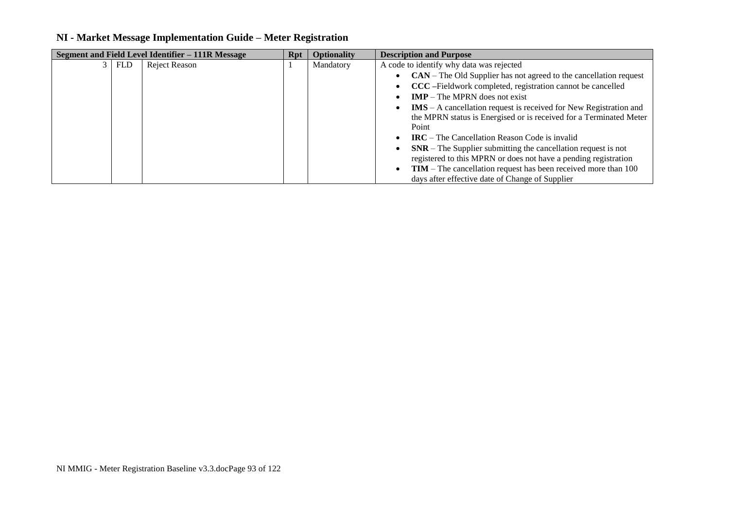# NI - Market Message Implementation Guide – Meter Registration

| Segment and Field Level Identifier – 111R Message | | | Rpt | Optionality | Description and Purpose |
|---|---|---|---|---|---|
| 3 | FLD | Reject Reason | 1 | Mandatory | A code to identify why data was rejected<br>• **CAN** – The Old Supplier has not agreed to the cancellation request<br>• **CCC** –Fieldwork completed, registration cannot be cancelled<br>• **IMP** – The MPRN does not exist<br>• **IMS** – A cancellation request is received for New Registration and the MPRN status is Energised or is received for a Terminated Meter Point<br>• **IRC** – The Cancellation Reason Code is invalid<br>• **SNR** – The Supplier submitting the cancellation request is not registered to this MPRN or does not have a pending registration<br>• **TIM** – The cancellation request has been received more than 100 days after effective date of Change of Supplier |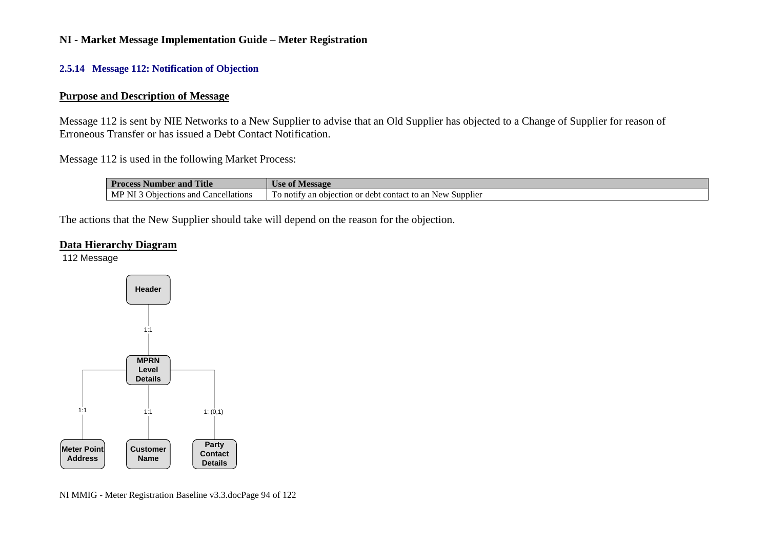### 2.5.14 Message 112: Notification of Objection

**Purpose and Description of Message**

Message 112 is sent by NIE Networks to a New Supplier to advise that an Old Supplier has objected to a Change of Supplier for reason of Erroneous Transfer or has issued a Debt Contact Notification.

Message 112 is used in the following Market Process:

| Process Number and Title | Use of Message |
|---|---|
| MP NI 3 Objections and Cancellations | To notify an objection or debt contact to an New Supplier |

The actions that the New Supplier should take will depend on the reason for the objection.

**Data Hierarchy Diagram**

112 Message

Header

1:1

MPRN Level Details

1:1

1:1

1: (0,1)

Meter Point Address

Customer Name

Party Contact Details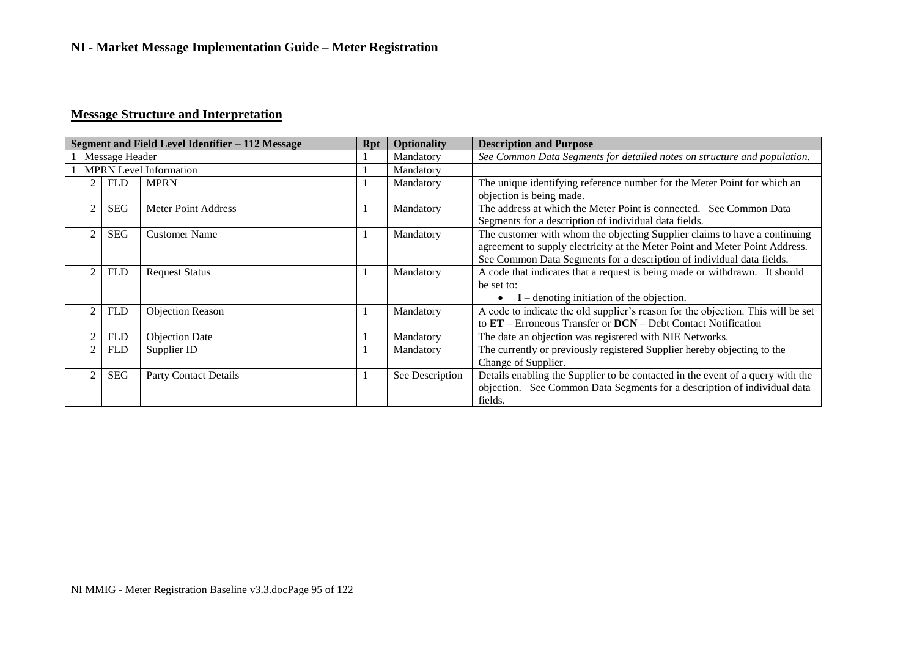## Message Structure and Interpretation

| Segment and Field Level Identifier – 112 Message | | | Rpt | Optionality | Description and Purpose |
|---|---|---|---|---|---|
| 1 Message Header | | | 1 | Mandatory | *See Common Data Segments for detailed notes on structure and population.* |
| 1 MPRN Level Information | | | 1 | Mandatory | |
| 2 | FLD | MPRN | 1 | Mandatory | The unique identifying reference number for the Meter Point for which an objection is being made. |
| 2 | SEG | Meter Point Address | 1 | Mandatory | The address at which the Meter Point is connected. See Common Data Segments for a description of individual data fields. |
| 2 | SEG | Customer Name | 1 | Mandatory | The customer with whom the objecting Supplier claims to have a continuing agreement to supply electricity at the Meter Point and Meter Point Address. See Common Data Segments for a description of individual data fields. |
| 2 | FLD | Request Status | 1 | Mandatory | A code that indicates that a request is being made or withdrawn. It should be set to: <br>• **I –** denoting initiation of the objection. |
| 2 | FLD | Objection Reason | 1 | Mandatory | A code to indicate the old supplier's reason for the objection. This will be set to **ET** – Erroneous Transfer or **DCN** – Debt Contact Notification |
| 2 | FLD | Objection Date | 1 | Mandatory | The date an objection was registered with NIE Networks. |
| 2 | FLD | Supplier ID | 1 | Mandatory | The currently or previously registered Supplier hereby objecting to the Change of Supplier. |
| 2 | SEG | Party Contact Details | 1 | See Description | Details enabling the Supplier to be contacted in the event of a query with the objection. See Common Data Segments for a description of individual data fields. |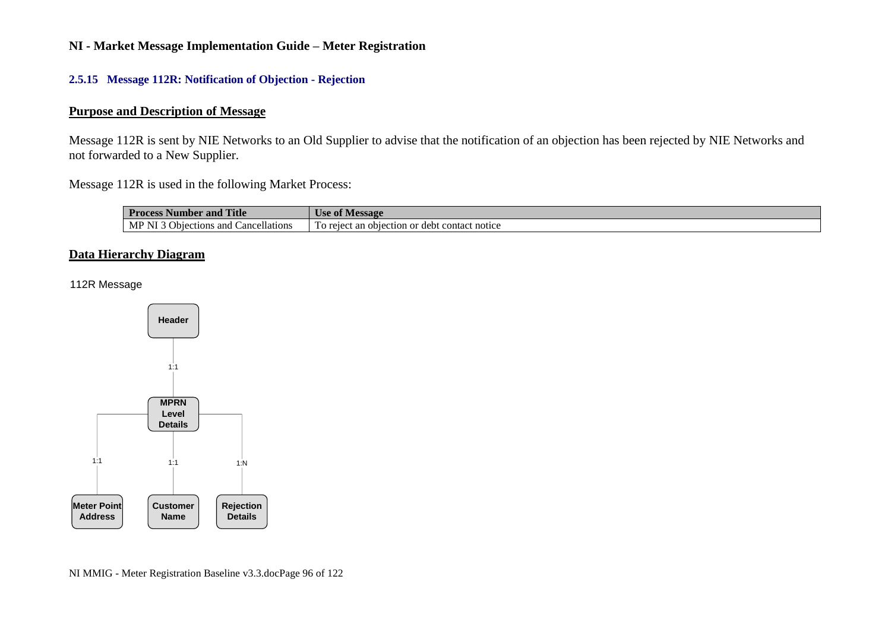### 2.5.15 Message 112R: Notification of Objection - Rejection

**Purpose and Description of Message**

Message 112R is sent by NIE Networks to an Old Supplier to advise that the notification of an objection has been rejected by NIE Networks and not forwarded to a New Supplier.

Message 112R is used in the following Market Process:

| Process Number and Title | Use of Message |
| --- | --- |
| MP NI 3 Objections and Cancellations | To reject an objection or debt contact notice |

**Data Hierarchy Diagram**

112R Message

Header

1:1

MPRN Level Details

1:1

1:1

1:N

Meter Point Address

Customer Name

Rejection Details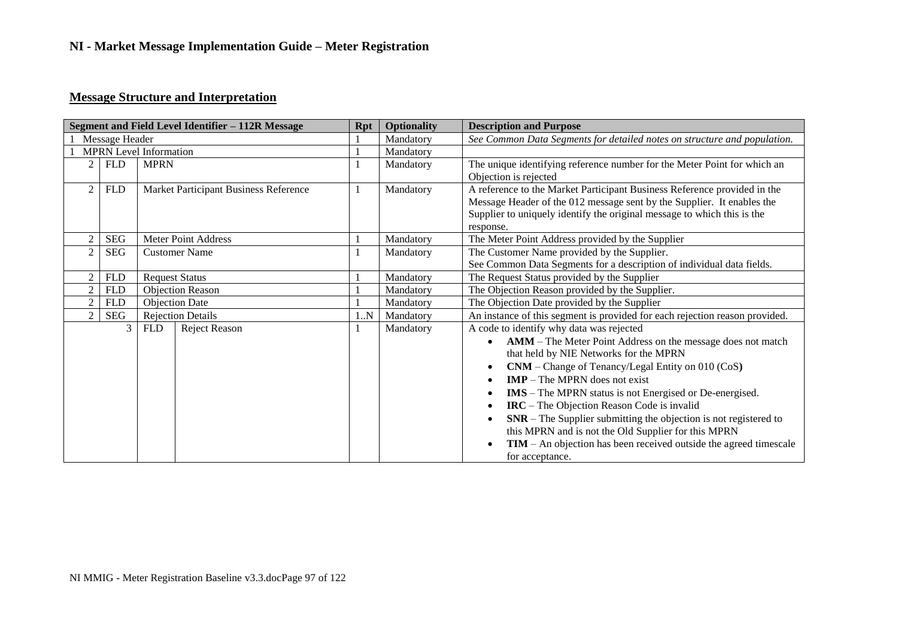## Message Structure and Interpretation

| Segment and Field Level Identifier – 112R Message | | | | Rpt | Optionality | Description and Purpose |
|---|---|---|---|---|---|---|
| 1 Message Header | | | | 1 | Mandatory | *See Common Data Segments for detailed notes on structure and population.* |
| 1 MPRN Level Information | | | | 1 | Mandatory | |
| 2 | FLD | MPRN | | 1 | Mandatory | The unique identifying reference number for the Meter Point for which an Objection is rejected |
| 2 | FLD | Market Participant Business Reference | | 1 | Mandatory | A reference to the Market Participant Business Reference provided in the Message Header of the 012 message sent by the Supplier. It enables the Supplier to uniquely identify the original message to which this is the response. |
| 2 | SEG | Meter Point Address | | 1 | Mandatory | The Meter Point Address provided by the Supplier |
| 2 | SEG | Customer Name | | 1 | Mandatory | The Customer Name provided by the Supplier. See Common Data Segments for a description of individual data fields. |
| 2 | FLD | Request Status | | 1 | Mandatory | The Request Status provided by the Supplier |
| 2 | FLD | Objection Reason | | 1 | Mandatory | The Objection Reason provided by the Supplier. |
| 2 | FLD | Objection Date | | 1 | Mandatory | The Objection Date provided by the Supplier |
| 2 | SEG | Rejection Details | | 1..N | Mandatory | An instance of this segment is provided for each rejection reason provided. |
| | 3 | FLD | Reject Reason | 1 | Mandatory | A code to identify why data was rejected<br>• **AMM** – The Meter Point Address on the message does not match that held by NIE Networks for the MPRN<br>• **CNM** – Change of Tenancy/Legal Entity on 010 (CoS**)**<br>• **IMP** – The MPRN does not exist<br>• **IMS** – The MPRN status is not Energised or De-energised.<br>• **IRC** – The Objection Reason Code is invalid<br>• **SNR** – The Supplier submitting the objection is not registered to this MPRN and is not the Old Supplier for this MPRN<br>• **TIM** – An objection has been received outside the agreed timescale for acceptance. |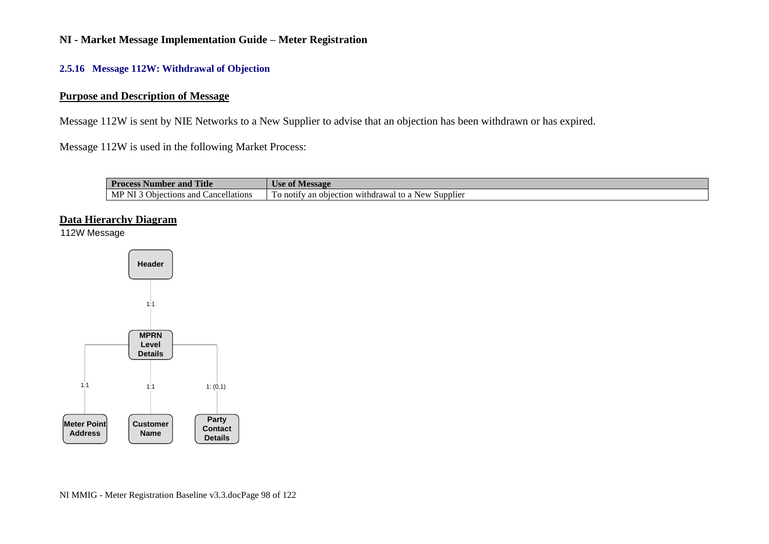# NI - Market Message Implementation Guide – Meter Registration

### 2.5.16 Message 112W: Withdrawal of Objection

## Purpose and Description of Message

Message 112W is sent by NIE Networks to a New Supplier to advise that an objection has been withdrawn or has expired.

Message 112W is used in the following Market Process:

| Process Number and Title | Use of Message |
|---|---|
| MP NI 3 Objections and Cancellations | To notify an objection withdrawal to a New Supplier |

## Data Hierarchy Diagram

112W Message

Header

1:1

MPRN Level Details

1:1

1:1

1: (0,1)

Meter Point Address

Customer Name

Party Contact Details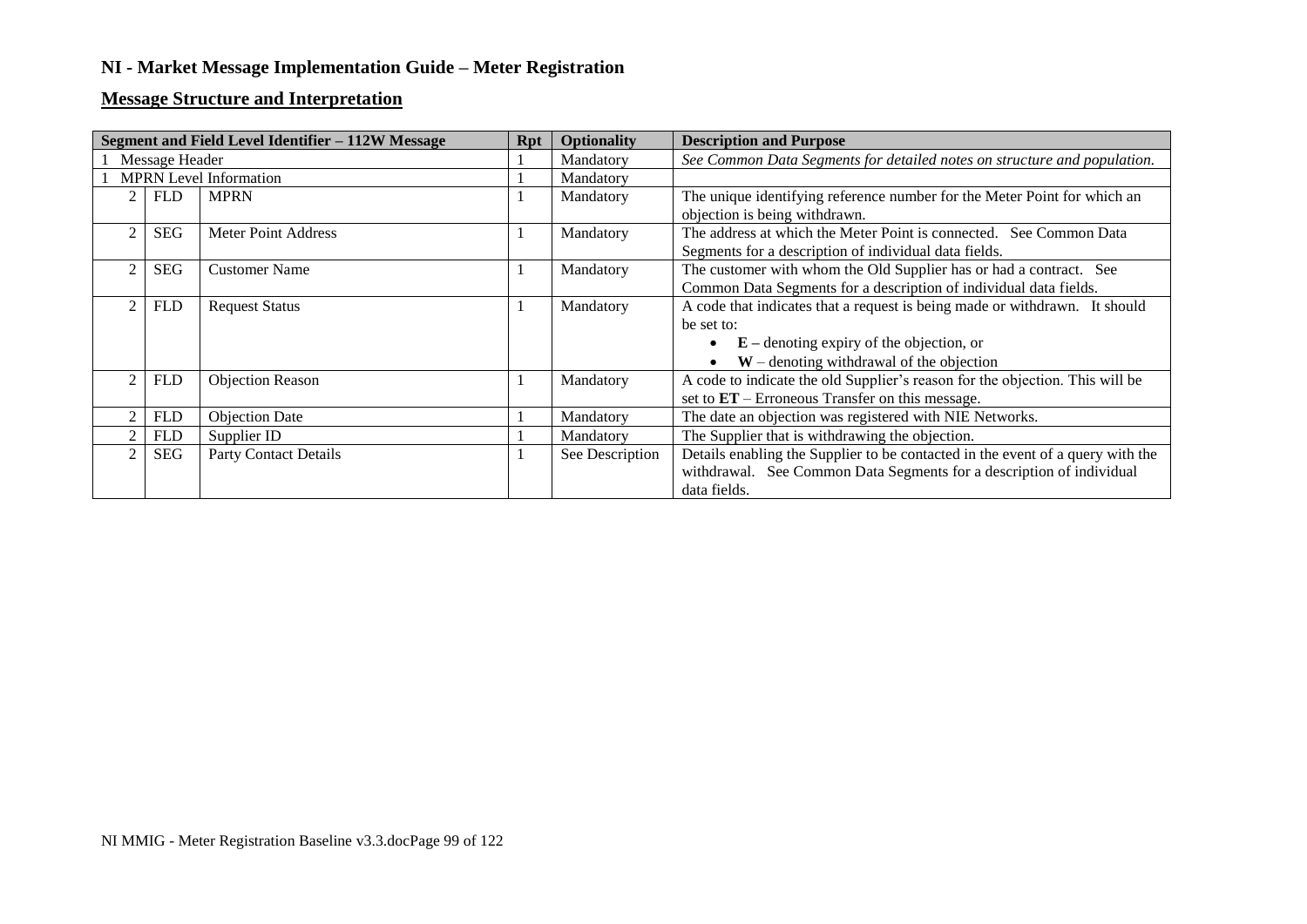# NI - Market Message Implementation Guide – Meter Registration

## Message Structure and Interpretation

| Segment and Field Level Identifier – 112W Message | | | Rpt | Optionality | Description and Purpose |
|---|---|---|---|---|---|
| 1 Message Header | | | 1 | Mandatory | *See Common Data Segments for detailed notes on structure and population.* |
| 1 MPRN Level Information | | | 1 | Mandatory | |
| 2 | FLD | MPRN | 1 | Mandatory | The unique identifying reference number for the Meter Point for which an objection is being withdrawn. |
| 2 | SEG | Meter Point Address | 1 | Mandatory | The address at which the Meter Point is connected. See Common Data Segments for a description of individual data fields. |
| 2 | SEG | Customer Name | 1 | Mandatory | The customer with whom the Old Supplier has or had a contract. See Common Data Segments for a description of individual data fields. |
| 2 | FLD | Request Status | 1 | Mandatory | A code that indicates that a request is being made or withdrawn. It should be set to: <br>• **E –** denoting expiry of the objection, or <br>• **W** – denoting withdrawal of the objection |
| 2 | FLD | Objection Reason | 1 | Mandatory | A code to indicate the old Supplier's reason for the objection. This will be set to **ET** – Erroneous Transfer on this message. |
| 2 | FLD | Objection Date | 1 | Mandatory | The date an objection was registered with NIE Networks. |
| 2 | FLD | Supplier ID | 1 | Mandatory | The Supplier that is withdrawing the objection. |
| 2 | SEG | Party Contact Details | 1 | See Description | Details enabling the Supplier to be contacted in the event of a query with the withdrawal. See Common Data Segments for a description of individual data fields. |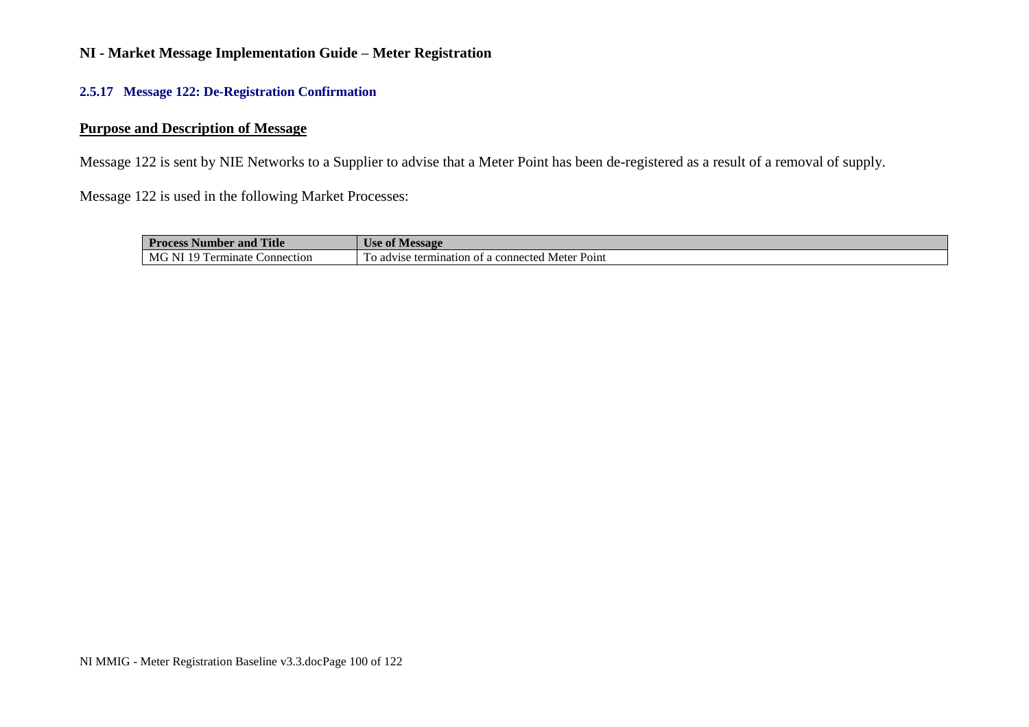#### 2.5.17 Message 122: De-Registration Confirmation

**Purpose and Description of Message**

Message 122 is sent by NIE Networks to a Supplier to advise that a Meter Point has been de-registered as a result of a removal of supply.

Message 122 is used in the following Market Processes:

| Process Number and Title | Use of Message |
|---|---|
| MG NI 19 Terminate Connection | To advise termination of a connected Meter Point |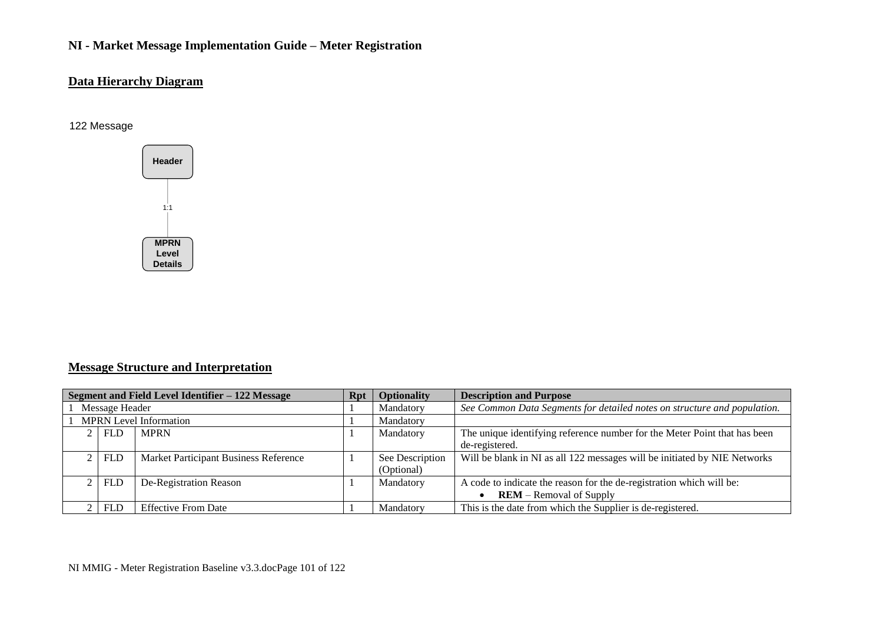**NI - Market Message Implementation Guide – Meter Registration**

## Data Hierarchy Diagram

122 Message

Header

1:1

MPRN Level Details

## Message Structure and Interpretation

| Segment and Field Level Identifier – 122 Message | | | Rpt | Optionality | Description and Purpose |
|---|---|---|---|---|---|
| 1 Message Header | | | 1 | Mandatory | *See Common Data Segments for detailed notes on structure and population.* |
| 1 MPRN Level Information | | | 1 | Mandatory | |
| 2 | FLD | MPRN | 1 | Mandatory | The unique identifying reference number for the Meter Point that has been de-registered. |
| 2 | FLD | Market Participant Business Reference | 1 | See Description (Optional) | Will be blank in NI as all 122 messages will be initiated by NIE Networks |
| 2 | FLD | De-Registration Reason | 1 | Mandatory | A code to indicate the reason for the de-registration which will be: <br>• **REM** – Removal of Supply |
| 2 | FLD | Effective From Date | 1 | Mandatory | This is the date from which the Supplier is de-registered. |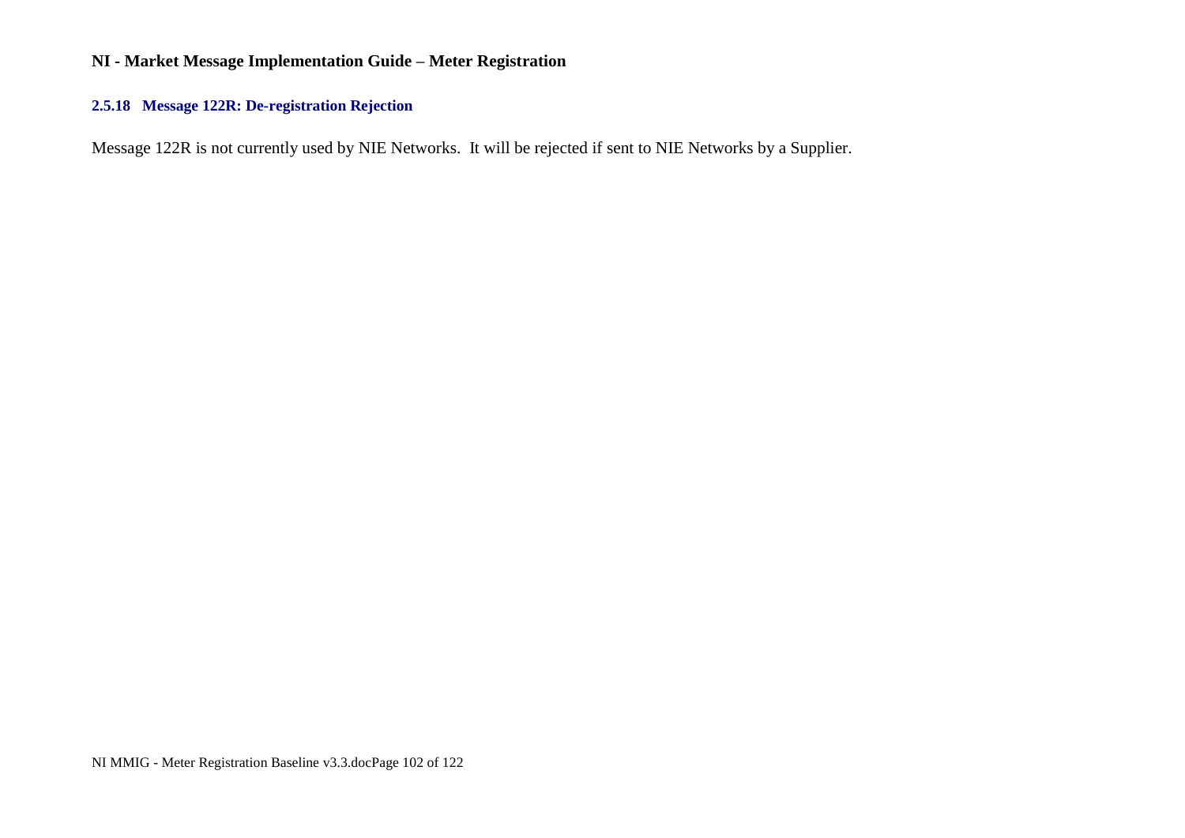#### 2.5.18 Message 122R: De-registration Rejection

Message 122R is not currently used by NIE Networks. It will be rejected if sent to NIE Networks by a Supplier.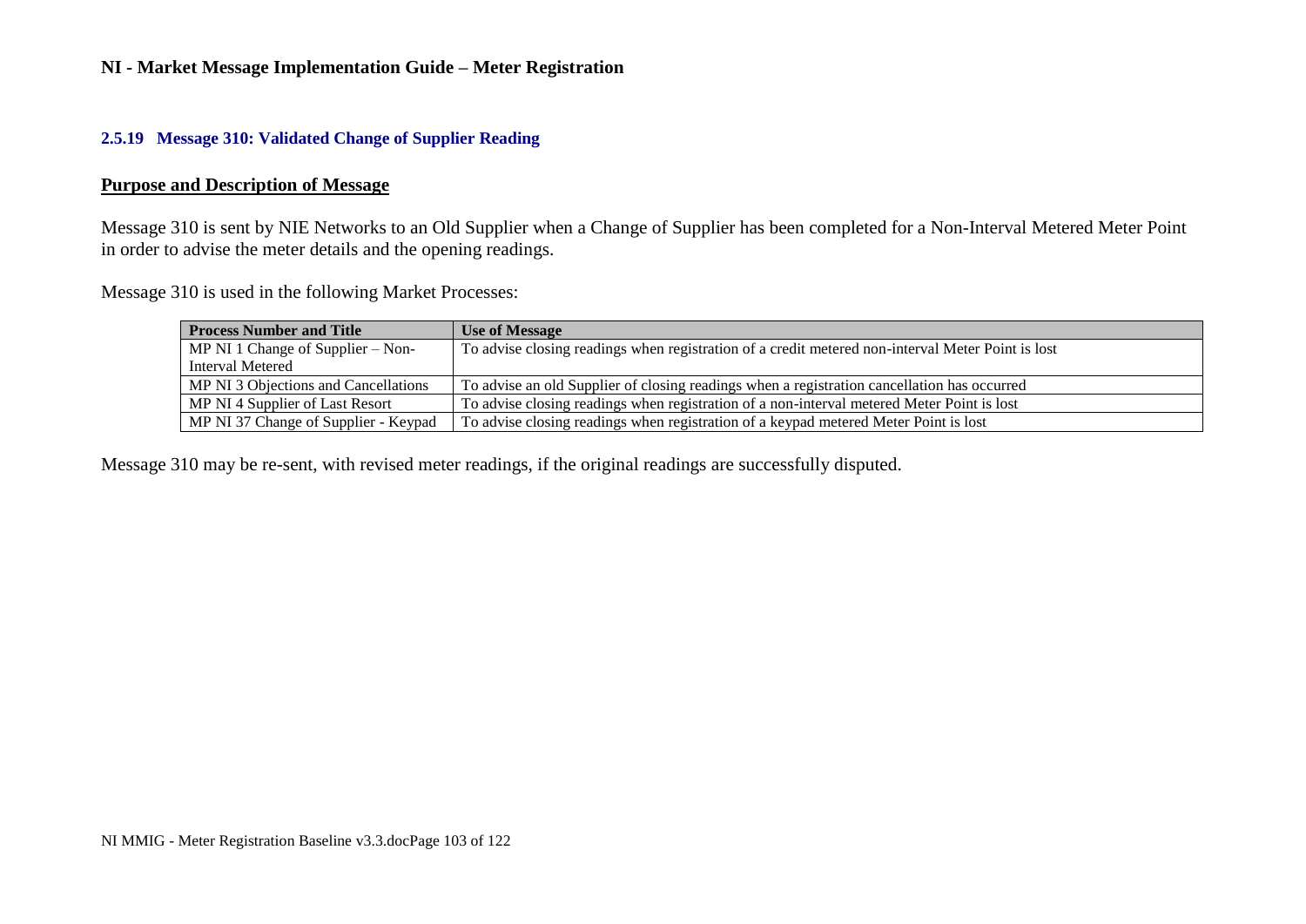### 2.5.19 Message 310: Validated Change of Supplier Reading

**Purpose and Description of Message**

Message 310 is sent by NIE Networks to an Old Supplier when a Change of Supplier has been completed for a Non-Interval Metered Meter Point in order to advise the meter details and the opening readings.

Message 310 is used in the following Market Processes:

| Process Number and Title | Use of Message |
|---|---|
| MP NI 1 Change of Supplier – Non-Interval Metered | To advise closing readings when registration of a credit metered non-interval Meter Point is lost |
| MP NI 3 Objections and Cancellations | To advise an old Supplier of closing readings when a registration cancellation has occurred |
| MP NI 4 Supplier of Last Resort | To advise closing readings when registration of a non-interval metered Meter Point is lost |
| MP NI 37 Change of Supplier - Keypad | To advise closing readings when registration of a keypad metered Meter Point is lost |

Message 310 may be re-sent, with revised meter readings, if the original readings are successfully disputed.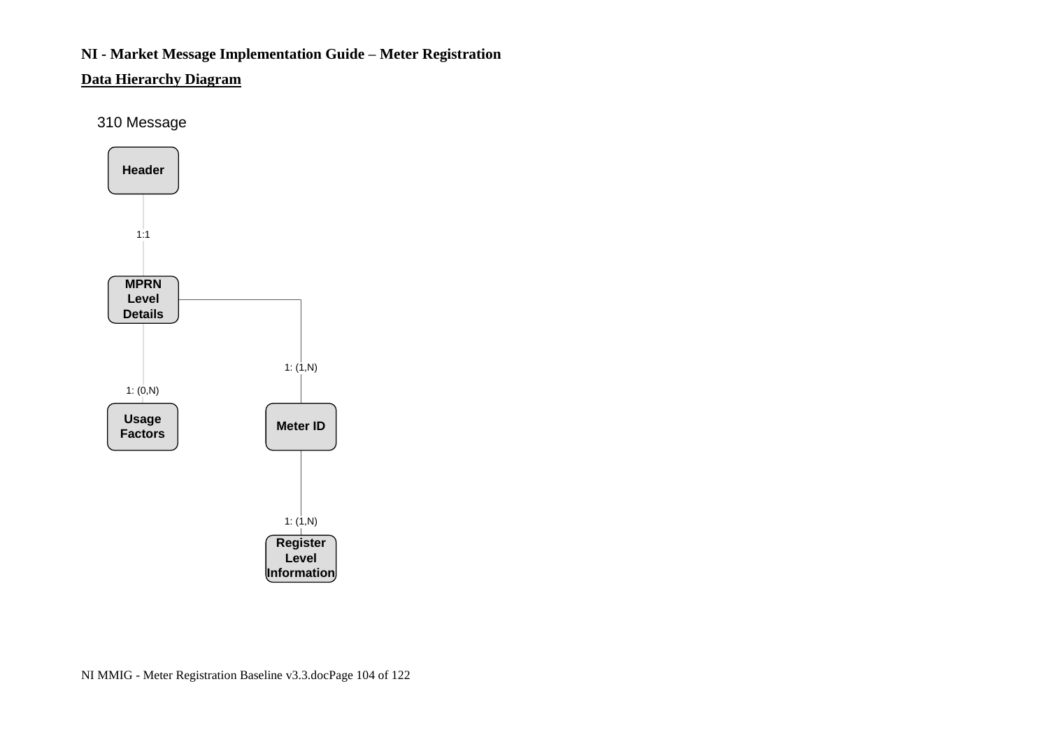**NI - Market Message Implementation Guide – Meter Registration**

**Data Hierarchy Diagram**

310 Message

Header

1:1

MPRN Level Details

1: (1,N)

1: (0,N)

Usage Factors

Meter ID

1: (1,N)

Register Level Information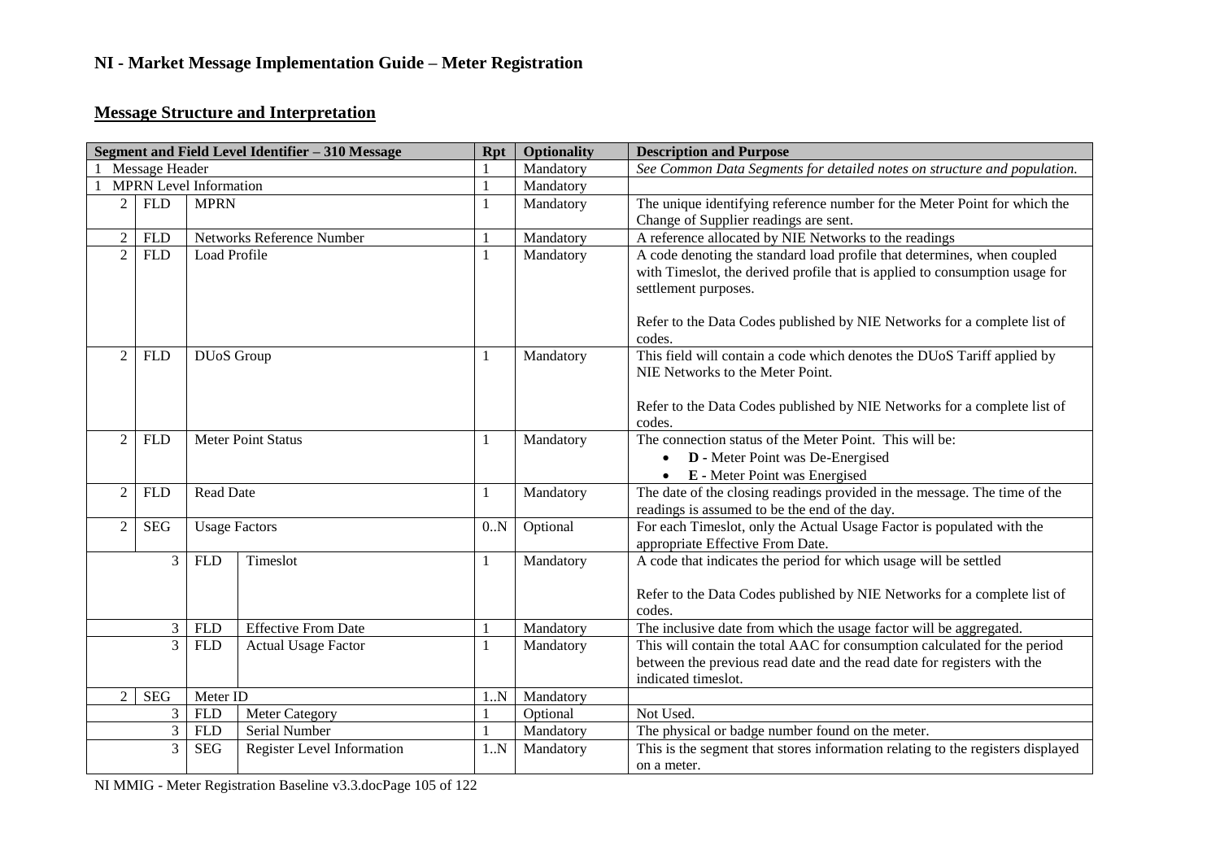# NI - Market Message Implementation Guide – Meter Registration

## Message Structure and Interpretation

| Segment and Field Level Identifier – 310 Message | | | | Rpt | Optionality | Description and Purpose |
|---|---|---|---|---|---|---|
| 1 Message Header | | | | 1 | Mandatory | *See Common Data Segments for detailed notes on structure and population.* |
| 1 MPRN Level Information | | | | 1 | Mandatory | |
| 2 | FLD | MPRN | | 1 | Mandatory | The unique identifying reference number for the Meter Point for which the Change of Supplier readings are sent. |
| 2 | FLD | Networks Reference Number | | 1 | Mandatory | A reference allocated by NIE Networks to the readings |
| 2 | FLD | Load Profile | | 1 | Mandatory | A code denoting the standard load profile that determines, when coupled with Timeslot, the derived profile that is applied to consumption usage for settlement purposes.<br><br>Refer to the Data Codes published by NIE Networks for a complete list of codes. |
| 2 | FLD | DUoS Group | | 1 | Mandatory | This field will contain a code which denotes the DUoS Tariff applied by NIE Networks to the Meter Point.<br><br>Refer to the Data Codes published by NIE Networks for a complete list of codes. |
| 2 | FLD | Meter Point Status | | 1 | Mandatory | The connection status of the Meter Point. This will be:<br>• **D -** Meter Point was De-Energised<br>• **E -** Meter Point was Energised |
| 2 | FLD | Read Date | | 1 | Mandatory | The date of the closing readings provided in the message. The time of the readings is assumed to be the end of the day. |
| 2 | SEG | Usage Factors | | 0..N | Optional | For each Timeslot, only the Actual Usage Factor is populated with the appropriate Effective From Date. |
| | 3 | FLD | Timeslot | 1 | Mandatory | A code that indicates the period for which usage will be settled<br><br>Refer to the Data Codes published by NIE Networks for a complete list of codes. |
| | 3 | FLD | Effective From Date | 1 | Mandatory | The inclusive date from which the usage factor will be aggregated. |
| | 3 | FLD | Actual Usage Factor | 1 | Mandatory | This will contain the total AAC for consumption calculated for the period between the previous read date and the read date for registers with the indicated timeslot. |
| 2 | SEG | Meter ID | | 1..N | Mandatory | |
| | 3 | FLD | Meter Category | 1 | Optional | Not Used. |
| | 3 | FLD | Serial Number | 1 | Mandatory | The physical or badge number found on the meter. |
| | 3 | SEG | Register Level Information | 1..N | Mandatory | This is the segment that stores information relating to the registers displayed on a meter. |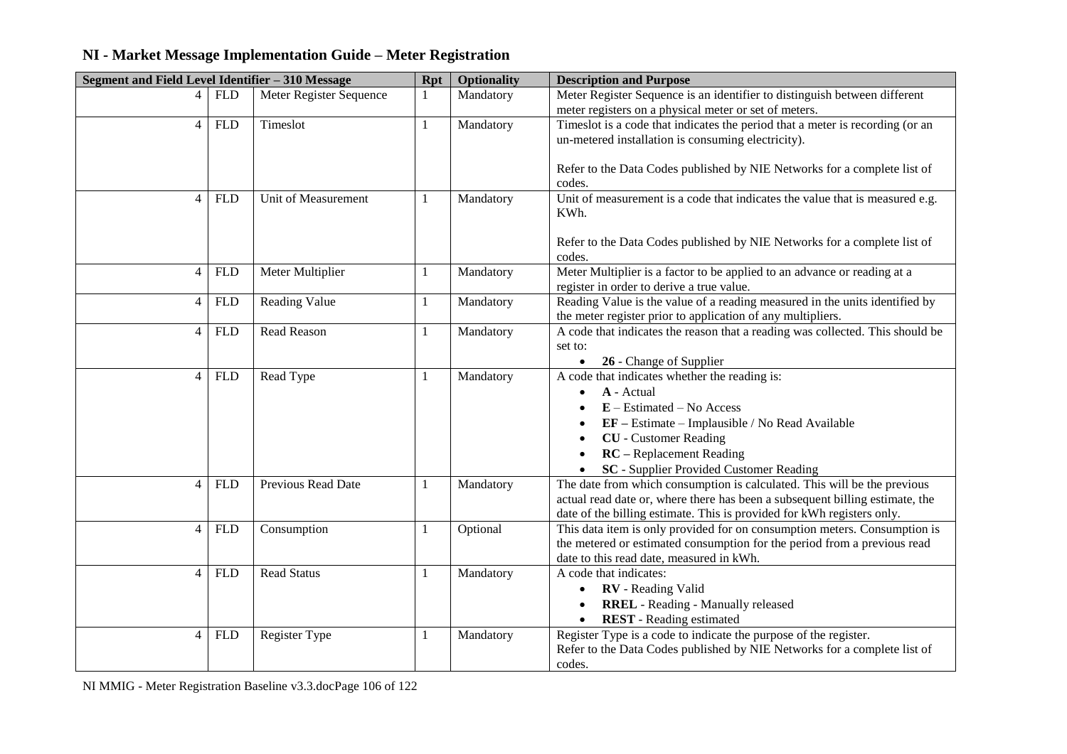# NI - Market Message Implementation Guide – Meter Registration

| Segment and Field Level Identifier – 310 Message | | | Rpt | Optionality | Description and Purpose |
|---|---|---|---|---|---|
| 4 | FLD | Meter Register Sequence | 1 | Mandatory | Meter Register Sequence is an identifier to distinguish between different meter registers on a physical meter or set of meters. |
| 4 | FLD | Timeslot | 1 | Mandatory | Timeslot is a code that indicates the period that a meter is recording (or an un-metered installation is consuming electricity).<br><br>Refer to the Data Codes published by NIE Networks for a complete list of codes. |
| 4 | FLD | Unit of Measurement | 1 | Mandatory | Unit of measurement is a code that indicates the value that is measured e.g. KWh.<br><br>Refer to the Data Codes published by NIE Networks for a complete list of codes. |
| 4 | FLD | Meter Multiplier | 1 | Mandatory | Meter Multiplier is a factor to be applied to an advance or reading at a register in order to derive a true value. |
| 4 | FLD | Reading Value | 1 | Mandatory | Reading Value is the value of a reading measured in the units identified by the meter register prior to application of any multipliers. |
| 4 | FLD | Read Reason | 1 | Mandatory | A code that indicates the reason that a reading was collected. This should be set to:<br>• **26** - Change of Supplier |
| 4 | FLD | Read Type | 1 | Mandatory | A code that indicates whether the reading is:<br>• **A** - Actual<br>• **E** – Estimated – No Access<br>• **EF** – Estimate – Implausible / No Read Available<br>• **CU** - Customer Reading<br>• **RC** – Replacement Reading<br>• **SC** - Supplier Provided Customer Reading |
| 4 | FLD | Previous Read Date | 1 | Mandatory | The date from which consumption is calculated. This will be the previous actual read date or, where there has been a subsequent billing estimate, the date of the billing estimate. This is provided for kWh registers only. |
| 4 | FLD | Consumption | 1 | Optional | This data item is only provided for on consumption meters. Consumption is the metered or estimated consumption for the period from a previous read date to this read date, measured in kWh. |
| 4 | FLD | Read Status | 1 | Mandatory | A code that indicates:<br>• **RV** - Reading Valid<br>• **RREL** - Reading - Manually released<br>• **REST** - Reading estimated |
| 4 | FLD | Register Type | 1 | Mandatory | Register Type is a code to indicate the purpose of the register.<br>Refer to the Data Codes published by NIE Networks for a complete list of codes. |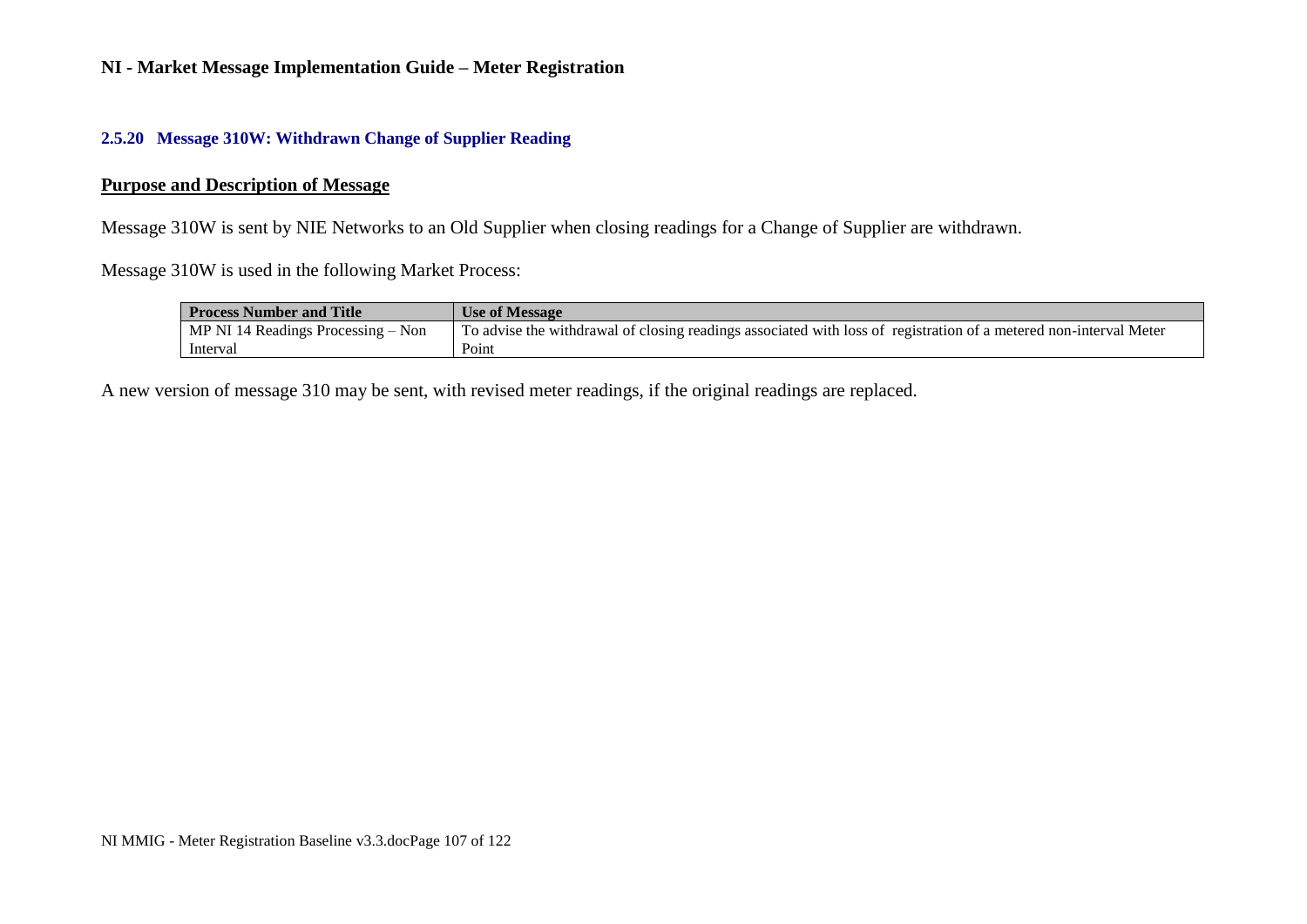### 2.5.20 Message 310W: Withdrawn Change of Supplier Reading

**Purpose and Description of Message**

Message 310W is sent by NIE Networks to an Old Supplier when closing readings for a Change of Supplier are withdrawn.

Message 310W is used in the following Market Process:

| Process Number and Title | Use of Message |
| --- | --- |
| MP NI 14 Readings Processing – Non Interval | To advise the withdrawal of closing readings associated with loss of registration of a metered non-interval Meter Point |

A new version of message 310 may be sent, with revised meter readings, if the original readings are replaced.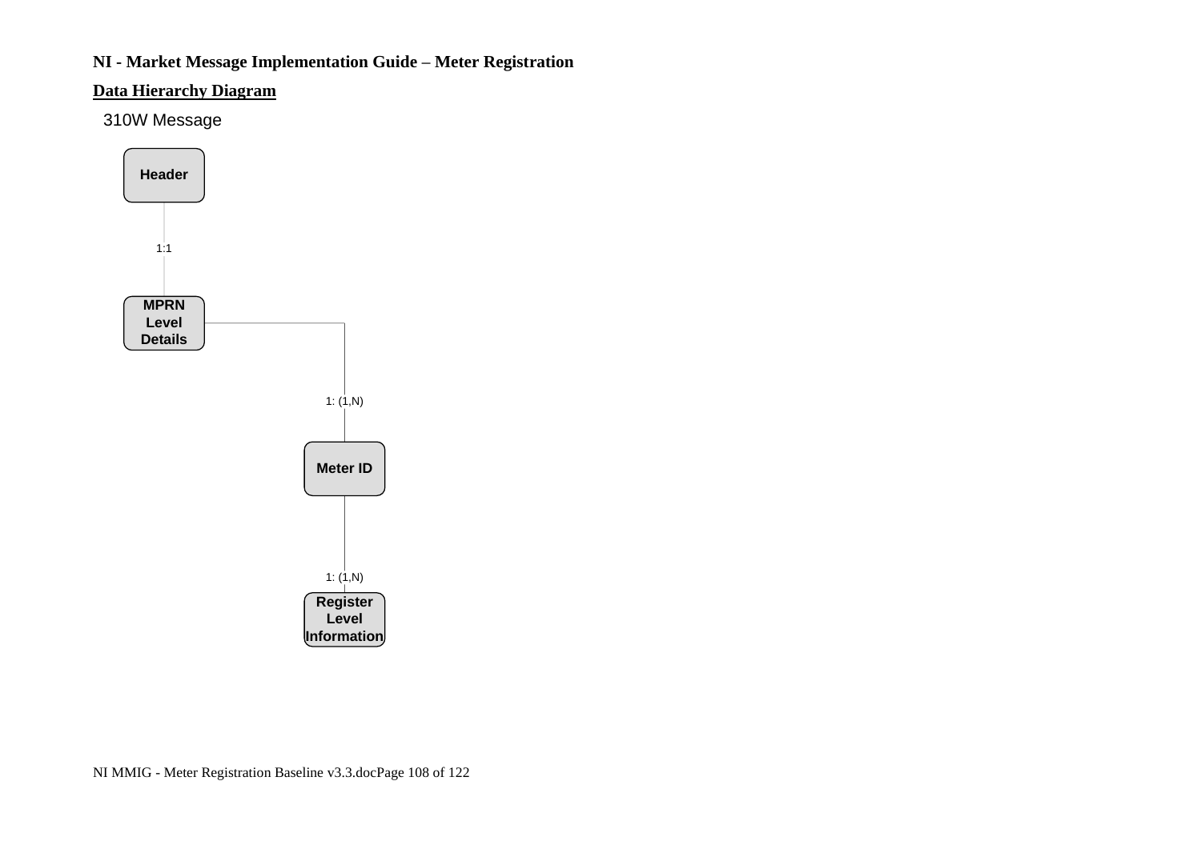**NI - Market Message Implementation Guide – Meter Registration**

## Data Hierarchy Diagram

310W Message

Header

1:1

MPRN Level Details

1: (1,N)

Meter ID

1: (1,N)

Register Level Information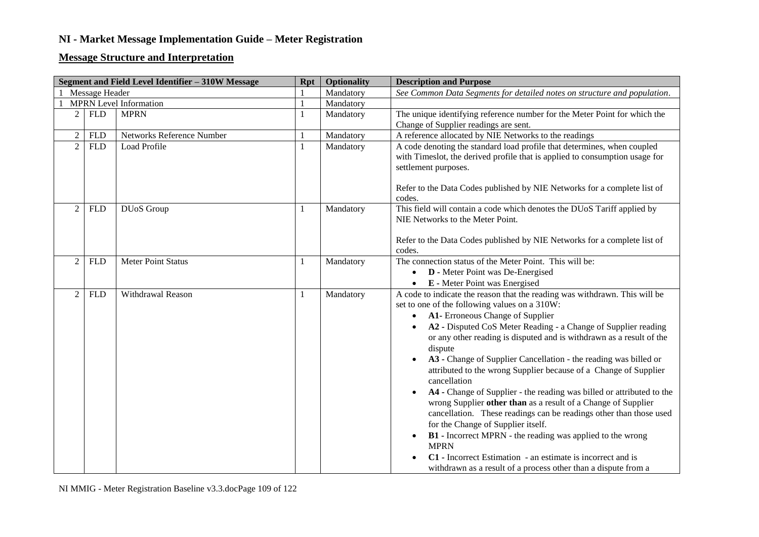## NI - Market Message Implementation Guide – Meter Registration

## Message Structure and Interpretation

| Segment and Field Level Identifier – 310W Message | | | Rpt | Optionality | Description and Purpose |
|---|---|---|---|---|---|
| 1 Message Header | | | 1 | Mandatory | *See Common Data Segments for detailed notes on structure and population.* |
| 1 MPRN Level Information | | | 1 | Mandatory | |
| 2 | FLD | MPRN | 1 | Mandatory | The unique identifying reference number for the Meter Point for which the Change of Supplier readings are sent. |
| 2 | FLD | Networks Reference Number | 1 | Mandatory | A reference allocated by NIE Networks to the readings |
| 2 | FLD | Load Profile | 1 | Mandatory | A code denoting the standard load profile that determines, when coupled with Timeslot, the derived profile that is applied to consumption usage for settlement purposes.<br><br>Refer to the Data Codes published by NIE Networks for a complete list of codes. |
| 2 | FLD | DUoS Group | 1 | Mandatory | This field will contain a code which denotes the DUoS Tariff applied by NIE Networks to the Meter Point.<br><br>Refer to the Data Codes published by NIE Networks for a complete list of codes. |
| 2 | FLD | Meter Point Status | 1 | Mandatory | The connection status of the Meter Point. This will be:<br>• **D** - Meter Point was De-Energised<br>• **E** - Meter Point was Energised |
| 2 | FLD | Withdrawal Reason | 1 | Mandatory | A code to indicate the reason that the reading was withdrawn. This will be set to one of the following values on a 310W:<br>• **A1-** Erroneous Change of Supplier<br>• **A2** - Disputed CoS Meter Reading - a Change of Supplier reading or any other reading is disputed and is withdrawn as a result of the dispute<br>• **A3** - Change of Supplier Cancellation - the reading was billed or attributed to the wrong Supplier because of a Change of Supplier cancellation<br>• **A4** - Change of Supplier - the reading was billed or attributed to the wrong Supplier **other than** as a result of a Change of Supplier cancellation. These readings can be readings other than those used for the Change of Supplier itself.<br>• **B1** - Incorrect MPRN - the reading was applied to the wrong MPRN<br>• **C1** - Incorrect Estimation - an estimate is incorrect and is withdrawn as a result of a process other than a dispute from a |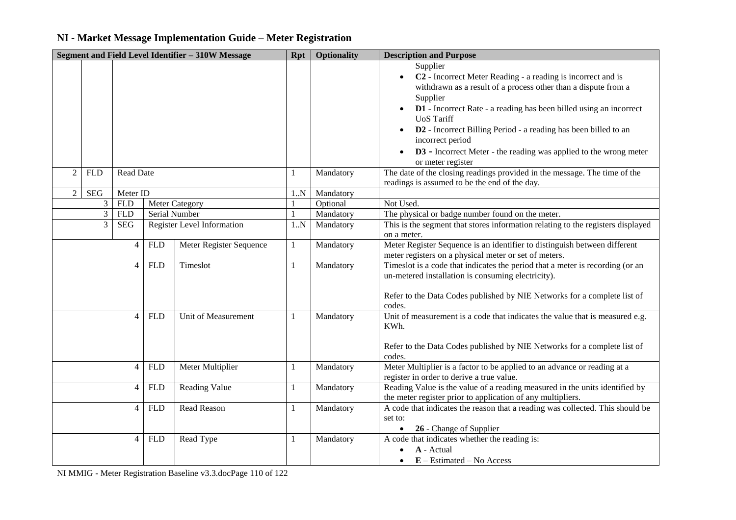# NI - Market Message Implementation Guide – Meter Registration

| Segment and Field Level Identifier – 310W Message | | | | | Rpt | Optionality | Description and Purpose |
|---|---|---|---|---|---|---|---|
| | | | | | | | Supplier<br>• **C2 -** Incorrect Meter Reading - a reading is incorrect and is withdrawn as a result of a process other than a dispute from a Supplier<br>• **D1 -** Incorrect Rate - a reading has been billed using an incorrect UoS Tariff<br>• **D2 -** Incorrect Billing Period **-** a reading has been billed to an incorrect period<br>• **D3 -** Incorrect Meter - the reading was applied to the wrong meter or meter register |
| 2 | FLD | Read Date | | | 1 | Mandatory | The date of the closing readings provided in the message. The time of the readings is assumed to be the end of the day. |
| 2 | SEG | Meter ID | | | 1..N | Mandatory | |
| | 3 | FLD | Meter Category | | 1 | Optional | Not Used. |
| | 3 | FLD | Serial Number | | 1 | Mandatory | The physical or badge number found on the meter. |
| | 3 | SEG | Register Level Information | | 1..N | Mandatory | This is the segment that stores information relating to the registers displayed on a meter. |
| | | 4 | FLD | Meter Register Sequence | 1 | Mandatory | Meter Register Sequence is an identifier to distinguish between different meter registers on a physical meter or set of meters. |
| | | 4 | FLD | Timeslot | 1 | Mandatory | Timeslot is a code that indicates the period that a meter is recording (or an un-metered installation is consuming electricity).<br><br>Refer to the Data Codes published by NIE Networks for a complete list of codes. |
| | | 4 | FLD | Unit of Measurement | 1 | Mandatory | Unit of measurement is a code that indicates the value that is measured e.g. KWh.<br><br>Refer to the Data Codes published by NIE Networks for a complete list of codes. |
| | | 4 | FLD | Meter Multiplier | 1 | Mandatory | Meter Multiplier is a factor to be applied to an advance or reading at a register in order to derive a true value. |
| | | 4 | FLD | Reading Value | 1 | Mandatory | Reading Value is the value of a reading measured in the units identified by the meter register prior to application of any multipliers. |
| | | 4 | FLD | Read Reason | 1 | Mandatory | A code that indicates the reason that a reading was collected. This should be set to:<br>• **26** - Change of Supplier |
| | | 4 | FLD | Read Type | 1 | Mandatory | A code that indicates whether the reading is:<br>• **A** - Actual<br>• **E** – Estimated – No Access |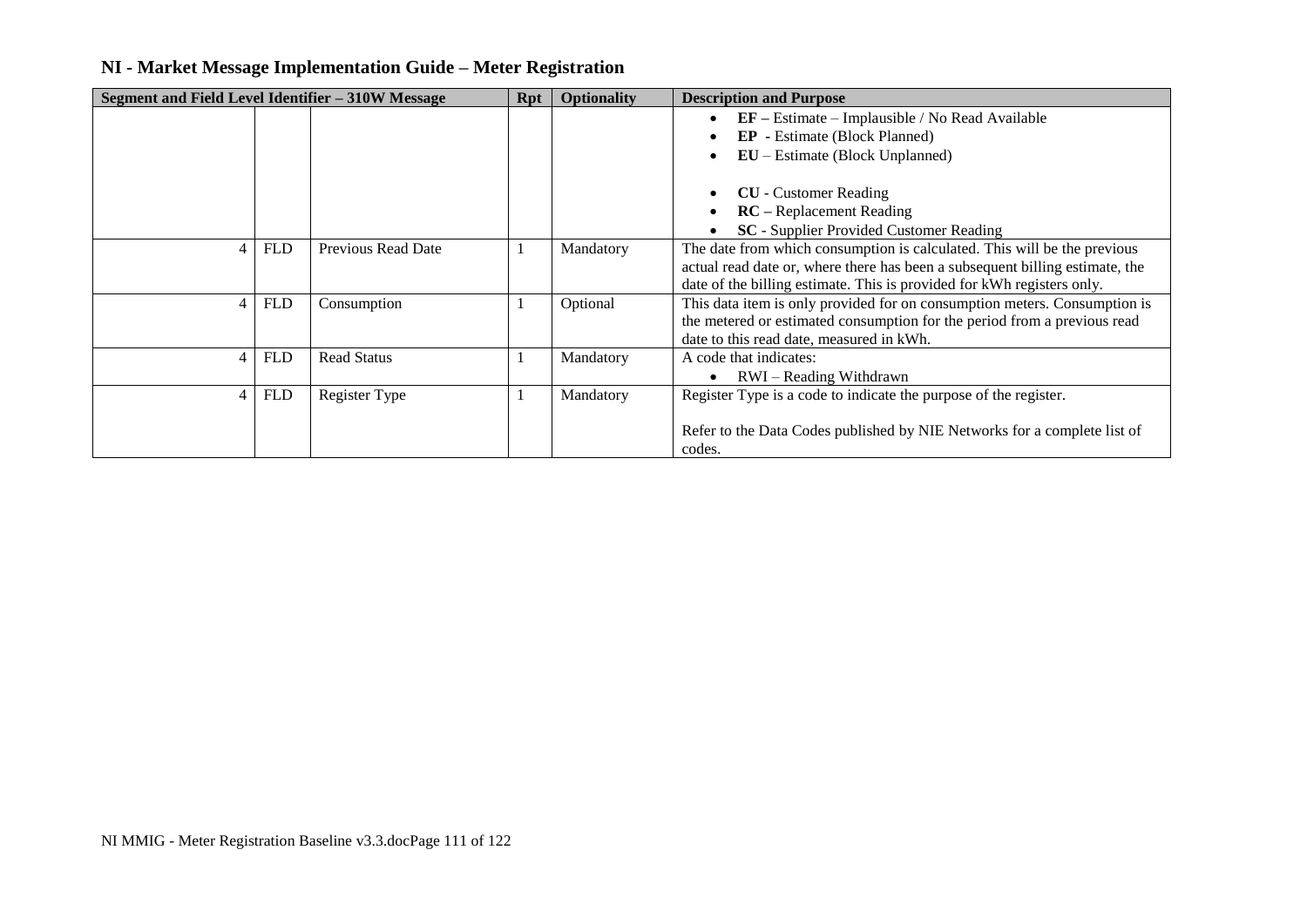## NI - Market Message Implementation Guide – Meter Registration

| Segment and Field Level Identifier – 310W Message | | | Rpt | Optionality | Description and Purpose |
|---|---|---|---|---|---|
| | | | | | • **EF** – Estimate – Implausible / No Read Available<br>• **EP** - Estimate (Block Planned)<br>• **EU** – Estimate (Block Unplanned)<br><br>• **CU** - Customer Reading<br>• **RC** – Replacement Reading<br>• **SC** - Supplier Provided Customer Reading |
| 4 | FLD | Previous Read Date | 1 | Mandatory | The date from which consumption is calculated. This will be the previous actual read date or, where there has been a subsequent billing estimate, the date of the billing estimate. This is provided for kWh registers only. |
| 4 | FLD | Consumption | 1 | Optional | This data item is only provided for on consumption meters. Consumption is the metered or estimated consumption for the period from a previous read date to this read date, measured in kWh. |
| 4 | FLD | Read Status | 1 | Mandatory | A code that indicates:<br>• RWI – Reading Withdrawn |
| 4 | FLD | Register Type | 1 | Mandatory | Register Type is a code to indicate the purpose of the register.<br><br>Refer to the Data Codes published by NIE Networks for a complete list of codes. |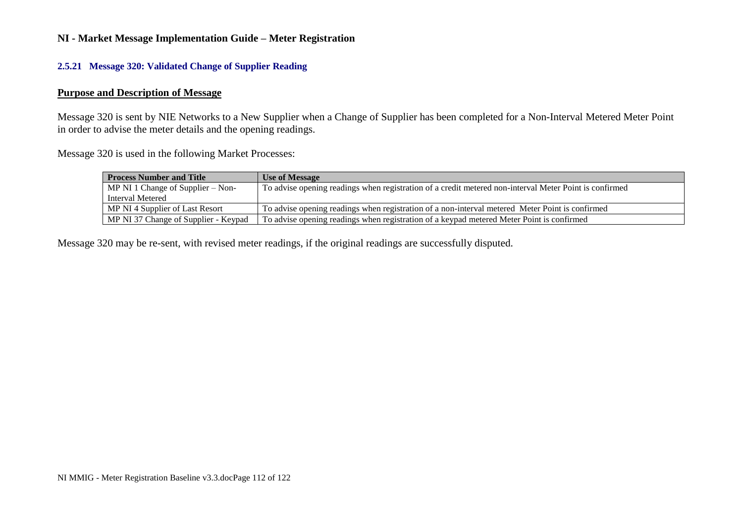### 2.5.21 Message 320: Validated Change of Supplier Reading

**Purpose and Description of Message**

Message 320 is sent by NIE Networks to a New Supplier when a Change of Supplier has been completed for a Non-Interval Metered Meter Point in order to advise the meter details and the opening readings.

Message 320 is used in the following Market Processes:

| Process Number and Title | Use of Message |
|---|---|
| MP NI 1 Change of Supplier – Non-Interval Metered | To advise opening readings when registration of a credit metered non-interval Meter Point is confirmed |
| MP NI 4 Supplier of Last Resort | To advise opening readings when registration of a non-interval metered Meter Point is confirmed |
| MP NI 37 Change of Supplier - Keypad | To advise opening readings when registration of a keypad metered Meter Point is confirmed |

Message 320 may be re-sent, with revised meter readings, if the original readings are successfully disputed.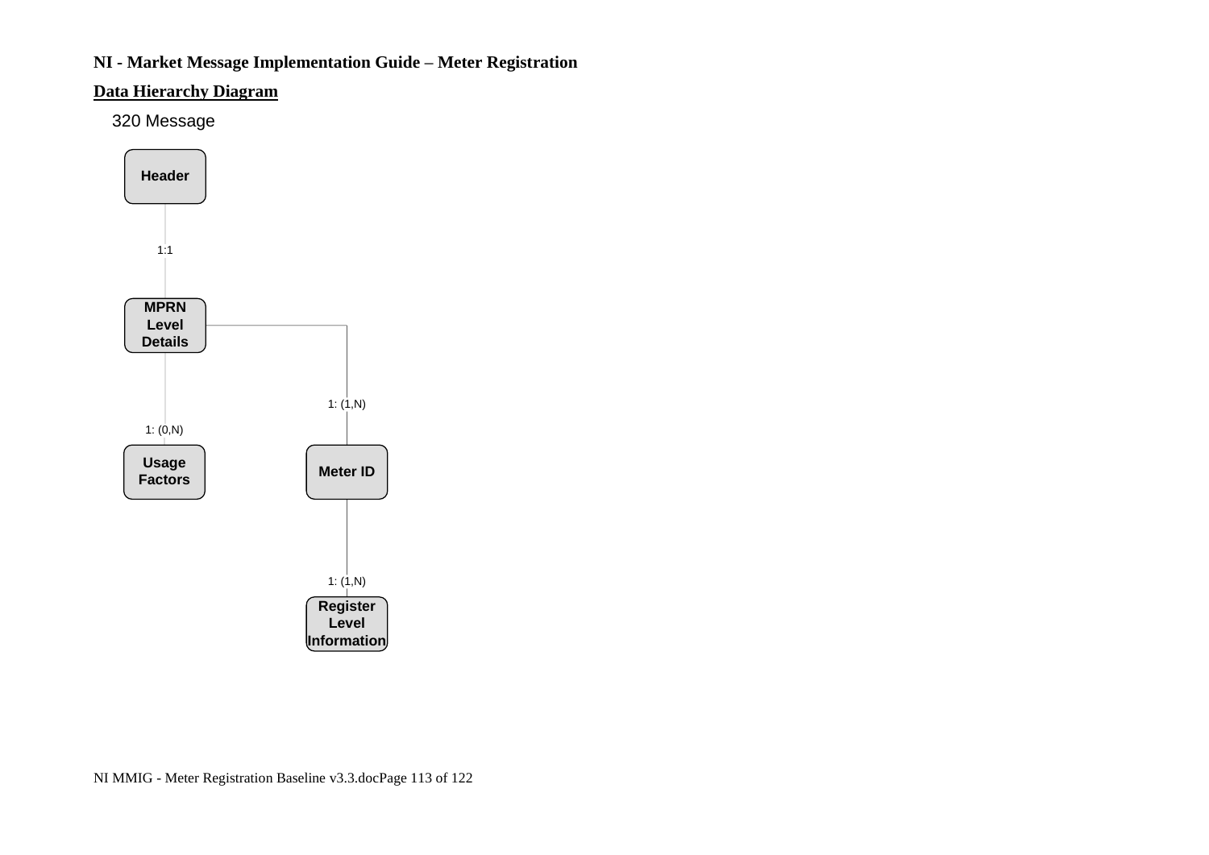**NI - Market Message Implementation Guide – Meter Registration**

**Data Hierarchy Diagram**

320 Message

Header

1:1

MPRN Level Details

1: (0,N)

Usage Factors

1: (1,N)

Meter ID

1: (1,N)

Register Level Information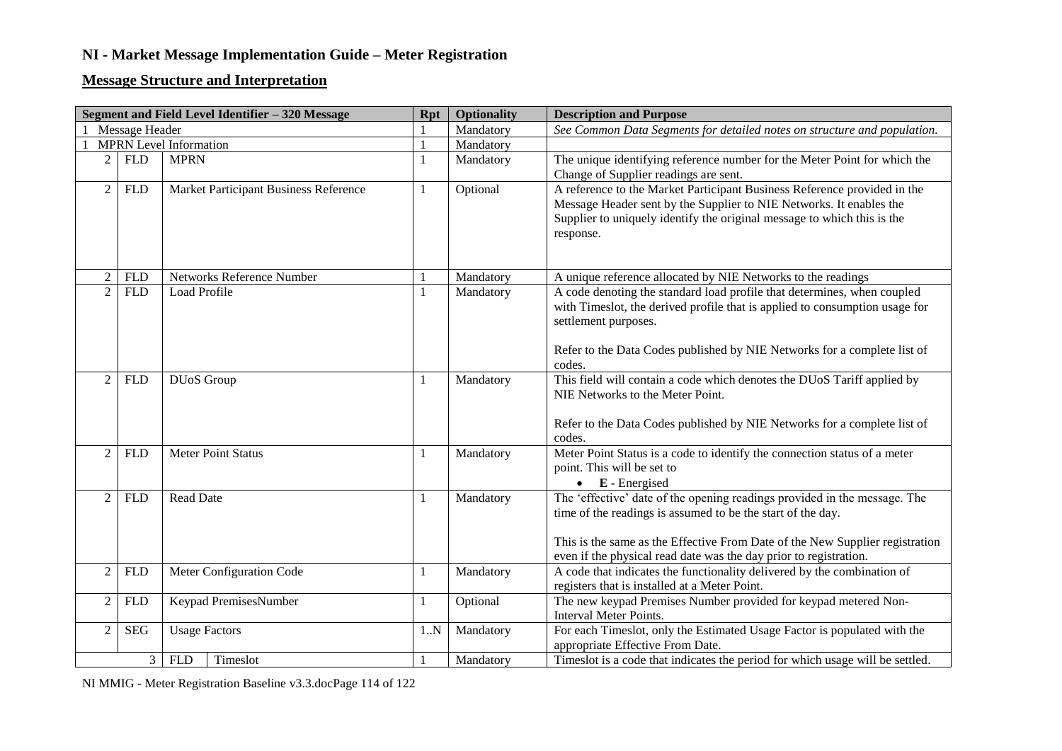# NI - Market Message Implementation Guide – Meter Registration

## Message Structure and Interpretation

| Segment and Field Level Identifier – 320 Message | | | | Rpt | Optionality | Description and Purpose |
|---|---|---|---|---|---|---|
| 1 | Message Header | | | 1 | Mandatory | *See Common Data Segments for detailed notes on structure and population.* |
| 1 | MPRN Level Information | | | 1 | Mandatory | |
| 2 | FLD | MPRN | | 1 | Mandatory | The unique identifying reference number for the Meter Point for which the Change of Supplier readings are sent. |
| 2 | FLD | Market Participant Business Reference | | 1 | Optional | A reference to the Market Participant Business Reference provided in the Message Header sent by the Supplier to NIE Networks. It enables the Supplier to uniquely identify the original message to which this is the response. |
| 2 | FLD | Networks Reference Number | | 1 | Mandatory | A unique reference allocated by NIE Networks to the readings |
| 2 | FLD | Load Profile | | 1 | Mandatory | A code denoting the standard load profile that determines, when coupled with Timeslot, the derived profile that is applied to consumption usage for settlement purposes.<br><br>Refer to the Data Codes published by NIE Networks for a complete list of codes. |
| 2 | FLD | DUoS Group | | 1 | Mandatory | This field will contain a code which denotes the DUoS Tariff applied by NIE Networks to the Meter Point.<br><br>Refer to the Data Codes published by NIE Networks for a complete list of codes. |
| 2 | FLD | Meter Point Status | | 1 | Mandatory | Meter Point Status is a code to identify the connection status of a meter point. This will be set to<br>• **E** - Energised |
| 2 | FLD | Read Date | | 1 | Mandatory | The 'effective' date of the opening readings provided in the message. The time of the readings is assumed to be the start of the day.<br><br>This is the same as the Effective From Date of the New Supplier registration even if the physical read date was the day prior to registration. |
| 2 | FLD | Meter Configuration Code | | 1 | Mandatory | A code that indicates the functionality delivered by the combination of registers that is installed at a Meter Point. |
| 2 | FLD | Keypad PremisesNumber | | 1 | Optional | The new keypad Premises Number provided for keypad metered Non-Interval Meter Points. |
| 2 | SEG | Usage Factors | | 1..N | Mandatory | For each Timeslot, only the Estimated Usage Factor is populated with the appropriate Effective From Date. |
| | 3 | FLD | Timeslot | 1 | Mandatory | Timeslot is a code that indicates the period for which usage will be settled. |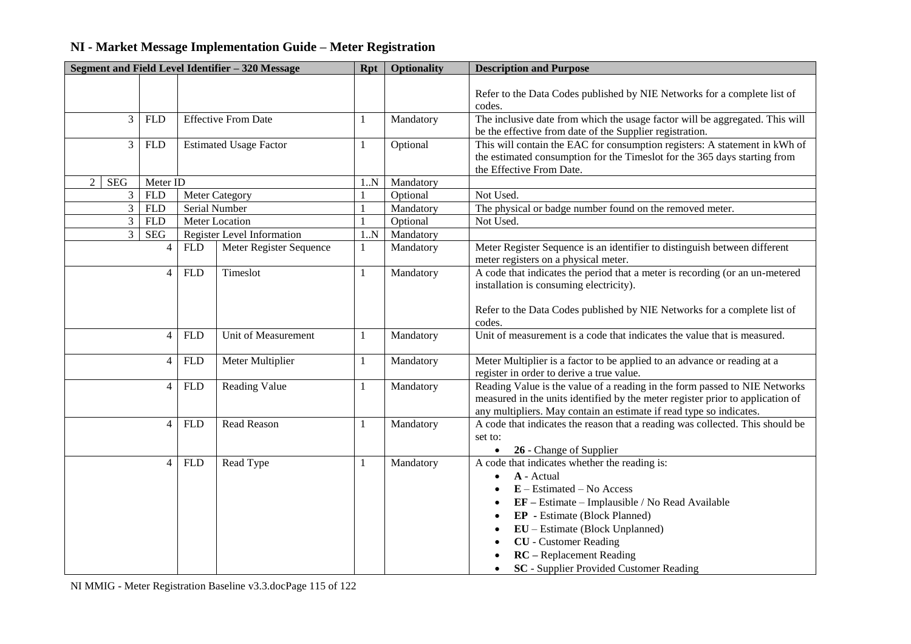# NI - Market Message Implementation Guide – Meter Registration

| Segment and Field Level Identifier – 320 Message | | | | | Rpt | Optionality | Description and Purpose |
|---|---|---|---|---|---|---|---|
| | | | | | | | Refer to the Data Codes published by NIE Networks for a complete list of codes. |
| 3 | FLD | Effective From Date | | | 1 | Mandatory | The inclusive date from which the usage factor will be aggregated. This will be the effective from date of the Supplier registration. |
| 3 | FLD | Estimated Usage Factor | | | 1 | Optional | This will contain the EAC for consumption registers: A statement in kWh of the estimated consumption for the Timeslot for the 365 days starting from the Effective From Date. |
| 2 | SEG | Meter ID | | | 1..N | Mandatory | |
| 3 | FLD | Meter Category | | | 1 | Optional | Not Used. |
| 3 | FLD | Serial Number | | | 1 | Mandatory | The physical or badge number found on the removed meter. |
| 3 | FLD | Meter Location | | | 1 | Optional | Not Used. |
| 3 | SEG | Register Level Information | | | 1..N | Mandatory | |
| | | 4 | FLD | Meter Register Sequence | 1 | Mandatory | Meter Register Sequence is an identifier to distinguish between different meter registers on a physical meter. |
| | | 4 | FLD | Timeslot | 1 | Mandatory | A code that indicates the period that a meter is recording (or an un-metered installation is consuming electricity).<br><br>Refer to the Data Codes published by NIE Networks for a complete list of codes. |
| | | 4 | FLD | Unit of Measurement | 1 | Mandatory | Unit of measurement is a code that indicates the value that is measured. |
| | | 4 | FLD | Meter Multiplier | 1 | Mandatory | Meter Multiplier is a factor to be applied to an advance or reading at a register in order to derive a true value. |
| | | 4 | FLD | Reading Value | 1 | Mandatory | Reading Value is the value of a reading in the form passed to NIE Networks measured in the units identified by the meter register prior to application of any multipliers. May contain an estimate if read type so indicates. |
| | | 4 | FLD | Read Reason | 1 | Mandatory | A code that indicates the reason that a reading was collected. This should be set to:<br>• **26** - Change of Supplier |
| | | 4 | FLD | Read Type | 1 | Mandatory | A code that indicates whether the reading is:<br>• **A** - Actual<br>• **E** – Estimated – No Access<br>• **EF –** Estimate – Implausible / No Read Available<br>• **EP** - Estimate (Block Planned)<br>• **EU** – Estimate (Block Unplanned)<br>• **CU** - Customer Reading<br>• **RC –** Replacement Reading<br>• **SC** - Supplier Provided Customer Reading |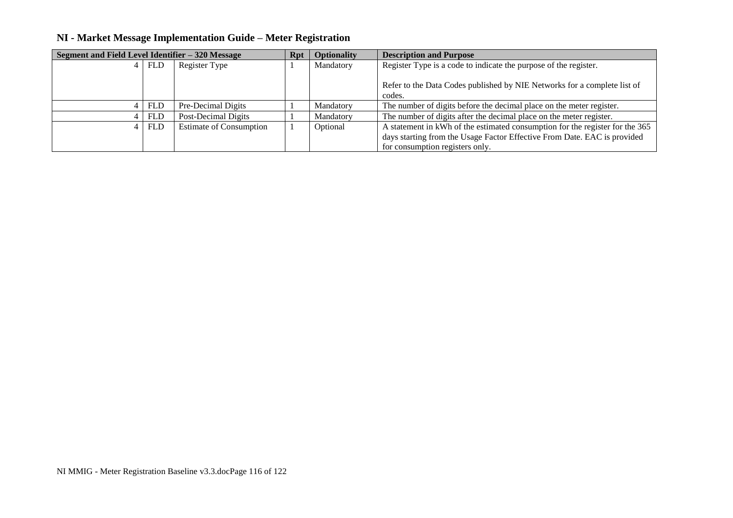# NI - Market Message Implementation Guide – Meter Registration

| Segment and Field Level Identifier – 320 Message | | | Rpt | Optionality | Description and Purpose |
|---|---|---|---|---|---|
| 4 | FLD | Register Type | 1 | Mandatory | Register Type is a code to indicate the purpose of the register.<br><br>Refer to the Data Codes published by NIE Networks for a complete list of codes. |
| 4 | FLD | Pre-Decimal Digits | 1 | Mandatory | The number of digits before the decimal place on the meter register. |
| 4 | FLD | Post-Decimal Digits | 1 | Mandatory | The number of digits after the decimal place on the meter register. |
| 4 | FLD | Estimate of Consumption | 1 | Optional | A statement in kWh of the estimated consumption for the register for the 365 days starting from the Usage Factor Effective From Date. EAC is provided for consumption registers only. |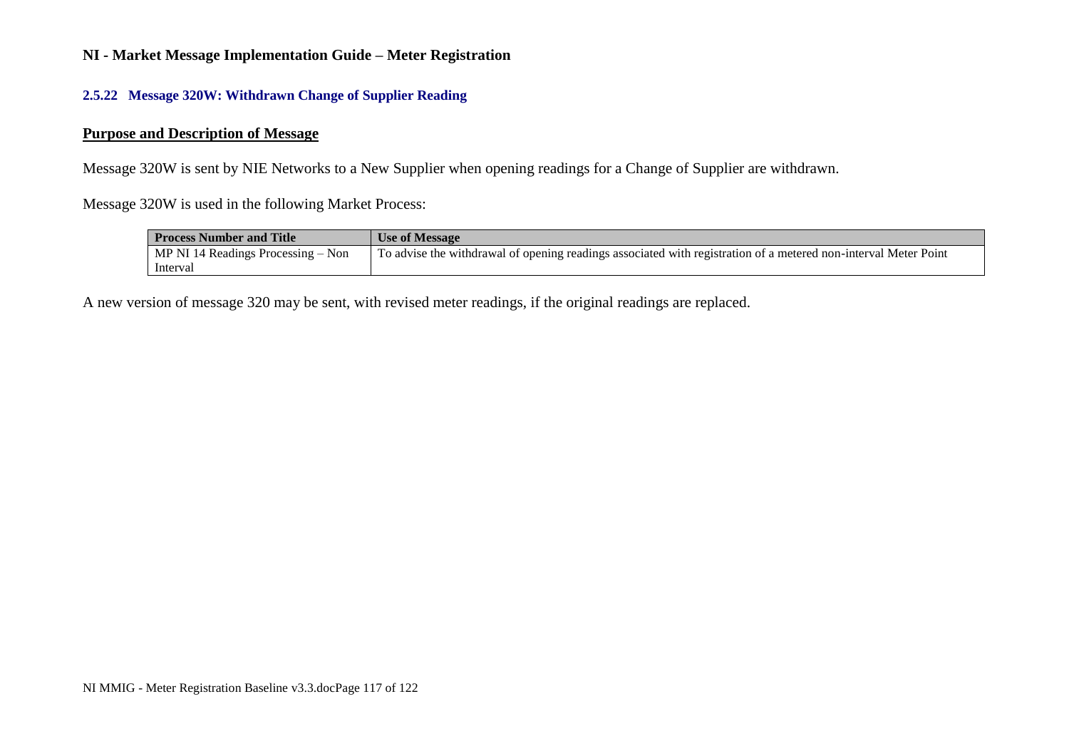### 2.5.22 Message 320W: Withdrawn Change of Supplier Reading

**Purpose and Description of Message**

Message 320W is sent by NIE Networks to a New Supplier when opening readings for a Change of Supplier are withdrawn.

Message 320W is used in the following Market Process:

| Process Number and Title | Use of Message |
|---|---|
| MP NI 14 Readings Processing – Non Interval | To advise the withdrawal of opening readings associated with registration of a metered non-interval Meter Point |

A new version of message 320 may be sent, with revised meter readings, if the original readings are replaced.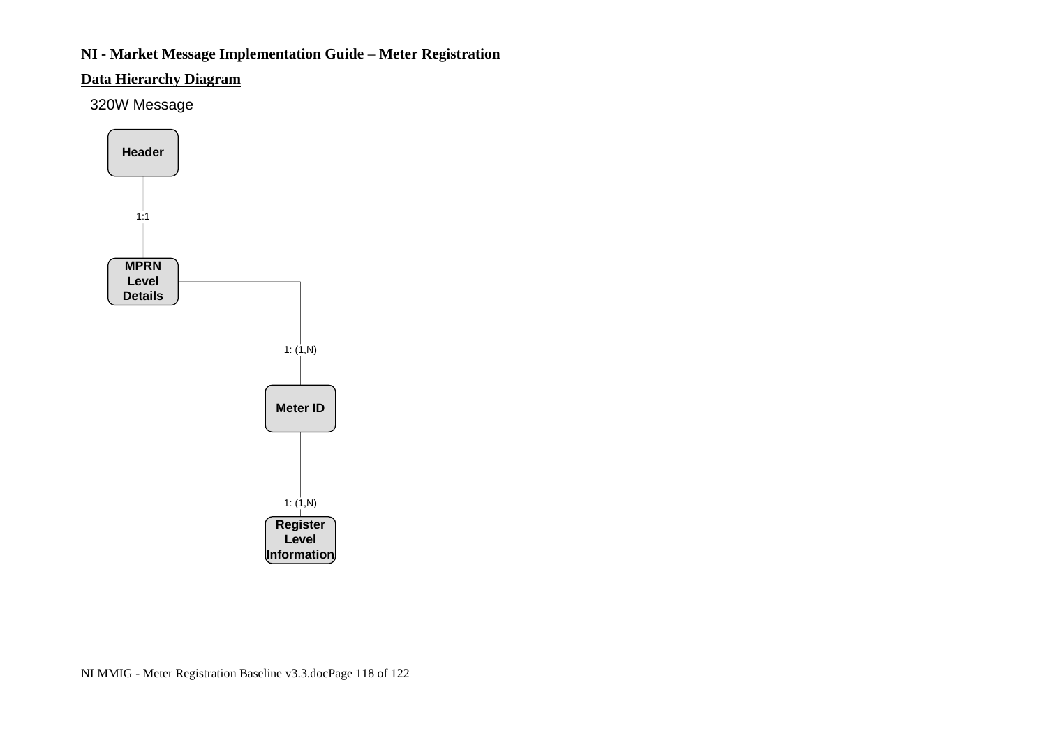**NI - Market Message Implementation Guide – Meter Registration**

## Data Hierarchy Diagram

320W Message

Header

1:1

MPRN Level Details

1: (1,N)

Meter ID

1: (1,N)

Register Level Information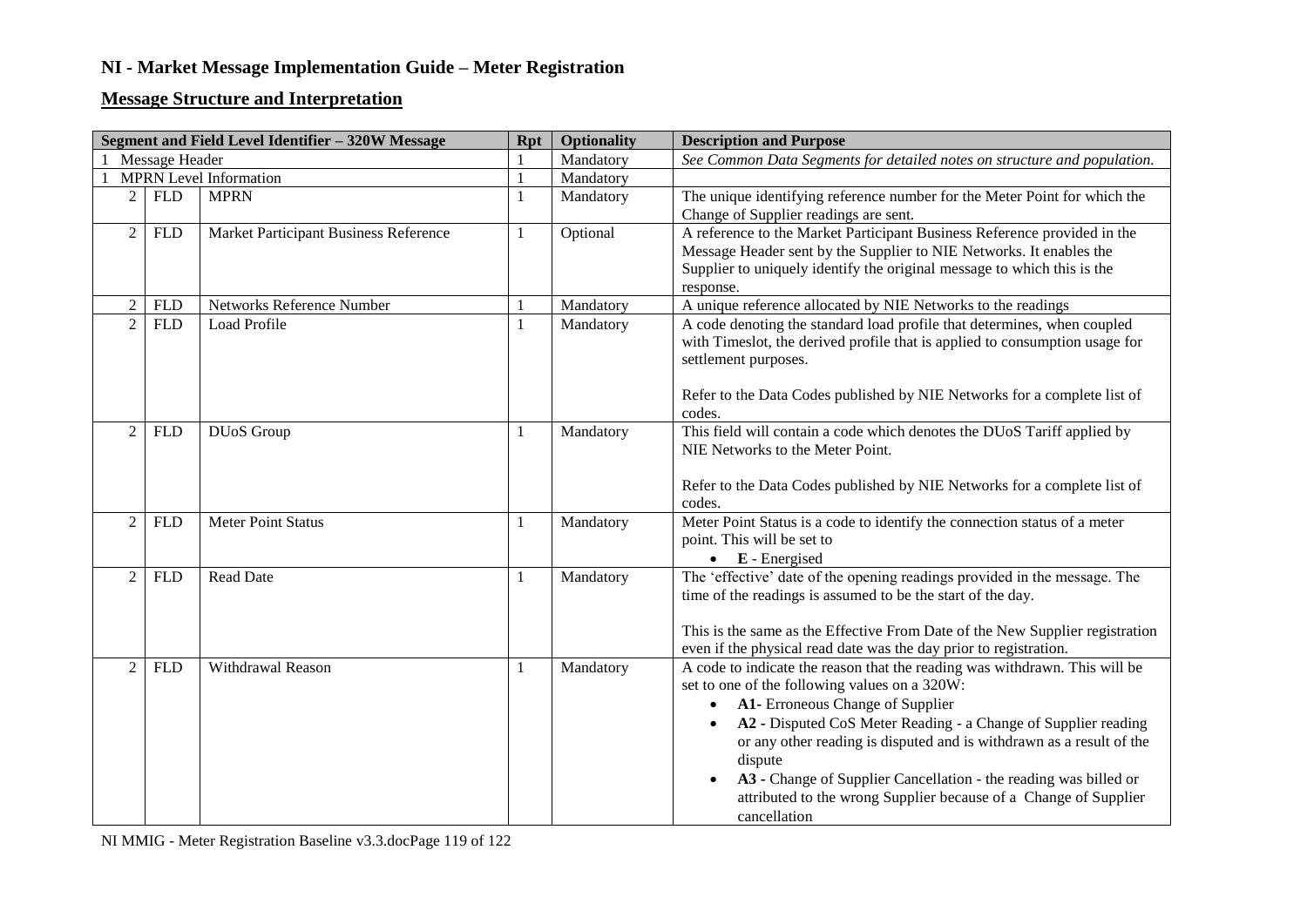# NI - Market Message Implementation Guide – Meter Registration

## Message Structure and Interpretation

| Segment and Field Level Identifier – 320W Message | | | Rpt | Optionality | Description and Purpose |
|---|---|---|---|---|---|
| 1 Message Header | | | 1 | Mandatory | *See Common Data Segments for detailed notes on structure and population.* |
| 1 MPRN Level Information | | | 1 | Mandatory | |
| 2 | FLD | MPRN | 1 | Mandatory | The unique identifying reference number for the Meter Point for which the Change of Supplier readings are sent. |
| 2 | FLD | Market Participant Business Reference | 1 | Optional | A reference to the Market Participant Business Reference provided in the Message Header sent by the Supplier to NIE Networks. It enables the Supplier to uniquely identify the original message to which this is the response. |
| 2 | FLD | Networks Reference Number | 1 | Mandatory | A unique reference allocated by NIE Networks to the readings |
| 2 | FLD | Load Profile | 1 | Mandatory | A code denoting the standard load profile that determines, when coupled with Timeslot, the derived profile that is applied to consumption usage for settlement purposes.<br><br>Refer to the Data Codes published by NIE Networks for a complete list of codes. |
| 2 | FLD | DUoS Group | 1 | Mandatory | This field will contain a code which denotes the DUoS Tariff applied by NIE Networks to the Meter Point.<br><br>Refer to the Data Codes published by NIE Networks for a complete list of codes. |
| 2 | FLD | Meter Point Status | 1 | Mandatory | Meter Point Status is a code to identify the connection status of a meter point. This will be set to<br>• **E** - Energised |
| 2 | FLD | Read Date | 1 | Mandatory | The 'effective' date of the opening readings provided in the message. The time of the readings is assumed to be the start of the day.<br><br>This is the same as the Effective From Date of the New Supplier registration even if the physical read date was the day prior to registration. |
| 2 | FLD | Withdrawal Reason | 1 | Mandatory | A code to indicate the reason that the reading was withdrawn. This will be set to one of the following values on a 320W:<br>• **A1-** Erroneous Change of Supplier<br>• **A2 -** Disputed CoS Meter Reading - a Change of Supplier reading or any other reading is disputed and is withdrawn as a result of the dispute<br>• **A3 -** Change of Supplier Cancellation - the reading was billed or attributed to the wrong Supplier because of a Change of Supplier cancellation |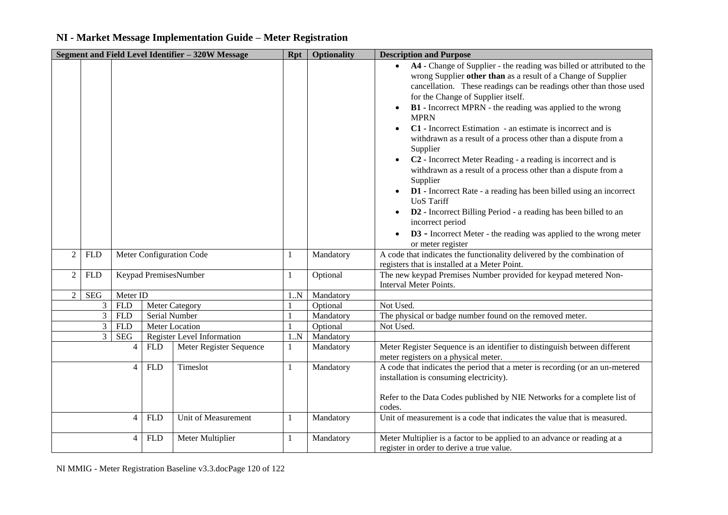## NI - Market Message Implementation Guide – Meter Registration

| Segment and Field Level Identifier – 320W Message | | | | | Rpt | Optionality | Description and Purpose |
|---|---|---|---|---|---|---|---|
| | | | | | | | • **A4** - Change of Supplier - the reading was billed or attributed to the wrong Supplier **other than** as a result of a Change of Supplier cancellation. These readings can be readings other than those used for the Change of Supplier itself.<br>• **B1** - Incorrect MPRN - the reading was applied to the wrong MPRN<br>• **C1** - Incorrect Estimation - an estimate is incorrect and is withdrawn as a result of a process other than a dispute from a Supplier<br>• **C2** - Incorrect Meter Reading - a reading is incorrect and is withdrawn as a result of a process other than a dispute from a Supplier<br>• **D1** - Incorrect Rate - a reading has been billed using an incorrect UoS Tariff<br>• **D2** - Incorrect Billing Period - a reading has been billed to an incorrect period<br>• **D3** - Incorrect Meter - the reading was applied to the wrong meter or meter register |
| 2 | FLD | Meter Configuration Code | | | 1 | Mandatory | A code that indicates the functionality delivered by the combination of registers that is installed at a Meter Point. |
| 2 | FLD | Keypad PremisesNumber | | | 1 | Optional | The new keypad Premises Number provided for keypad metered Non-Interval Meter Points. |
| 2 | SEG | Meter ID | | | 1..N | Mandatory | |
| | 3 | FLD | Meter Category | | 1 | Optional | Not Used. |
| | 3 | FLD | Serial Number | | 1 | Mandatory | The physical or badge number found on the removed meter. |
| | 3 | FLD | Meter Location | | 1 | Optional | Not Used. |
| | 3 | SEG | Register Level Information | | 1..N | Mandatory | |
| | | 4 | FLD | Meter Register Sequence | 1 | Mandatory | Meter Register Sequence is an identifier to distinguish between different meter registers on a physical meter. |
| | | 4 | FLD | Timeslot | 1 | Mandatory | A code that indicates the period that a meter is recording (or an un-metered installation is consuming electricity).<br><br>Refer to the Data Codes published by NIE Networks for a complete list of codes. |
| | | 4 | FLD | Unit of Measurement | 1 | Mandatory | Unit of measurement is a code that indicates the value that is measured. |
| | | 4 | FLD | Meter Multiplier | 1 | Mandatory | Meter Multiplier is a factor to be applied to an advance or reading at a register in order to derive a true value. |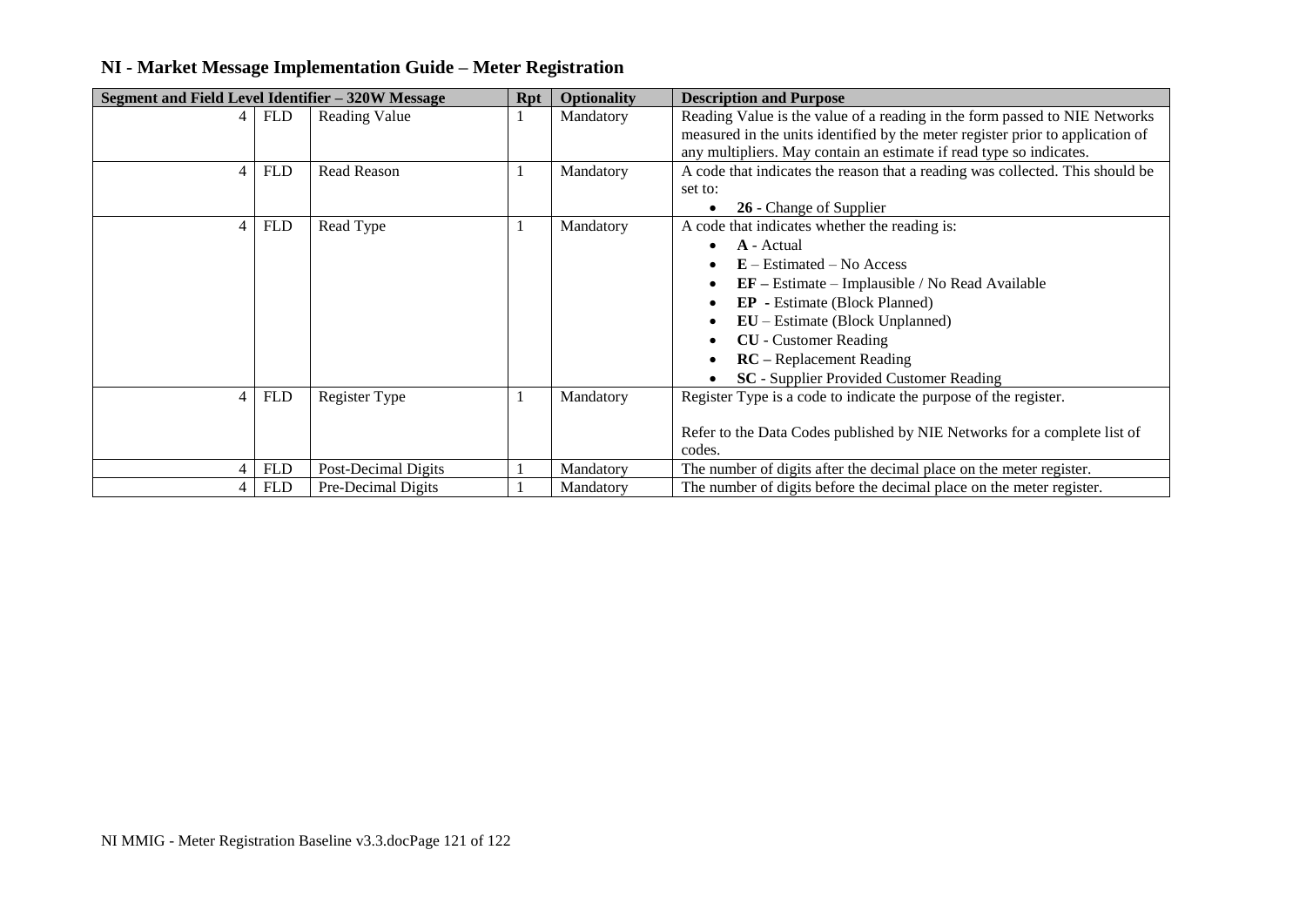## NI - Market Message Implementation Guide – Meter Registration

| Segment and Field Level Identifier – 320W Message | | | Rpt | Optionality | Description and Purpose |
|---|---|---|---|---|---|
| 4 | FLD | Reading Value | 1 | Mandatory | Reading Value is the value of a reading in the form passed to NIE Networks measured in the units identified by the meter register prior to application of any multipliers. May contain an estimate if read type so indicates. |
| 4 | FLD | Read Reason | 1 | Mandatory | A code that indicates the reason that a reading was collected. This should be set to:<br>• **26** - Change of Supplier |
| 4 | FLD | Read Type | 1 | Mandatory | A code that indicates whether the reading is:<br>• **A** - Actual<br>• **E** – Estimated – No Access<br>• **EF –** Estimate – Implausible / No Read Available<br>• **EP** - Estimate (Block Planned)<br>• **EU** – Estimate (Block Unplanned)<br>• **CU** - Customer Reading<br>• **RC –** Replacement Reading<br>• **SC** - Supplier Provided Customer Reading |
| 4 | FLD | Register Type | 1 | Mandatory | Register Type is a code to indicate the purpose of the register.<br><br>Refer to the Data Codes published by NIE Networks for a complete list of codes. |
| 4 | FLD | Post-Decimal Digits | 1 | Mandatory | The number of digits after the decimal place on the meter register. |
| 4 | FLD | Pre-Decimal Digits | 1 | Mandatory | The number of digits before the decimal place on the meter register. |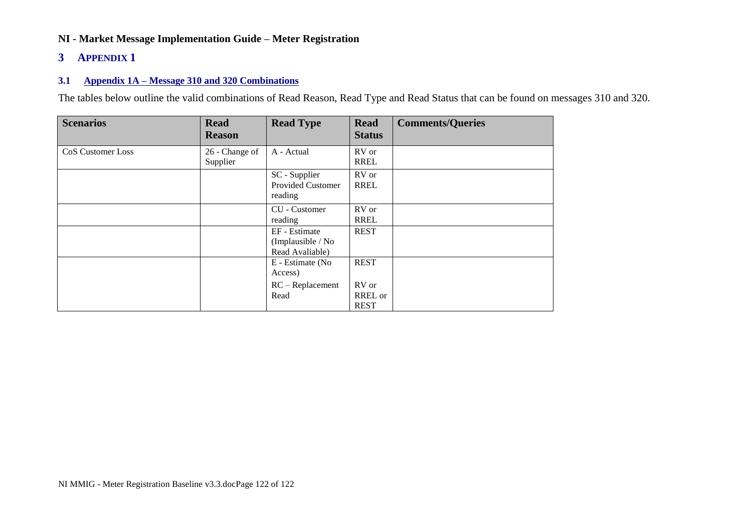# 3 APPENDIX 1

## 3.1 Appendix 1A – Message 310 and 320 Combinations

The tables below outline the valid combinations of Read Reason, Read Type and Read Status that can be found on messages 310 and 320.

| Scenarios | Read Reason | Read Type | Read Status | Comments/Queries |
|---|---|---|---|---|
| CoS Customer Loss | 26 - Change of Supplier | A - Actual | RV or RREL | |
| | | SC - Supplier Provided Customer reading | RV or RREL | |
| | | CU - Customer reading | RV or RREL | |
| | | EF - Estimate (Implausible / No Read Avaliable) | REST | |
| | | E - Estimate (No Access) | REST | |
| | | RC – Replacement Read | RV or RREL or REST | |